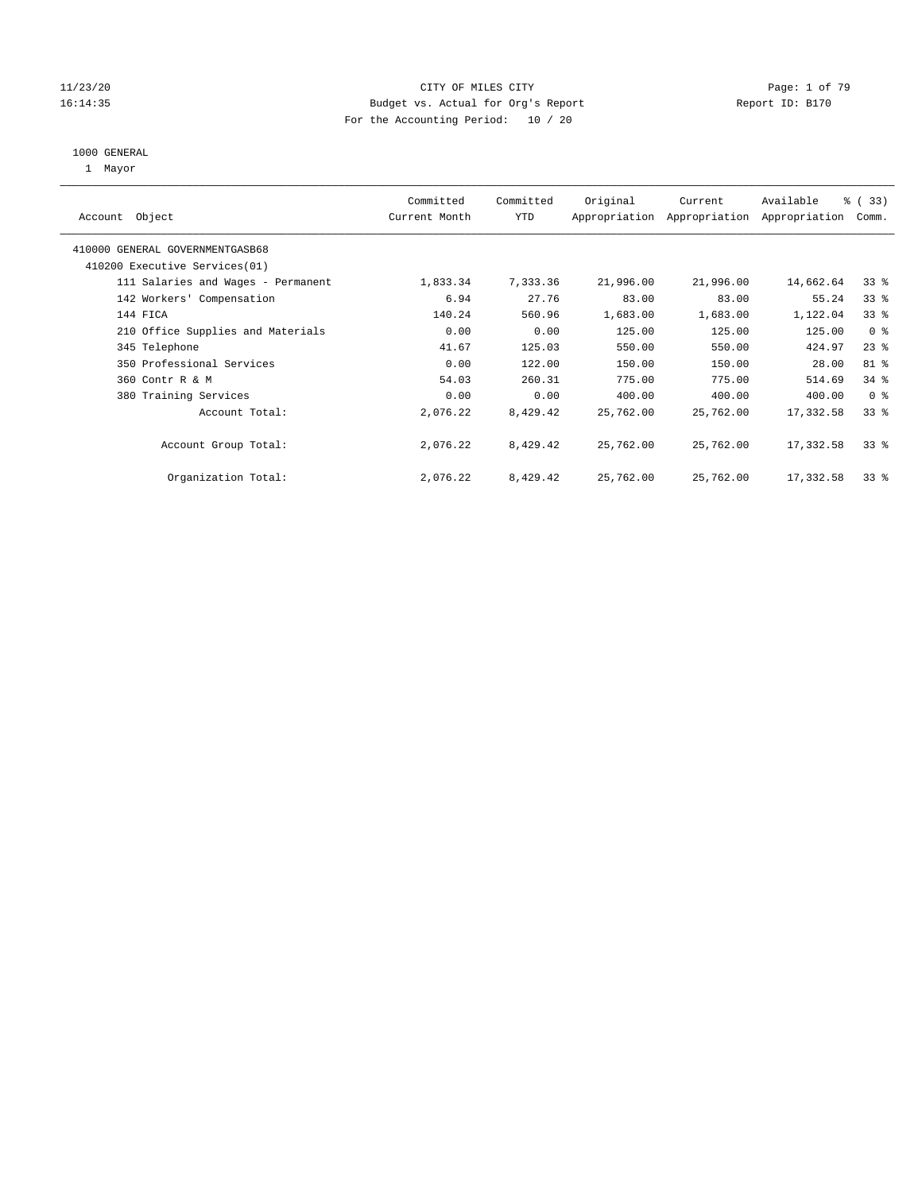CITY OF MILES CITY
Budget vs. Actual for Org's Report
For the Accounting Period: 10 / 20

11/23/20
16:14:35
Report ID: B170

1000 GENERAL
1 Mayor

| Account Object | Committed Current Month | Committed YTD | Original Appropriation | Current Appropriation | Available Appropriation | % ( 33) Comm. |
|---|---|---|---|---|---|---|
| 410000 GENERAL GOVERNMENTGASB68 | | | | | | |
| 410200 Executive Services(01) | | | | | | |
| 111 Salaries and Wages - Permanent | 1,833.34 | 7,333.36 | 21,996.00 | 21,996.00 | 14,662.64 | 33 % |
| 142 Workers' Compensation | 6.94 | 27.76 | 83.00 | 83.00 | 55.24 | 33 % |
| 144 FICA | 140.24 | 560.96 | 1,683.00 | 1,683.00 | 1,122.04 | 33 % |
| 210 Office Supplies and Materials | 0.00 | 0.00 | 125.00 | 125.00 | 125.00 | 0 % |
| 345 Telephone | 41.67 | 125.03 | 550.00 | 550.00 | 424.97 | 23 % |
| 350 Professional Services | 0.00 | 122.00 | 150.00 | 150.00 | 28.00 | 81 % |
| 360 Contr R & M | 54.03 | 260.31 | 775.00 | 775.00 | 514.69 | 34 % |
| 380 Training Services | 0.00 | 0.00 | 400.00 | 400.00 | 400.00 | 0 % |
| Account Total: | 2,076.22 | 8,429.42 | 25,762.00 | 25,762.00 | 17,332.58 | 33 % |
| Account Group Total: | 2,076.22 | 8,429.42 | 25,762.00 | 25,762.00 | 17,332.58 | 33 % |
| Organization Total: | 2,076.22 | 8,429.42 | 25,762.00 | 25,762.00 | 17,332.58 | 33 % |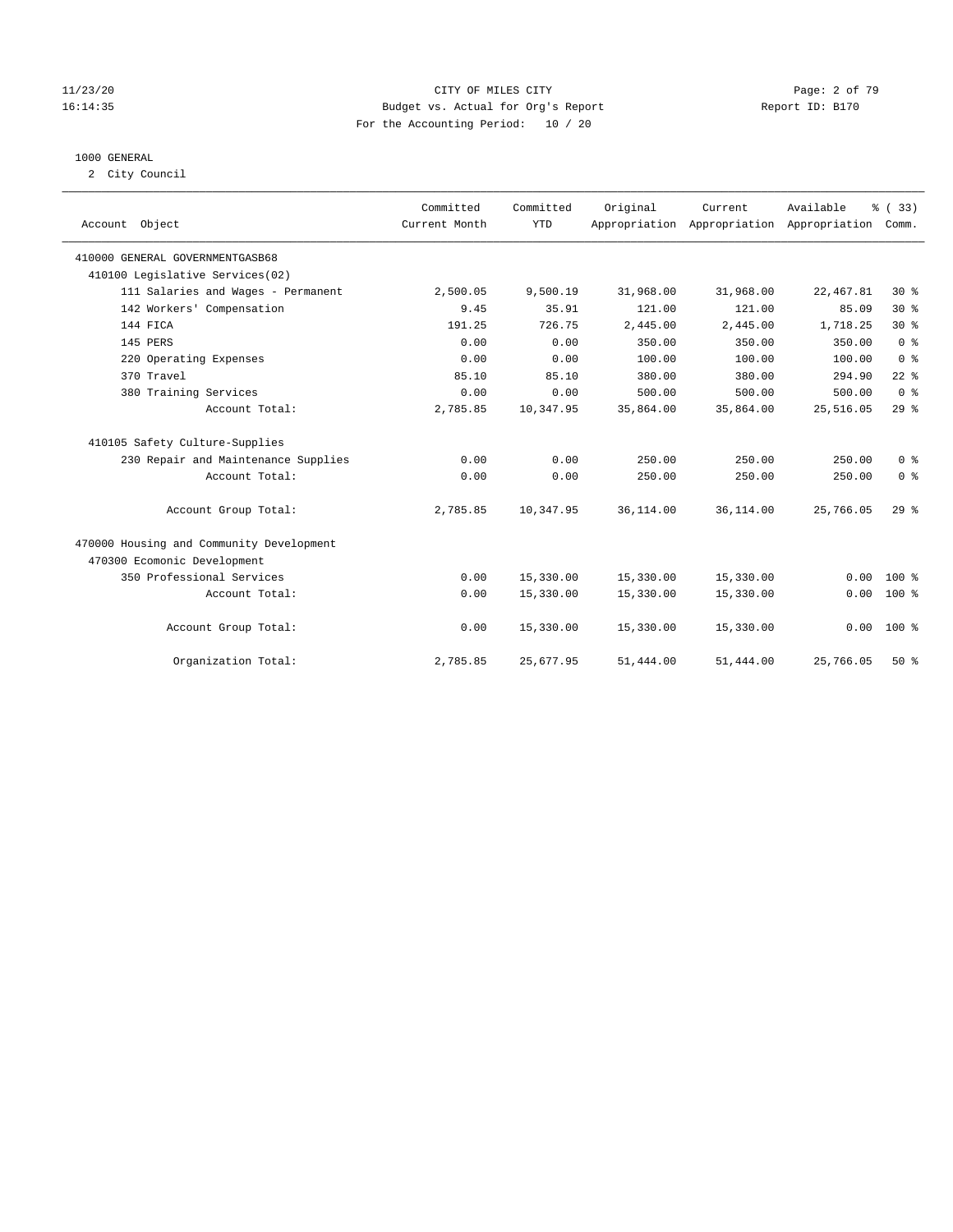11/23/20 CITY OF MILES CITY
16:14:35 Budget vs. Actual for Org's Report Report ID: B170
For the Accounting Period: 10 / 20

1000 GENERAL

2 City Council

| Account Object | Committed Current Month | Committed YTD | Original Appropriation | Current Appropriation | Available Appropriation | % ( 33) Comm. |
|---|---|---|---|---|---|---|
| 410000 GENERAL GOVERNMENTGASB68 | | | | | | |
| 410100 Legislative Services(02) | | | | | | |
| 111 Salaries and Wages - Permanent | 2,500.05 | 9,500.19 | 31,968.00 | 31,968.00 | 22,467.81 | 30 % |
| 142 Workers' Compensation | 9.45 | 35.91 | 121.00 | 121.00 | 85.09 | 30 % |
| 144 FICA | 191.25 | 726.75 | 2,445.00 | 2,445.00 | 1,718.25 | 30 % |
| 145 PERS | 0.00 | 0.00 | 350.00 | 350.00 | 350.00 | 0 % |
| 220 Operating Expenses | 0.00 | 0.00 | 100.00 | 100.00 | 100.00 | 0 % |
| 370 Travel | 85.10 | 85.10 | 380.00 | 380.00 | 294.90 | 22 % |
| 380 Training Services | 0.00 | 0.00 | 500.00 | 500.00 | 500.00 | 0 % |
| Account Total: | 2,785.85 | 10,347.95 | 35,864.00 | 35,864.00 | 25,516.05 | 29 % |
| 410105 Safety Culture-Supplies | | | | | | |
| 230 Repair and Maintenance Supplies | 0.00 | 0.00 | 250.00 | 250.00 | 250.00 | 0 % |
| Account Total: | 0.00 | 0.00 | 250.00 | 250.00 | 250.00 | 0 % |
| Account Group Total: | 2,785.85 | 10,347.95 | 36,114.00 | 36,114.00 | 25,766.05 | 29 % |
| 470000 Housing and Community Development | | | | | | |
| 470300 Ecomonic Development | | | | | | |
| 350 Professional Services | 0.00 | 15,330.00 | 15,330.00 | 15,330.00 | 0.00 | 100 % |
| Account Total: | 0.00 | 15,330.00 | 15,330.00 | 15,330.00 | 0.00 | 100 % |
| Account Group Total: | 0.00 | 15,330.00 | 15,330.00 | 15,330.00 | 0.00 | 100 % |
| Organization Total: | 2,785.85 | 25,677.95 | 51,444.00 | 51,444.00 | 25,766.05 | 50 % |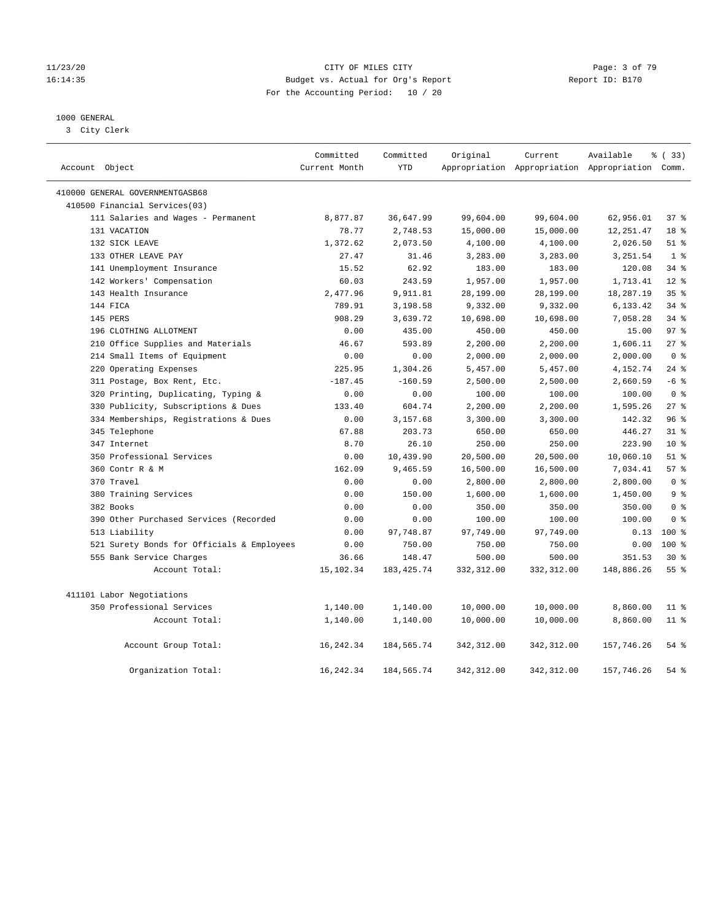CITY OF MILES CITY
Budget vs. Actual for Org's Report
For the Accounting Period: 10 / 20

11/23/20
16:14:35

Report ID: B170

## 1000 GENERAL

3 City Clerk

| Account Object | Committed Current Month | Committed YTD | Original Appropriation | Current Appropriation | Available Appropriation | % ( 33) Comm. |
|---|---|---|---|---|---|---|
| 410000 GENERAL GOVERNMENTGASB68 | | | | | | |
| 410500 Financial Services(03) | | | | | | |
| 111 Salaries and Wages - Permanent | 8,877.87 | 36,647.99 | 99,604.00 | 99,604.00 | 62,956.01 | 37 % |
| 131 VACATION | 78.77 | 2,748.53 | 15,000.00 | 15,000.00 | 12,251.47 | 18 % |
| 132 SICK LEAVE | 1,372.62 | 2,073.50 | 4,100.00 | 4,100.00 | 2,026.50 | 51 % |
| 133 OTHER LEAVE PAY | 27.47 | 31.46 | 3,283.00 | 3,283.00 | 3,251.54 | 1 % |
| 141 Unemployment Insurance | 15.52 | 62.92 | 183.00 | 183.00 | 120.08 | 34 % |
| 142 Workers' Compensation | 60.03 | 243.59 | 1,957.00 | 1,957.00 | 1,713.41 | 12 % |
| 143 Health Insurance | 2,477.96 | 9,911.81 | 28,199.00 | 28,199.00 | 18,287.19 | 35 % |
| 144 FICA | 789.91 | 3,198.58 | 9,332.00 | 9,332.00 | 6,133.42 | 34 % |
| 145 PERS | 908.29 | 3,639.72 | 10,698.00 | 10,698.00 | 7,058.28 | 34 % |
| 196 CLOTHING ALLOTMENT | 0.00 | 435.00 | 450.00 | 450.00 | 15.00 | 97 % |
| 210 Office Supplies and Materials | 46.67 | 593.89 | 2,200.00 | 2,200.00 | 1,606.11 | 27 % |
| 214 Small Items of Equipment | 0.00 | 0.00 | 2,000.00 | 2,000.00 | 2,000.00 | 0 % |
| 220 Operating Expenses | 225.95 | 1,304.26 | 5,457.00 | 5,457.00 | 4,152.74 | 24 % |
| 311 Postage, Box Rent, Etc. | -187.45 | -160.59 | 2,500.00 | 2,500.00 | 2,660.59 | -6 % |
| 320 Printing, Duplicating, Typing & | 0.00 | 0.00 | 100.00 | 100.00 | 100.00 | 0 % |
| 330 Publicity, Subscriptions & Dues | 133.40 | 604.74 | 2,200.00 | 2,200.00 | 1,595.26 | 27 % |
| 334 Memberships, Registrations & Dues | 0.00 | 3,157.68 | 3,300.00 | 3,300.00 | 142.32 | 96 % |
| 345 Telephone | 67.88 | 203.73 | 650.00 | 650.00 | 446.27 | 31 % |
| 347 Internet | 8.70 | 26.10 | 250.00 | 250.00 | 223.90 | 10 % |
| 350 Professional Services | 0.00 | 10,439.90 | 20,500.00 | 20,500.00 | 10,060.10 | 51 % |
| 360 Contr R & M | 162.09 | 9,465.59 | 16,500.00 | 16,500.00 | 7,034.41 | 57 % |
| 370 Travel | 0.00 | 0.00 | 2,800.00 | 2,800.00 | 2,800.00 | 0 % |
| 380 Training Services | 0.00 | 150.00 | 1,600.00 | 1,600.00 | 1,450.00 | 9 % |
| 382 Books | 0.00 | 0.00 | 350.00 | 350.00 | 350.00 | 0 % |
| 390 Other Purchased Services (Recorded | 0.00 | 0.00 | 100.00 | 100.00 | 100.00 | 0 % |
| 513 Liability | 0.00 | 97,748.87 | 97,749.00 | 97,749.00 | 0.13 | 100 % |
| 521 Surety Bonds for Officials & Employees | 0.00 | 750.00 | 750.00 | 750.00 | 0.00 | 100 % |
| 555 Bank Service Charges | 36.66 | 148.47 | 500.00 | 500.00 | 351.53 | 30 % |
| Account Total: | 15,102.34 | 183,425.74 | 332,312.00 | 332,312.00 | 148,886.26 | 55 % |
| 411101 Labor Negotiations | | | | | | |
| 350 Professional Services | 1,140.00 | 1,140.00 | 10,000.00 | 10,000.00 | 8,860.00 | 11 % |
| Account Total: | 1,140.00 | 1,140.00 | 10,000.00 | 10,000.00 | 8,860.00 | 11 % |
| Account Group Total: | 16,242.34 | 184,565.74 | 342,312.00 | 342,312.00 | 157,746.26 | 54 % |
| Organization Total: | 16,242.34 | 184,565.74 | 342,312.00 | 342,312.00 | 157,746.26 | 54 % |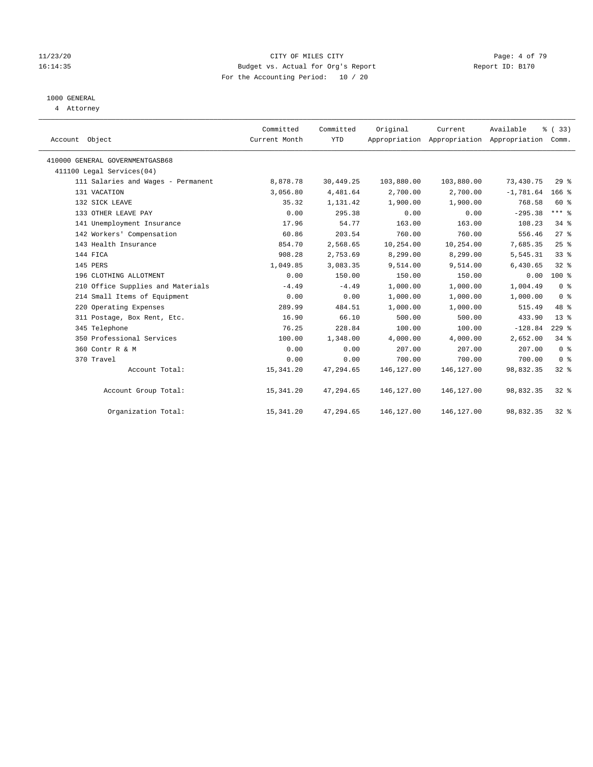CITY OF MILES CITY
Budget vs. Actual for Org's Report
For the Accounting Period: 10 / 20

11/23/20
16:14:35

Report ID: B170

1000 GENERAL
4 Attorney

| Account Object | Committed Current Month | Committed YTD | Original Appropriation | Current Appropriation | Available Appropriation | % ( 33) Comm. |
|---|---|---|---|---|---|---|
| 410000 GENERAL GOVERNMENTGASB68 | | | | | | |
| 411100 Legal Services(04) | | | | | | |
| 111 Salaries and Wages - Permanent | 8,878.78 | 30,449.25 | 103,880.00 | 103,880.00 | 73,430.75 | 29 % |
| 131 VACATION | 3,056.80 | 4,481.64 | 2,700.00 | 2,700.00 | -1,781.64 | 166 % |
| 132 SICK LEAVE | 35.32 | 1,131.42 | 1,900.00 | 1,900.00 | 768.58 | 60 % |
| 133 OTHER LEAVE PAY | 0.00 | 295.38 | 0.00 | 0.00 | -295.38 | *** % |
| 141 Unemployment Insurance | 17.96 | 54.77 | 163.00 | 163.00 | 108.23 | 34 % |
| 142 Workers' Compensation | 60.86 | 203.54 | 760.00 | 760.00 | 556.46 | 27 % |
| 143 Health Insurance | 854.70 | 2,568.65 | 10,254.00 | 10,254.00 | 7,685.35 | 25 % |
| 144 FICA | 908.28 | 2,753.69 | 8,299.00 | 8,299.00 | 5,545.31 | 33 % |
| 145 PERS | 1,049.85 | 3,083.35 | 9,514.00 | 9,514.00 | 6,430.65 | 32 % |
| 196 CLOTHING ALLOTMENT | 0.00 | 150.00 | 150.00 | 150.00 | 0.00 | 100 % |
| 210 Office Supplies and Materials | -4.49 | -4.49 | 1,000.00 | 1,000.00 | 1,004.49 | 0 % |
| 214 Small Items of Equipment | 0.00 | 0.00 | 1,000.00 | 1,000.00 | 1,000.00 | 0 % |
| 220 Operating Expenses | 289.99 | 484.51 | 1,000.00 | 1,000.00 | 515.49 | 48 % |
| 311 Postage, Box Rent, Etc. | 16.90 | 66.10 | 500.00 | 500.00 | 433.90 | 13 % |
| 345 Telephone | 76.25 | 228.84 | 100.00 | 100.00 | -128.84 | 229 % |
| 350 Professional Services | 100.00 | 1,348.00 | 4,000.00 | 4,000.00 | 2,652.00 | 34 % |
| 360 Contr R & M | 0.00 | 0.00 | 207.00 | 207.00 | 207.00 | 0 % |
| 370 Travel | 0.00 | 0.00 | 700.00 | 700.00 | 700.00 | 0 % |
| Account Total: | 15,341.20 | 47,294.65 | 146,127.00 | 146,127.00 | 98,832.35 | 32 % |
| Account Group Total: | 15,341.20 | 47,294.65 | 146,127.00 | 146,127.00 | 98,832.35 | 32 % |
| Organization Total: | 15,341.20 | 47,294.65 | 146,127.00 | 146,127.00 | 98,832.35 | 32 % |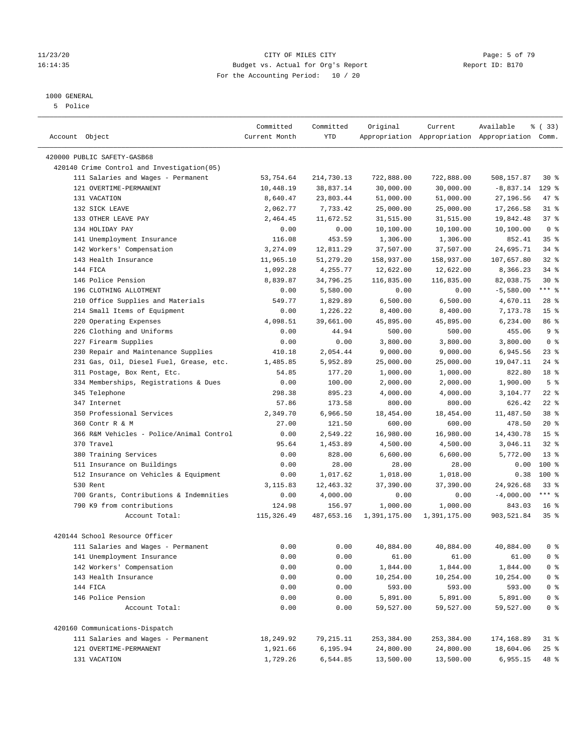CITY OF MILES CITY
Budget vs. Actual for Org's Report
For the Accounting Period: 10 / 20

11/23/20
16:14:35

Report ID: B170

1000 GENERAL
5 Police

| Account Object | Committed Current Month | Committed YTD | Original Appropriation | Current Appropriation | Available Appropriation | % ( 33) Comm. |
|---|---|---|---|---|---|---|
| 420000 PUBLIC SAFETY-GASB68 | | | | | | |
| 420140 Crime Control and Investigation(05) | | | | | | |
| 111 Salaries and Wages - Permanent | 53,754.64 | 214,730.13 | 722,888.00 | 722,888.00 | 508,157.87 | 30 % |
| 121 OVERTIME-PERMANENT | 10,448.19 | 38,837.14 | 30,000.00 | 30,000.00 | -8,837.14 | 129 % |
| 131 VACATION | 8,640.47 | 23,803.44 | 51,000.00 | 51,000.00 | 27,196.56 | 47 % |
| 132 SICK LEAVE | 2,062.77 | 7,733.42 | 25,000.00 | 25,000.00 | 17,266.58 | 31 % |
| 133 OTHER LEAVE PAY | 2,464.45 | 11,672.52 | 31,515.00 | 31,515.00 | 19,842.48 | 37 % |
| 134 HOLIDAY PAY | 0.00 | 0.00 | 10,100.00 | 10,100.00 | 10,100.00 | 0 % |
| 141 Unemployment Insurance | 116.08 | 453.59 | 1,306.00 | 1,306.00 | 852.41 | 35 % |
| 142 Workers' Compensation | 3,274.09 | 12,811.29 | 37,507.00 | 37,507.00 | 24,695.71 | 34 % |
| 143 Health Insurance | 11,965.10 | 51,279.20 | 158,937.00 | 158,937.00 | 107,657.80 | 32 % |
| 144 FICA | 1,092.28 | 4,255.77 | 12,622.00 | 12,622.00 | 8,366.23 | 34 % |
| 146 Police Pension | 8,839.87 | 34,796.25 | 116,835.00 | 116,835.00 | 82,038.75 | 30 % |
| 196 CLOTHING ALLOTMENT | 0.00 | 5,580.00 | 0.00 | 0.00 | -5,580.00 | *** % |
| 210 Office Supplies and Materials | 549.77 | 1,829.89 | 6,500.00 | 6,500.00 | 4,670.11 | 28 % |
| 214 Small Items of Equipment | 0.00 | 1,226.22 | 8,400.00 | 8,400.00 | 7,173.78 | 15 % |
| 220 Operating Expenses | 4,098.51 | 39,661.00 | 45,895.00 | 45,895.00 | 6,234.00 | 86 % |
| 226 Clothing and Uniforms | 0.00 | 44.94 | 500.00 | 500.00 | 455.06 | 9 % |
| 227 Firearm Supplies | 0.00 | 0.00 | 3,800.00 | 3,800.00 | 3,800.00 | 0 % |
| 230 Repair and Maintenance Supplies | 410.18 | 2,054.44 | 9,000.00 | 9,000.00 | 6,945.56 | 23 % |
| 231 Gas, Oil, Diesel Fuel, Grease, etc. | 1,485.85 | 5,952.89 | 25,000.00 | 25,000.00 | 19,047.11 | 24 % |
| 311 Postage, Box Rent, Etc. | 54.85 | 177.20 | 1,000.00 | 1,000.00 | 822.80 | 18 % |
| 334 Memberships, Registrations & Dues | 0.00 | 100.00 | 2,000.00 | 2,000.00 | 1,900.00 | 5 % |
| 345 Telephone | 298.38 | 895.23 | 4,000.00 | 4,000.00 | 3,104.77 | 22 % |
| 347 Internet | 57.86 | 173.58 | 800.00 | 800.00 | 626.42 | 22 % |
| 350 Professional Services | 2,349.70 | 6,966.50 | 18,454.00 | 18,454.00 | 11,487.50 | 38 % |
| 360 Contr R & M | 27.00 | 121.50 | 600.00 | 600.00 | 478.50 | 20 % |
| 366 R&M Vehicles - Police/Animal Control | 0.00 | 2,549.22 | 16,980.00 | 16,980.00 | 14,430.78 | 15 % |
| 370 Travel | 95.64 | 1,453.89 | 4,500.00 | 4,500.00 | 3,046.11 | 32 % |
| 380 Training Services | 0.00 | 828.00 | 6,600.00 | 6,600.00 | 5,772.00 | 13 % |
| 511 Insurance on Buildings | 0.00 | 28.00 | 28.00 | 28.00 | 0.00 | 100 % |
| 512 Insurance on Vehicles & Equipment | 0.00 | 1,017.62 | 1,018.00 | 1,018.00 | 0.38 | 100 % |
| 530 Rent | 3,115.83 | 12,463.32 | 37,390.00 | 37,390.00 | 24,926.68 | 33 % |
| 700 Grants, Contributions & Indemnities | 0.00 | 4,000.00 | 0.00 | 0.00 | -4,000.00 | *** % |
| 790 K9 from contributions | 124.98 | 156.97 | 1,000.00 | 1,000.00 | 843.03 | 16 % |
| Account Total: | 115,326.49 | 487,653.16 | 1,391,175.00 | 1,391,175.00 | 903,521.84 | 35 % |
| 420144 School Resource Officer | | | | | | |
| 111 Salaries and Wages - Permanent | 0.00 | 0.00 | 40,884.00 | 40,884.00 | 40,884.00 | 0 % |
| 141 Unemployment Insurance | 0.00 | 0.00 | 61.00 | 61.00 | 61.00 | 0 % |
| 142 Workers' Compensation | 0.00 | 0.00 | 1,844.00 | 1,844.00 | 1,844.00 | 0 % |
| 143 Health Insurance | 0.00 | 0.00 | 10,254.00 | 10,254.00 | 10,254.00 | 0 % |
| 144 FICA | 0.00 | 0.00 | 593.00 | 593.00 | 593.00 | 0 % |
| 146 Police Pension | 0.00 | 0.00 | 5,891.00 | 5,891.00 | 5,891.00 | 0 % |
| Account Total: | 0.00 | 0.00 | 59,527.00 | 59,527.00 | 59,527.00 | 0 % |
| 420160 Communications-Dispatch | | | | | | |
| 111 Salaries and Wages - Permanent | 18,249.92 | 79,215.11 | 253,384.00 | 253,384.00 | 174,168.89 | 31 % |
| 121 OVERTIME-PERMANENT | 1,921.66 | 6,195.94 | 24,800.00 | 24,800.00 | 18,604.06 | 25 % |
| 131 VACATION | 1,729.26 | 6,544.85 | 13,500.00 | 13,500.00 | 6,955.15 | 48 % |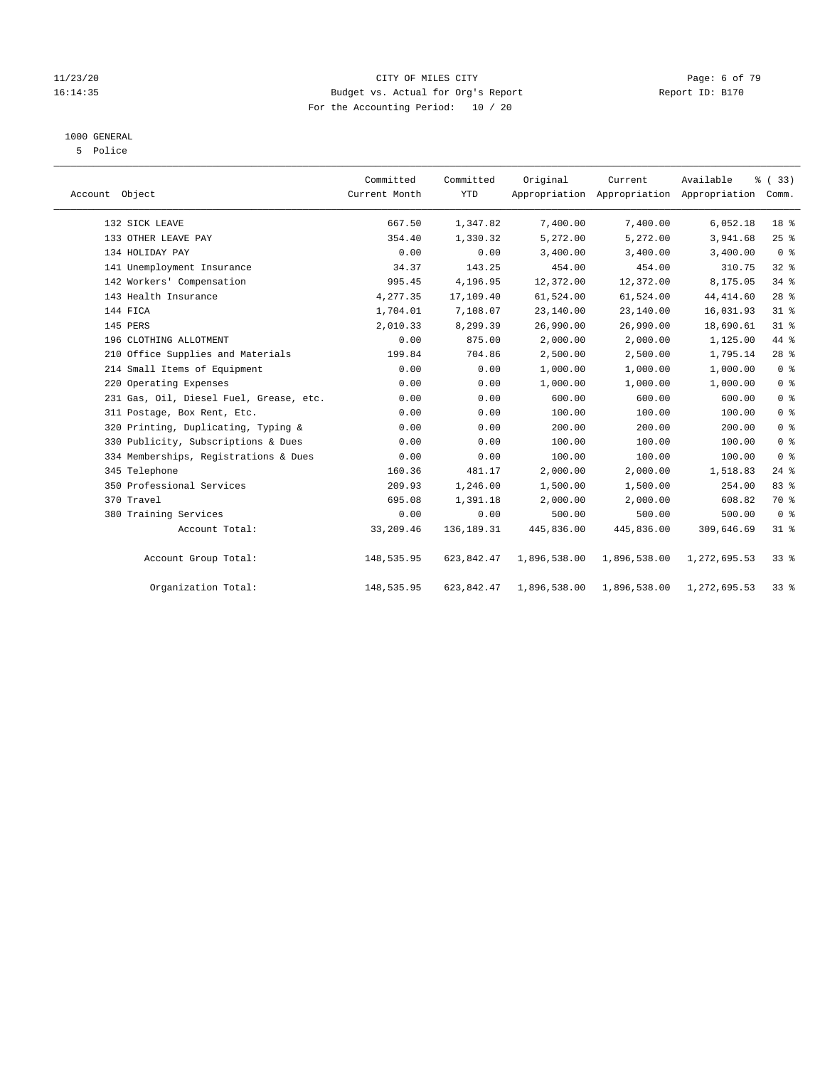CITY OF MILES CITY
Budget vs. Actual for Org's Report
For the Accounting Period: 10 / 20

1000 GENERAL
5 Police

| Account Object | Committed Current Month | Committed YTD | Original Appropriation | Current Appropriation | Available Appropriation | % ( 33) Comm. |
|---|---|---|---|---|---|---|
| 132 SICK LEAVE | 667.50 | 1,347.82 | 7,400.00 | 7,400.00 | 6,052.18 | 18 % |
| 133 OTHER LEAVE PAY | 354.40 | 1,330.32 | 5,272.00 | 5,272.00 | 3,941.68 | 25 % |
| 134 HOLIDAY PAY | 0.00 | 0.00 | 3,400.00 | 3,400.00 | 3,400.00 | 0 % |
| 141 Unemployment Insurance | 34.37 | 143.25 | 454.00 | 454.00 | 310.75 | 32 % |
| 142 Workers' Compensation | 995.45 | 4,196.95 | 12,372.00 | 12,372.00 | 8,175.05 | 34 % |
| 143 Health Insurance | 4,277.35 | 17,109.40 | 61,524.00 | 61,524.00 | 44,414.60 | 28 % |
| 144 FICA | 1,704.01 | 7,108.07 | 23,140.00 | 23,140.00 | 16,031.93 | 31 % |
| 145 PERS | 2,010.33 | 8,299.39 | 26,990.00 | 26,990.00 | 18,690.61 | 31 % |
| 196 CLOTHING ALLOTMENT | 0.00 | 875.00 | 2,000.00 | 2,000.00 | 1,125.00 | 44 % |
| 210 Office Supplies and Materials | 199.84 | 704.86 | 2,500.00 | 2,500.00 | 1,795.14 | 28 % |
| 214 Small Items of Equipment | 0.00 | 0.00 | 1,000.00 | 1,000.00 | 1,000.00 | 0 % |
| 220 Operating Expenses | 0.00 | 0.00 | 1,000.00 | 1,000.00 | 1,000.00 | 0 % |
| 231 Gas, Oil, Diesel Fuel, Grease, etc. | 0.00 | 0.00 | 600.00 | 600.00 | 600.00 | 0 % |
| 311 Postage, Box Rent, Etc. | 0.00 | 0.00 | 100.00 | 100.00 | 100.00 | 0 % |
| 320 Printing, Duplicating, Typing & | 0.00 | 0.00 | 200.00 | 200.00 | 200.00 | 0 % |
| 330 Publicity, Subscriptions & Dues | 0.00 | 0.00 | 100.00 | 100.00 | 100.00 | 0 % |
| 334 Memberships, Registrations & Dues | 0.00 | 0.00 | 100.00 | 100.00 | 100.00 | 0 % |
| 345 Telephone | 160.36 | 481.17 | 2,000.00 | 2,000.00 | 1,518.83 | 24 % |
| 350 Professional Services | 209.93 | 1,246.00 | 1,500.00 | 1,500.00 | 254.00 | 83 % |
| 370 Travel | 695.08 | 1,391.18 | 2,000.00 | 2,000.00 | 608.82 | 70 % |
| 380 Training Services | 0.00 | 0.00 | 500.00 | 500.00 | 500.00 | 0 % |
| Account Total: | 33,209.46 | 136,189.31 | 445,836.00 | 445,836.00 | 309,646.69 | 31 % |
| Account Group Total: | 148,535.95 | 623,842.47 | 1,896,538.00 | 1,896,538.00 | 1,272,695.53 | 33 % |
| Organization Total: | 148,535.95 | 623,842.47 | 1,896,538.00 | 1,896,538.00 | 1,272,695.53 | 33 % |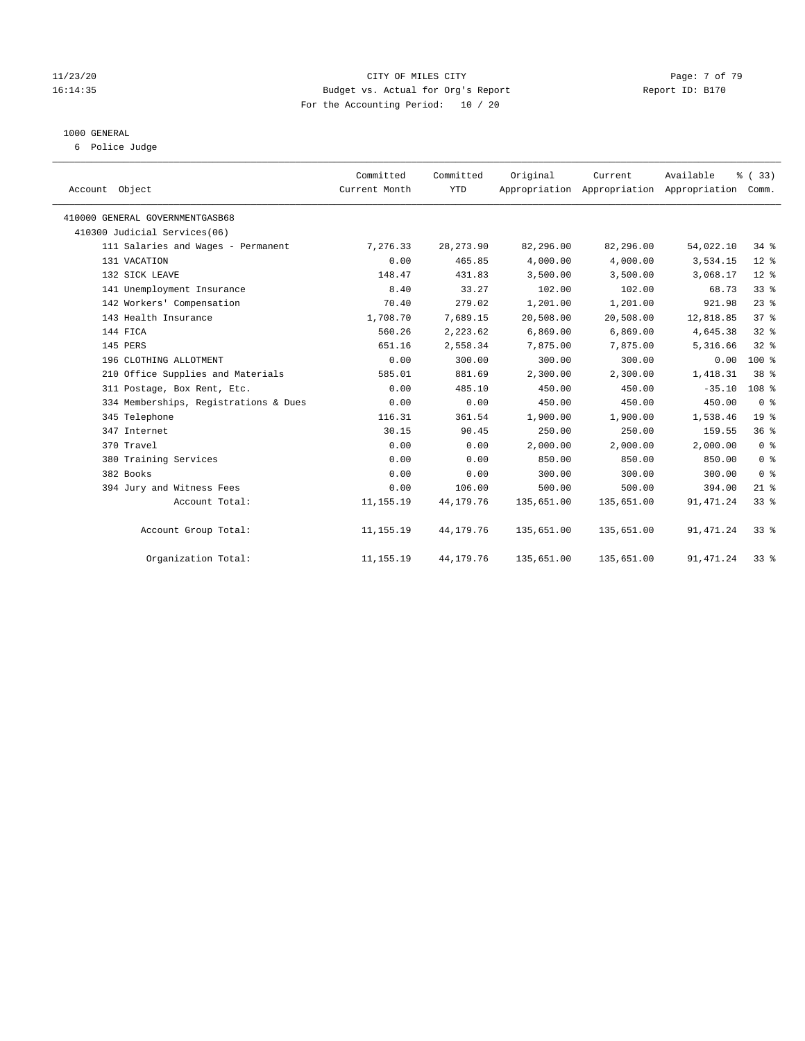CITY OF MILES CITY

Budget vs. Actual for Org's Report

Report ID: B170

For the Accounting Period: 10 / 20

11/23/20
16:14:35

1000 GENERAL

6 Police Judge

| Account Object | Committed Current Month | Committed YTD | Original Appropriation | Current Appropriation | Available Appropriation | % ( 33) Comm. |
|---|---|---|---|---|---|---|
| 410000 GENERAL GOVERNMENTGASB68 | | | | | | |
| 410300 Judicial Services(06) | | | | | | |
| 111 Salaries and Wages - Permanent | 7,276.33 | 28,273.90 | 82,296.00 | 82,296.00 | 54,022.10 | 34 % |
| 131 VACATION | 0.00 | 465.85 | 4,000.00 | 4,000.00 | 3,534.15 | 12 % |
| 132 SICK LEAVE | 148.47 | 431.83 | 3,500.00 | 3,500.00 | 3,068.17 | 12 % |
| 141 Unemployment Insurance | 8.40 | 33.27 | 102.00 | 102.00 | 68.73 | 33 % |
| 142 Workers' Compensation | 70.40 | 279.02 | 1,201.00 | 1,201.00 | 921.98 | 23 % |
| 143 Health Insurance | 1,708.70 | 7,689.15 | 20,508.00 | 20,508.00 | 12,818.85 | 37 % |
| 144 FICA | 560.26 | 2,223.62 | 6,869.00 | 6,869.00 | 4,645.38 | 32 % |
| 145 PERS | 651.16 | 2,558.34 | 7,875.00 | 7,875.00 | 5,316.66 | 32 % |
| 196 CLOTHING ALLOTMENT | 0.00 | 300.00 | 300.00 | 300.00 | 0.00 | 100 % |
| 210 Office Supplies and Materials | 585.01 | 881.69 | 2,300.00 | 2,300.00 | 1,418.31 | 38 % |
| 311 Postage, Box Rent, Etc. | 0.00 | 485.10 | 450.00 | 450.00 | -35.10 | 108 % |
| 334 Memberships, Registrations & Dues | 0.00 | 0.00 | 450.00 | 450.00 | 450.00 | 0 % |
| 345 Telephone | 116.31 | 361.54 | 1,900.00 | 1,900.00 | 1,538.46 | 19 % |
| 347 Internet | 30.15 | 90.45 | 250.00 | 250.00 | 159.55 | 36 % |
| 370 Travel | 0.00 | 0.00 | 2,000.00 | 2,000.00 | 2,000.00 | 0 % |
| 380 Training Services | 0.00 | 0.00 | 850.00 | 850.00 | 850.00 | 0 % |
| 382 Books | 0.00 | 0.00 | 300.00 | 300.00 | 300.00 | 0 % |
| 394 Jury and Witness Fees | 0.00 | 106.00 | 500.00 | 500.00 | 394.00 | 21 % |
| Account Total: | 11,155.19 | 44,179.76 | 135,651.00 | 135,651.00 | 91,471.24 | 33 % |
| Account Group Total: | 11,155.19 | 44,179.76 | 135,651.00 | 135,651.00 | 91,471.24 | 33 % |
| Organization Total: | 11,155.19 | 44,179.76 | 135,651.00 | 135,651.00 | 91,471.24 | 33 % |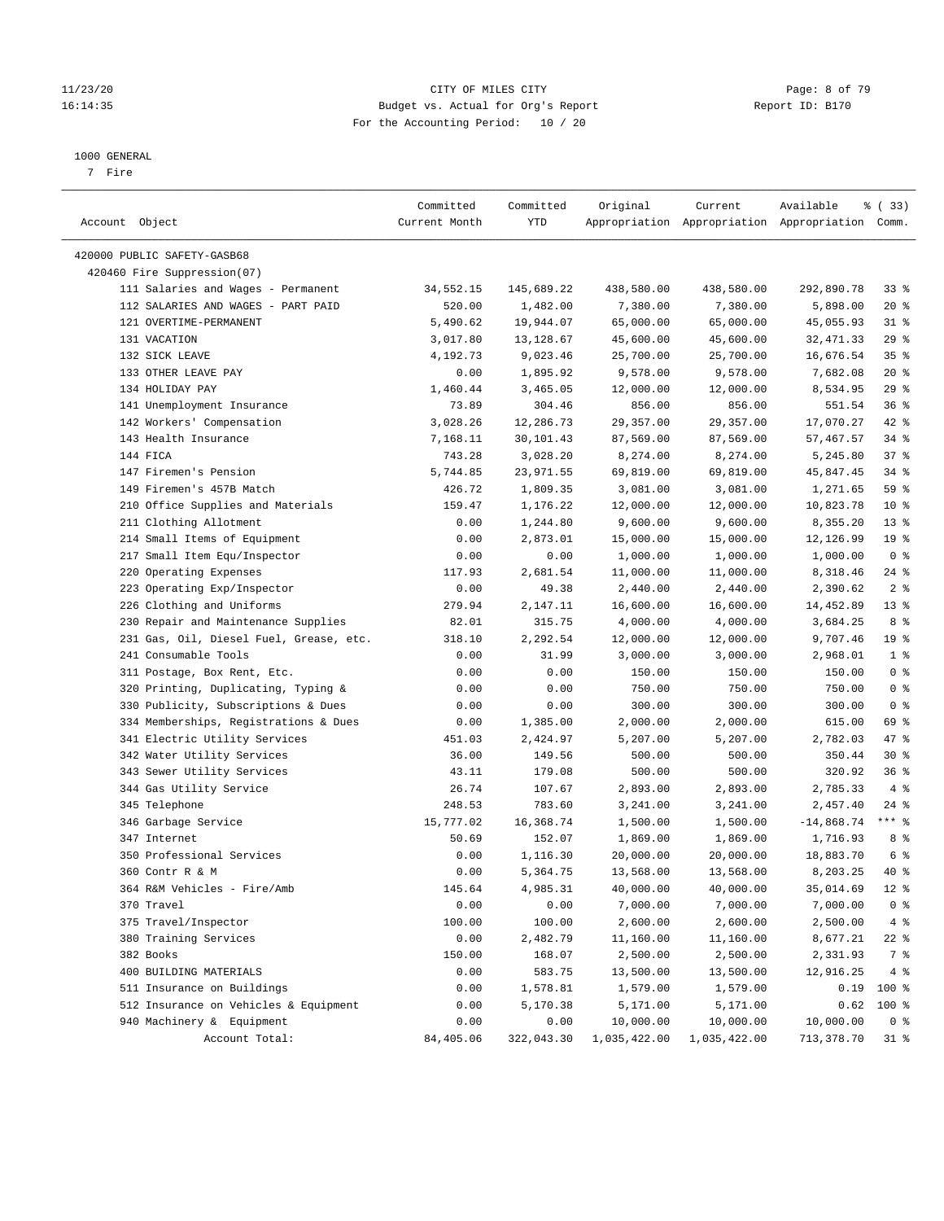CITY OF MILES CITY
Budget vs. Actual for Org's Report
For the Accounting Period: 10 / 20

1000 GENERAL
7 Fire

| Account Object | Committed Current Month | Committed YTD | Original Appropriation | Current Appropriation | Available Appropriation | % ( 33) Comm. |
|---|---|---|---|---|---|---|
| 420000 PUBLIC SAFETY-GASB68 | | | | | | |
| 420460 Fire Suppression(07) | | | | | | |
| 111 Salaries and Wages - Permanent | 34,552.15 | 145,689.22 | 438,580.00 | 438,580.00 | 292,890.78 | 33 % |
| 112 SALARIES AND WAGES - PART PAID | 520.00 | 1,482.00 | 7,380.00 | 7,380.00 | 5,898.00 | 20 % |
| 121 OVERTIME-PERMANENT | 5,490.62 | 19,944.07 | 65,000.00 | 65,000.00 | 45,055.93 | 31 % |
| 131 VACATION | 3,017.80 | 13,128.67 | 45,600.00 | 45,600.00 | 32,471.33 | 29 % |
| 132 SICK LEAVE | 4,192.73 | 9,023.46 | 25,700.00 | 25,700.00 | 16,676.54 | 35 % |
| 133 OTHER LEAVE PAY | 0.00 | 1,895.92 | 9,578.00 | 9,578.00 | 7,682.08 | 20 % |
| 134 HOLIDAY PAY | 1,460.44 | 3,465.05 | 12,000.00 | 12,000.00 | 8,534.95 | 29 % |
| 141 Unemployment Insurance | 73.89 | 304.46 | 856.00 | 856.00 | 551.54 | 36 % |
| 142 Workers' Compensation | 3,028.26 | 12,286.73 | 29,357.00 | 29,357.00 | 17,070.27 | 42 % |
| 143 Health Insurance | 7,168.11 | 30,101.43 | 87,569.00 | 87,569.00 | 57,467.57 | 34 % |
| 144 FICA | 743.28 | 3,028.20 | 8,274.00 | 8,274.00 | 5,245.80 | 37 % |
| 147 Firemen's Pension | 5,744.85 | 23,971.55 | 69,819.00 | 69,819.00 | 45,847.45 | 34 % |
| 149 Firemen's 457B Match | 426.72 | 1,809.35 | 3,081.00 | 3,081.00 | 1,271.65 | 59 % |
| 210 Office Supplies and Materials | 159.47 | 1,176.22 | 12,000.00 | 12,000.00 | 10,823.78 | 10 % |
| 211 Clothing Allotment | 0.00 | 1,244.80 | 9,600.00 | 9,600.00 | 8,355.20 | 13 % |
| 214 Small Items of Equipment | 0.00 | 2,873.01 | 15,000.00 | 15,000.00 | 12,126.99 | 19 % |
| 217 Small Item Equ/Inspector | 0.00 | 0.00 | 1,000.00 | 1,000.00 | 1,000.00 | 0 % |
| 220 Operating Expenses | 117.93 | 2,681.54 | 11,000.00 | 11,000.00 | 8,318.46 | 24 % |
| 223 Operating Exp/Inspector | 0.00 | 49.38 | 2,440.00 | 2,440.00 | 2,390.62 | 2 % |
| 226 Clothing and Uniforms | 279.94 | 2,147.11 | 16,600.00 | 16,600.00 | 14,452.89 | 13 % |
| 230 Repair and Maintenance Supplies | 82.01 | 315.75 | 4,000.00 | 4,000.00 | 3,684.25 | 8 % |
| 231 Gas, Oil, Diesel Fuel, Grease, etc. | 318.10 | 2,292.54 | 12,000.00 | 12,000.00 | 9,707.46 | 19 % |
| 241 Consumable Tools | 0.00 | 31.99 | 3,000.00 | 3,000.00 | 2,968.01 | 1 % |
| 311 Postage, Box Rent, Etc. | 0.00 | 0.00 | 150.00 | 150.00 | 150.00 | 0 % |
| 320 Printing, Duplicating, Typing & | 0.00 | 0.00 | 750.00 | 750.00 | 750.00 | 0 % |
| 330 Publicity, Subscriptions & Dues | 0.00 | 0.00 | 300.00 | 300.00 | 300.00 | 0 % |
| 334 Memberships, Registrations & Dues | 0.00 | 1,385.00 | 2,000.00 | 2,000.00 | 615.00 | 69 % |
| 341 Electric Utility Services | 451.03 | 2,424.97 | 5,207.00 | 5,207.00 | 2,782.03 | 47 % |
| 342 Water Utility Services | 36.00 | 149.56 | 500.00 | 500.00 | 350.44 | 30 % |
| 343 Sewer Utility Services | 43.11 | 179.08 | 500.00 | 500.00 | 320.92 | 36 % |
| 344 Gas Utility Service | 26.74 | 107.67 | 2,893.00 | 2,893.00 | 2,785.33 | 4 % |
| 345 Telephone | 248.53 | 783.60 | 3,241.00 | 3,241.00 | 2,457.40 | 24 % |
| 346 Garbage Service | 15,777.02 | 16,368.74 | 1,500.00 | 1,500.00 | -14,868.74 | *** % |
| 347 Internet | 50.69 | 152.07 | 1,869.00 | 1,869.00 | 1,716.93 | 8 % |
| 350 Professional Services | 0.00 | 1,116.30 | 20,000.00 | 20,000.00 | 18,883.70 | 6 % |
| 360 Contr R & M | 0.00 | 5,364.75 | 13,568.00 | 13,568.00 | 8,203.25 | 40 % |
| 364 R&M Vehicles - Fire/Amb | 145.64 | 4,985.31 | 40,000.00 | 40,000.00 | 35,014.69 | 12 % |
| 370 Travel | 0.00 | 0.00 | 7,000.00 | 7,000.00 | 7,000.00 | 0 % |
| 375 Travel/Inspector | 100.00 | 100.00 | 2,600.00 | 2,600.00 | 2,500.00 | 4 % |
| 380 Training Services | 0.00 | 2,482.79 | 11,160.00 | 11,160.00 | 8,677.21 | 22 % |
| 382 Books | 150.00 | 168.07 | 2,500.00 | 2,500.00 | 2,331.93 | 7 % |
| 400 BUILDING MATERIALS | 0.00 | 583.75 | 13,500.00 | 13,500.00 | 12,916.25 | 4 % |
| 511 Insurance on Buildings | 0.00 | 1,578.81 | 1,579.00 | 1,579.00 | 0.19 | 100 % |
| 512 Insurance on Vehicles & Equipment | 0.00 | 5,170.38 | 5,171.00 | 5,171.00 | 0.62 | 100 % |
| 940 Machinery & Equipment | 0.00 | 0.00 | 10,000.00 | 10,000.00 | 10,000.00 | 0 % |
| Account Total: | 84,405.06 | 322,043.30 | 1,035,422.00 | 1,035,422.00 | 713,378.70 | 31 % |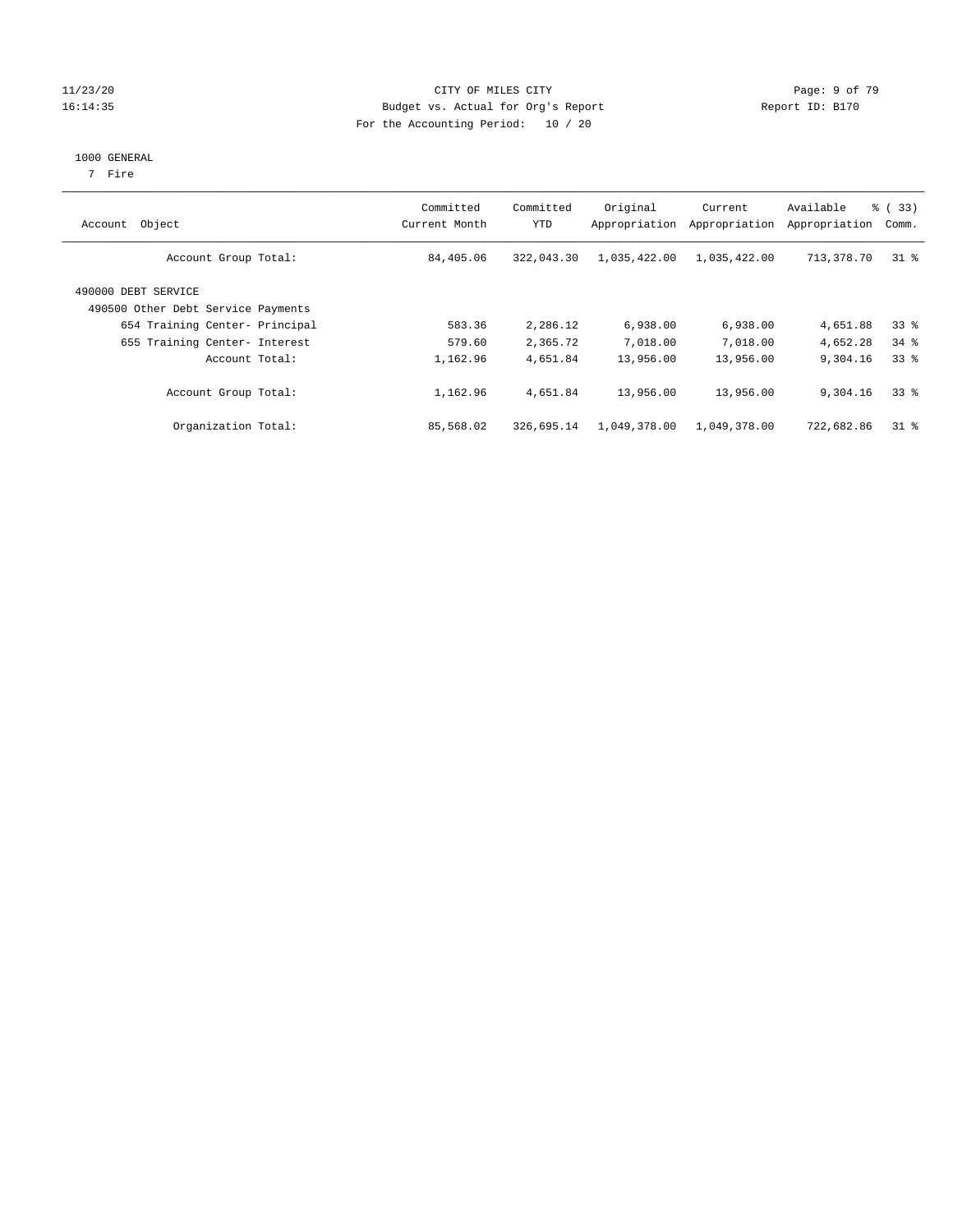CITY OF MILES CITY
Budget vs. Actual for Org's Report
For the Accounting Period: 10 / 20

11/23/20
16:14:35

Report ID: B170

1000 GENERAL
7 Fire

| Account Object | Committed Current Month | Committed YTD | Original Appropriation | Current Appropriation | Available Appropriation | % ( 33) Comm. |
|---|---|---|---|---|---|---|
| Account Group Total: | 84,405.06 | 322,043.30 | 1,035,422.00 | 1,035,422.00 | 713,378.70 | 31 % |
| 490000 DEBT SERVICE | | | | | | |
| 490500 Other Debt Service Payments | | | | | | |
| 654 Training Center- Principal | 583.36 | 2,286.12 | 6,938.00 | 6,938.00 | 4,651.88 | 33 % |
| 655 Training Center- Interest | 579.60 | 2,365.72 | 7,018.00 | 7,018.00 | 4,652.28 | 34 % |
| Account Total: | 1,162.96 | 4,651.84 | 13,956.00 | 13,956.00 | 9,304.16 | 33 % |
| Account Group Total: | 1,162.96 | 4,651.84 | 13,956.00 | 13,956.00 | 9,304.16 | 33 % |
| Organization Total: | 85,568.02 | 326,695.14 | 1,049,378.00 | 1,049,378.00 | 722,682.86 | 31 % |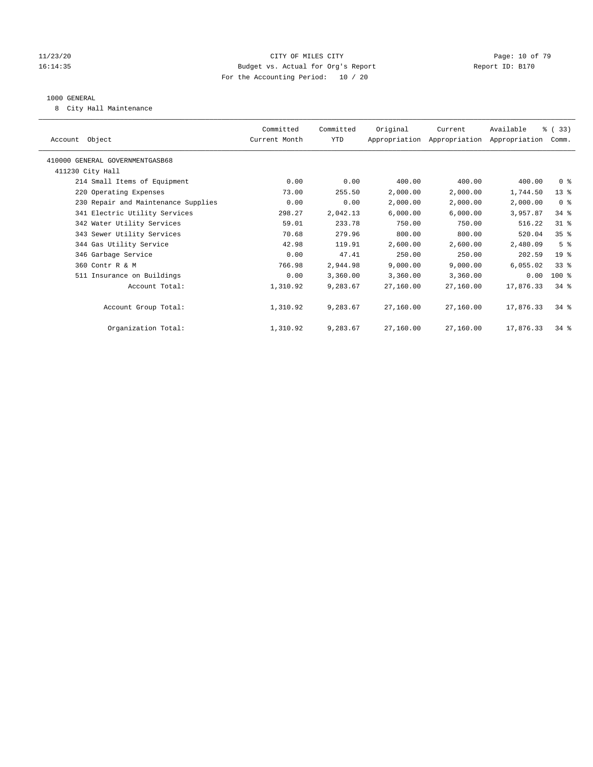CITY OF MILES CITY
Budget vs. Actual for Org's Report
For the Accounting Period: 10 / 20

11/23/20
16:14:35

Report ID: B170

## 1000 GENERAL

8 City Hall Maintenance

| Account Object | Committed Current Month | Committed YTD | Original Appropriation | Current Appropriation | Available Appropriation | % ( 33) Comm. |
|---|---|---|---|---|---|---|
| 410000 GENERAL GOVERNMENTGASB68 | | | | | | |
| 411230 City Hall | | | | | | |
| 214 Small Items of Equipment | 0.00 | 0.00 | 400.00 | 400.00 | 400.00 | 0 % |
| 220 Operating Expenses | 73.00 | 255.50 | 2,000.00 | 2,000.00 | 1,744.50 | 13 % |
| 230 Repair and Maintenance Supplies | 0.00 | 0.00 | 2,000.00 | 2,000.00 | 2,000.00 | 0 % |
| 341 Electric Utility Services | 298.27 | 2,042.13 | 6,000.00 | 6,000.00 | 3,957.87 | 34 % |
| 342 Water Utility Services | 59.01 | 233.78 | 750.00 | 750.00 | 516.22 | 31 % |
| 343 Sewer Utility Services | 70.68 | 279.96 | 800.00 | 800.00 | 520.04 | 35 % |
| 344 Gas Utility Service | 42.98 | 119.91 | 2,600.00 | 2,600.00 | 2,480.09 | 5 % |
| 346 Garbage Service | 0.00 | 47.41 | 250.00 | 250.00 | 202.59 | 19 % |
| 360 Contr R & M | 766.98 | 2,944.98 | 9,000.00 | 9,000.00 | 6,055.02 | 33 % |
| 511 Insurance on Buildings | 0.00 | 3,360.00 | 3,360.00 | 3,360.00 | 0.00 | 100 % |
| Account Total: | 1,310.92 | 9,283.67 | 27,160.00 | 27,160.00 | 17,876.33 | 34 % |
| Account Group Total: | 1,310.92 | 9,283.67 | 27,160.00 | 27,160.00 | 17,876.33 | 34 % |
| Organization Total: | 1,310.92 | 9,283.67 | 27,160.00 | 27,160.00 | 17,876.33 | 34 % |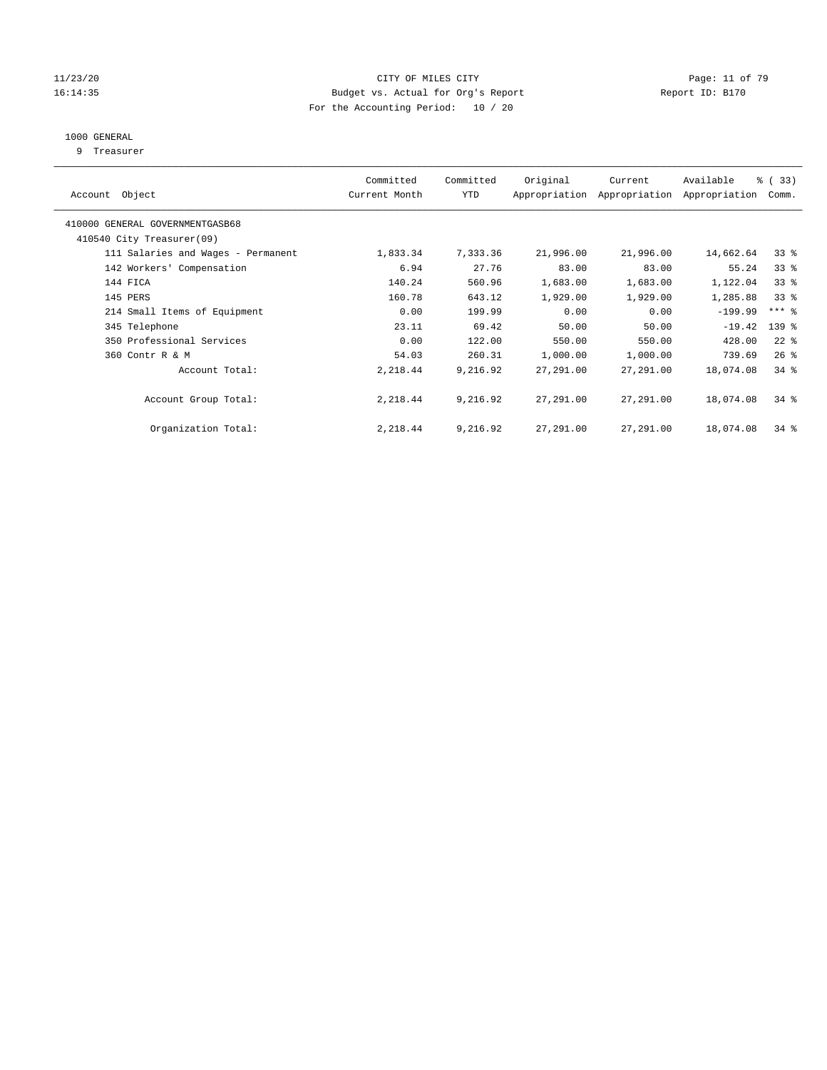CITY OF MILES CITY
Budget vs. Actual for Org's Report
For the Accounting Period: 10 / 20

11/23/20
16:14:35

Report ID: B170

1000 GENERAL
9 Treasurer

| Account Object | Committed Current Month | Committed YTD | Original Appropriation | Current Appropriation | Available Appropriation | % ( 33) Comm. |
|---|---|---|---|---|---|---|
| 410000 GENERAL GOVERNMENTGASB68 | | | | | | |
| 410540 City Treasurer(09) | | | | | | |
| 111 Salaries and Wages - Permanent | 1,833.34 | 7,333.36 | 21,996.00 | 21,996.00 | 14,662.64 | 33 % |
| 142 Workers' Compensation | 6.94 | 27.76 | 83.00 | 83.00 | 55.24 | 33 % |
| 144 FICA | 140.24 | 560.96 | 1,683.00 | 1,683.00 | 1,122.04 | 33 % |
| 145 PERS | 160.78 | 643.12 | 1,929.00 | 1,929.00 | 1,285.88 | 33 % |
| 214 Small Items of Equipment | 0.00 | 199.99 | 0.00 | 0.00 | -199.99 | *** % |
| 345 Telephone | 23.11 | 69.42 | 50.00 | 50.00 | -19.42 | 139 % |
| 350 Professional Services | 0.00 | 122.00 | 550.00 | 550.00 | 428.00 | 22 % |
| 360 Contr R & M | 54.03 | 260.31 | 1,000.00 | 1,000.00 | 739.69 | 26 % |
| Account Total: | 2,218.44 | 9,216.92 | 27,291.00 | 27,291.00 | 18,074.08 | 34 % |
| Account Group Total: | 2,218.44 | 9,216.92 | 27,291.00 | 27,291.00 | 18,074.08 | 34 % |
| Organization Total: | 2,218.44 | 9,216.92 | 27,291.00 | 27,291.00 | 18,074.08 | 34 % |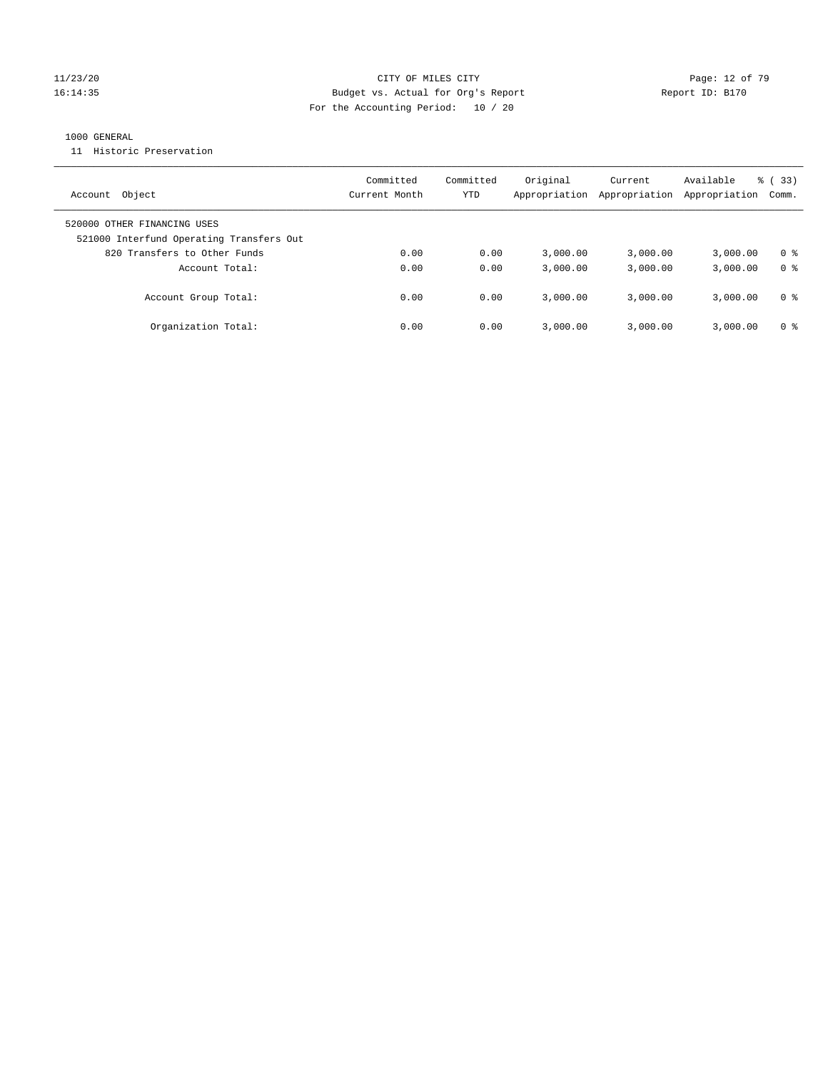CITY OF MILES CITY
Budget vs. Actual for Org's Report
For the Accounting Period: 10 / 20

11/23/20
16:14:35

Report ID: B170

1000 GENERAL
11 Historic Preservation

| Account Object | Committed Current Month | Committed YTD | Original Appropriation | Current Appropriation | Available Appropriation | % ( 33) Comm. |
|---|---|---|---|---|---|---|
| 520000 OTHER FINANCING USES | | | | | | |
| 521000 Interfund Operating Transfers Out | | | | | | |
| 820 Transfers to Other Funds | 0.00 | 0.00 | 3,000.00 | 3,000.00 | 3,000.00 | 0 % |
| Account Total: | 0.00 | 0.00 | 3,000.00 | 3,000.00 | 3,000.00 | 0 % |
| Account Group Total: | 0.00 | 0.00 | 3,000.00 | 3,000.00 | 3,000.00 | 0 % |
| Organization Total: | 0.00 | 0.00 | 3,000.00 | 3,000.00 | 3,000.00 | 0 % |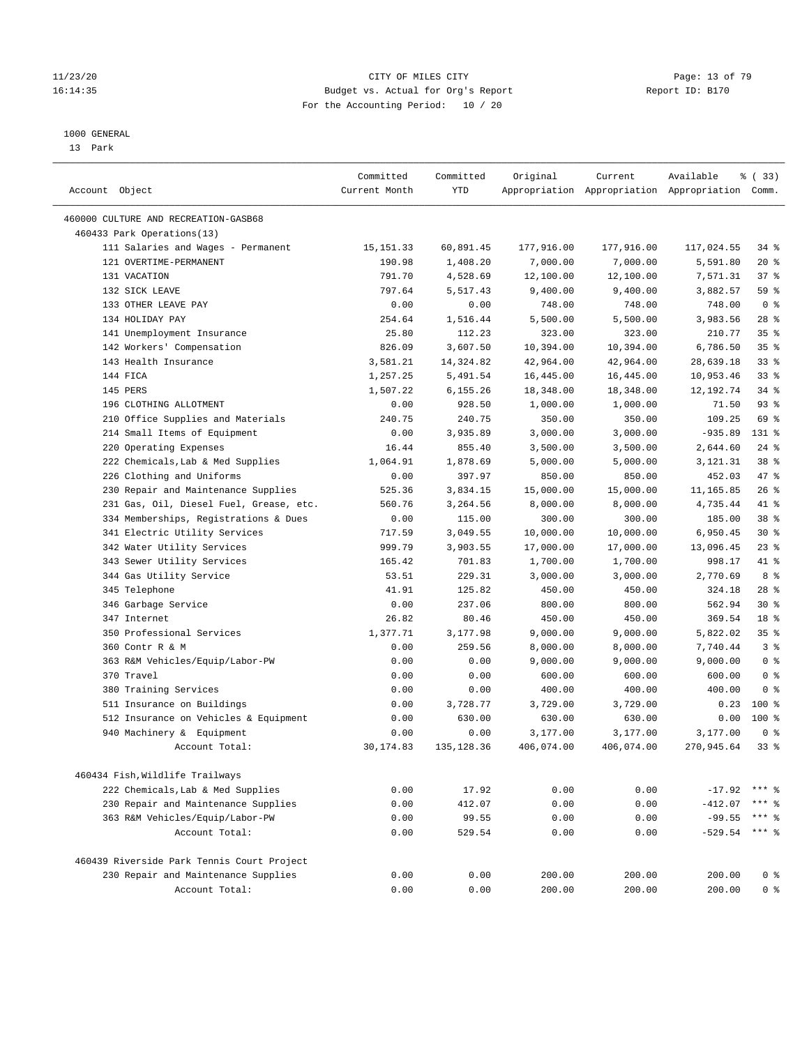CITY OF MILES CITY
Budget vs. Actual for Org's Report
For the Accounting Period: 10 / 20

1000 GENERAL
13 Park

| Account Object | Committed Current Month | Committed YTD | Original Appropriation | Current Appropriation | Available Appropriation | % ( 33) Comm. |
|---|---|---|---|---|---|---|
| 460000 CULTURE AND RECREATION-GASB68 | | | | | | |
| 460433 Park Operations(13) | | | | | | |
| 111 Salaries and Wages - Permanent | 15,151.33 | 60,891.45 | 177,916.00 | 177,916.00 | 117,024.55 | 34 % |
| 121 OVERTIME-PERMANENT | 190.98 | 1,408.20 | 7,000.00 | 7,000.00 | 5,591.80 | 20 % |
| 131 VACATION | 791.70 | 4,528.69 | 12,100.00 | 12,100.00 | 7,571.31 | 37 % |
| 132 SICK LEAVE | 797.64 | 5,517.43 | 9,400.00 | 9,400.00 | 3,882.57 | 59 % |
| 133 OTHER LEAVE PAY | 0.00 | 0.00 | 748.00 | 748.00 | 748.00 | 0 % |
| 134 HOLIDAY PAY | 254.64 | 1,516.44 | 5,500.00 | 5,500.00 | 3,983.56 | 28 % |
| 141 Unemployment Insurance | 25.80 | 112.23 | 323.00 | 323.00 | 210.77 | 35 % |
| 142 Workers' Compensation | 826.09 | 3,607.50 | 10,394.00 | 10,394.00 | 6,786.50 | 35 % |
| 143 Health Insurance | 3,581.21 | 14,324.82 | 42,964.00 | 42,964.00 | 28,639.18 | 33 % |
| 144 FICA | 1,257.25 | 5,491.54 | 16,445.00 | 16,445.00 | 10,953.46 | 33 % |
| 145 PERS | 1,507.22 | 6,155.26 | 18,348.00 | 18,348.00 | 12,192.74 | 34 % |
| 196 CLOTHING ALLOTMENT | 0.00 | 928.50 | 1,000.00 | 1,000.00 | 71.50 | 93 % |
| 210 Office Supplies and Materials | 240.75 | 240.75 | 350.00 | 350.00 | 109.25 | 69 % |
| 214 Small Items of Equipment | 0.00 | 3,935.89 | 3,000.00 | 3,000.00 | -935.89 | 131 % |
| 220 Operating Expenses | 16.44 | 855.40 | 3,500.00 | 3,500.00 | 2,644.60 | 24 % |
| 222 Chemicals,Lab & Med Supplies | 1,064.91 | 1,878.69 | 5,000.00 | 5,000.00 | 3,121.31 | 38 % |
| 226 Clothing and Uniforms | 0.00 | 397.97 | 850.00 | 850.00 | 452.03 | 47 % |
| 230 Repair and Maintenance Supplies | 525.36 | 3,834.15 | 15,000.00 | 15,000.00 | 11,165.85 | 26 % |
| 231 Gas, Oil, Diesel Fuel, Grease, etc. | 560.76 | 3,264.56 | 8,000.00 | 8,000.00 | 4,735.44 | 41 % |
| 334 Memberships, Registrations & Dues | 0.00 | 115.00 | 300.00 | 300.00 | 185.00 | 38 % |
| 341 Electric Utility Services | 717.59 | 3,049.55 | 10,000.00 | 10,000.00 | 6,950.45 | 30 % |
| 342 Water Utility Services | 999.79 | 3,903.55 | 17,000.00 | 17,000.00 | 13,096.45 | 23 % |
| 343 Sewer Utility Services | 165.42 | 701.83 | 1,700.00 | 1,700.00 | 998.17 | 41 % |
| 344 Gas Utility Service | 53.51 | 229.31 | 3,000.00 | 3,000.00 | 2,770.69 | 8 % |
| 345 Telephone | 41.91 | 125.82 | 450.00 | 450.00 | 324.18 | 28 % |
| 346 Garbage Service | 0.00 | 237.06 | 800.00 | 800.00 | 562.94 | 30 % |
| 347 Internet | 26.82 | 80.46 | 450.00 | 450.00 | 369.54 | 18 % |
| 350 Professional Services | 1,377.71 | 3,177.98 | 9,000.00 | 9,000.00 | 5,822.02 | 35 % |
| 360 Contr R & M | 0.00 | 259.56 | 8,000.00 | 8,000.00 | 7,740.44 | 3 % |
| 363 R&M Vehicles/Equip/Labor-PW | 0.00 | 0.00 | 9,000.00 | 9,000.00 | 9,000.00 | 0 % |
| 370 Travel | 0.00 | 0.00 | 600.00 | 600.00 | 600.00 | 0 % |
| 380 Training Services | 0.00 | 0.00 | 400.00 | 400.00 | 400.00 | 0 % |
| 511 Insurance on Buildings | 0.00 | 3,728.77 | 3,729.00 | 3,729.00 | 0.23 | 100 % |
| 512 Insurance on Vehicles & Equipment | 0.00 | 630.00 | 630.00 | 630.00 | 0.00 | 100 % |
| 940 Machinery & Equipment | 0.00 | 0.00 | 3,177.00 | 3,177.00 | 3,177.00 | 0 % |
| Account Total: | 30,174.83 | 135,128.36 | 406,074.00 | 406,074.00 | 270,945.64 | 33 % |
| 460434 Fish,Wildlife Trailways | | | | | | |
| 222 Chemicals,Lab & Med Supplies | 0.00 | 17.92 | 0.00 | 0.00 | -17.92 | *** % |
| 230 Repair and Maintenance Supplies | 0.00 | 412.07 | 0.00 | 0.00 | -412.07 | *** % |
| 363 R&M Vehicles/Equip/Labor-PW | 0.00 | 99.55 | 0.00 | 0.00 | -99.55 | *** % |
| Account Total: | 0.00 | 529.54 | 0.00 | 0.00 | -529.54 | *** % |
| 460439 Riverside Park Tennis Court Project | | | | | | |
| 230 Repair and Maintenance Supplies | 0.00 | 0.00 | 200.00 | 200.00 | 200.00 | 0 % |
| Account Total: | 0.00 | 0.00 | 200.00 | 200.00 | 200.00 | 0 % |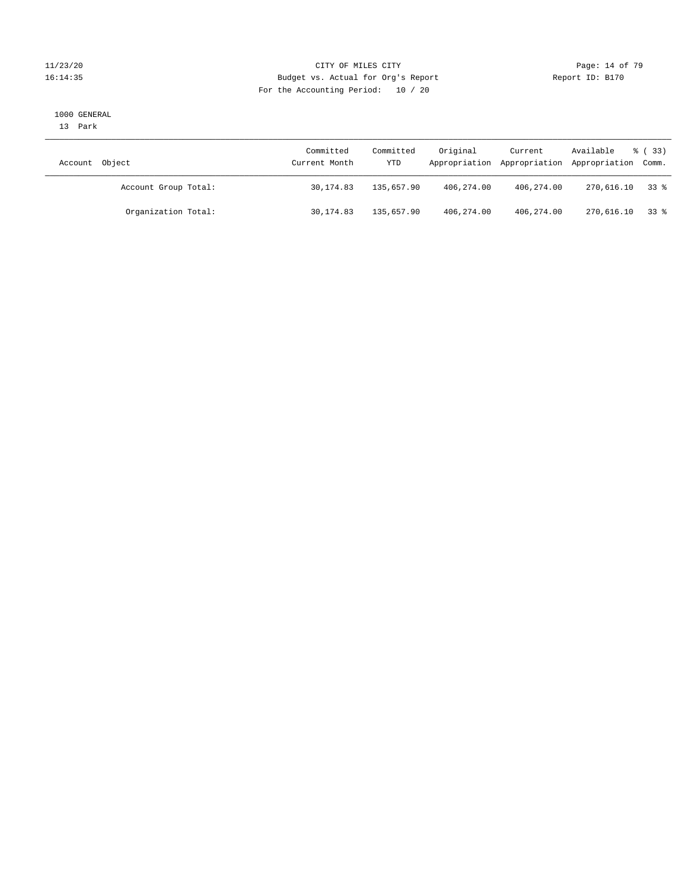CITY OF MILES CITY
Budget vs. Actual for Org's Report
For the Accounting Period: 10 / 20

11/23/20
16:14:35

Report ID: B170

1000 GENERAL
13 Park

| Account Object | Committed Current Month | Committed YTD | Original Appropriation | Current Appropriation | Available Appropriation | % ( 33) Comm. |
|---|---|---|---|---|---|---|
| Account Group Total: | 30,174.83 | 135,657.90 | 406,274.00 | 406,274.00 | 270,616.10 | 33 % |
| Organization Total: | 30,174.83 | 135,657.90 | 406,274.00 | 406,274.00 | 270,616.10 | 33 % |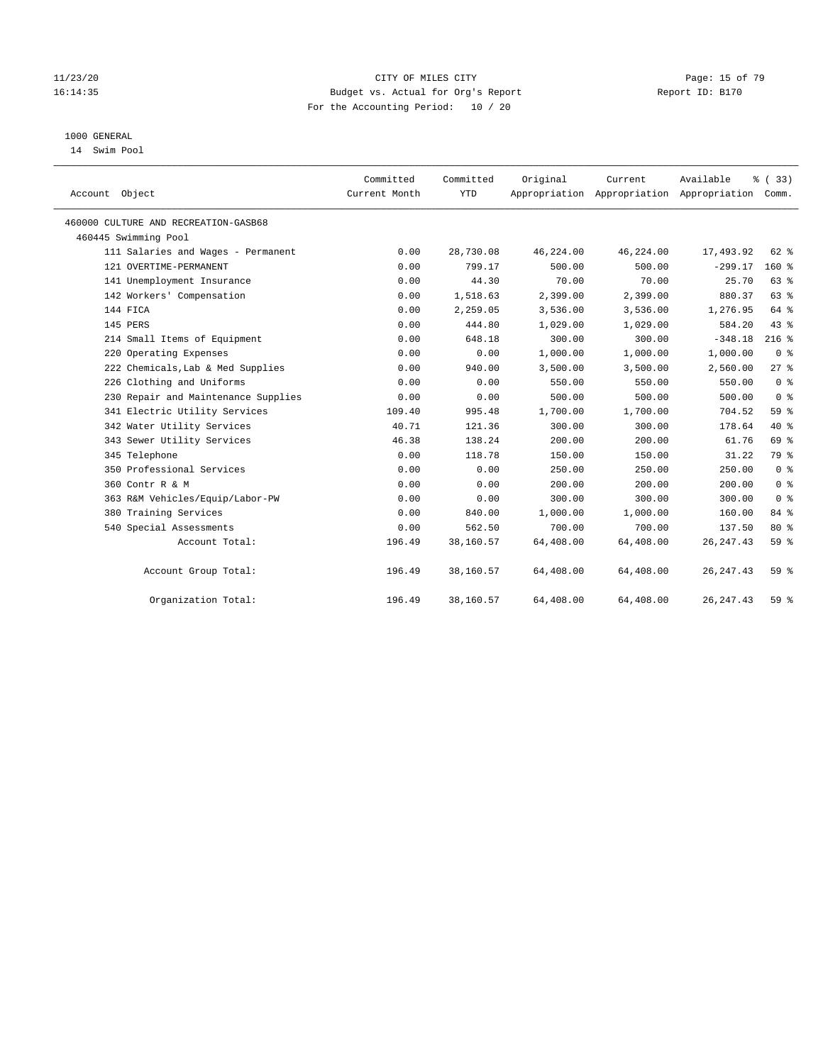CITY OF MILES CITY
Budget vs. Actual for Org's Report
For the Accounting Period: 10 / 20

11/23/20
16:14:35

Report ID: B170

1000 GENERAL
14 Swim Pool

| Account Object | Committed Current Month | Committed YTD | Original Appropriation | Current Appropriation | Available Appropriation | % ( 33) Comm. |
|---|---|---|---|---|---|---|
| 460000 CULTURE AND RECREATION-GASB68 | | | | | | |
| 460445 Swimming Pool | | | | | | |
| 111 Salaries and Wages - Permanent | 0.00 | 28,730.08 | 46,224.00 | 46,224.00 | 17,493.92 | 62 % |
| 121 OVERTIME-PERMANENT | 0.00 | 799.17 | 500.00 | 500.00 | -299.17 | 160 % |
| 141 Unemployment Insurance | 0.00 | 44.30 | 70.00 | 70.00 | 25.70 | 63 % |
| 142 Workers' Compensation | 0.00 | 1,518.63 | 2,399.00 | 2,399.00 | 880.37 | 63 % |
| 144 FICA | 0.00 | 2,259.05 | 3,536.00 | 3,536.00 | 1,276.95 | 64 % |
| 145 PERS | 0.00 | 444.80 | 1,029.00 | 1,029.00 | 584.20 | 43 % |
| 214 Small Items of Equipment | 0.00 | 648.18 | 300.00 | 300.00 | -348.18 | 216 % |
| 220 Operating Expenses | 0.00 | 0.00 | 1,000.00 | 1,000.00 | 1,000.00 | 0 % |
| 222 Chemicals,Lab & Med Supplies | 0.00 | 940.00 | 3,500.00 | 3,500.00 | 2,560.00 | 27 % |
| 226 Clothing and Uniforms | 0.00 | 0.00 | 550.00 | 550.00 | 550.00 | 0 % |
| 230 Repair and Maintenance Supplies | 0.00 | 0.00 | 500.00 | 500.00 | 500.00 | 0 % |
| 341 Electric Utility Services | 109.40 | 995.48 | 1,700.00 | 1,700.00 | 704.52 | 59 % |
| 342 Water Utility Services | 40.71 | 121.36 | 300.00 | 300.00 | 178.64 | 40 % |
| 343 Sewer Utility Services | 46.38 | 138.24 | 200.00 | 200.00 | 61.76 | 69 % |
| 345 Telephone | 0.00 | 118.78 | 150.00 | 150.00 | 31.22 | 79 % |
| 350 Professional Services | 0.00 | 0.00 | 250.00 | 250.00 | 250.00 | 0 % |
| 360 Contr R & M | 0.00 | 0.00 | 200.00 | 200.00 | 200.00 | 0 % |
| 363 R&M Vehicles/Equip/Labor-PW | 0.00 | 0.00 | 300.00 | 300.00 | 300.00 | 0 % |
| 380 Training Services | 0.00 | 840.00 | 1,000.00 | 1,000.00 | 160.00 | 84 % |
| 540 Special Assessments | 0.00 | 562.50 | 700.00 | 700.00 | 137.50 | 80 % |
| Account Total: | 196.49 | 38,160.57 | 64,408.00 | 64,408.00 | 26,247.43 | 59 % |
| Account Group Total: | 196.49 | 38,160.57 | 64,408.00 | 64,408.00 | 26,247.43 | 59 % |
| Organization Total: | 196.49 | 38,160.57 | 64,408.00 | 64,408.00 | 26,247.43 | 59 % |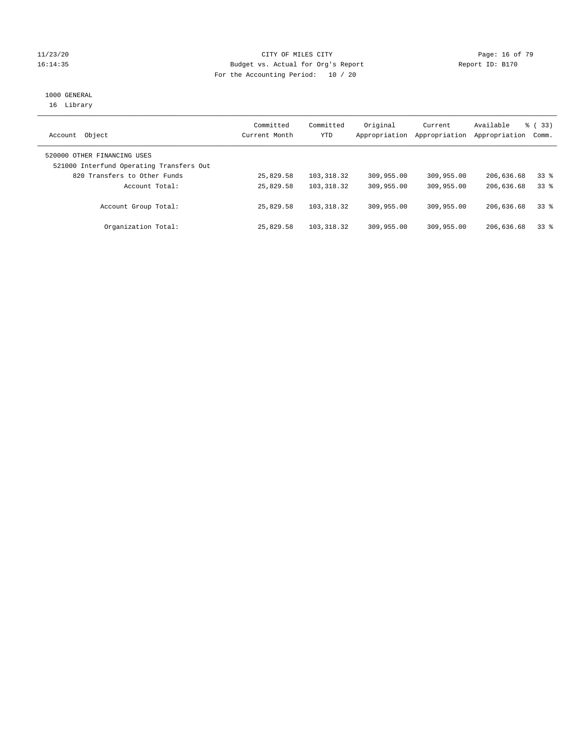CITY OF MILES CITY
Budget vs. Actual for Org's Report
For the Accounting Period: 10 / 20

11/23/20
16:14:35

Report ID: B170

1000 GENERAL
16 Library

| Account Object | Committed Current Month | Committed YTD | Original Appropriation | Current Appropriation | Available Appropriation | % ( 33) Comm. |
|---|---|---|---|---|---|---|
| 520000 OTHER FINANCING USES | | | | | | |
| 521000 Interfund Operating Transfers Out | | | | | | |
| 820 Transfers to Other Funds | 25,829.58 | 103,318.32 | 309,955.00 | 309,955.00 | 206,636.68 | 33 % |
| Account Total: | 25,829.58 | 103,318.32 | 309,955.00 | 309,955.00 | 206,636.68 | 33 % |
| Account Group Total: | 25,829.58 | 103,318.32 | 309,955.00 | 309,955.00 | 206,636.68 | 33 % |
| Organization Total: | 25,829.58 | 103,318.32 | 309,955.00 | 309,955.00 | 206,636.68 | 33 % |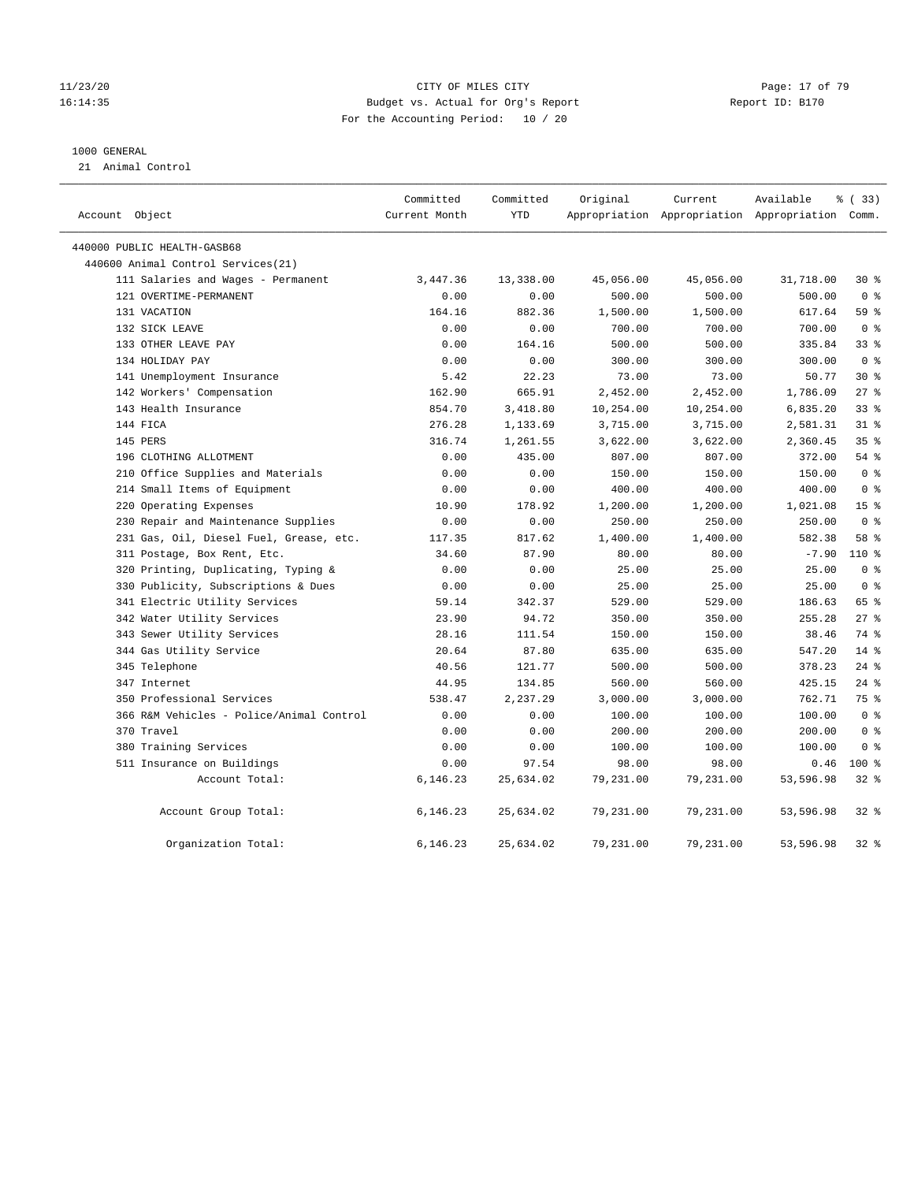CITY OF MILES CITY
Budget vs. Actual for Org's Report
For the Accounting Period: 10 / 20

11/23/20
16:14:35

Report ID: B170

1000 GENERAL

21 Animal Control

| Account Object | Committed Current Month | Committed YTD | Original Appropriation | Current Appropriation | Available Appropriation | % ( 33) Comm. |
|---|---|---|---|---|---|---|
| 440000 PUBLIC HEALTH-GASB68 | | | | | | |
| 440600 Animal Control Services(21) | | | | | | |
| 111 Salaries and Wages - Permanent | 3,447.36 | 13,338.00 | 45,056.00 | 45,056.00 | 31,718.00 | 30 % |
| 121 OVERTIME-PERMANENT | 0.00 | 0.00 | 500.00 | 500.00 | 500.00 | 0 % |
| 131 VACATION | 164.16 | 882.36 | 1,500.00 | 1,500.00 | 617.64 | 59 % |
| 132 SICK LEAVE | 0.00 | 0.00 | 700.00 | 700.00 | 700.00 | 0 % |
| 133 OTHER LEAVE PAY | 0.00 | 164.16 | 500.00 | 500.00 | 335.84 | 33 % |
| 134 HOLIDAY PAY | 0.00 | 0.00 | 300.00 | 300.00 | 300.00 | 0 % |
| 141 Unemployment Insurance | 5.42 | 22.23 | 73.00 | 73.00 | 50.77 | 30 % |
| 142 Workers' Compensation | 162.90 | 665.91 | 2,452.00 | 2,452.00 | 1,786.09 | 27 % |
| 143 Health Insurance | 854.70 | 3,418.80 | 10,254.00 | 10,254.00 | 6,835.20 | 33 % |
| 144 FICA | 276.28 | 1,133.69 | 3,715.00 | 3,715.00 | 2,581.31 | 31 % |
| 145 PERS | 316.74 | 1,261.55 | 3,622.00 | 3,622.00 | 2,360.45 | 35 % |
| 196 CLOTHING ALLOTMENT | 0.00 | 435.00 | 807.00 | 807.00 | 372.00 | 54 % |
| 210 Office Supplies and Materials | 0.00 | 0.00 | 150.00 | 150.00 | 150.00 | 0 % |
| 214 Small Items of Equipment | 0.00 | 0.00 | 400.00 | 400.00 | 400.00 | 0 % |
| 220 Operating Expenses | 10.90 | 178.92 | 1,200.00 | 1,200.00 | 1,021.08 | 15 % |
| 230 Repair and Maintenance Supplies | 0.00 | 0.00 | 250.00 | 250.00 | 250.00 | 0 % |
| 231 Gas, Oil, Diesel Fuel, Grease, etc. | 117.35 | 817.62 | 1,400.00 | 1,400.00 | 582.38 | 58 % |
| 311 Postage, Box Rent, Etc. | 34.60 | 87.90 | 80.00 | 80.00 | -7.90 | 110 % |
| 320 Printing, Duplicating, Typing & | 0.00 | 0.00 | 25.00 | 25.00 | 25.00 | 0 % |
| 330 Publicity, Subscriptions & Dues | 0.00 | 0.00 | 25.00 | 25.00 | 25.00 | 0 % |
| 341 Electric Utility Services | 59.14 | 342.37 | 529.00 | 529.00 | 186.63 | 65 % |
| 342 Water Utility Services | 23.90 | 94.72 | 350.00 | 350.00 | 255.28 | 27 % |
| 343 Sewer Utility Services | 28.16 | 111.54 | 150.00 | 150.00 | 38.46 | 74 % |
| 344 Gas Utility Service | 20.64 | 87.80 | 635.00 | 635.00 | 547.20 | 14 % |
| 345 Telephone | 40.56 | 121.77 | 500.00 | 500.00 | 378.23 | 24 % |
| 347 Internet | 44.95 | 134.85 | 560.00 | 560.00 | 425.15 | 24 % |
| 350 Professional Services | 538.47 | 2,237.29 | 3,000.00 | 3,000.00 | 762.71 | 75 % |
| 366 R&M Vehicles - Police/Animal Control | 0.00 | 0.00 | 100.00 | 100.00 | 100.00 | 0 % |
| 370 Travel | 0.00 | 0.00 | 200.00 | 200.00 | 200.00 | 0 % |
| 380 Training Services | 0.00 | 0.00 | 100.00 | 100.00 | 100.00 | 0 % |
| 511 Insurance on Buildings | 0.00 | 97.54 | 98.00 | 98.00 | 0.46 | 100 % |
| Account Total: | 6,146.23 | 25,634.02 | 79,231.00 | 79,231.00 | 53,596.98 | 32 % |
| Account Group Total: | 6,146.23 | 25,634.02 | 79,231.00 | 79,231.00 | 53,596.98 | 32 % |
| Organization Total: | 6,146.23 | 25,634.02 | 79,231.00 | 79,231.00 | 53,596.98 | 32 % |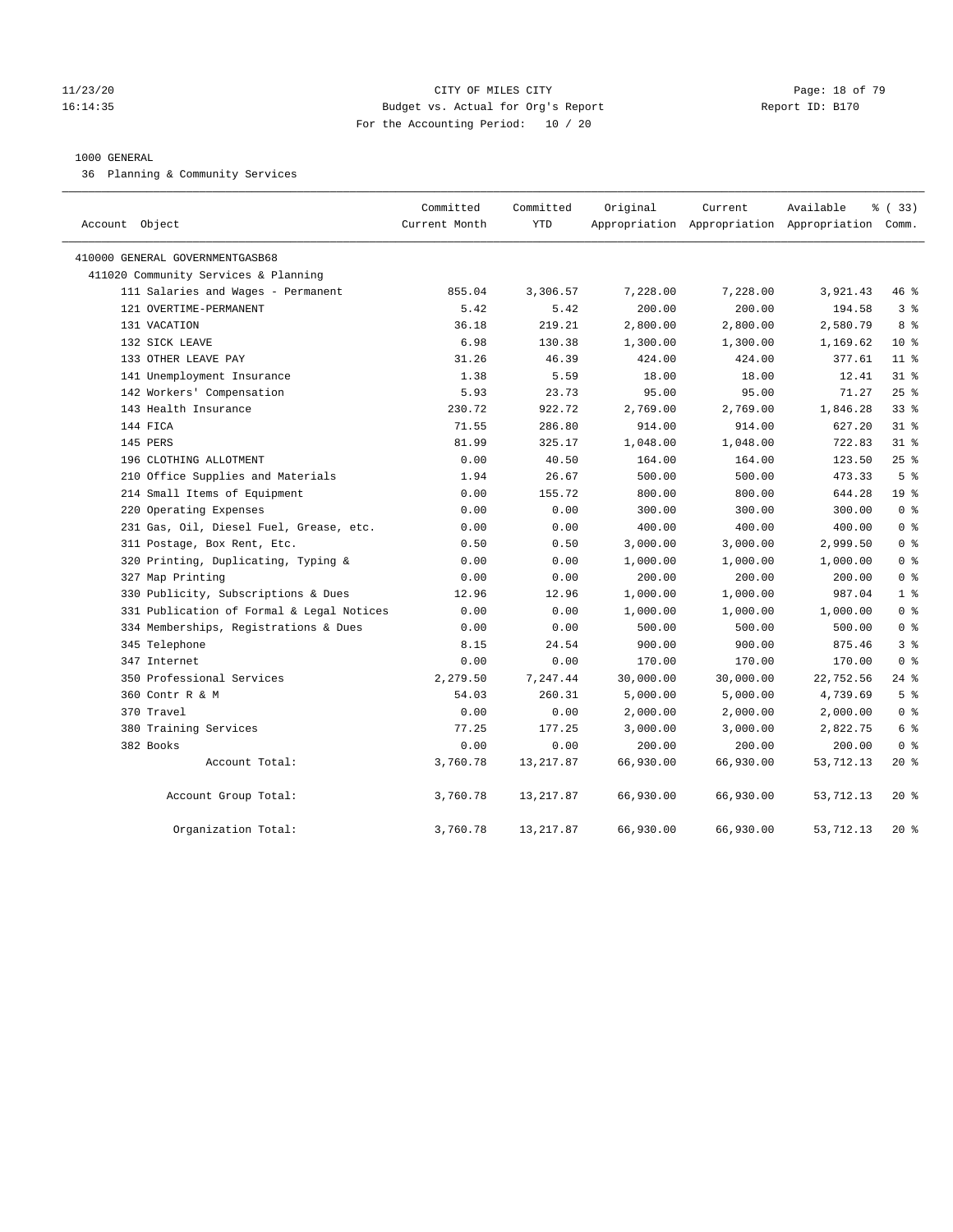CITY OF MILES CITY
Budget vs. Actual for Org's Report
For the Accounting Period: 10 / 20

11/23/20
16:14:35

Report ID: B170

1000 GENERAL

36 Planning & Community Services

| Account Object | Committed Current Month | Committed YTD | Original Appropriation | Current Appropriation | Available Appropriation | % ( 33) Comm. |
|---|---|---|---|---|---|---|
| 410000 GENERAL GOVERNMENTGASB68 | | | | | | |
| 411020 Community Services & Planning | | | | | | |
| 111 Salaries and Wages - Permanent | 855.04 | 3,306.57 | 7,228.00 | 7,228.00 | 3,921.43 | 46 % |
| 121 OVERTIME-PERMANENT | 5.42 | 5.42 | 200.00 | 200.00 | 194.58 | 3 % |
| 131 VACATION | 36.18 | 219.21 | 2,800.00 | 2,800.00 | 2,580.79 | 8 % |
| 132 SICK LEAVE | 6.98 | 130.38 | 1,300.00 | 1,300.00 | 1,169.62 | 10 % |
| 133 OTHER LEAVE PAY | 31.26 | 46.39 | 424.00 | 424.00 | 377.61 | 11 % |
| 141 Unemployment Insurance | 1.38 | 5.59 | 18.00 | 18.00 | 12.41 | 31 % |
| 142 Workers' Compensation | 5.93 | 23.73 | 95.00 | 95.00 | 71.27 | 25 % |
| 143 Health Insurance | 230.72 | 922.72 | 2,769.00 | 2,769.00 | 1,846.28 | 33 % |
| 144 FICA | 71.55 | 286.80 | 914.00 | 914.00 | 627.20 | 31 % |
| 145 PERS | 81.99 | 325.17 | 1,048.00 | 1,048.00 | 722.83 | 31 % |
| 196 CLOTHING ALLOTMENT | 0.00 | 40.50 | 164.00 | 164.00 | 123.50 | 25 % |
| 210 Office Supplies and Materials | 1.94 | 26.67 | 500.00 | 500.00 | 473.33 | 5 % |
| 214 Small Items of Equipment | 0.00 | 155.72 | 800.00 | 800.00 | 644.28 | 19 % |
| 220 Operating Expenses | 0.00 | 0.00 | 300.00 | 300.00 | 300.00 | 0 % |
| 231 Gas, Oil, Diesel Fuel, Grease, etc. | 0.00 | 0.00 | 400.00 | 400.00 | 400.00 | 0 % |
| 311 Postage, Box Rent, Etc. | 0.50 | 0.50 | 3,000.00 | 3,000.00 | 2,999.50 | 0 % |
| 320 Printing, Duplicating, Typing & | 0.00 | 0.00 | 1,000.00 | 1,000.00 | 1,000.00 | 0 % |
| 327 Map Printing | 0.00 | 0.00 | 200.00 | 200.00 | 200.00 | 0 % |
| 330 Publicity, Subscriptions & Dues | 12.96 | 12.96 | 1,000.00 | 1,000.00 | 987.04 | 1 % |
| 331 Publication of Formal & Legal Notices | 0.00 | 0.00 | 1,000.00 | 1,000.00 | 1,000.00 | 0 % |
| 334 Memberships, Registrations & Dues | 0.00 | 0.00 | 500.00 | 500.00 | 500.00 | 0 % |
| 345 Telephone | 8.15 | 24.54 | 900.00 | 900.00 | 875.46 | 3 % |
| 347 Internet | 0.00 | 0.00 | 170.00 | 170.00 | 170.00 | 0 % |
| 350 Professional Services | 2,279.50 | 7,247.44 | 30,000.00 | 30,000.00 | 22,752.56 | 24 % |
| 360 Contr R & M | 54.03 | 260.31 | 5,000.00 | 5,000.00 | 4,739.69 | 5 % |
| 370 Travel | 0.00 | 0.00 | 2,000.00 | 2,000.00 | 2,000.00 | 0 % |
| 380 Training Services | 77.25 | 177.25 | 3,000.00 | 3,000.00 | 2,822.75 | 6 % |
| 382 Books | 0.00 | 0.00 | 200.00 | 200.00 | 200.00 | 0 % |
| Account Total: | 3,760.78 | 13,217.87 | 66,930.00 | 66,930.00 | 53,712.13 | 20 % |
| Account Group Total: | 3,760.78 | 13,217.87 | 66,930.00 | 66,930.00 | 53,712.13 | 20 % |
| Organization Total: | 3,760.78 | 13,217.87 | 66,930.00 | 66,930.00 | 53,712.13 | 20 % |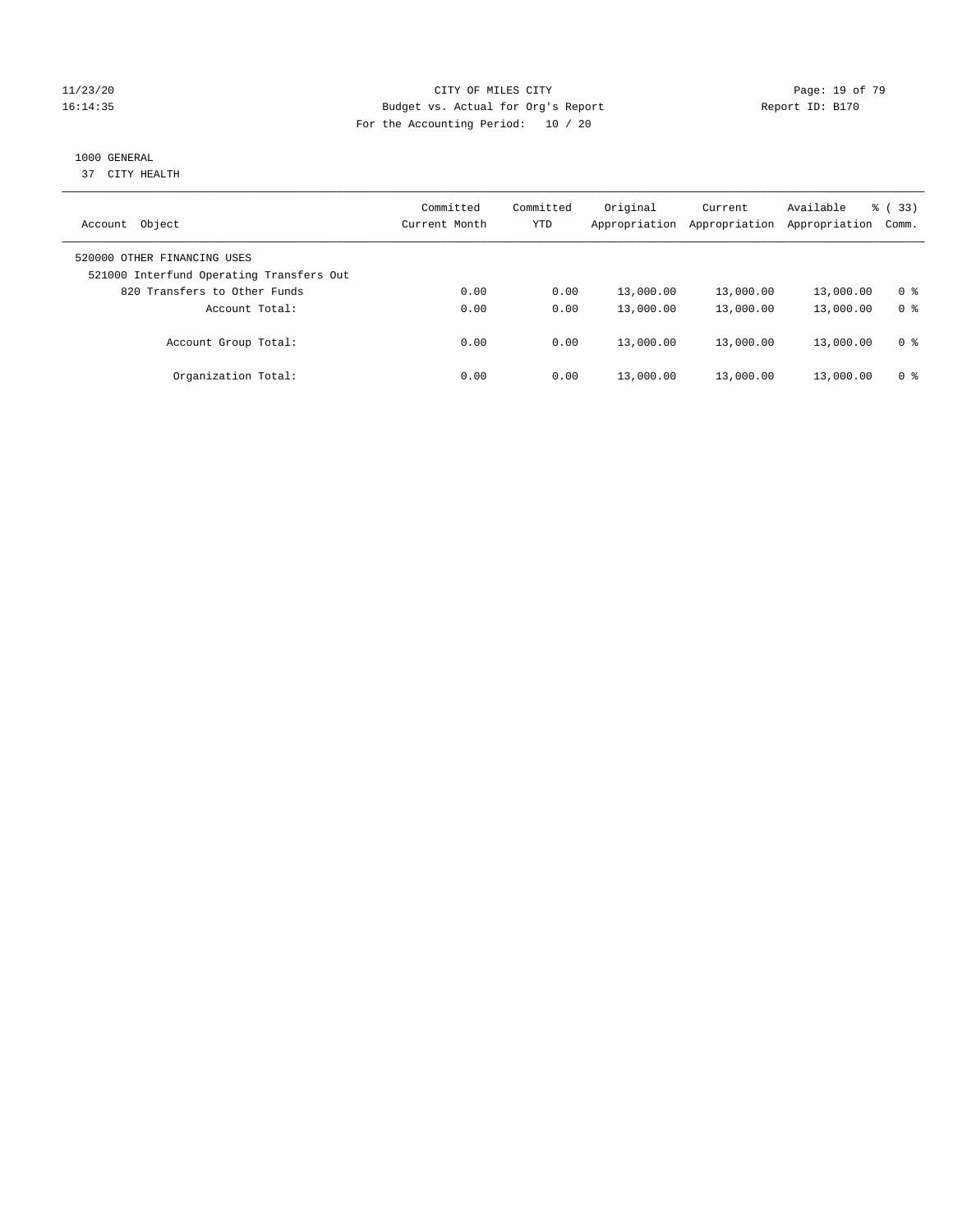CITY OF MILES CITY
Budget vs. Actual for Org's Report
For the Accounting Period: 10 / 20

11/23/20
16:14:35

Report ID: B170

1000 GENERAL
37 CITY HEALTH

| Account Object | Committed Current Month | Committed YTD | Original Appropriation | Current Appropriation | Available Appropriation | % ( 33) Comm. |
|---|---|---|---|---|---|---|
| 520000 OTHER FINANCING USES | | | | | | |
| 521000 Interfund Operating Transfers Out | | | | | | |
| 820 Transfers to Other Funds | 0.00 | 0.00 | 13,000.00 | 13,000.00 | 13,000.00 | 0 % |
| Account Total: | 0.00 | 0.00 | 13,000.00 | 13,000.00 | 13,000.00 | 0 % |
| Account Group Total: | 0.00 | 0.00 | 13,000.00 | 13,000.00 | 13,000.00 | 0 % |
| Organization Total: | 0.00 | 0.00 | 13,000.00 | 13,000.00 | 13,000.00 | 0 % |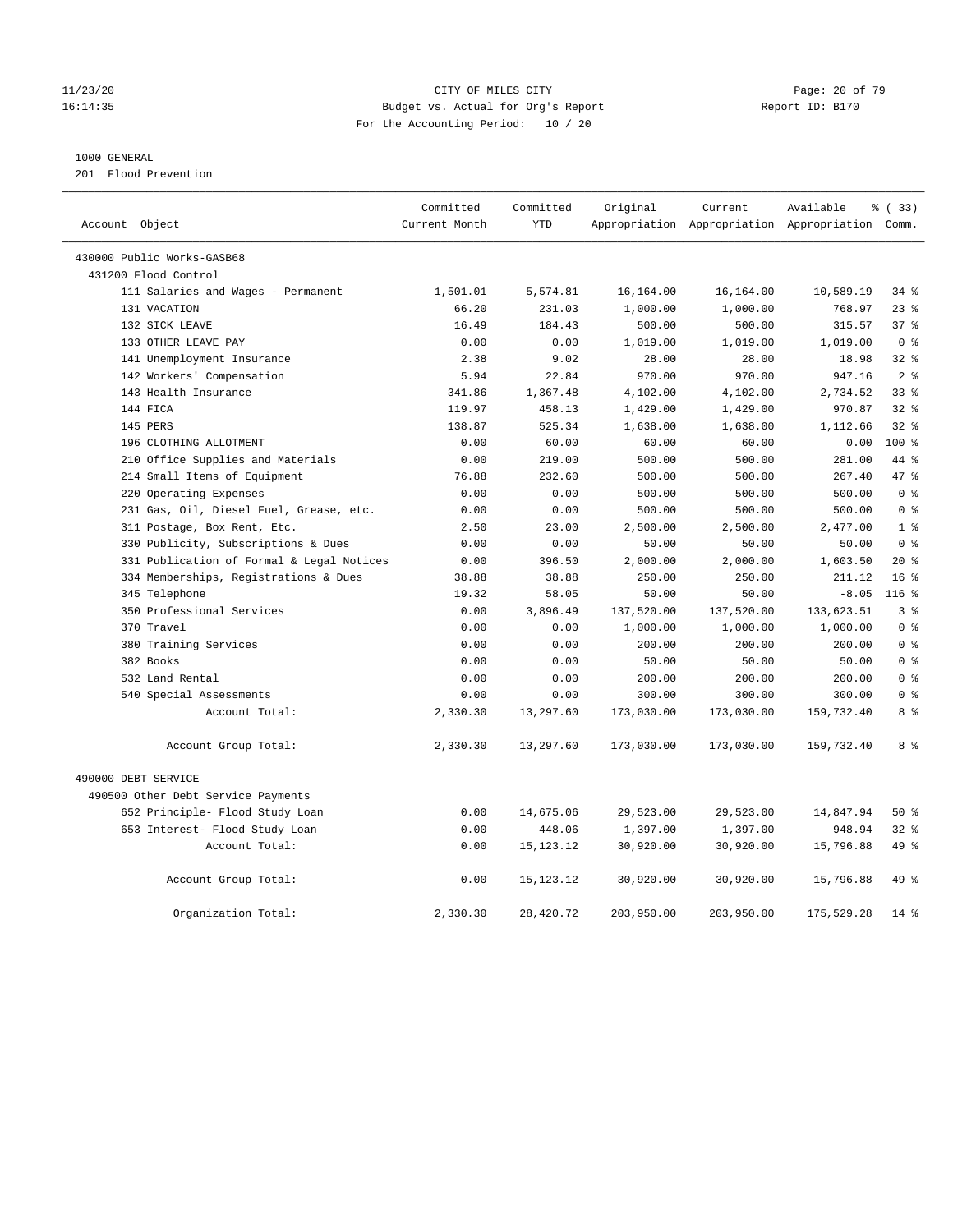CITY OF MILES CITY
Budget vs. Actual for Org's Report
For the Accounting Period: 10 / 20

1000 GENERAL
201 Flood Prevention

| Account Object | Committed Current Month | Committed YTD | Original Appropriation | Current Appropriation | Available Appropriation | % ( 33) Comm. |
|---|---|---|---|---|---|---|
| 430000 Public Works-GASB68 | | | | | | |
| 431200 Flood Control | | | | | | |
| 111 Salaries and Wages - Permanent | 1,501.01 | 5,574.81 | 16,164.00 | 16,164.00 | 10,589.19 | 34 % |
| 131 VACATION | 66.20 | 231.03 | 1,000.00 | 1,000.00 | 768.97 | 23 % |
| 132 SICK LEAVE | 16.49 | 184.43 | 500.00 | 500.00 | 315.57 | 37 % |
| 133 OTHER LEAVE PAY | 0.00 | 0.00 | 1,019.00 | 1,019.00 | 1,019.00 | 0 % |
| 141 Unemployment Insurance | 2.38 | 9.02 | 28.00 | 28.00 | 18.98 | 32 % |
| 142 Workers' Compensation | 5.94 | 22.84 | 970.00 | 970.00 | 947.16 | 2 % |
| 143 Health Insurance | 341.86 | 1,367.48 | 4,102.00 | 4,102.00 | 2,734.52 | 33 % |
| 144 FICA | 119.97 | 458.13 | 1,429.00 | 1,429.00 | 970.87 | 32 % |
| 145 PERS | 138.87 | 525.34 | 1,638.00 | 1,638.00 | 1,112.66 | 32 % |
| 196 CLOTHING ALLOTMENT | 0.00 | 60.00 | 60.00 | 60.00 | 0.00 | 100 % |
| 210 Office Supplies and Materials | 0.00 | 219.00 | 500.00 | 500.00 | 281.00 | 44 % |
| 214 Small Items of Equipment | 76.88 | 232.60 | 500.00 | 500.00 | 267.40 | 47 % |
| 220 Operating Expenses | 0.00 | 0.00 | 500.00 | 500.00 | 500.00 | 0 % |
| 231 Gas, Oil, Diesel Fuel, Grease, etc. | 0.00 | 0.00 | 500.00 | 500.00 | 500.00 | 0 % |
| 311 Postage, Box Rent, Etc. | 2.50 | 23.00 | 2,500.00 | 2,500.00 | 2,477.00 | 1 % |
| 330 Publicity, Subscriptions & Dues | 0.00 | 0.00 | 50.00 | 50.00 | 50.00 | 0 % |
| 331 Publication of Formal & Legal Notices | 0.00 | 396.50 | 2,000.00 | 2,000.00 | 1,603.50 | 20 % |
| 334 Memberships, Registrations & Dues | 38.88 | 38.88 | 250.00 | 250.00 | 211.12 | 16 % |
| 345 Telephone | 19.32 | 58.05 | 50.00 | 50.00 | -8.05 | 116 % |
| 350 Professional Services | 0.00 | 3,896.49 | 137,520.00 | 137,520.00 | 133,623.51 | 3 % |
| 370 Travel | 0.00 | 0.00 | 1,000.00 | 1,000.00 | 1,000.00 | 0 % |
| 380 Training Services | 0.00 | 0.00 | 200.00 | 200.00 | 200.00 | 0 % |
| 382 Books | 0.00 | 0.00 | 50.00 | 50.00 | 50.00 | 0 % |
| 532 Land Rental | 0.00 | 0.00 | 200.00 | 200.00 | 200.00 | 0 % |
| 540 Special Assessments | 0.00 | 0.00 | 300.00 | 300.00 | 300.00 | 0 % |
| Account Total: | 2,330.30 | 13,297.60 | 173,030.00 | 173,030.00 | 159,732.40 | 8 % |
| Account Group Total: | 2,330.30 | 13,297.60 | 173,030.00 | 173,030.00 | 159,732.40 | 8 % |
| 490000 DEBT SERVICE | | | | | | |
| 490500 Other Debt Service Payments | | | | | | |
| 652 Principle- Flood Study Loan | 0.00 | 14,675.06 | 29,523.00 | 29,523.00 | 14,847.94 | 50 % |
| 653 Interest- Flood Study Loan | 0.00 | 448.06 | 1,397.00 | 1,397.00 | 948.94 | 32 % |
| Account Total: | 0.00 | 15,123.12 | 30,920.00 | 30,920.00 | 15,796.88 | 49 % |
| Account Group Total: | 0.00 | 15,123.12 | 30,920.00 | 30,920.00 | 15,796.88 | 49 % |
| Organization Total: | 2,330.30 | 28,420.72 | 203,950.00 | 203,950.00 | 175,529.28 | 14 % |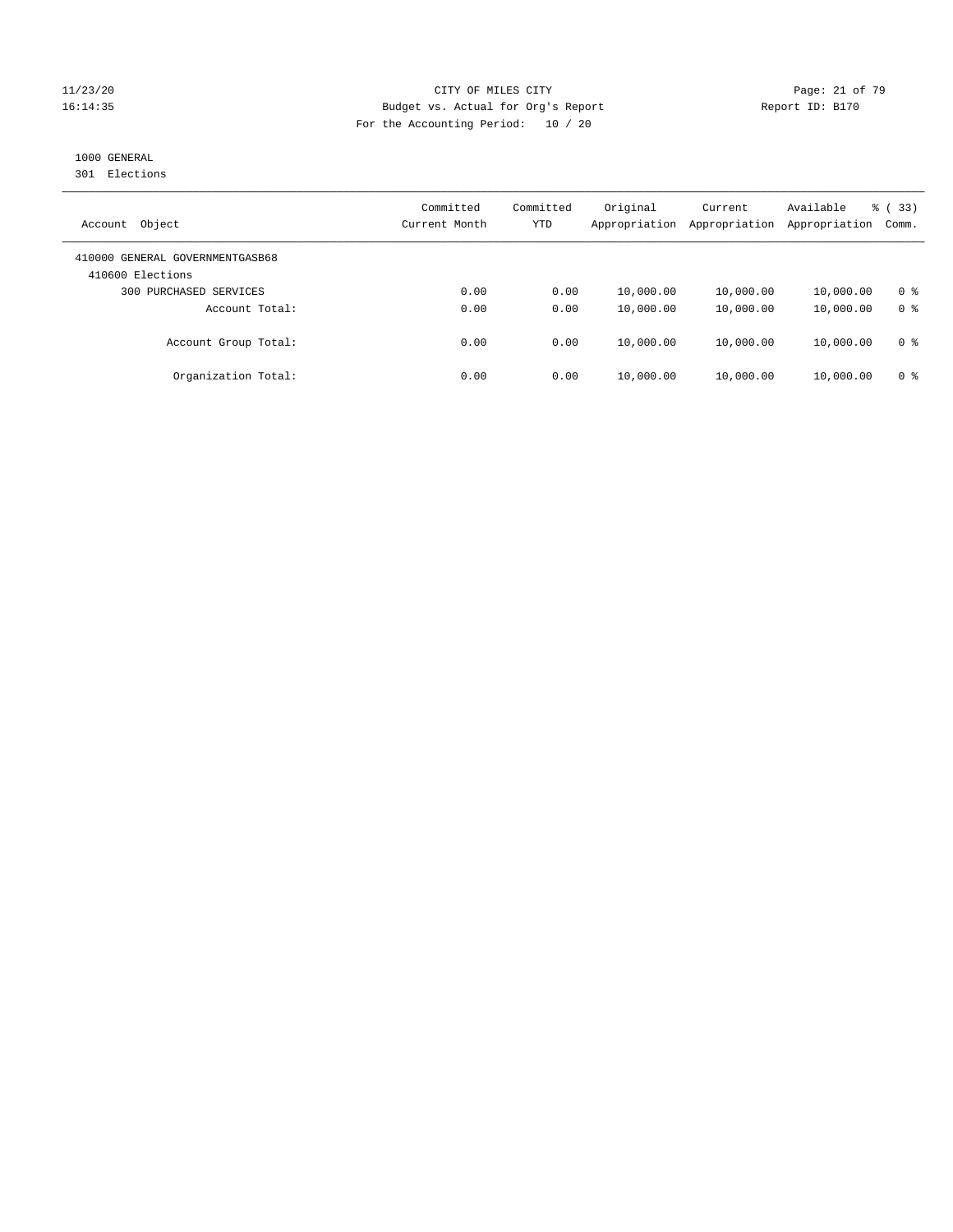CITY OF MILES CITY
Budget vs. Actual for Org's Report
For the Accounting Period: 10 / 20

11/23/20
16:14:35

Report ID: B170

1000 GENERAL
301 Elections

| Account Object | Committed Current Month | Committed YTD | Original Appropriation | Current Appropriation | Available Appropriation | % ( 33) Comm. |
|---|---|---|---|---|---|---|
| 410000 GENERAL GOVERNMENTGASB68 | | | | | | |
| 410600 Elections | | | | | | |
| 300 PURCHASED SERVICES | 0.00 | 0.00 | 10,000.00 | 10,000.00 | 10,000.00 | 0 % |
| Account Total: | 0.00 | 0.00 | 10,000.00 | 10,000.00 | 10,000.00 | 0 % |
| Account Group Total: | 0.00 | 0.00 | 10,000.00 | 10,000.00 | 10,000.00 | 0 % |
| Organization Total: | 0.00 | 0.00 | 10,000.00 | 10,000.00 | 10,000.00 | 0 % |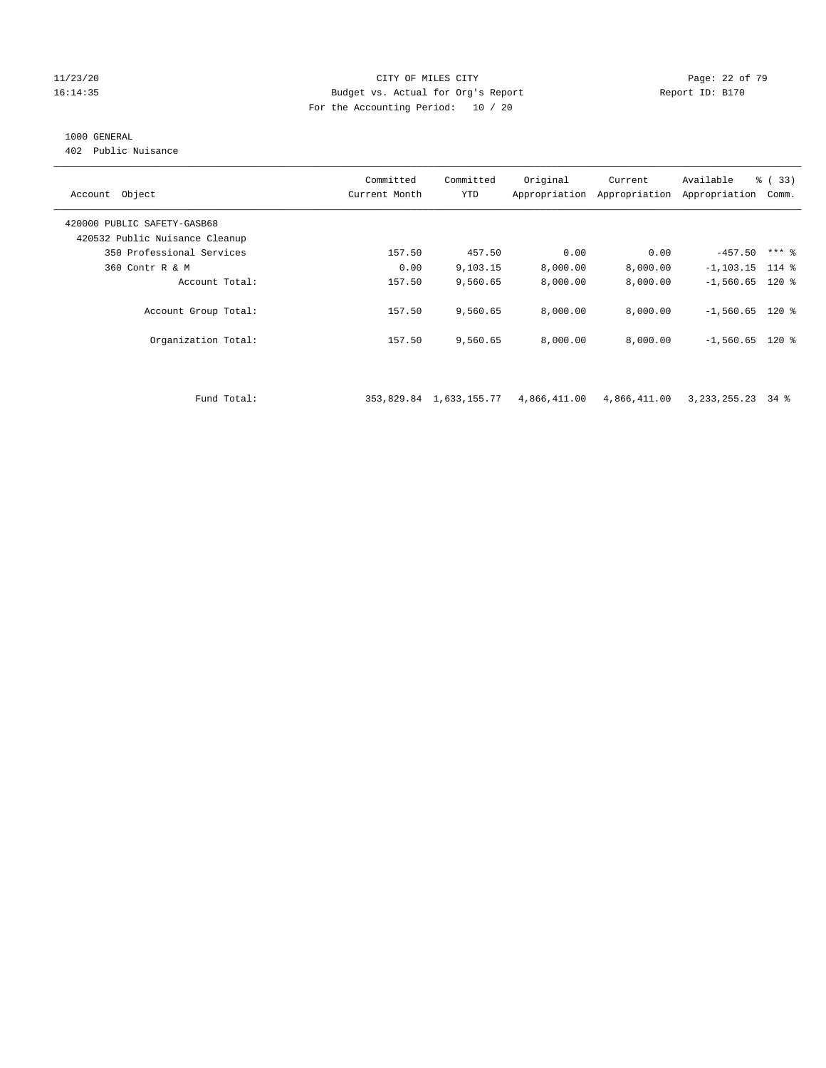CITY OF MILES CITY
Budget vs. Actual for Org's Report
For the Accounting Period: 10 / 20

1000 GENERAL
402 Public Nuisance

| Account Object | Committed Current Month | Committed YTD | Original Appropriation | Current Appropriation | Available Appropriation | % ( 33) Comm. |
|---|---|---|---|---|---|---|
| 420000 PUBLIC SAFETY-GASB68 | | | | | | |
| 420532 Public Nuisance Cleanup | | | | | | |
| 350 Professional Services | 157.50 | 457.50 | 0.00 | 0.00 | -457.50 | *** % |
| 360 Contr R & M | 0.00 | 9,103.15 | 8,000.00 | 8,000.00 | -1,103.15 | 114 % |
| Account Total: | 157.50 | 9,560.65 | 8,000.00 | 8,000.00 | -1,560.65 | 120 % |
| Account Group Total: | 157.50 | 9,560.65 | 8,000.00 | 8,000.00 | -1,560.65 | 120 % |
| Organization Total: | 157.50 | 9,560.65 | 8,000.00 | 8,000.00 | -1,560.65 | 120 % |
| Fund Total: | 353,829.84 | 1,633,155.77 | 4,866,411.00 | 4,866,411.00 | 3,233,255.23 | 34 % |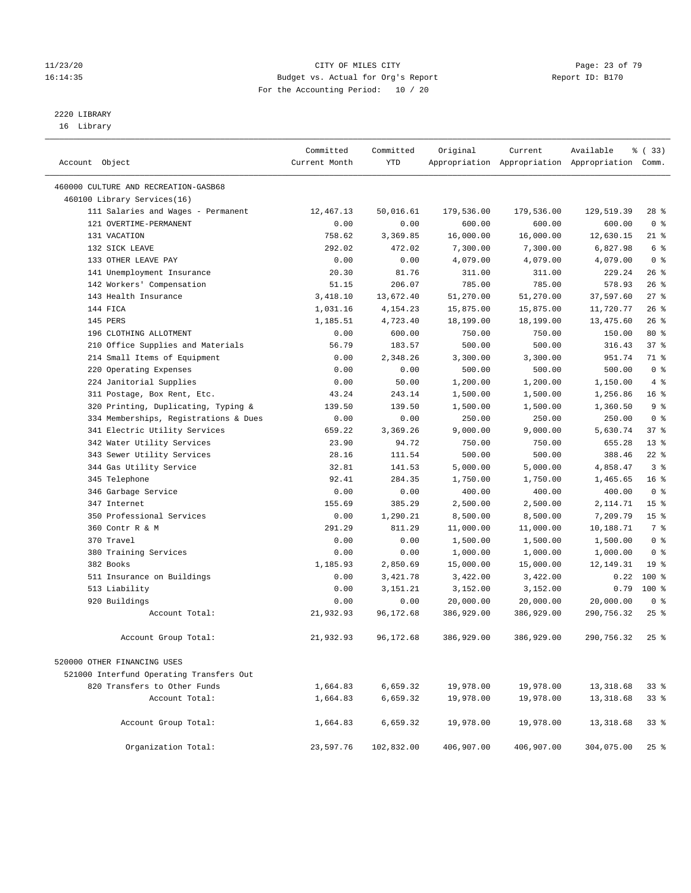11/23/20 CITY OF MILES CITY
16:14:35 Budget vs. Actual for Org's Report Report ID: B170
For the Accounting Period: 10 / 20

2220 LIBRARY
16 Library

| Account Object | Committed Current Month | Committed YTD | Original Appropriation | Current Appropriation | Available Appropriation | % ( 33) Comm. |
|---|---|---|---|---|---|---|
| 460000 CULTURE AND RECREATION-GASB68 | | | | | | |
| 460100 Library Services(16) | | | | | | |
| 111 Salaries and Wages - Permanent | 12,467.13 | 50,016.61 | 179,536.00 | 179,536.00 | 129,519.39 | 28 % |
| 121 OVERTIME-PERMANENT | 0.00 | 0.00 | 600.00 | 600.00 | 600.00 | 0 % |
| 131 VACATION | 758.62 | 3,369.85 | 16,000.00 | 16,000.00 | 12,630.15 | 21 % |
| 132 SICK LEAVE | 292.02 | 472.02 | 7,300.00 | 7,300.00 | 6,827.98 | 6 % |
| 133 OTHER LEAVE PAY | 0.00 | 0.00 | 4,079.00 | 4,079.00 | 4,079.00 | 0 % |
| 141 Unemployment Insurance | 20.30 | 81.76 | 311.00 | 311.00 | 229.24 | 26 % |
| 142 Workers' Compensation | 51.15 | 206.07 | 785.00 | 785.00 | 578.93 | 26 % |
| 143 Health Insurance | 3,418.10 | 13,672.40 | 51,270.00 | 51,270.00 | 37,597.60 | 27 % |
| 144 FICA | 1,031.16 | 4,154.23 | 15,875.00 | 15,875.00 | 11,720.77 | 26 % |
| 145 PERS | 1,185.51 | 4,723.40 | 18,199.00 | 18,199.00 | 13,475.60 | 26 % |
| 196 CLOTHING ALLOTMENT | 0.00 | 600.00 | 750.00 | 750.00 | 150.00 | 80 % |
| 210 Office Supplies and Materials | 56.79 | 183.57 | 500.00 | 500.00 | 316.43 | 37 % |
| 214 Small Items of Equipment | 0.00 | 2,348.26 | 3,300.00 | 3,300.00 | 951.74 | 71 % |
| 220 Operating Expenses | 0.00 | 0.00 | 500.00 | 500.00 | 500.00 | 0 % |
| 224 Janitorial Supplies | 0.00 | 50.00 | 1,200.00 | 1,200.00 | 1,150.00 | 4 % |
| 311 Postage, Box Rent, Etc. | 43.24 | 243.14 | 1,500.00 | 1,500.00 | 1,256.86 | 16 % |
| 320 Printing, Duplicating, Typing & | 139.50 | 139.50 | 1,500.00 | 1,500.00 | 1,360.50 | 9 % |
| 334 Memberships, Registrations & Dues | 0.00 | 0.00 | 250.00 | 250.00 | 250.00 | 0 % |
| 341 Electric Utility Services | 659.22 | 3,369.26 | 9,000.00 | 9,000.00 | 5,630.74 | 37 % |
| 342 Water Utility Services | 23.90 | 94.72 | 750.00 | 750.00 | 655.28 | 13 % |
| 343 Sewer Utility Services | 28.16 | 111.54 | 500.00 | 500.00 | 388.46 | 22 % |
| 344 Gas Utility Service | 32.81 | 141.53 | 5,000.00 | 5,000.00 | 4,858.47 | 3 % |
| 345 Telephone | 92.41 | 284.35 | 1,750.00 | 1,750.00 | 1,465.65 | 16 % |
| 346 Garbage Service | 0.00 | 0.00 | 400.00 | 400.00 | 400.00 | 0 % |
| 347 Internet | 155.69 | 385.29 | 2,500.00 | 2,500.00 | 2,114.71 | 15 % |
| 350 Professional Services | 0.00 | 1,290.21 | 8,500.00 | 8,500.00 | 7,209.79 | 15 % |
| 360 Contr R & M | 291.29 | 811.29 | 11,000.00 | 11,000.00 | 10,188.71 | 7 % |
| 370 Travel | 0.00 | 0.00 | 1,500.00 | 1,500.00 | 1,500.00 | 0 % |
| 380 Training Services | 0.00 | 0.00 | 1,000.00 | 1,000.00 | 1,000.00 | 0 % |
| 382 Books | 1,185.93 | 2,850.69 | 15,000.00 | 15,000.00 | 12,149.31 | 19 % |
| 511 Insurance on Buildings | 0.00 | 3,421.78 | 3,422.00 | 3,422.00 | 0.22 | 100 % |
| 513 Liability | 0.00 | 3,151.21 | 3,152.00 | 3,152.00 | 0.79 | 100 % |
| 920 Buildings | 0.00 | 0.00 | 20,000.00 | 20,000.00 | 20,000.00 | 0 % |
| Account Total: | 21,932.93 | 96,172.68 | 386,929.00 | 386,929.00 | 290,756.32 | 25 % |
| Account Group Total: | 21,932.93 | 96,172.68 | 386,929.00 | 386,929.00 | 290,756.32 | 25 % |
| 520000 OTHER FINANCING USES | | | | | | |
| 521000 Interfund Operating Transfers Out | | | | | | |
| 820 Transfers to Other Funds | 1,664.83 | 6,659.32 | 19,978.00 | 19,978.00 | 13,318.68 | 33 % |
| Account Total: | 1,664.83 | 6,659.32 | 19,978.00 | 19,978.00 | 13,318.68 | 33 % |
| Account Group Total: | 1,664.83 | 6,659.32 | 19,978.00 | 19,978.00 | 13,318.68 | 33 % |
| Organization Total: | 23,597.76 | 102,832.00 | 406,907.00 | 406,907.00 | 304,075.00 | 25 % |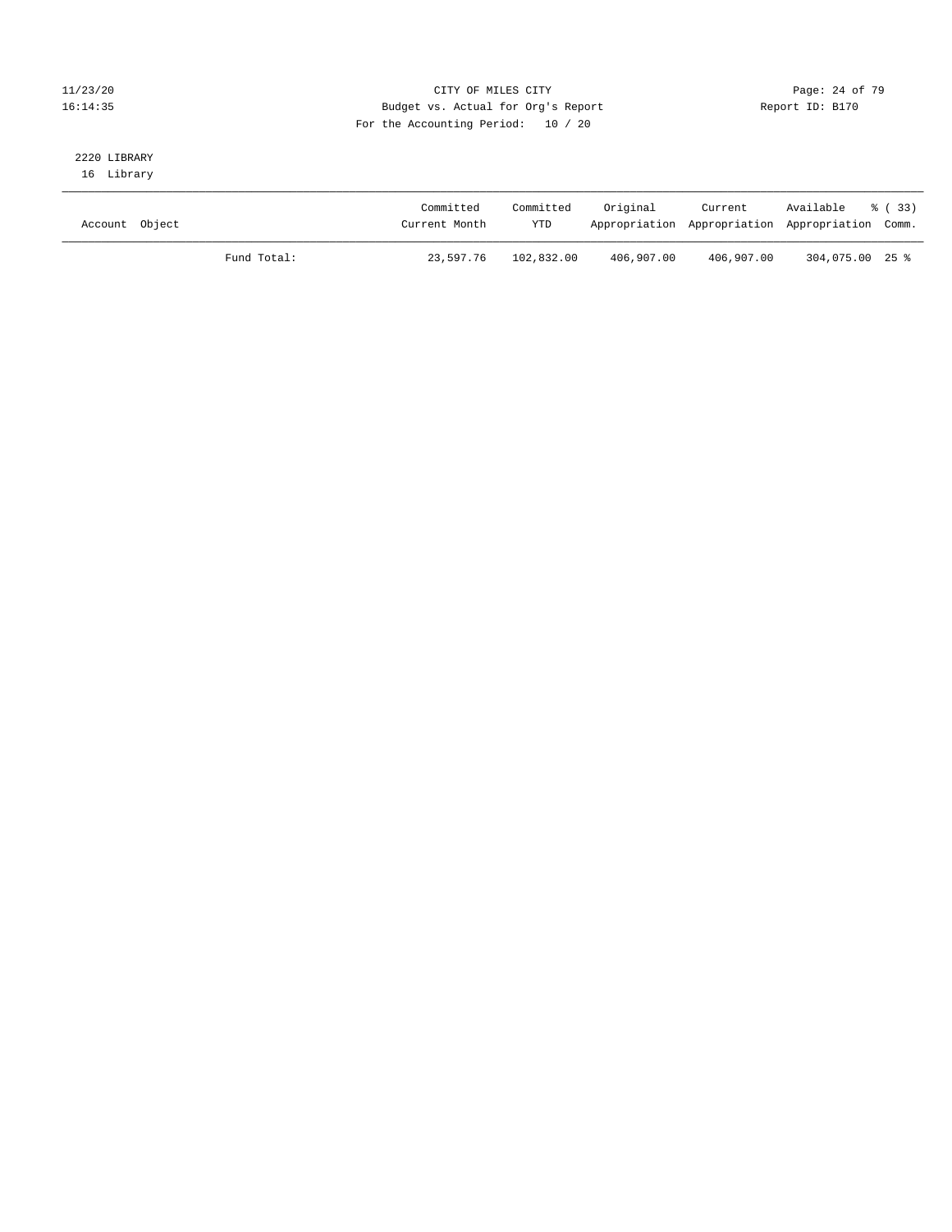CITY OF MILES CITY
Budget vs. Actual for Org's Report
For the Accounting Period: 10 / 20

11/23/20
16:14:35

Report ID: B170

2220 LIBRARY
16 Library

| Account Object | | Committed Current Month | Committed YTD | Original Appropriation | Current Appropriation | Available Appropriation | % ( 33) Comm. |
|---|---|---|---|---|---|---|---|
| | Fund Total: | 23,597.76 | 102,832.00 | 406,907.00 | 406,907.00 | 304,075.00 | 25 % |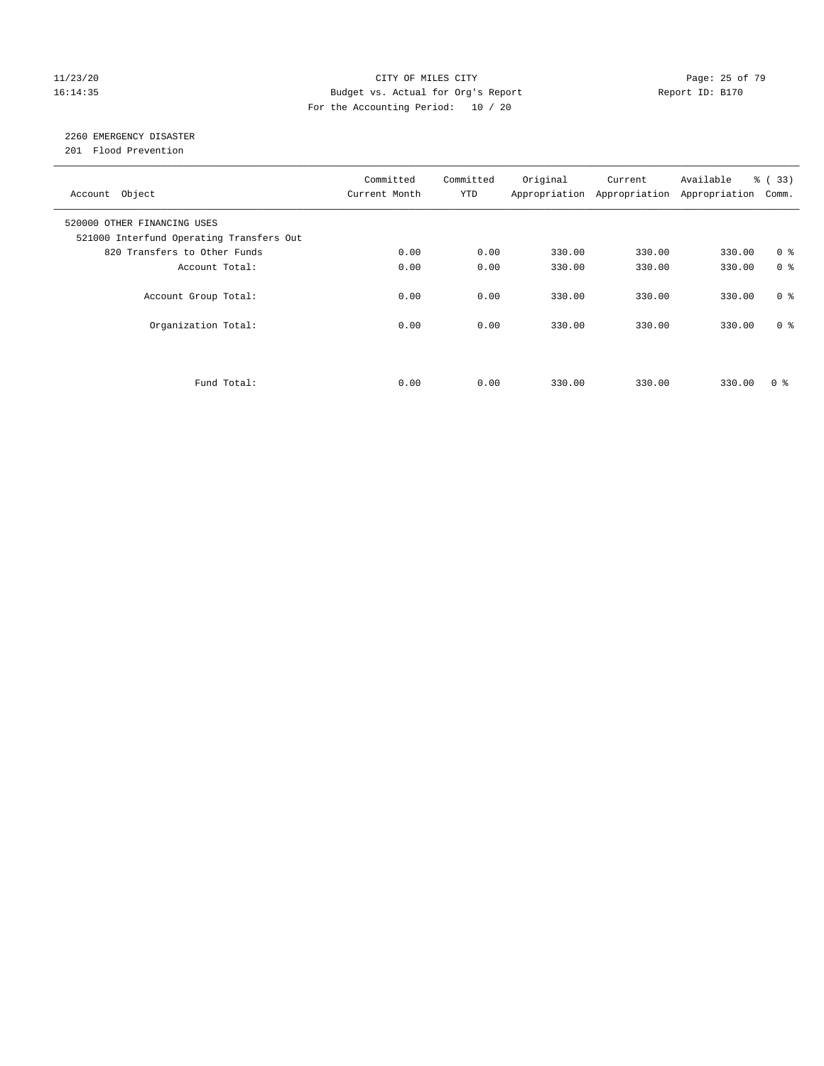CITY OF MILES CITY
Budget vs. Actual for Org's Report
For the Accounting Period: 10 / 20

11/23/20
16:14:35

Report ID: B170

## 2260 EMERGENCY DISASTER

201 Flood Prevention

| Account Object | Committed Current Month | Committed YTD | Original Appropriation | Current Appropriation | Available Appropriation | % ( 33) Comm. |
|---|---|---|---|---|---|---|
| 520000 OTHER FINANCING USES | | | | | | |
| 521000 Interfund Operating Transfers Out | | | | | | |
| 820 Transfers to Other Funds | 0.00 | 0.00 | 330.00 | 330.00 | 330.00 | 0 % |
| Account Total: | 0.00 | 0.00 | 330.00 | 330.00 | 330.00 | 0 % |
| Account Group Total: | 0.00 | 0.00 | 330.00 | 330.00 | 330.00 | 0 % |
| Organization Total: | 0.00 | 0.00 | 330.00 | 330.00 | 330.00 | 0 % |
| Fund Total: | 0.00 | 0.00 | 330.00 | 330.00 | 330.00 | 0 % |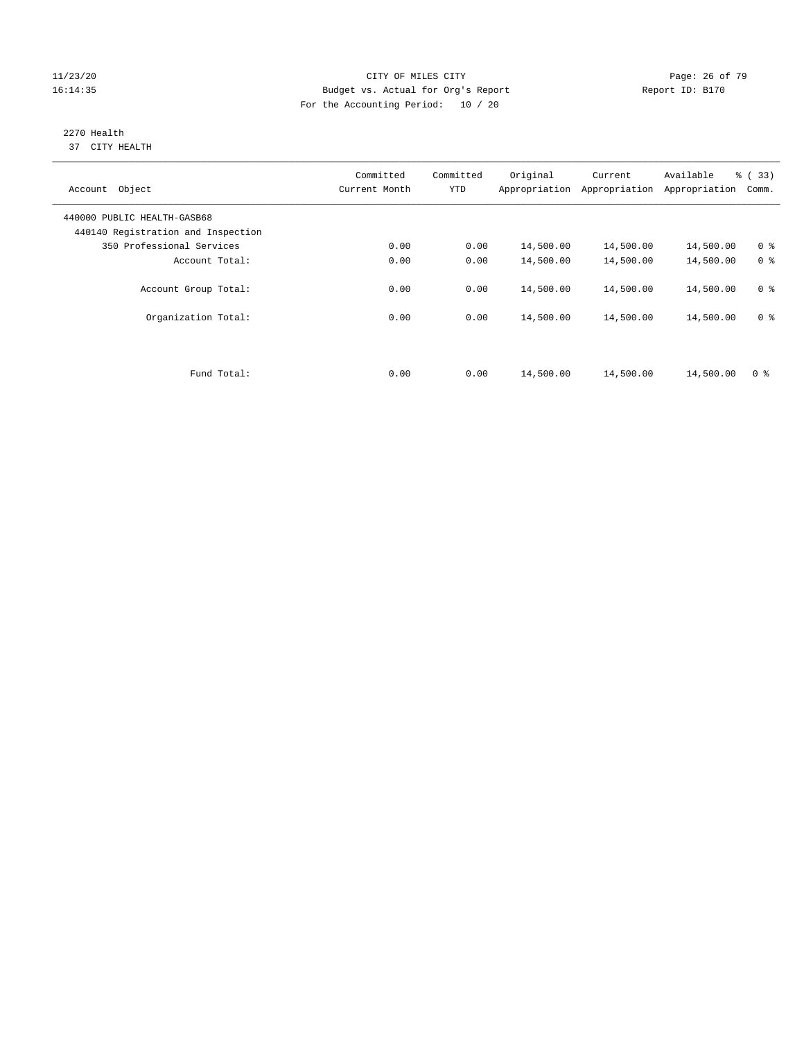CITY OF MILES CITY
Budget vs. Actual for Org's Report
For the Accounting Period: 10 / 20

11/23/20
16:14:35

Report ID: B170

## 2270 Health
37 CITY HEALTH

| Account Object | Committed Current Month | Committed YTD | Original Appropriation | Current Appropriation | Available Appropriation | % ( 33) Comm. |
|---|---|---|---|---|---|---|
| 440000 PUBLIC HEALTH-GASB68 | | | | | | |
| 440140 Registration and Inspection | | | | | | |
| 350 Professional Services | 0.00 | 0.00 | 14,500.00 | 14,500.00 | 14,500.00 | 0 % |
| Account Total: | 0.00 | 0.00 | 14,500.00 | 14,500.00 | 14,500.00 | 0 % |
| Account Group Total: | 0.00 | 0.00 | 14,500.00 | 14,500.00 | 14,500.00 | 0 % |
| Organization Total: | 0.00 | 0.00 | 14,500.00 | 14,500.00 | 14,500.00 | 0 % |
| Fund Total: | 0.00 | 0.00 | 14,500.00 | 14,500.00 | 14,500.00 | 0 % |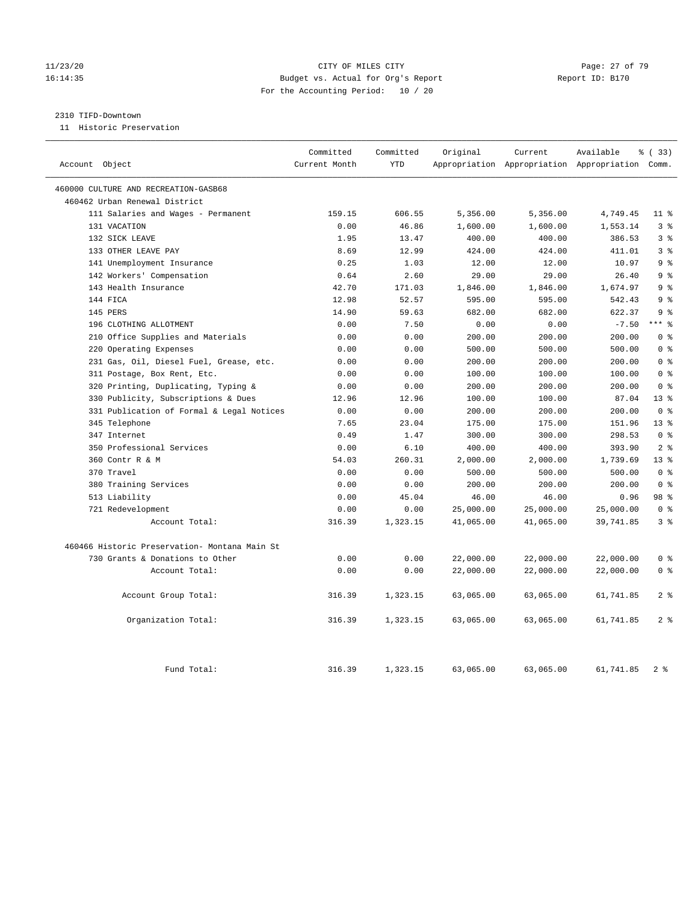CITY OF MILES CITY
Budget vs. Actual for Org's Report
For the Accounting Period: 10 / 20

11/23/20
16:14:35

Report ID: B170

2310 TIFD-Downtown
11 Historic Preservation

| Account Object | Committed Current Month | Committed YTD | Original Appropriation | Current Appropriation | Available Appropriation | % ( 33) Comm. |
|---|---|---|---|---|---|---|
| 460000 CULTURE AND RECREATION-GASB68 | | | | | | |
| 460462 Urban Renewal District | | | | | | |
| 111 Salaries and Wages - Permanent | 159.15 | 606.55 | 5,356.00 | 5,356.00 | 4,749.45 | 11 % |
| 131 VACATION | 0.00 | 46.86 | 1,600.00 | 1,600.00 | 1,553.14 | 3 % |
| 132 SICK LEAVE | 1.95 | 13.47 | 400.00 | 400.00 | 386.53 | 3 % |
| 133 OTHER LEAVE PAY | 8.69 | 12.99 | 424.00 | 424.00 | 411.01 | 3 % |
| 141 Unemployment Insurance | 0.25 | 1.03 | 12.00 | 12.00 | 10.97 | 9 % |
| 142 Workers' Compensation | 0.64 | 2.60 | 29.00 | 29.00 | 26.40 | 9 % |
| 143 Health Insurance | 42.70 | 171.03 | 1,846.00 | 1,846.00 | 1,674.97 | 9 % |
| 144 FICA | 12.98 | 52.57 | 595.00 | 595.00 | 542.43 | 9 % |
| 145 PERS | 14.90 | 59.63 | 682.00 | 682.00 | 622.37 | 9 % |
| 196 CLOTHING ALLOTMENT | 0.00 | 7.50 | 0.00 | 0.00 | -7.50 | *** % |
| 210 Office Supplies and Materials | 0.00 | 0.00 | 200.00 | 200.00 | 200.00 | 0 % |
| 220 Operating Expenses | 0.00 | 0.00 | 500.00 | 500.00 | 500.00 | 0 % |
| 231 Gas, Oil, Diesel Fuel, Grease, etc. | 0.00 | 0.00 | 200.00 | 200.00 | 200.00 | 0 % |
| 311 Postage, Box Rent, Etc. | 0.00 | 0.00 | 100.00 | 100.00 | 100.00 | 0 % |
| 320 Printing, Duplicating, Typing & | 0.00 | 0.00 | 200.00 | 200.00 | 200.00 | 0 % |
| 330 Publicity, Subscriptions & Dues | 12.96 | 12.96 | 100.00 | 100.00 | 87.04 | 13 % |
| 331 Publication of Formal & Legal Notices | 0.00 | 0.00 | 200.00 | 200.00 | 200.00 | 0 % |
| 345 Telephone | 7.65 | 23.04 | 175.00 | 175.00 | 151.96 | 13 % |
| 347 Internet | 0.49 | 1.47 | 300.00 | 300.00 | 298.53 | 0 % |
| 350 Professional Services | 0.00 | 6.10 | 400.00 | 400.00 | 393.90 | 2 % |
| 360 Contr R & M | 54.03 | 260.31 | 2,000.00 | 2,000.00 | 1,739.69 | 13 % |
| 370 Travel | 0.00 | 0.00 | 500.00 | 500.00 | 500.00 | 0 % |
| 380 Training Services | 0.00 | 0.00 | 200.00 | 200.00 | 200.00 | 0 % |
| 513 Liability | 0.00 | 45.04 | 46.00 | 46.00 | 0.96 | 98 % |
| 721 Redevelopment | 0.00 | 0.00 | 25,000.00 | 25,000.00 | 25,000.00 | 0 % |
| Account Total: | 316.39 | 1,323.15 | 41,065.00 | 41,065.00 | 39,741.85 | 3 % |
| 460466 Historic Preservation- Montana Main St | | | | | | |
| 730 Grants & Donations to Other | 0.00 | 0.00 | 22,000.00 | 22,000.00 | 22,000.00 | 0 % |
| Account Total: | 0.00 | 0.00 | 22,000.00 | 22,000.00 | 22,000.00 | 0 % |
| Account Group Total: | 316.39 | 1,323.15 | 63,065.00 | 63,065.00 | 61,741.85 | 2 % |
| Organization Total: | 316.39 | 1,323.15 | 63,065.00 | 63,065.00 | 61,741.85 | 2 % |
| Fund Total: | 316.39 | 1,323.15 | 63,065.00 | 63,065.00 | 61,741.85 | 2 % |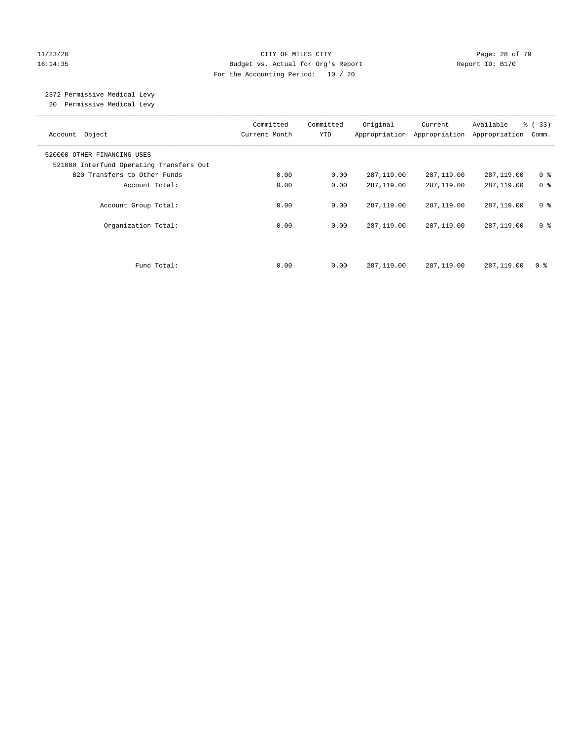CITY OF MILES CITY
Budget vs. Actual for Org's Report
For the Accounting Period: 10 / 20

11/23/20
16:14:35

Report ID: B170

2372 Permissive Medical Levy
20 Permissive Medical Levy

| Account Object | Committed Current Month | Committed YTD | Original Appropriation | Current Appropriation | Available Appropriation | % ( 33) Comm. |
|---|---|---|---|---|---|---|
| 520000 OTHER FINANCING USES | | | | | | |
| 521000 Interfund Operating Transfers Out | | | | | | |
| 820 Transfers to Other Funds | 0.00 | 0.00 | 287,119.00 | 287,119.00 | 287,119.00 | 0 % |
| Account Total: | 0.00 | 0.00 | 287,119.00 | 287,119.00 | 287,119.00 | 0 % |
| Account Group Total: | 0.00 | 0.00 | 287,119.00 | 287,119.00 | 287,119.00 | 0 % |
| Organization Total: | 0.00 | 0.00 | 287,119.00 | 287,119.00 | 287,119.00 | 0 % |
| Fund Total: | 0.00 | 0.00 | 287,119.00 | 287,119.00 | 287,119.00 | 0 % |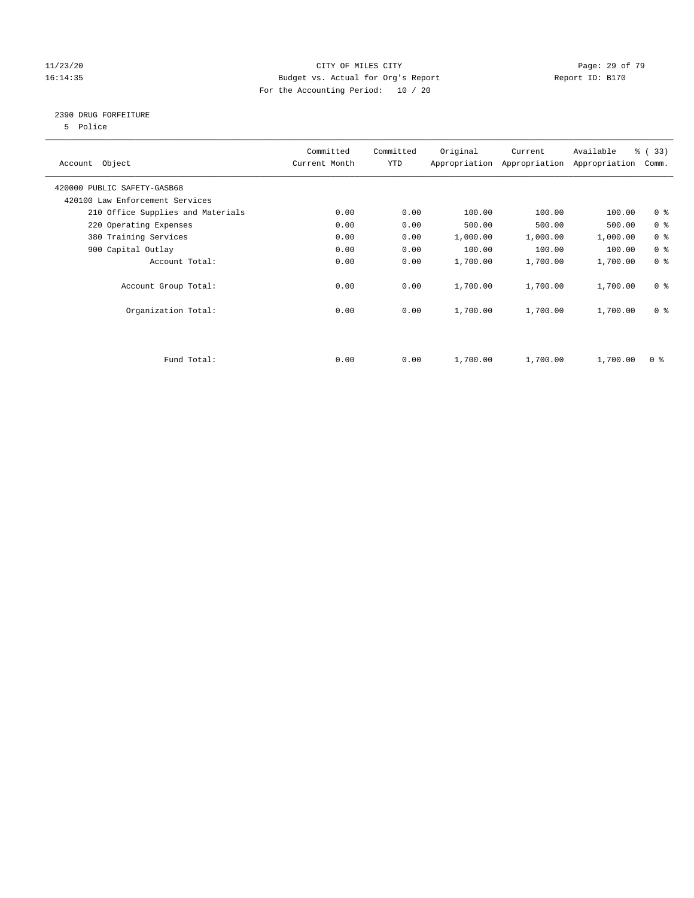CITY OF MILES CITY
Budget vs. Actual for Org's Report
For the Accounting Period: 10 / 20

11/23/20
16:14:35

Report ID: B170

## 2390 DRUG FORFEITURE

5 Police

| Account Object | Committed Current Month | Committed YTD | Original Appropriation | Current Appropriation | Available Appropriation | % ( 33) Comm. |
|---|---|---|---|---|---|---|
| 420000 PUBLIC SAFETY-GASB68 | | | | | | |
| 420100 Law Enforcement Services | | | | | | |
| 210 Office Supplies and Materials | 0.00 | 0.00 | 100.00 | 100.00 | 100.00 | 0 % |
| 220 Operating Expenses | 0.00 | 0.00 | 500.00 | 500.00 | 500.00 | 0 % |
| 380 Training Services | 0.00 | 0.00 | 1,000.00 | 1,000.00 | 1,000.00 | 0 % |
| 900 Capital Outlay | 0.00 | 0.00 | 100.00 | 100.00 | 100.00 | 0 % |
| Account Total: | 0.00 | 0.00 | 1,700.00 | 1,700.00 | 1,700.00 | 0 % |
| Account Group Total: | 0.00 | 0.00 | 1,700.00 | 1,700.00 | 1,700.00 | 0 % |
| Organization Total: | 0.00 | 0.00 | 1,700.00 | 1,700.00 | 1,700.00 | 0 % |
| Fund Total: | 0.00 | 0.00 | 1,700.00 | 1,700.00 | 1,700.00 | 0 % |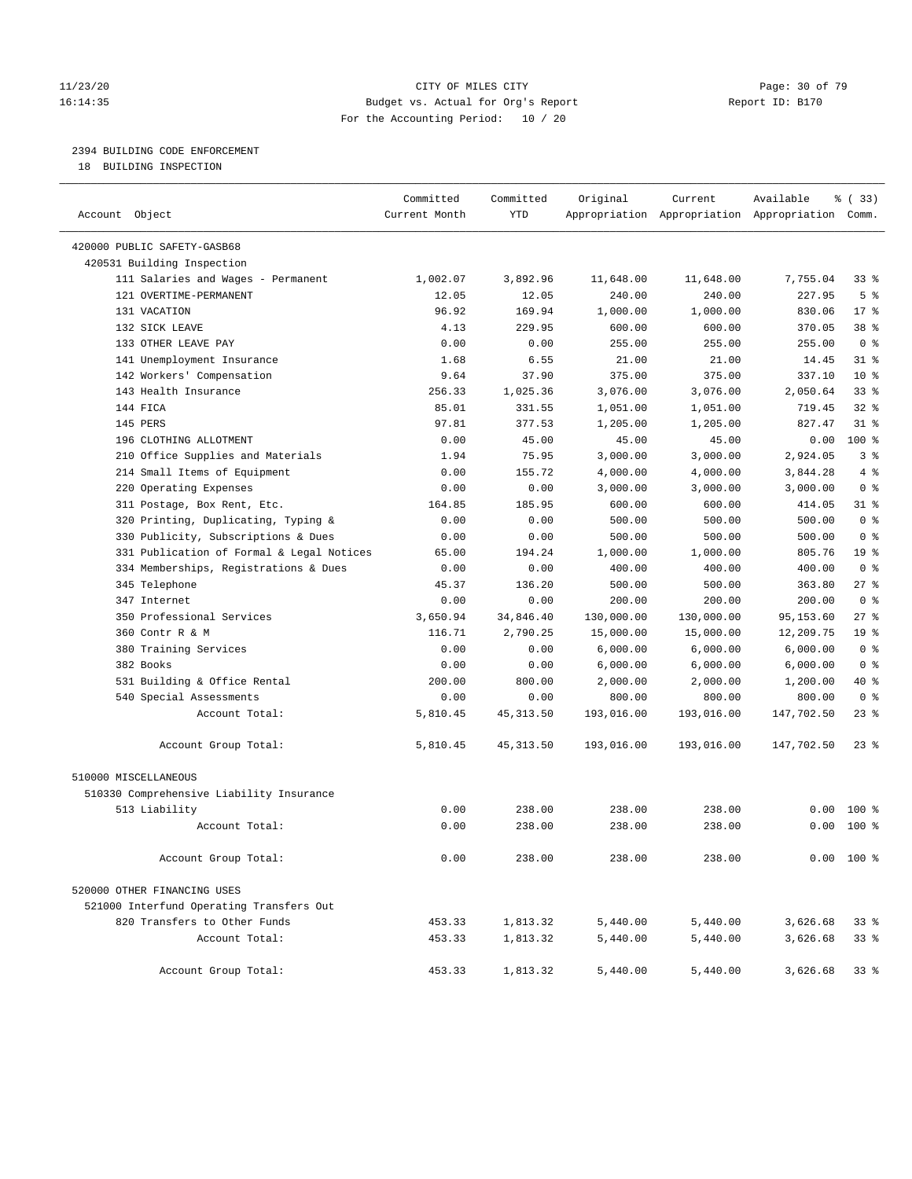11/23/20 CITY OF MILES CITY
16:14:35 Budget vs. Actual for Org's Report Report ID: B170
For the Accounting Period: 10 / 20

2394 BUILDING CODE ENFORCEMENT
18 BUILDING INSPECTION

| Account Object | Committed Current Month | Committed YTD | Original Appropriation | Current Appropriation | Available Appropriation | % ( 33) Comm. |
|---|---|---|---|---|---|---|
| 420000 PUBLIC SAFETY-GASB68 | | | | | | |
| 420531 Building Inspection | | | | | | |
| 111 Salaries and Wages - Permanent | 1,002.07 | 3,892.96 | 11,648.00 | 11,648.00 | 7,755.04 | 33 % |
| 121 OVERTIME-PERMANENT | 12.05 | 12.05 | 240.00 | 240.00 | 227.95 | 5 % |
| 131 VACATION | 96.92 | 169.94 | 1,000.00 | 1,000.00 | 830.06 | 17 % |
| 132 SICK LEAVE | 4.13 | 229.95 | 600.00 | 600.00 | 370.05 | 38 % |
| 133 OTHER LEAVE PAY | 0.00 | 0.00 | 255.00 | 255.00 | 255.00 | 0 % |
| 141 Unemployment Insurance | 1.68 | 6.55 | 21.00 | 21.00 | 14.45 | 31 % |
| 142 Workers' Compensation | 9.64 | 37.90 | 375.00 | 375.00 | 337.10 | 10 % |
| 143 Health Insurance | 256.33 | 1,025.36 | 3,076.00 | 3,076.00 | 2,050.64 | 33 % |
| 144 FICA | 85.01 | 331.55 | 1,051.00 | 1,051.00 | 719.45 | 32 % |
| 145 PERS | 97.81 | 377.53 | 1,205.00 | 1,205.00 | 827.47 | 31 % |
| 196 CLOTHING ALLOTMENT | 0.00 | 45.00 | 45.00 | 45.00 | 0.00 | 100 % |
| 210 Office Supplies and Materials | 1.94 | 75.95 | 3,000.00 | 3,000.00 | 2,924.05 | 3 % |
| 214 Small Items of Equipment | 0.00 | 155.72 | 4,000.00 | 4,000.00 | 3,844.28 | 4 % |
| 220 Operating Expenses | 0.00 | 0.00 | 3,000.00 | 3,000.00 | 3,000.00 | 0 % |
| 311 Postage, Box Rent, Etc. | 164.85 | 185.95 | 600.00 | 600.00 | 414.05 | 31 % |
| 320 Printing, Duplicating, Typing & | 0.00 | 0.00 | 500.00 | 500.00 | 500.00 | 0 % |
| 330 Publicity, Subscriptions & Dues | 0.00 | 0.00 | 500.00 | 500.00 | 500.00 | 0 % |
| 331 Publication of Formal & Legal Notices | 65.00 | 194.24 | 1,000.00 | 1,000.00 | 805.76 | 19 % |
| 334 Memberships, Registrations & Dues | 0.00 | 0.00 | 400.00 | 400.00 | 400.00 | 0 % |
| 345 Telephone | 45.37 | 136.20 | 500.00 | 500.00 | 363.80 | 27 % |
| 347 Internet | 0.00 | 0.00 | 200.00 | 200.00 | 200.00 | 0 % |
| 350 Professional Services | 3,650.94 | 34,846.40 | 130,000.00 | 130,000.00 | 95,153.60 | 27 % |
| 360 Contr R & M | 116.71 | 2,790.25 | 15,000.00 | 15,000.00 | 12,209.75 | 19 % |
| 380 Training Services | 0.00 | 0.00 | 6,000.00 | 6,000.00 | 6,000.00 | 0 % |
| 382 Books | 0.00 | 0.00 | 6,000.00 | 6,000.00 | 6,000.00 | 0 % |
| 531 Building & Office Rental | 200.00 | 800.00 | 2,000.00 | 2,000.00 | 1,200.00 | 40 % |
| 540 Special Assessments | 0.00 | 0.00 | 800.00 | 800.00 | 800.00 | 0 % |
| Account Total: | 5,810.45 | 45,313.50 | 193,016.00 | 193,016.00 | 147,702.50 | 23 % |
| Account Group Total: | 5,810.45 | 45,313.50 | 193,016.00 | 193,016.00 | 147,702.50 | 23 % |
| 510000 MISCELLANEOUS | | | | | | |
| 510330 Comprehensive Liability Insurance | | | | | | |
| 513 Liability | 0.00 | 238.00 | 238.00 | 238.00 | 0.00 | 100 % |
| Account Total: | 0.00 | 238.00 | 238.00 | 238.00 | 0.00 | 100 % |
| Account Group Total: | 0.00 | 238.00 | 238.00 | 238.00 | 0.00 | 100 % |
| 520000 OTHER FINANCING USES | | | | | | |
| 521000 Interfund Operating Transfers Out | | | | | | |
| 820 Transfers to Other Funds | 453.33 | 1,813.32 | 5,440.00 | 5,440.00 | 3,626.68 | 33 % |
| Account Total: | 453.33 | 1,813.32 | 5,440.00 | 5,440.00 | 3,626.68 | 33 % |
| Account Group Total: | 453.33 | 1,813.32 | 5,440.00 | 5,440.00 | 3,626.68 | 33 % |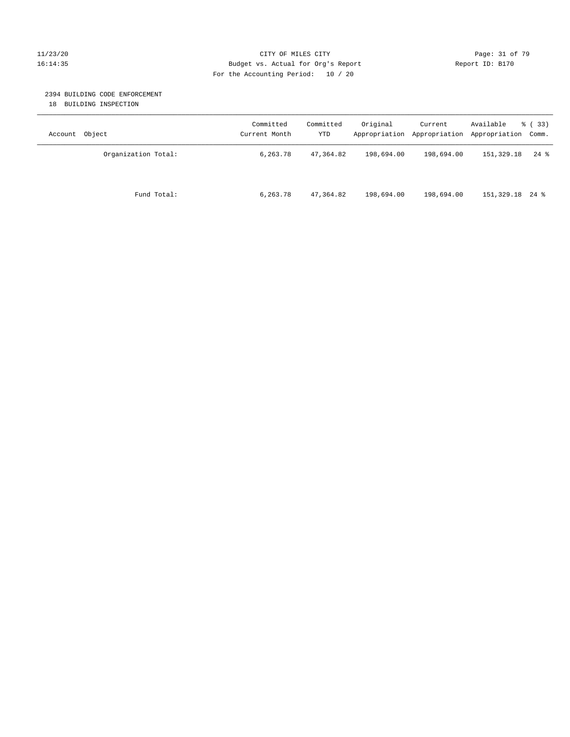CITY OF MILES CITY
Budget vs. Actual for Org's Report
For the Accounting Period: 10 / 20

11/23/20
16:14:35

Report ID: B170

## 2394 BUILDING CODE ENFORCEMENT
18 BUILDING INSPECTION

| Account Object | Committed Current Month | Committed YTD | Original Appropriation | Current Appropriation | Available Appropriation | % ( 33) Comm. |
|---|---|---|---|---|---|---|
| Organization Total: | 6,263.78 | 47,364.82 | 198,694.00 | 198,694.00 | 151,329.18 | 24 % |
| Fund Total: | 6,263.78 | 47,364.82 | 198,694.00 | 198,694.00 | 151,329.18 | 24 % |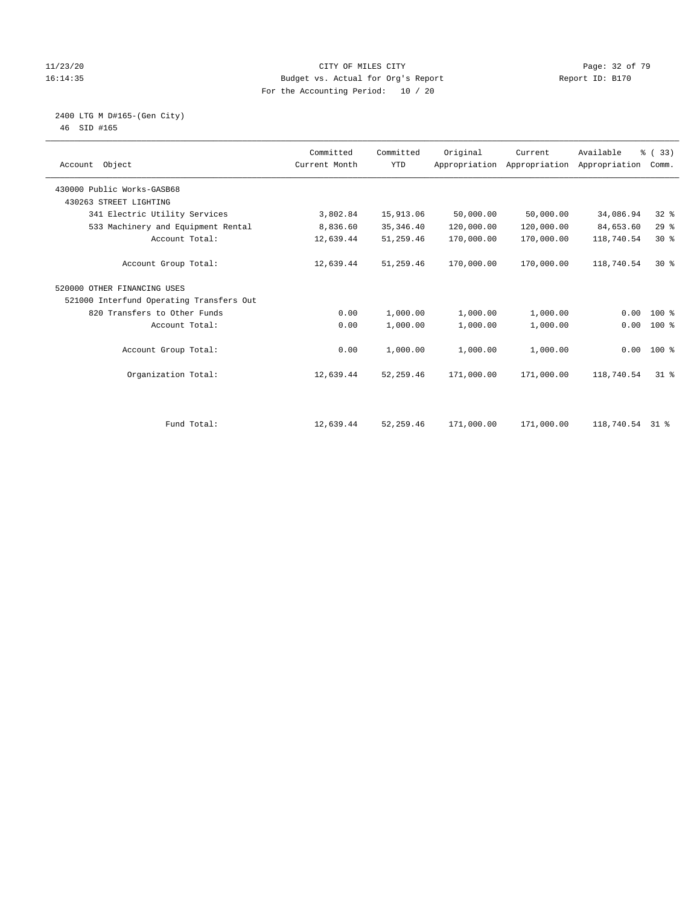CITY OF MILES CITY
Budget vs. Actual for Org's Report
For the Accounting Period: 10 / 20

11/23/20
16:14:35

Report ID: B170

2400 LTG M D#165-(Gen City)
46 SID #165

| Account Object | Committed Current Month | Committed YTD | Original Appropriation | Current Appropriation | Available Appropriation | % ( 33) Comm. |
|---|---|---|---|---|---|---|
| 430000 Public Works-GASB68 | | | | | | |
| 430263 STREET LIGHTING | | | | | | |
| 341 Electric Utility Services | 3,802.84 | 15,913.06 | 50,000.00 | 50,000.00 | 34,086.94 | 32 % |
| 533 Machinery and Equipment Rental | 8,836.60 | 35,346.40 | 120,000.00 | 120,000.00 | 84,653.60 | 29 % |
| Account Total: | 12,639.44 | 51,259.46 | 170,000.00 | 170,000.00 | 118,740.54 | 30 % |
| Account Group Total: | 12,639.44 | 51,259.46 | 170,000.00 | 170,000.00 | 118,740.54 | 30 % |
| 520000 OTHER FINANCING USES | | | | | | |
| 521000 Interfund Operating Transfers Out | | | | | | |
| 820 Transfers to Other Funds | 0.00 | 1,000.00 | 1,000.00 | 1,000.00 | 0.00 | 100 % |
| Account Total: | 0.00 | 1,000.00 | 1,000.00 | 1,000.00 | 0.00 | 100 % |
| Account Group Total: | 0.00 | 1,000.00 | 1,000.00 | 1,000.00 | 0.00 | 100 % |
| Organization Total: | 12,639.44 | 52,259.46 | 171,000.00 | 171,000.00 | 118,740.54 | 31 % |
| Fund Total: | 12,639.44 | 52,259.46 | 171,000.00 | 171,000.00 | 118,740.54 | 31 % |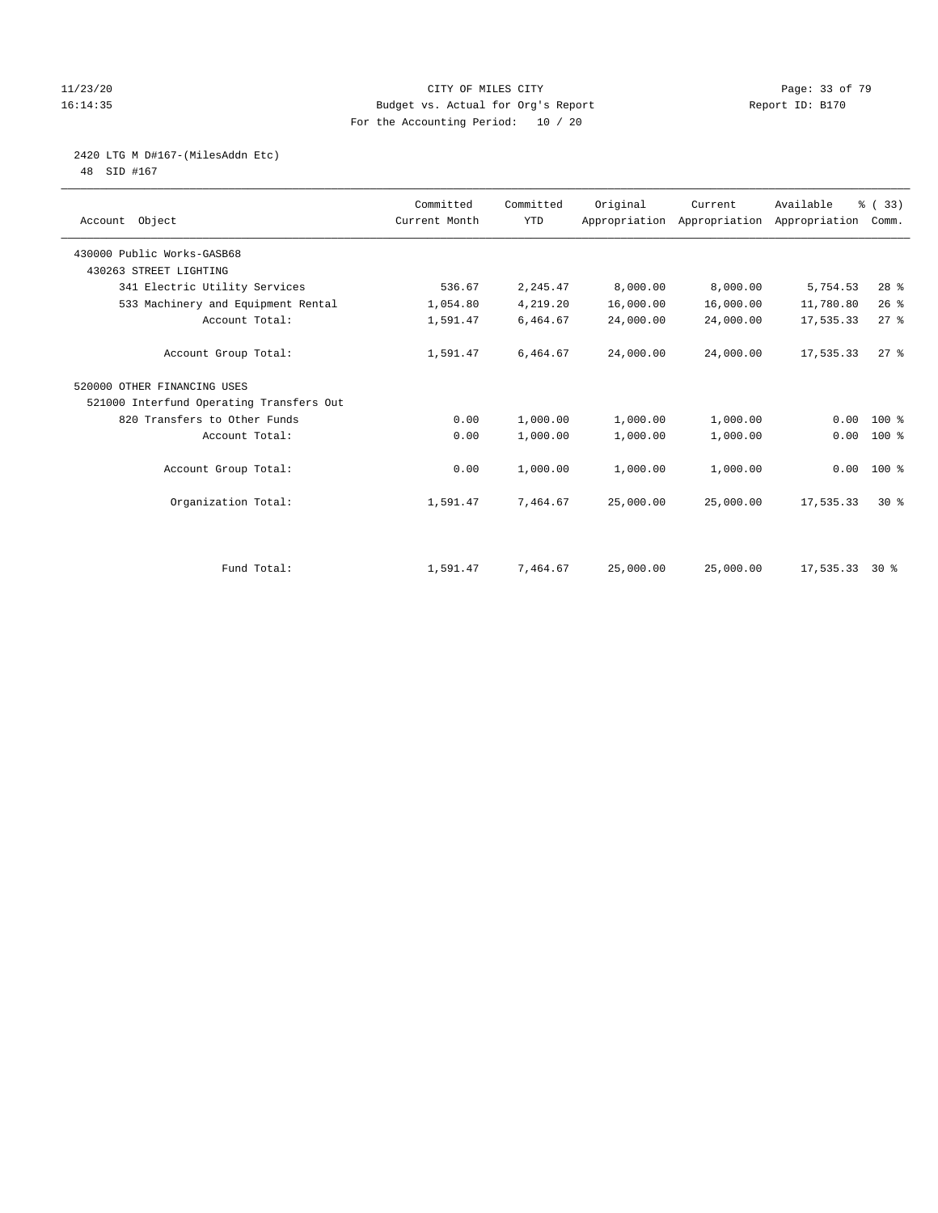CITY OF MILES CITY
Budget vs. Actual for Org's Report
For the Accounting Period: 10 / 20

11/23/20
16:14:35

Report ID: B170

2420 LTG M D#167-(MilesAddn Etc)
48 SID #167

| Account Object | Committed Current Month | Committed YTD | Original Appropriation | Current Appropriation | Available Appropriation | % ( 33) Comm. |
|---|---|---|---|---|---|---|
| 430000 Public Works-GASB68 | | | | | | |
| 430263 STREET LIGHTING | | | | | | |
| 341 Electric Utility Services | 536.67 | 2,245.47 | 8,000.00 | 8,000.00 | 5,754.53 | 28 % |
| 533 Machinery and Equipment Rental | 1,054.80 | 4,219.20 | 16,000.00 | 16,000.00 | 11,780.80 | 26 % |
| Account Total: | 1,591.47 | 6,464.67 | 24,000.00 | 24,000.00 | 17,535.33 | 27 % |
| Account Group Total: | 1,591.47 | 6,464.67 | 24,000.00 | 24,000.00 | 17,535.33 | 27 % |
| 520000 OTHER FINANCING USES | | | | | | |
| 521000 Interfund Operating Transfers Out | | | | | | |
| 820 Transfers to Other Funds | 0.00 | 1,000.00 | 1,000.00 | 1,000.00 | 0.00 | 100 % |
| Account Total: | 0.00 | 1,000.00 | 1,000.00 | 1,000.00 | 0.00 | 100 % |
| Account Group Total: | 0.00 | 1,000.00 | 1,000.00 | 1,000.00 | 0.00 | 100 % |
| Organization Total: | 1,591.47 | 7,464.67 | 25,000.00 | 25,000.00 | 17,535.33 | 30 % |
| Fund Total: | 1,591.47 | 7,464.67 | 25,000.00 | 25,000.00 | 17,535.33 | 30 % |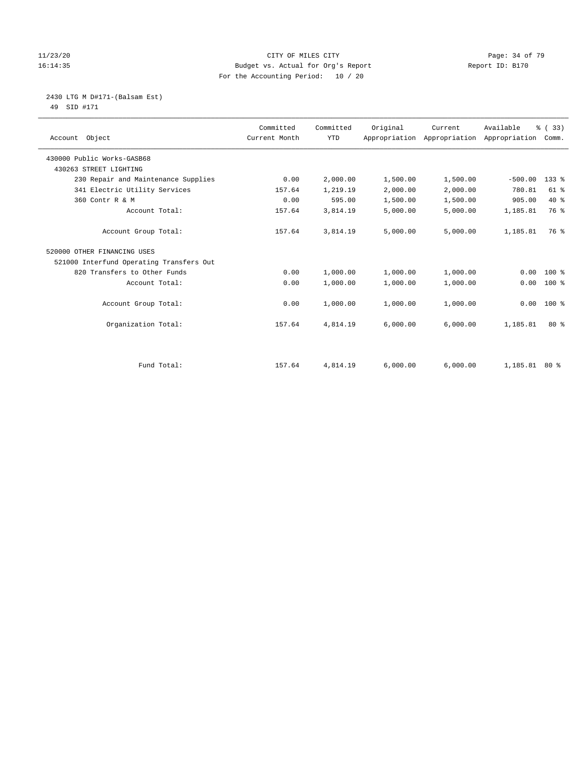CITY OF MILES CITY
Budget vs. Actual for Org's Report
For the Accounting Period: 10 / 20

11/23/20 16:14:35 — Report ID: B170

2430 LTG M D#171-(Balsam Est)
49 SID #171

| Account Object | Committed Current Month | Committed YTD | Original Appropriation | Current Appropriation | Available Appropriation | % ( 33) Comm. |
|---|---|---|---|---|---|---|
| 430000 Public Works-GASB68 | | | | | | |
| 430263 STREET LIGHTING | | | | | | |
| 230 Repair and Maintenance Supplies | 0.00 | 2,000.00 | 1,500.00 | 1,500.00 | -500.00 | 133 % |
| 341 Electric Utility Services | 157.64 | 1,219.19 | 2,000.00 | 2,000.00 | 780.81 | 61 % |
| 360 Contr R & M | 0.00 | 595.00 | 1,500.00 | 1,500.00 | 905.00 | 40 % |
| Account Total: | 157.64 | 3,814.19 | 5,000.00 | 5,000.00 | 1,185.81 | 76 % |
| Account Group Total: | 157.64 | 3,814.19 | 5,000.00 | 5,000.00 | 1,185.81 | 76 % |
| 520000 OTHER FINANCING USES | | | | | | |
| 521000 Interfund Operating Transfers Out | | | | | | |
| 820 Transfers to Other Funds | 0.00 | 1,000.00 | 1,000.00 | 1,000.00 | 0.00 | 100 % |
| Account Total: | 0.00 | 1,000.00 | 1,000.00 | 1,000.00 | 0.00 | 100 % |
| Account Group Total: | 0.00 | 1,000.00 | 1,000.00 | 1,000.00 | 0.00 | 100 % |
| Organization Total: | 157.64 | 4,814.19 | 6,000.00 | 6,000.00 | 1,185.81 | 80 % |
| Fund Total: | 157.64 | 4,814.19 | 6,000.00 | 6,000.00 | 1,185.81 | 80 % |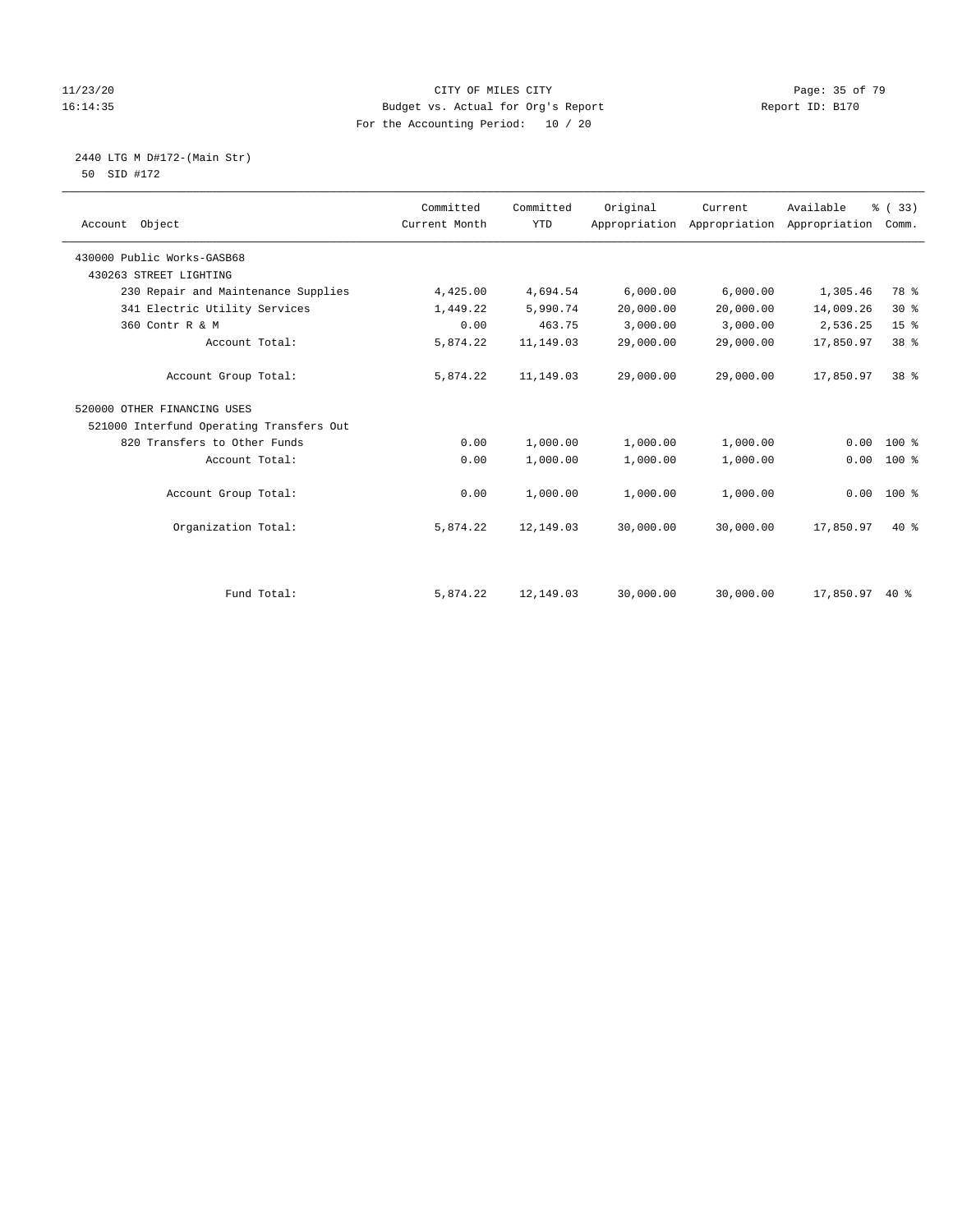CITY OF MILES CITY
Budget vs. Actual for Org's Report
For the Accounting Period: 10 / 20

11/23/20
16:14:35

Report ID: B170

2440 LTG M D#172-(Main Str)
50 SID #172

| Account Object | Committed Current Month | Committed YTD | Original Appropriation | Current Appropriation | Available Appropriation | % ( 33) Comm. |
|---|---|---|---|---|---|---|
| 430000 Public Works-GASB68 | | | | | | |
| 430263 STREET LIGHTING | | | | | | |
| 230 Repair and Maintenance Supplies | 4,425.00 | 4,694.54 | 6,000.00 | 6,000.00 | 1,305.46 | 78 % |
| 341 Electric Utility Services | 1,449.22 | 5,990.74 | 20,000.00 | 20,000.00 | 14,009.26 | 30 % |
| 360 Contr R & M | 0.00 | 463.75 | 3,000.00 | 3,000.00 | 2,536.25 | 15 % |
| Account Total: | 5,874.22 | 11,149.03 | 29,000.00 | 29,000.00 | 17,850.97 | 38 % |
| Account Group Total: | 5,874.22 | 11,149.03 | 29,000.00 | 29,000.00 | 17,850.97 | 38 % |
| 520000 OTHER FINANCING USES | | | | | | |
| 521000 Interfund Operating Transfers Out | | | | | | |
| 820 Transfers to Other Funds | 0.00 | 1,000.00 | 1,000.00 | 1,000.00 | 0.00 | 100 % |
| Account Total: | 0.00 | 1,000.00 | 1,000.00 | 1,000.00 | 0.00 | 100 % |
| Account Group Total: | 0.00 | 1,000.00 | 1,000.00 | 1,000.00 | 0.00 | 100 % |
| Organization Total: | 5,874.22 | 12,149.03 | 30,000.00 | 30,000.00 | 17,850.97 | 40 % |
| Fund Total: | 5,874.22 | 12,149.03 | 30,000.00 | 30,000.00 | 17,850.97 | 40 % |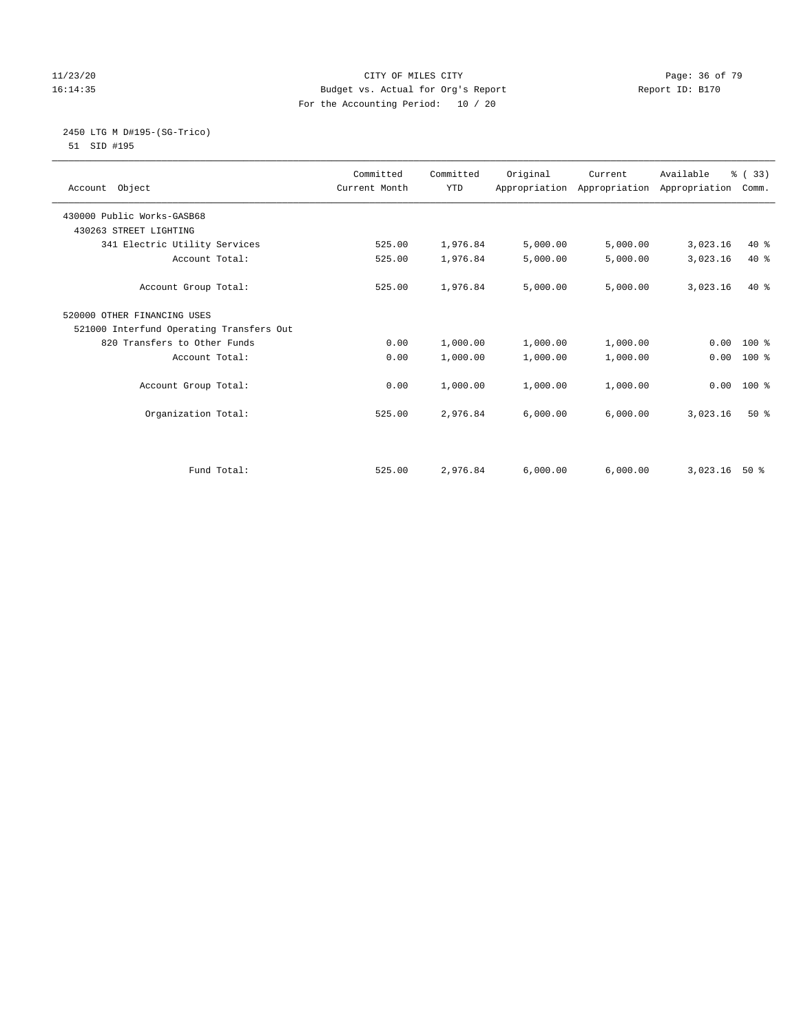CITY OF MILES CITY
Budget vs. Actual for Org's Report
For the Accounting Period: 10 / 20

11/23/20
16:14:35

Report ID: B170

## 2450 LTG M D#195-(SG-Trico)

51 SID #195

| Account Object | Committed Current Month | Committed YTD | Original Appropriation | Current Appropriation | Available Appropriation | % ( 33) Comm. |
|---|---|---|---|---|---|---|
| 430000 Public Works-GASB68 | | | | | | |
| 430263 STREET LIGHTING | | | | | | |
| 341 Electric Utility Services | 525.00 | 1,976.84 | 5,000.00 | 5,000.00 | 3,023.16 | 40 % |
| Account Total: | 525.00 | 1,976.84 | 5,000.00 | 5,000.00 | 3,023.16 | 40 % |
| Account Group Total: | 525.00 | 1,976.84 | 5,000.00 | 5,000.00 | 3,023.16 | 40 % |
| 520000 OTHER FINANCING USES | | | | | | |
| 521000 Interfund Operating Transfers Out | | | | | | |
| 820 Transfers to Other Funds | 0.00 | 1,000.00 | 1,000.00 | 1,000.00 | 0.00 | 100 % |
| Account Total: | 0.00 | 1,000.00 | 1,000.00 | 1,000.00 | 0.00 | 100 % |
| Account Group Total: | 0.00 | 1,000.00 | 1,000.00 | 1,000.00 | 0.00 | 100 % |
| Organization Total: | 525.00 | 2,976.84 | 6,000.00 | 6,000.00 | 3,023.16 | 50 % |
| Fund Total: | 525.00 | 2,976.84 | 6,000.00 | 6,000.00 | 3,023.16 | 50 % |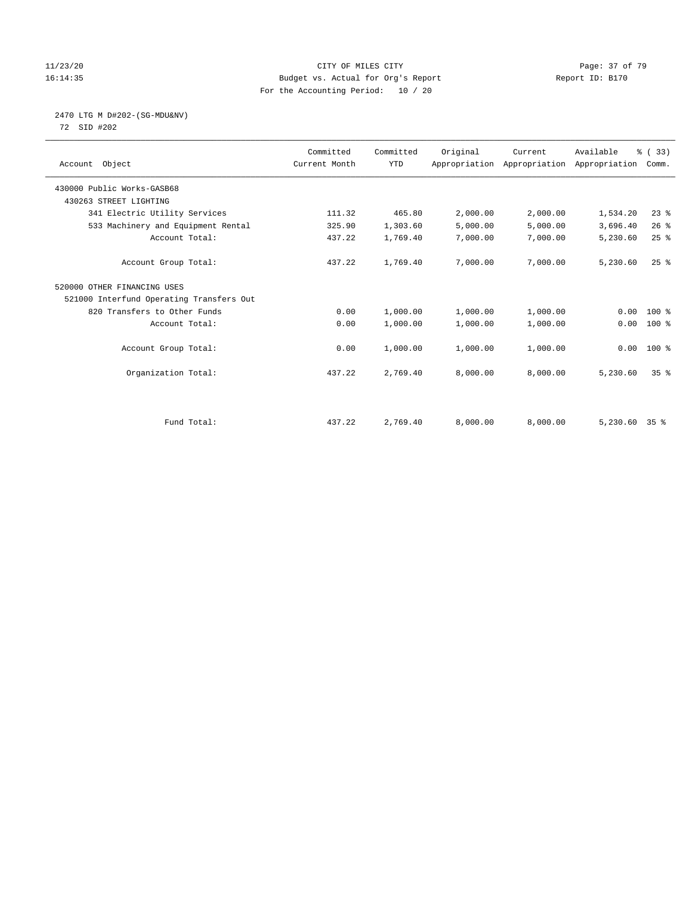CITY OF MILES CITY
Budget vs. Actual for Org's Report
For the Accounting Period: 10 / 20

11/23/20
16:14:35

Report ID: B170

2470 LTG M D#202-(SG-MDU&NV)
72 SID #202

| Account Object | Committed Current Month | Committed YTD | Original Appropriation | Current Appropriation | Available Appropriation | % ( 33) Comm. |
|---|---|---|---|---|---|---|
| 430000 Public Works-GASB68 | | | | | | |
| 430263 STREET LIGHTING | | | | | | |
| 341 Electric Utility Services | 111.32 | 465.80 | 2,000.00 | 2,000.00 | 1,534.20 | 23 % |
| 533 Machinery and Equipment Rental | 325.90 | 1,303.60 | 5,000.00 | 5,000.00 | 3,696.40 | 26 % |
| Account Total: | 437.22 | 1,769.40 | 7,000.00 | 7,000.00 | 5,230.60 | 25 % |
| Account Group Total: | 437.22 | 1,769.40 | 7,000.00 | 7,000.00 | 5,230.60 | 25 % |
| 520000 OTHER FINANCING USES | | | | | | |
| 521000 Interfund Operating Transfers Out | | | | | | |
| 820 Transfers to Other Funds | 0.00 | 1,000.00 | 1,000.00 | 1,000.00 | 0.00 | 100 % |
| Account Total: | 0.00 | 1,000.00 | 1,000.00 | 1,000.00 | 0.00 | 100 % |
| Account Group Total: | 0.00 | 1,000.00 | 1,000.00 | 1,000.00 | 0.00 | 100 % |
| Organization Total: | 437.22 | 2,769.40 | 8,000.00 | 8,000.00 | 5,230.60 | 35 % |
| Fund Total: | 437.22 | 2,769.40 | 8,000.00 | 8,000.00 | 5,230.60 | 35 % |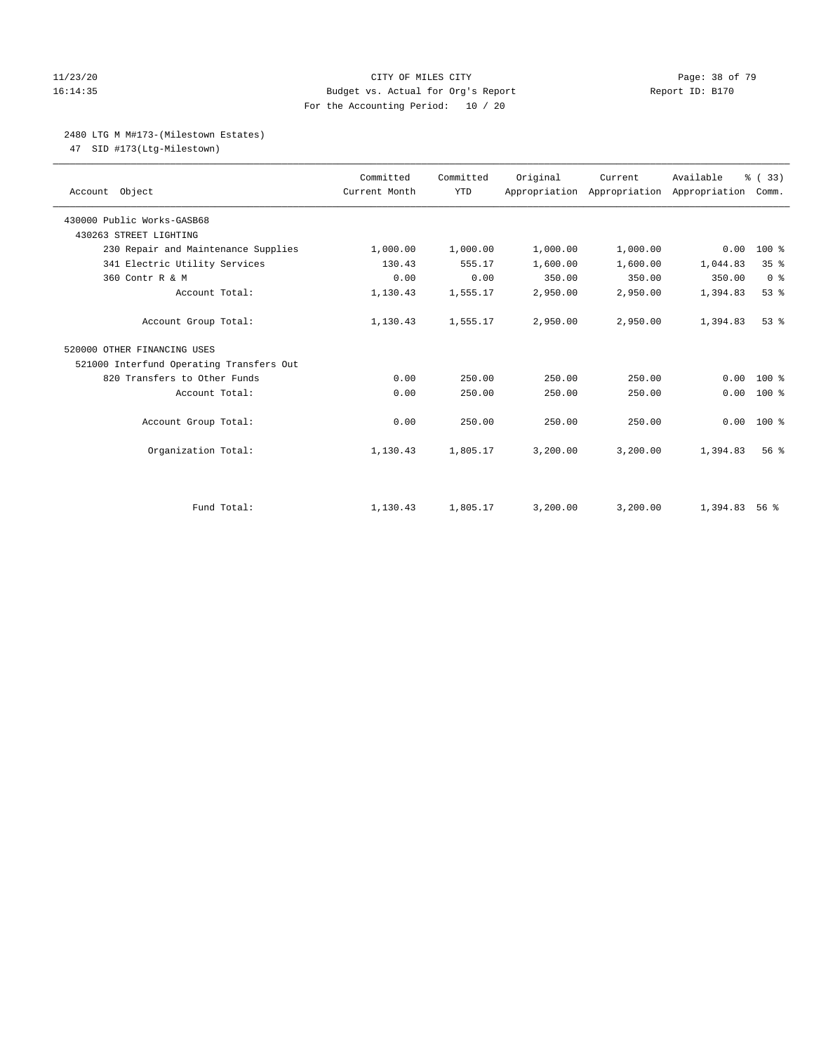CITY OF MILES CITY
Budget vs. Actual for Org's Report
For the Accounting Period: 10 / 20

11/23/20
16:14:35

Report ID: B170

## 2480 LTG M M#173-(Milestown Estates)

47 SID #173(Ltg-Milestown)

| Account Object | Committed Current Month | Committed YTD | Original Appropriation | Current Appropriation | Available Appropriation | % ( 33) Comm. |
|---|---|---|---|---|---|---|
| 430000 Public Works-GASB68 | | | | | | |
| 430263 STREET LIGHTING | | | | | | |
| 230 Repair and Maintenance Supplies | 1,000.00 | 1,000.00 | 1,000.00 | 1,000.00 | 0.00 | 100 % |
| 341 Electric Utility Services | 130.43 | 555.17 | 1,600.00 | 1,600.00 | 1,044.83 | 35 % |
| 360 Contr R & M | 0.00 | 0.00 | 350.00 | 350.00 | 350.00 | 0 % |
| Account Total: | 1,130.43 | 1,555.17 | 2,950.00 | 2,950.00 | 1,394.83 | 53 % |
| Account Group Total: | 1,130.43 | 1,555.17 | 2,950.00 | 2,950.00 | 1,394.83 | 53 % |
| 520000 OTHER FINANCING USES | | | | | | |
| 521000 Interfund Operating Transfers Out | | | | | | |
| 820 Transfers to Other Funds | 0.00 | 250.00 | 250.00 | 250.00 | 0.00 | 100 % |
| Account Total: | 0.00 | 250.00 | 250.00 | 250.00 | 0.00 | 100 % |
| Account Group Total: | 0.00 | 250.00 | 250.00 | 250.00 | 0.00 | 100 % |
| Organization Total: | 1,130.43 | 1,805.17 | 3,200.00 | 3,200.00 | 1,394.83 | 56 % |
| Fund Total: | 1,130.43 | 1,805.17 | 3,200.00 | 3,200.00 | 1,394.83 | 56 % |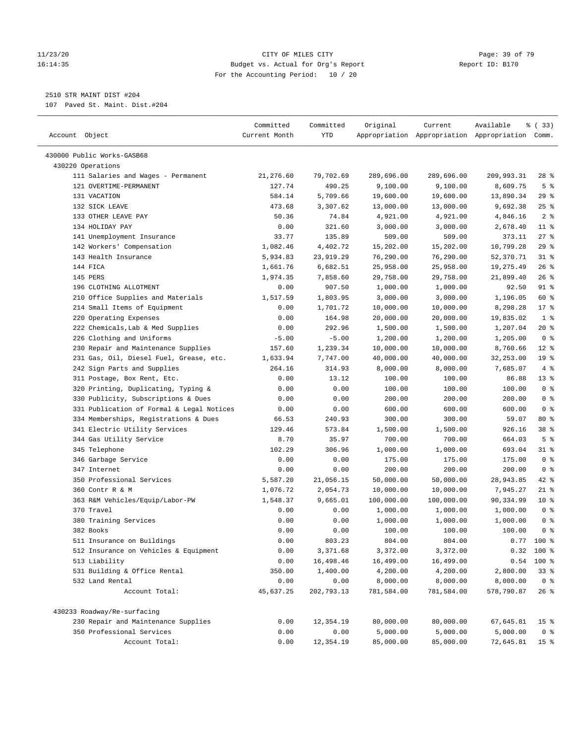CITY OF MILES CITY
Budget vs. Actual for Org's Report
For the Accounting Period: 10 / 20

2510 STR MAINT DIST #204
107 Paved St. Maint. Dist.#204

| Account Object | Committed Current Month | Committed YTD | Original Appropriation | Current Appropriation | Available Appropriation | % ( 33) Comm. |
|---|---|---|---|---|---|---|
| 430000 Public Works-GASB68 | | | | | | |
| 430220 Operations | | | | | | |
| 111 Salaries and Wages - Permanent | 21,276.60 | 79,702.69 | 289,696.00 | 289,696.00 | 209,993.31 | 28 % |
| 121 OVERTIME-PERMANENT | 127.74 | 490.25 | 9,100.00 | 9,100.00 | 8,609.75 | 5 % |
| 131 VACATION | 584.14 | 5,709.66 | 19,600.00 | 19,600.00 | 13,890.34 | 29 % |
| 132 SICK LEAVE | 473.68 | 3,307.62 | 13,000.00 | 13,000.00 | 9,692.38 | 25 % |
| 133 OTHER LEAVE PAY | 50.36 | 74.84 | 4,921.00 | 4,921.00 | 4,846.16 | 2 % |
| 134 HOLIDAY PAY | 0.00 | 321.60 | 3,000.00 | 3,000.00 | 2,678.40 | 11 % |
| 141 Unemployment Insurance | 33.77 | 135.89 | 509.00 | 509.00 | 373.11 | 27 % |
| 142 Workers' Compensation | 1,082.46 | 4,402.72 | 15,202.00 | 15,202.00 | 10,799.28 | 29 % |
| 143 Health Insurance | 5,934.83 | 23,919.29 | 76,290.00 | 76,290.00 | 52,370.71 | 31 % |
| 144 FICA | 1,661.76 | 6,682.51 | 25,958.00 | 25,958.00 | 19,275.49 | 26 % |
| 145 PERS | 1,974.35 | 7,858.60 | 29,758.00 | 29,758.00 | 21,899.40 | 26 % |
| 196 CLOTHING ALLOTMENT | 0.00 | 907.50 | 1,000.00 | 1,000.00 | 92.50 | 91 % |
| 210 Office Supplies and Materials | 1,517.59 | 1,803.95 | 3,000.00 | 3,000.00 | 1,196.05 | 60 % |
| 214 Small Items of Equipment | 0.00 | 1,701.72 | 10,000.00 | 10,000.00 | 8,298.28 | 17 % |
| 220 Operating Expenses | 0.00 | 164.98 | 20,000.00 | 20,000.00 | 19,835.02 | 1 % |
| 222 Chemicals,Lab & Med Supplies | 0.00 | 292.96 | 1,500.00 | 1,500.00 | 1,207.04 | 20 % |
| 226 Clothing and Uniforms | -5.00 | -5.00 | 1,200.00 | 1,200.00 | 1,205.00 | 0 % |
| 230 Repair and Maintenance Supplies | 157.60 | 1,239.34 | 10,000.00 | 10,000.00 | 8,760.66 | 12 % |
| 231 Gas, Oil, Diesel Fuel, Grease, etc. | 1,633.94 | 7,747.00 | 40,000.00 | 40,000.00 | 32,253.00 | 19 % |
| 242 Sign Parts and Supplies | 264.16 | 314.93 | 8,000.00 | 8,000.00 | 7,685.07 | 4 % |
| 311 Postage, Box Rent, Etc. | 0.00 | 13.12 | 100.00 | 100.00 | 86.88 | 13 % |
| 320 Printing, Duplicating, Typing & | 0.00 | 0.00 | 100.00 | 100.00 | 100.00 | 0 % |
| 330 Publicity, Subscriptions & Dues | 0.00 | 0.00 | 200.00 | 200.00 | 200.00 | 0 % |
| 331 Publication of Formal & Legal Notices | 0.00 | 0.00 | 600.00 | 600.00 | 600.00 | 0 % |
| 334 Memberships, Registrations & Dues | 66.53 | 240.93 | 300.00 | 300.00 | 59.07 | 80 % |
| 341 Electric Utility Services | 129.46 | 573.84 | 1,500.00 | 1,500.00 | 926.16 | 38 % |
| 344 Gas Utility Service | 8.70 | 35.97 | 700.00 | 700.00 | 664.03 | 5 % |
| 345 Telephone | 102.29 | 306.96 | 1,000.00 | 1,000.00 | 693.04 | 31 % |
| 346 Garbage Service | 0.00 | 0.00 | 175.00 | 175.00 | 175.00 | 0 % |
| 347 Internet | 0.00 | 0.00 | 200.00 | 200.00 | 200.00 | 0 % |
| 350 Professional Services | 5,587.20 | 21,056.15 | 50,000.00 | 50,000.00 | 28,943.85 | 42 % |
| 360 Contr R & M | 1,076.72 | 2,054.73 | 10,000.00 | 10,000.00 | 7,945.27 | 21 % |
| 363 R&M Vehicles/Equip/Labor-PW | 1,548.37 | 9,665.01 | 100,000.00 | 100,000.00 | 90,334.99 | 10 % |
| 370 Travel | 0.00 | 0.00 | 1,000.00 | 1,000.00 | 1,000.00 | 0 % |
| 380 Training Services | 0.00 | 0.00 | 1,000.00 | 1,000.00 | 1,000.00 | 0 % |
| 382 Books | 0.00 | 0.00 | 100.00 | 100.00 | 100.00 | 0 % |
| 511 Insurance on Buildings | 0.00 | 803.23 | 804.00 | 804.00 | 0.77 | 100 % |
| 512 Insurance on Vehicles & Equipment | 0.00 | 3,371.68 | 3,372.00 | 3,372.00 | 0.32 | 100 % |
| 513 Liability | 0.00 | 16,498.46 | 16,499.00 | 16,499.00 | 0.54 | 100 % |
| 531 Building & Office Rental | 350.00 | 1,400.00 | 4,200.00 | 4,200.00 | 2,800.00 | 33 % |
| 532 Land Rental | 0.00 | 0.00 | 8,000.00 | 8,000.00 | 8,000.00 | 0 % |
| Account Total: | 45,637.25 | 202,793.13 | 781,584.00 | 781,584.00 | 578,790.87 | 26 % |
| 430233 Roadway/Re-surfacing | | | | | | |
| 230 Repair and Maintenance Supplies | 0.00 | 12,354.19 | 80,000.00 | 80,000.00 | 67,645.81 | 15 % |
| 350 Professional Services | 0.00 | 0.00 | 5,000.00 | 5,000.00 | 5,000.00 | 0 % |
| Account Total: | 0.00 | 12,354.19 | 85,000.00 | 85,000.00 | 72,645.81 | 15 % |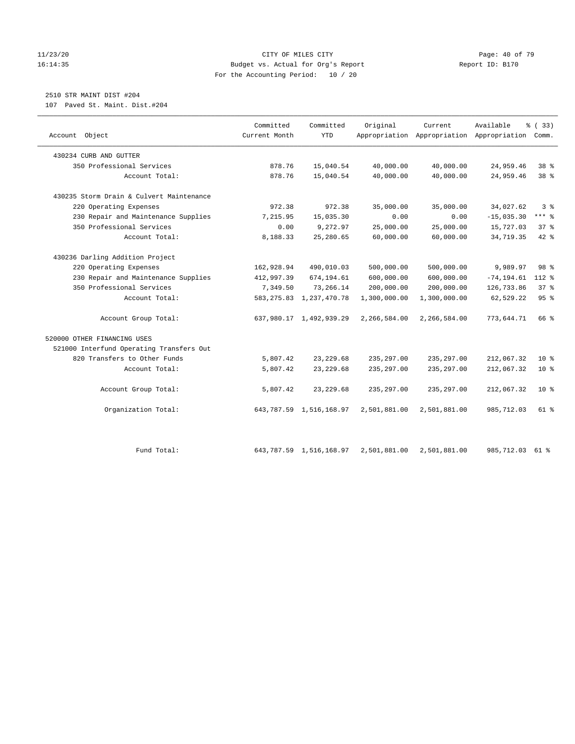CITY OF MILES CITY
Budget vs. Actual for Org's Report
For the Accounting Period: 10 / 20

11/23/20
16:14:35

Report ID: B170

## 2510 STR MAINT DIST #204

107 Paved St. Maint. Dist.#204

| Account Object | Committed Current Month | Committed YTD | Original Appropriation | Current Appropriation | Available Appropriation | % ( 33) Comm. |
|---|---|---|---|---|---|---|
| 430234 CURB AND GUTTER | | | | | | |
| 350 Professional Services | 878.76 | 15,040.54 | 40,000.00 | 40,000.00 | 24,959.46 | 38 % |
| Account Total: | 878.76 | 15,040.54 | 40,000.00 | 40,000.00 | 24,959.46 | 38 % |
| 430235 Storm Drain & Culvert Maintenance | | | | | | |
| 220 Operating Expenses | 972.38 | 972.38 | 35,000.00 | 35,000.00 | 34,027.62 | 3 % |
| 230 Repair and Maintenance Supplies | 7,215.95 | 15,035.30 | 0.00 | 0.00 | -15,035.30 | *** % |
| 350 Professional Services | 0.00 | 9,272.97 | 25,000.00 | 25,000.00 | 15,727.03 | 37 % |
| Account Total: | 8,188.33 | 25,280.65 | 60,000.00 | 60,000.00 | 34,719.35 | 42 % |
| 430236 Darling Addition Project | | | | | | |
| 220 Operating Expenses | 162,928.94 | 490,010.03 | 500,000.00 | 500,000.00 | 9,989.97 | 98 % |
| 230 Repair and Maintenance Supplies | 412,997.39 | 674,194.61 | 600,000.00 | 600,000.00 | -74,194.61 | 112 % |
| 350 Professional Services | 7,349.50 | 73,266.14 | 200,000.00 | 200,000.00 | 126,733.86 | 37 % |
| Account Total: | 583,275.83 | 1,237,470.78 | 1,300,000.00 | 1,300,000.00 | 62,529.22 | 95 % |
| Account Group Total: | 637,980.17 | 1,492,939.29 | 2,266,584.00 | 2,266,584.00 | 773,644.71 | 66 % |
| 520000 OTHER FINANCING USES | | | | | | |
| 521000 Interfund Operating Transfers Out | | | | | | |
| 820 Transfers to Other Funds | 5,807.42 | 23,229.68 | 235,297.00 | 235,297.00 | 212,067.32 | 10 % |
| Account Total: | 5,807.42 | 23,229.68 | 235,297.00 | 235,297.00 | 212,067.32 | 10 % |
| Account Group Total: | 5,807.42 | 23,229.68 | 235,297.00 | 235,297.00 | 212,067.32 | 10 % |
| Organization Total: | 643,787.59 | 1,516,168.97 | 2,501,881.00 | 2,501,881.00 | 985,712.03 | 61 % |
| Fund Total: | 643,787.59 | 1,516,168.97 | 2,501,881.00 | 2,501,881.00 | 985,712.03 | 61 % |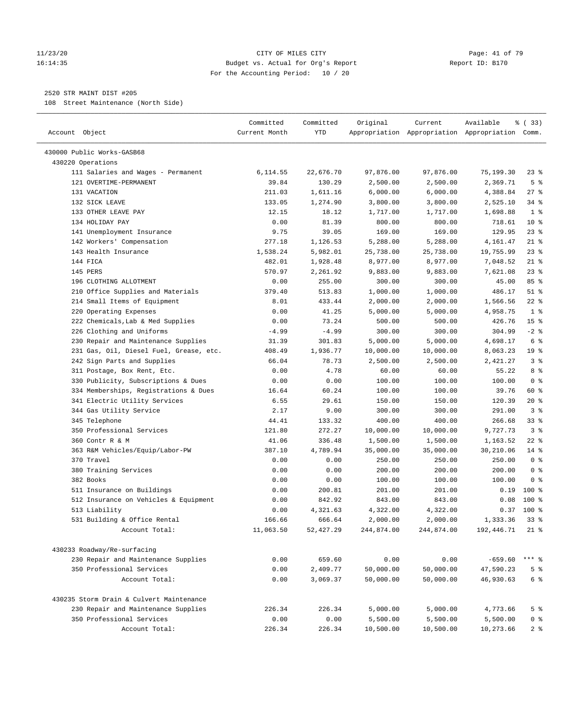CITY OF MILES CITY
Budget vs. Actual for Org's Report
For the Accounting Period: 10 / 20

11/23/20 16:14:35 — Report ID: B170

2520 STR MAINT DIST #205
108 Street Maintenance (North Side)

| Account Object | Committed Current Month | Committed YTD | Original Appropriation | Current Appropriation | Available Appropriation | % ( 33) Comm. |
|---|---|---|---|---|---|---|
| 430000 Public Works-GASB68 | | | | | | |
| 430220 Operations | | | | | | |
| 111 Salaries and Wages - Permanent | 6,114.55 | 22,676.70 | 97,876.00 | 97,876.00 | 75,199.30 | 23 % |
| 121 OVERTIME-PERMANENT | 39.84 | 130.29 | 2,500.00 | 2,500.00 | 2,369.71 | 5 % |
| 131 VACATION | 211.03 | 1,611.16 | 6,000.00 | 6,000.00 | 4,388.84 | 27 % |
| 132 SICK LEAVE | 133.05 | 1,274.90 | 3,800.00 | 3,800.00 | 2,525.10 | 34 % |
| 133 OTHER LEAVE PAY | 12.15 | 18.12 | 1,717.00 | 1,717.00 | 1,698.88 | 1 % |
| 134 HOLIDAY PAY | 0.00 | 81.39 | 800.00 | 800.00 | 718.61 | 10 % |
| 141 Unemployment Insurance | 9.75 | 39.05 | 169.00 | 169.00 | 129.95 | 23 % |
| 142 Workers' Compensation | 277.18 | 1,126.53 | 5,288.00 | 5,288.00 | 4,161.47 | 21 % |
| 143 Health Insurance | 1,538.24 | 5,982.01 | 25,738.00 | 25,738.00 | 19,755.99 | 23 % |
| 144 FICA | 482.01 | 1,928.48 | 8,977.00 | 8,977.00 | 7,048.52 | 21 % |
| 145 PERS | 570.97 | 2,261.92 | 9,883.00 | 9,883.00 | 7,621.08 | 23 % |
| 196 CLOTHING ALLOTMENT | 0.00 | 255.00 | 300.00 | 300.00 | 45.00 | 85 % |
| 210 Office Supplies and Materials | 379.40 | 513.83 | 1,000.00 | 1,000.00 | 486.17 | 51 % |
| 214 Small Items of Equipment | 8.01 | 433.44 | 2,000.00 | 2,000.00 | 1,566.56 | 22 % |
| 220 Operating Expenses | 0.00 | 41.25 | 5,000.00 | 5,000.00 | 4,958.75 | 1 % |
| 222 Chemicals,Lab & Med Supplies | 0.00 | 73.24 | 500.00 | 500.00 | 426.76 | 15 % |
| 226 Clothing and Uniforms | -4.99 | -4.99 | 300.00 | 300.00 | 304.99 | -2 % |
| 230 Repair and Maintenance Supplies | 31.39 | 301.83 | 5,000.00 | 5,000.00 | 4,698.17 | 6 % |
| 231 Gas, Oil, Diesel Fuel, Grease, etc. | 408.49 | 1,936.77 | 10,000.00 | 10,000.00 | 8,063.23 | 19 % |
| 242 Sign Parts and Supplies | 66.04 | 78.73 | 2,500.00 | 2,500.00 | 2,421.27 | 3 % |
| 311 Postage, Box Rent, Etc. | 0.00 | 4.78 | 60.00 | 60.00 | 55.22 | 8 % |
| 330 Publicity, Subscriptions & Dues | 0.00 | 0.00 | 100.00 | 100.00 | 100.00 | 0 % |
| 334 Memberships, Registrations & Dues | 16.64 | 60.24 | 100.00 | 100.00 | 39.76 | 60 % |
| 341 Electric Utility Services | 6.55 | 29.61 | 150.00 | 150.00 | 120.39 | 20 % |
| 344 Gas Utility Service | 2.17 | 9.00 | 300.00 | 300.00 | 291.00 | 3 % |
| 345 Telephone | 44.41 | 133.32 | 400.00 | 400.00 | 266.68 | 33 % |
| 350 Professional Services | 121.80 | 272.27 | 10,000.00 | 10,000.00 | 9,727.73 | 3 % |
| 360 Contr R & M | 41.06 | 336.48 | 1,500.00 | 1,500.00 | 1,163.52 | 22 % |
| 363 R&M Vehicles/Equip/Labor-PW | 387.10 | 4,789.94 | 35,000.00 | 35,000.00 | 30,210.06 | 14 % |
| 370 Travel | 0.00 | 0.00 | 250.00 | 250.00 | 250.00 | 0 % |
| 380 Training Services | 0.00 | 0.00 | 200.00 | 200.00 | 200.00 | 0 % |
| 382 Books | 0.00 | 0.00 | 100.00 | 100.00 | 100.00 | 0 % |
| 511 Insurance on Buildings | 0.00 | 200.81 | 201.00 | 201.00 | 0.19 | 100 % |
| 512 Insurance on Vehicles & Equipment | 0.00 | 842.92 | 843.00 | 843.00 | 0.08 | 100 % |
| 513 Liability | 0.00 | 4,321.63 | 4,322.00 | 4,322.00 | 0.37 | 100 % |
| 531 Building & Office Rental | 166.66 | 666.64 | 2,000.00 | 2,000.00 | 1,333.36 | 33 % |
| Account Total: | 11,063.50 | 52,427.29 | 244,874.00 | 244,874.00 | 192,446.71 | 21 % |
| 430233 Roadway/Re-surfacing | | | | | | |
| 230 Repair and Maintenance Supplies | 0.00 | 659.60 | 0.00 | 0.00 | -659.60 | *** % |
| 350 Professional Services | 0.00 | 2,409.77 | 50,000.00 | 50,000.00 | 47,590.23 | 5 % |
| Account Total: | 0.00 | 3,069.37 | 50,000.00 | 50,000.00 | 46,930.63 | 6 % |
| 430235 Storm Drain & Culvert Maintenance | | | | | | |
| 230 Repair and Maintenance Supplies | 226.34 | 226.34 | 5,000.00 | 5,000.00 | 4,773.66 | 5 % |
| 350 Professional Services | 0.00 | 0.00 | 5,500.00 | 5,500.00 | 5,500.00 | 0 % |
| Account Total: | 226.34 | 226.34 | 10,500.00 | 10,500.00 | 10,273.66 | 2 % |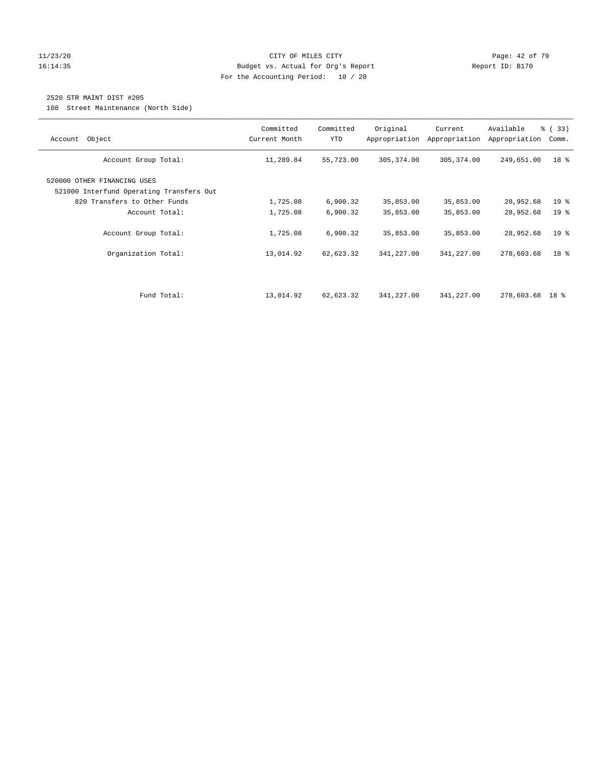CITY OF MILES CITY
Budget vs. Actual for Org's Report
For the Accounting Period: 10 / 20

11/23/20
16:14:35

Report ID: B170

## 2520 STR MAINT DIST #205

108 Street Maintenance (North Side)

| Account Object | Committed Current Month | Committed YTD | Original Appropriation | Current Appropriation | Available Appropriation | % ( 33) Comm. |
|---|---|---|---|---|---|---|
| Account Group Total: | 11,289.84 | 55,723.00 | 305,374.00 | 305,374.00 | 249,651.00 | 18 % |
| 520000 OTHER FINANCING USES | | | | | | |
| 521000 Interfund Operating Transfers Out | | | | | | |
| 820 Transfers to Other Funds | 1,725.08 | 6,900.32 | 35,853.00 | 35,853.00 | 28,952.68 | 19 % |
| Account Total: | 1,725.08 | 6,900.32 | 35,853.00 | 35,853.00 | 28,952.68 | 19 % |
| Account Group Total: | 1,725.08 | 6,900.32 | 35,853.00 | 35,853.00 | 28,952.68 | 19 % |
| Organization Total: | 13,014.92 | 62,623.32 | 341,227.00 | 341,227.00 | 278,603.68 | 18 % |
| Fund Total: | 13,014.92 | 62,623.32 | 341,227.00 | 341,227.00 | 278,603.68 | 18 % |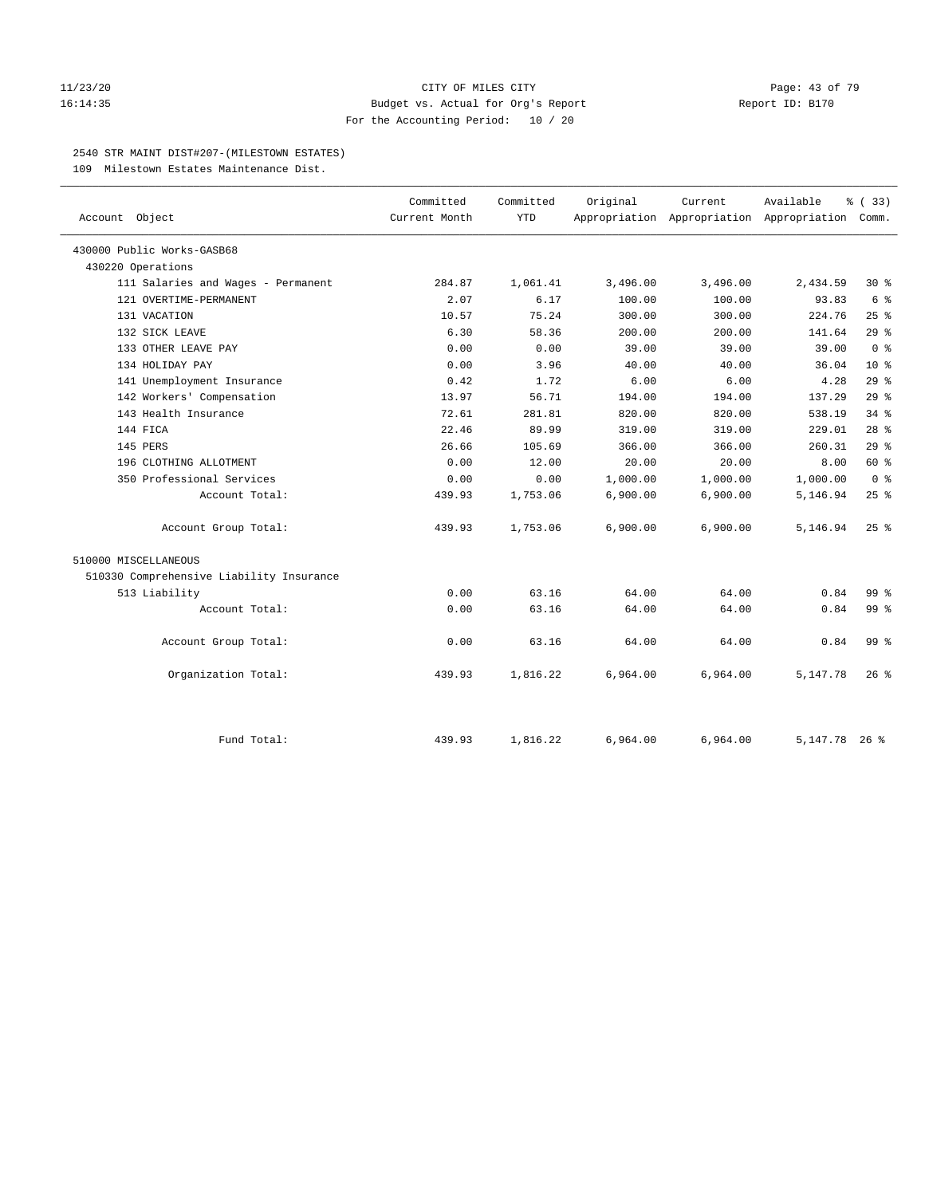CITY OF MILES CITY
Budget vs. Actual for Org's Report
For the Accounting Period: 10 / 20

11/23/20 16:14:35 — Report ID: B170

## 2540 STR MAINT DIST#207-(MILESTOWN ESTATES)

109 Milestown Estates Maintenance Dist.

| Account Object | Committed Current Month | Committed YTD | Original Appropriation | Current Appropriation | Available Appropriation | % ( 33) Comm. |
|---|---|---|---|---|---|---|
| 430000 Public Works-GASB68 | | | | | | |
| 430220 Operations | | | | | | |
| 111 Salaries and Wages - Permanent | 284.87 | 1,061.41 | 3,496.00 | 3,496.00 | 2,434.59 | 30 % |
| 121 OVERTIME-PERMANENT | 2.07 | 6.17 | 100.00 | 100.00 | 93.83 | 6 % |
| 131 VACATION | 10.57 | 75.24 | 300.00 | 300.00 | 224.76 | 25 % |
| 132 SICK LEAVE | 6.30 | 58.36 | 200.00 | 200.00 | 141.64 | 29 % |
| 133 OTHER LEAVE PAY | 0.00 | 0.00 | 39.00 | 39.00 | 39.00 | 0 % |
| 134 HOLIDAY PAY | 0.00 | 3.96 | 40.00 | 40.00 | 36.04 | 10 % |
| 141 Unemployment Insurance | 0.42 | 1.72 | 6.00 | 6.00 | 4.28 | 29 % |
| 142 Workers' Compensation | 13.97 | 56.71 | 194.00 | 194.00 | 137.29 | 29 % |
| 143 Health Insurance | 72.61 | 281.81 | 820.00 | 820.00 | 538.19 | 34 % |
| 144 FICA | 22.46 | 89.99 | 319.00 | 319.00 | 229.01 | 28 % |
| 145 PERS | 26.66 | 105.69 | 366.00 | 366.00 | 260.31 | 29 % |
| 196 CLOTHING ALLOTMENT | 0.00 | 12.00 | 20.00 | 20.00 | 8.00 | 60 % |
| 350 Professional Services | 0.00 | 0.00 | 1,000.00 | 1,000.00 | 1,000.00 | 0 % |
| Account Total: | 439.93 | 1,753.06 | 6,900.00 | 6,900.00 | 5,146.94 | 25 % |
| Account Group Total: | 439.93 | 1,753.06 | 6,900.00 | 6,900.00 | 5,146.94 | 25 % |
| 510000 MISCELLANEOUS | | | | | | |
| 510330 Comprehensive Liability Insurance | | | | | | |
| 513 Liability | 0.00 | 63.16 | 64.00 | 64.00 | 0.84 | 99 % |
| Account Total: | 0.00 | 63.16 | 64.00 | 64.00 | 0.84 | 99 % |
| Account Group Total: | 0.00 | 63.16 | 64.00 | 64.00 | 0.84 | 99 % |
| Organization Total: | 439.93 | 1,816.22 | 6,964.00 | 6,964.00 | 5,147.78 | 26 % |
| Fund Total: | 439.93 | 1,816.22 | 6,964.00 | 6,964.00 | 5,147.78 | 26 % |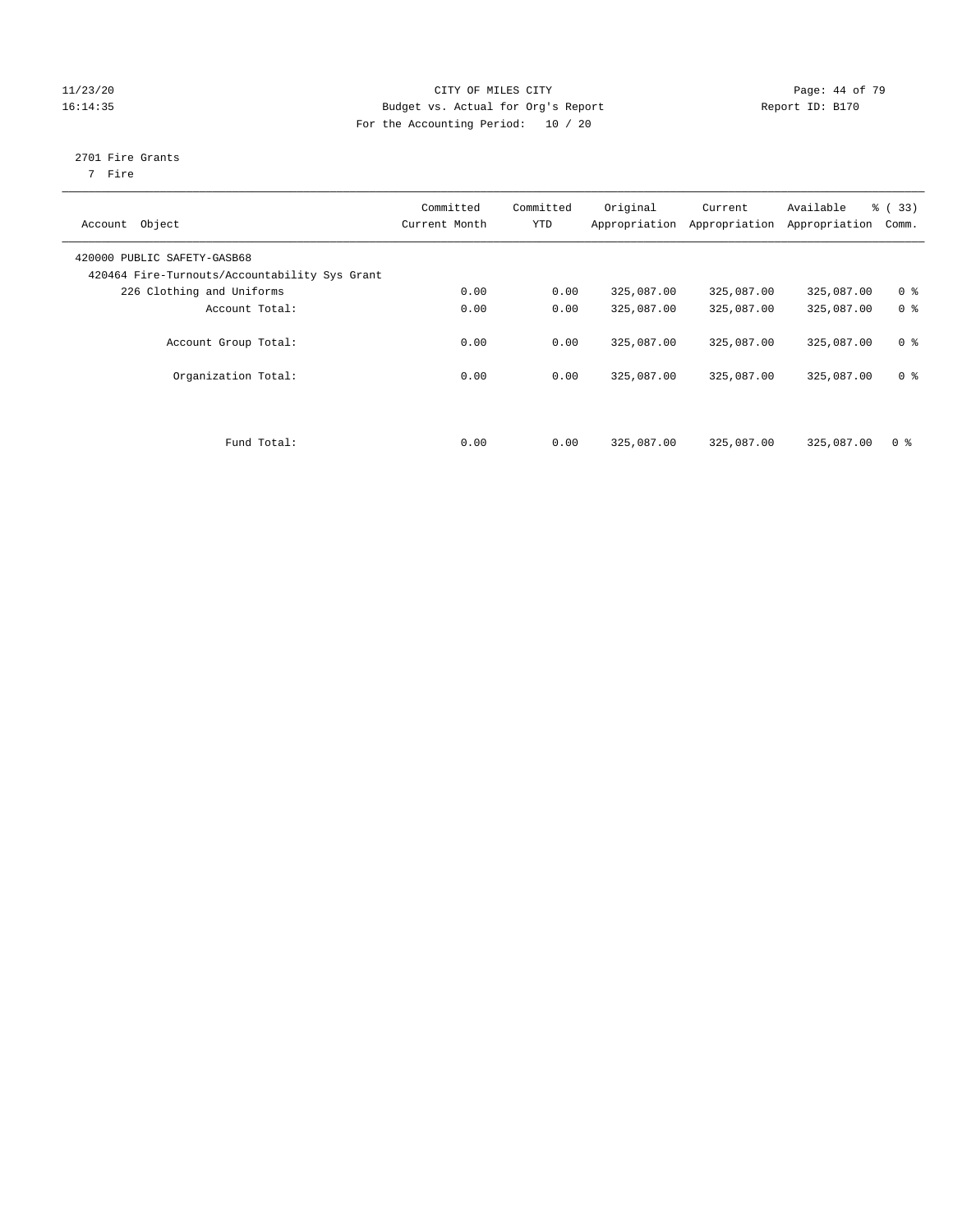CITY OF MILES CITY
Budget vs. Actual for Org's Report
For the Accounting Period: 10 / 20

11/23/20
16:14:35

Report ID: B170

2701 Fire Grants
7 Fire

| Account Object | Committed Current Month | Committed YTD | Original Appropriation | Current Appropriation | Available Appropriation | % ( 33) Comm. |
|---|---|---|---|---|---|---|
| 420000 PUBLIC SAFETY-GASB68 | | | | | | |
| 420464 Fire-Turnouts/Accountability Sys Grant | | | | | | |
| 226 Clothing and Uniforms | 0.00 | 0.00 | 325,087.00 | 325,087.00 | 325,087.00 | 0 % |
| Account Total: | 0.00 | 0.00 | 325,087.00 | 325,087.00 | 325,087.00 | 0 % |
| Account Group Total: | 0.00 | 0.00 | 325,087.00 | 325,087.00 | 325,087.00 | 0 % |
| Organization Total: | 0.00 | 0.00 | 325,087.00 | 325,087.00 | 325,087.00 | 0 % |
| Fund Total: | 0.00 | 0.00 | 325,087.00 | 325,087.00 | 325,087.00 | 0 % |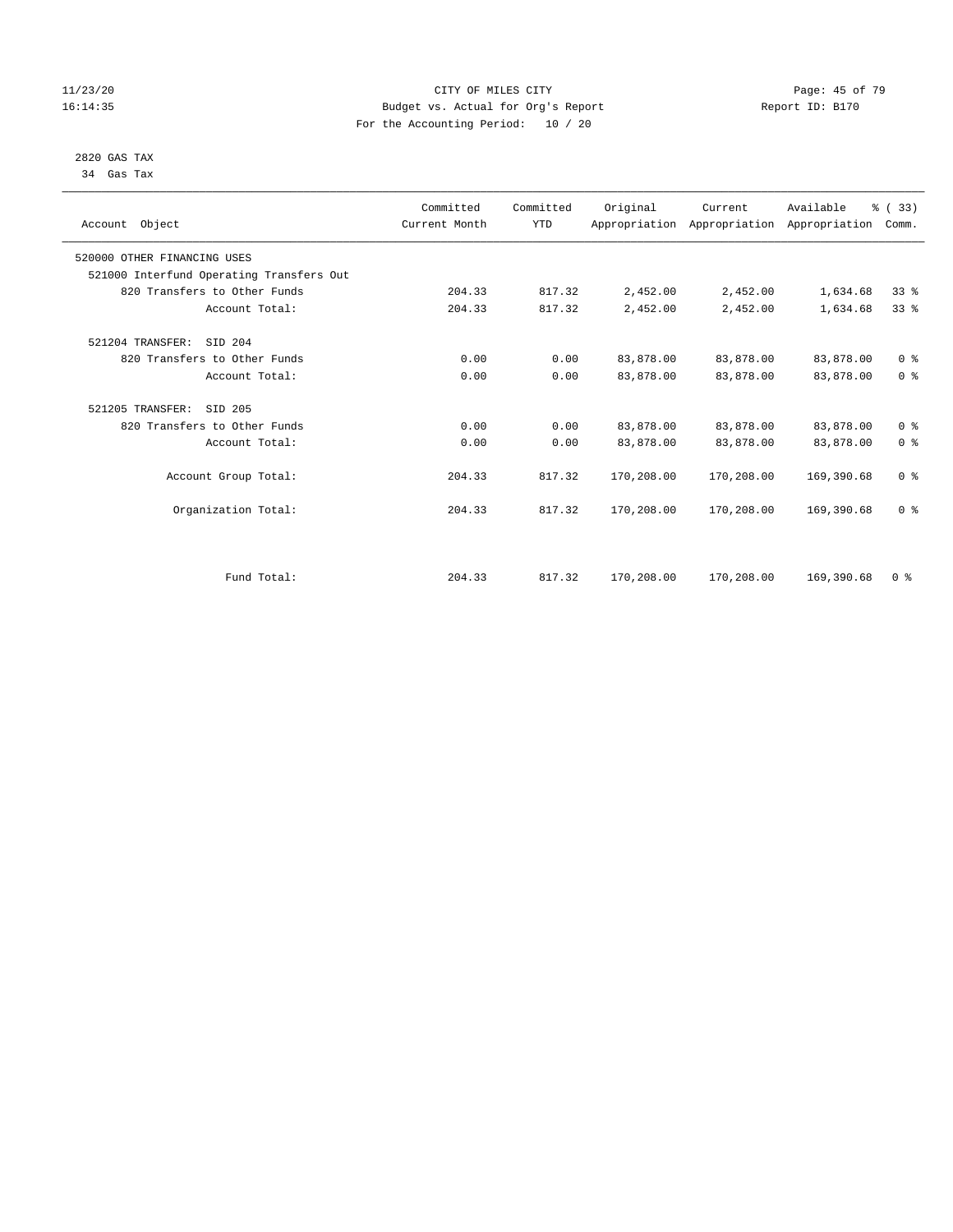11/23/20 CITY OF MILES CITY
16:14:35 Budget vs. Actual for Org's Report Report ID: B170
For the Accounting Period: 10 / 20

2820 GAS TAX
34 Gas Tax

| Account Object | Committed Current Month | Committed YTD | Original Appropriation | Current Appropriation | Available Appropriation | % ( 33) Comm. |
|---|---|---|---|---|---|---|
| 520000 OTHER FINANCING USES | | | | | | |
| 521000 Interfund Operating Transfers Out | | | | | | |
| 820 Transfers to Other Funds | 204.33 | 817.32 | 2,452.00 | 2,452.00 | 1,634.68 | 33 % |
| Account Total: | 204.33 | 817.32 | 2,452.00 | 2,452.00 | 1,634.68 | 33 % |
| 521204 TRANSFER: SID 204 | | | | | | |
| 820 Transfers to Other Funds | 0.00 | 0.00 | 83,878.00 | 83,878.00 | 83,878.00 | 0 % |
| Account Total: | 0.00 | 0.00 | 83,878.00 | 83,878.00 | 83,878.00 | 0 % |
| 521205 TRANSFER: SID 205 | | | | | | |
| 820 Transfers to Other Funds | 0.00 | 0.00 | 83,878.00 | 83,878.00 | 83,878.00 | 0 % |
| Account Total: | 0.00 | 0.00 | 83,878.00 | 83,878.00 | 83,878.00 | 0 % |
| Account Group Total: | 204.33 | 817.32 | 170,208.00 | 170,208.00 | 169,390.68 | 0 % |
| Organization Total: | 204.33 | 817.32 | 170,208.00 | 170,208.00 | 169,390.68 | 0 % |
| Fund Total: | 204.33 | 817.32 | 170,208.00 | 170,208.00 | 169,390.68 | 0 % |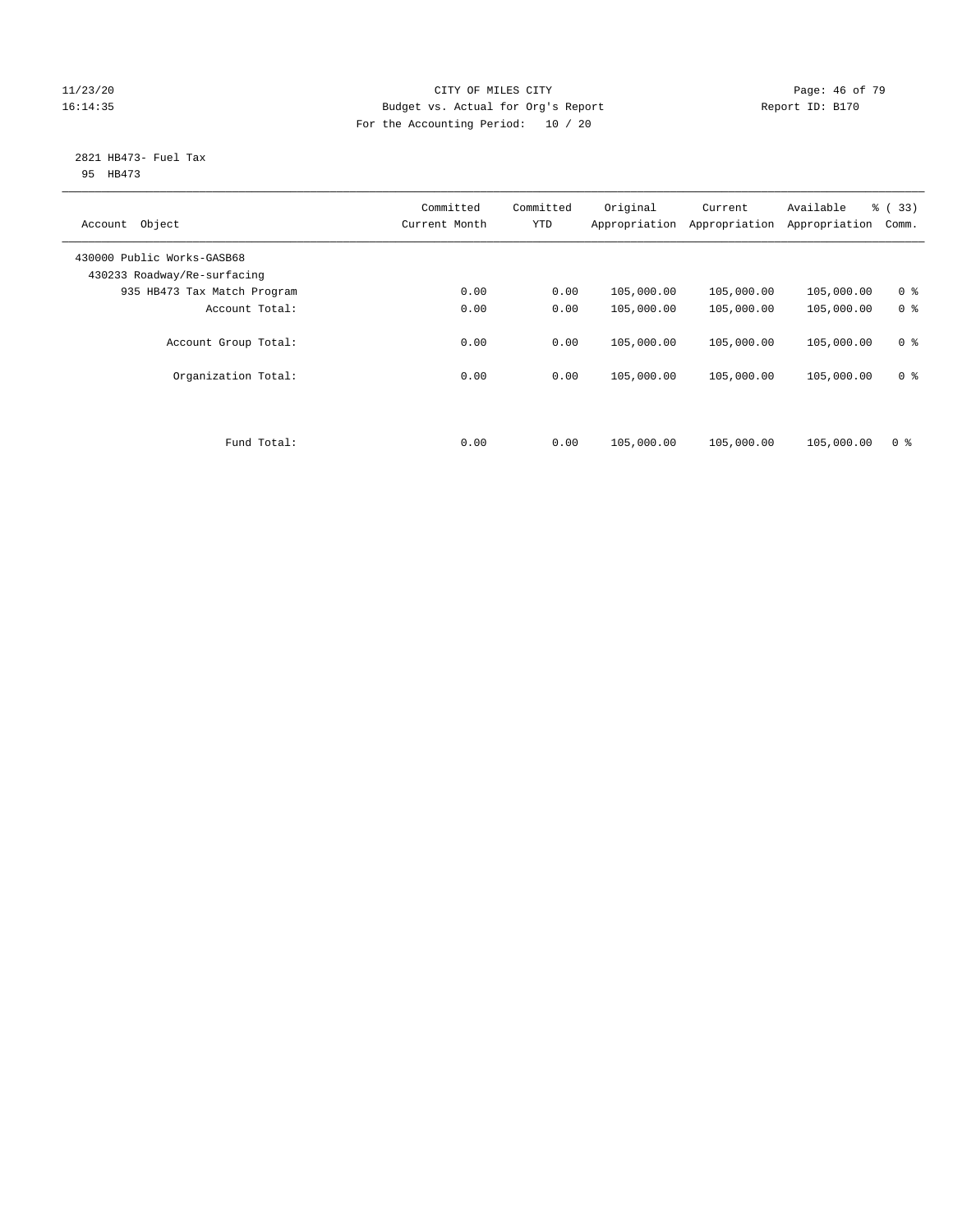CITY OF MILES CITY
Budget vs. Actual for Org's Report
For the Accounting Period: 10 / 20

11/23/20
16:14:35

Report ID: B170

2821 HB473- Fuel Tax
95 HB473

| Account Object | Committed Current Month | Committed YTD | Original Appropriation | Current Appropriation | Available Appropriation | % ( 33) Comm. |
|---|---|---|---|---|---|---|
| 430000 Public Works-GASB68 | | | | | | |
| 430233 Roadway/Re-surfacing | | | | | | |
| 935 HB473 Tax Match Program | 0.00 | 0.00 | 105,000.00 | 105,000.00 | 105,000.00 | 0 % |
| Account Total: | 0.00 | 0.00 | 105,000.00 | 105,000.00 | 105,000.00 | 0 % |
| Account Group Total: | 0.00 | 0.00 | 105,000.00 | 105,000.00 | 105,000.00 | 0 % |
| Organization Total: | 0.00 | 0.00 | 105,000.00 | 105,000.00 | 105,000.00 | 0 % |
| Fund Total: | 0.00 | 0.00 | 105,000.00 | 105,000.00 | 105,000.00 | 0 % |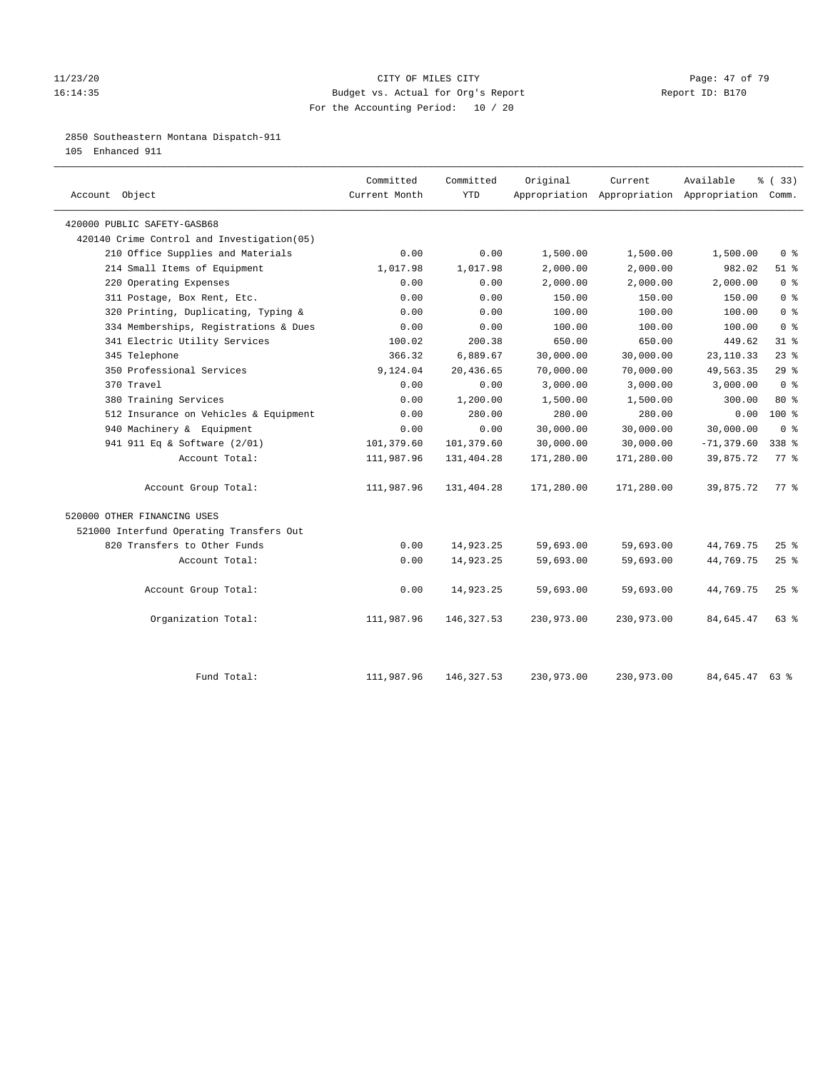# CITY OF MILES CITY

Budget vs. Actual for Org's Report

For the Accounting Period: 10 / 20

11/23/20 16:14:35 — Report ID: B170

## 2850 Southeastern Montana Dispatch-911

105 Enhanced 911

| Account Object | Committed Current Month | Committed YTD | Original Appropriation | Current Appropriation | Available Appropriation | % ( 33) Comm. |
|---|---|---|---|---|---|---|
| 420000 PUBLIC SAFETY-GASB68 | | | | | | |
| 420140 Crime Control and Investigation(05) | | | | | | |
| 210 Office Supplies and Materials | 0.00 | 0.00 | 1,500.00 | 1,500.00 | 1,500.00 | 0 % |
| 214 Small Items of Equipment | 1,017.98 | 1,017.98 | 2,000.00 | 2,000.00 | 982.02 | 51 % |
| 220 Operating Expenses | 0.00 | 0.00 | 2,000.00 | 2,000.00 | 2,000.00 | 0 % |
| 311 Postage, Box Rent, Etc. | 0.00 | 0.00 | 150.00 | 150.00 | 150.00 | 0 % |
| 320 Printing, Duplicating, Typing & | 0.00 | 0.00 | 100.00 | 100.00 | 100.00 | 0 % |
| 334 Memberships, Registrations & Dues | 0.00 | 0.00 | 100.00 | 100.00 | 100.00 | 0 % |
| 341 Electric Utility Services | 100.02 | 200.38 | 650.00 | 650.00 | 449.62 | 31 % |
| 345 Telephone | 366.32 | 6,889.67 | 30,000.00 | 30,000.00 | 23,110.33 | 23 % |
| 350 Professional Services | 9,124.04 | 20,436.65 | 70,000.00 | 70,000.00 | 49,563.35 | 29 % |
| 370 Travel | 0.00 | 0.00 | 3,000.00 | 3,000.00 | 3,000.00 | 0 % |
| 380 Training Services | 0.00 | 1,200.00 | 1,500.00 | 1,500.00 | 300.00 | 80 % |
| 512 Insurance on Vehicles & Equipment | 0.00 | 280.00 | 280.00 | 280.00 | 0.00 | 100 % |
| 940 Machinery & Equipment | 0.00 | 0.00 | 30,000.00 | 30,000.00 | 30,000.00 | 0 % |
| 941 911 Eq & Software (2/01) | 101,379.60 | 101,379.60 | 30,000.00 | 30,000.00 | -71,379.60 | 338 % |
| Account Total: | 111,987.96 | 131,404.28 | 171,280.00 | 171,280.00 | 39,875.72 | 77 % |
| Account Group Total: | 111,987.96 | 131,404.28 | 171,280.00 | 171,280.00 | 39,875.72 | 77 % |
| 520000 OTHER FINANCING USES | | | | | | |
| 521000 Interfund Operating Transfers Out | | | | | | |
| 820 Transfers to Other Funds | 0.00 | 14,923.25 | 59,693.00 | 59,693.00 | 44,769.75 | 25 % |
| Account Total: | 0.00 | 14,923.25 | 59,693.00 | 59,693.00 | 44,769.75 | 25 % |
| Account Group Total: | 0.00 | 14,923.25 | 59,693.00 | 59,693.00 | 44,769.75 | 25 % |
| Organization Total: | 111,987.96 | 146,327.53 | 230,973.00 | 230,973.00 | 84,645.47 | 63 % |
| Fund Total: | 111,987.96 | 146,327.53 | 230,973.00 | 230,973.00 | 84,645.47 | 63 % |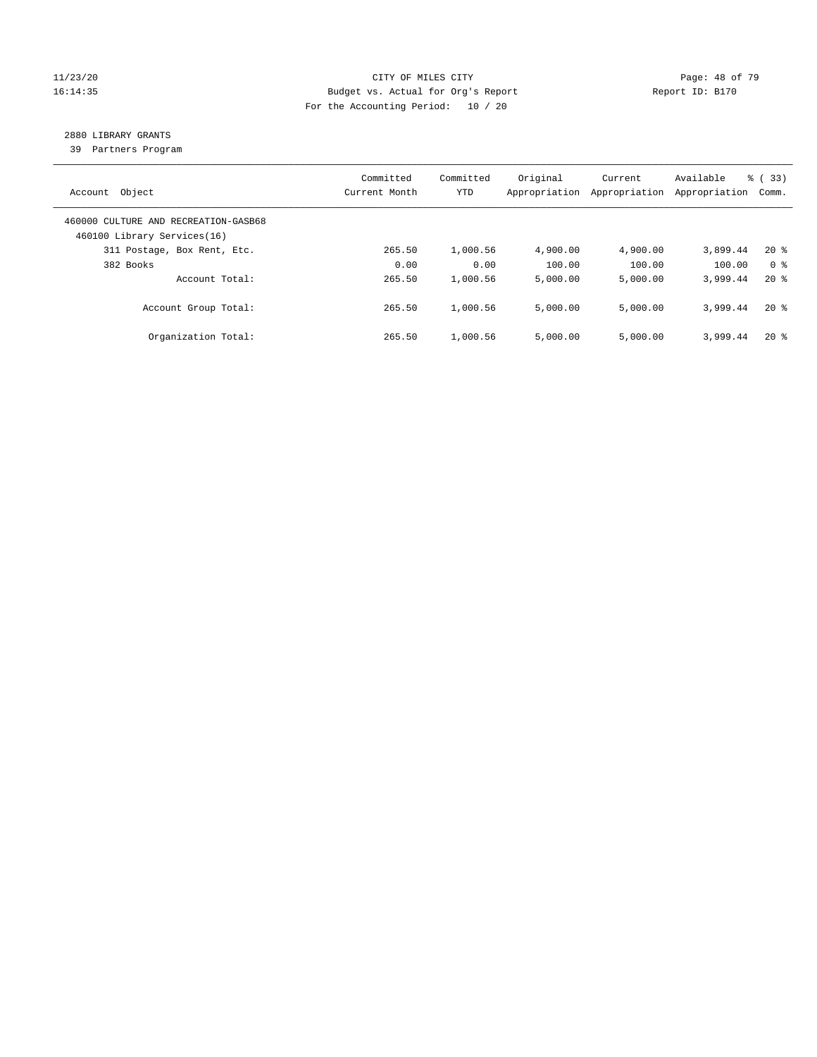CITY OF MILES CITY
Budget vs. Actual for Org's Report
For the Accounting Period: 10 / 20

11/23/20
16:14:35

Report ID: B170

## 2880 LIBRARY GRANTS

39 Partners Program

| Account Object | Committed Current Month | Committed YTD | Original Appropriation | Current Appropriation | Available Appropriation | % ( 33) Comm. |
|---|---|---|---|---|---|---|
| 460000 CULTURE AND RECREATION-GASB68 | | | | | | |
| 460100 Library Services(16) | | | | | | |
| 311 Postage, Box Rent, Etc. | 265.50 | 1,000.56 | 4,900.00 | 4,900.00 | 3,899.44 | 20 % |
| 382 Books | 0.00 | 0.00 | 100.00 | 100.00 | 100.00 | 0 % |
| Account Total: | 265.50 | 1,000.56 | 5,000.00 | 5,000.00 | 3,999.44 | 20 % |
| Account Group Total: | 265.50 | 1,000.56 | 5,000.00 | 5,000.00 | 3,999.44 | 20 % |
| Organization Total: | 265.50 | 1,000.56 | 5,000.00 | 5,000.00 | 3,999.44 | 20 % |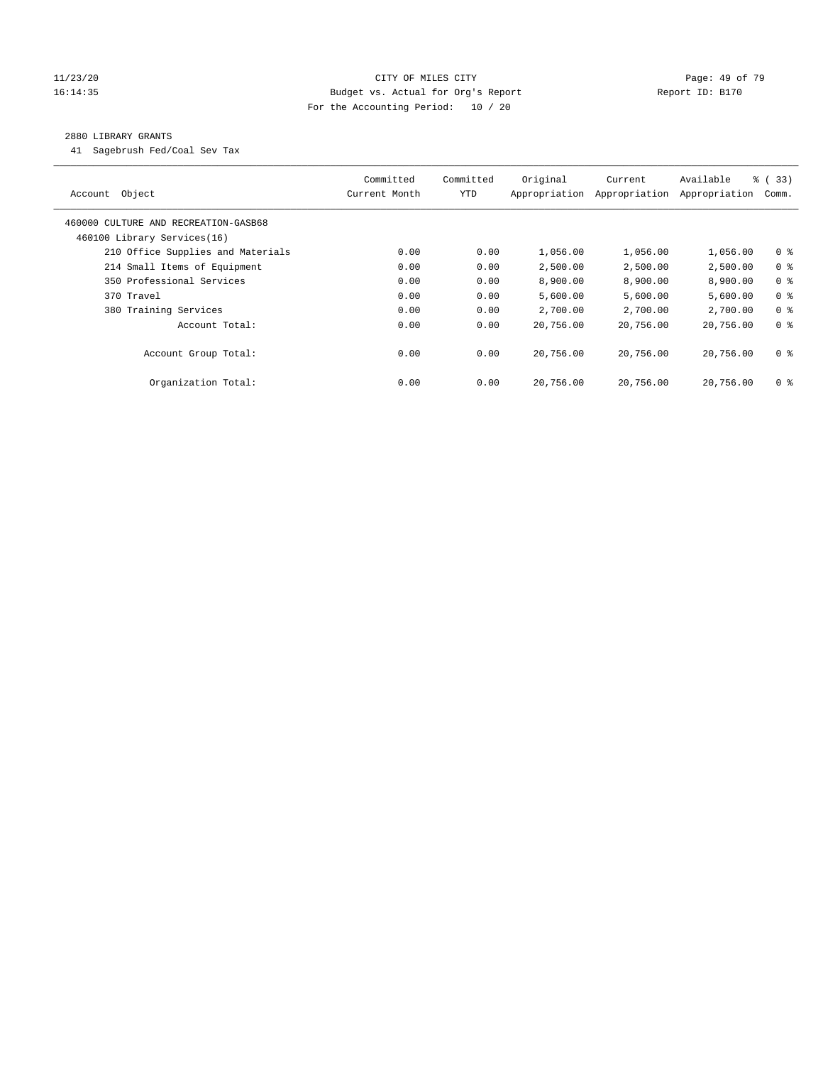CITY OF MILES CITY
Budget vs. Actual for Org's Report
For the Accounting Period: 10 / 20

11/23/20
16:14:35

Report ID: B170

## 2880 LIBRARY GRANTS

41 Sagebrush Fed/Coal Sev Tax

| Account Object | Committed Current Month | Committed YTD | Original Appropriation | Current Appropriation | Available Appropriation | % ( 33) Comm. |
|---|---|---|---|---|---|---|
| 460000 CULTURE AND RECREATION-GASB68 | | | | | | |
| 460100 Library Services(16) | | | | | | |
| 210 Office Supplies and Materials | 0.00 | 0.00 | 1,056.00 | 1,056.00 | 1,056.00 | 0 % |
| 214 Small Items of Equipment | 0.00 | 0.00 | 2,500.00 | 2,500.00 | 2,500.00 | 0 % |
| 350 Professional Services | 0.00 | 0.00 | 8,900.00 | 8,900.00 | 8,900.00 | 0 % |
| 370 Travel | 0.00 | 0.00 | 5,600.00 | 5,600.00 | 5,600.00 | 0 % |
| 380 Training Services | 0.00 | 0.00 | 2,700.00 | 2,700.00 | 2,700.00 | 0 % |
| Account Total: | 0.00 | 0.00 | 20,756.00 | 20,756.00 | 20,756.00 | 0 % |
| Account Group Total: | 0.00 | 0.00 | 20,756.00 | 20,756.00 | 20,756.00 | 0 % |
| Organization Total: | 0.00 | 0.00 | 20,756.00 | 20,756.00 | 20,756.00 | 0 % |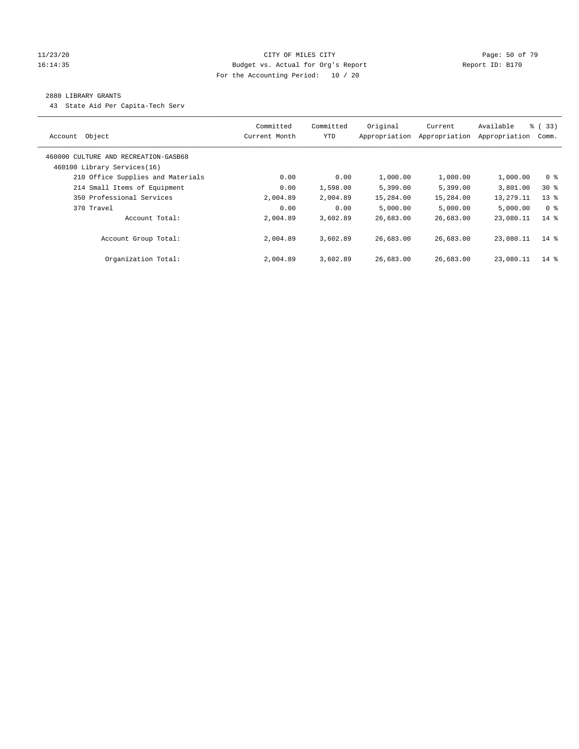CITY OF MILES CITY
Budget vs. Actual for Org's Report
For the Accounting Period: 10 / 20

11/23/20
16:14:35

Report ID: B170

2880 LIBRARY GRANTS

43 State Aid Per Capita-Tech Serv

| Account Object | Committed Current Month | Committed YTD | Original Appropriation | Current Appropriation | Available Appropriation | % ( 33) Comm. |
|---|---|---|---|---|---|---|
| 460000 CULTURE AND RECREATION-GASB68 | | | | | | |
| 460100 Library Services(16) | | | | | | |
| 210 Office Supplies and Materials | 0.00 | 0.00 | 1,000.00 | 1,000.00 | 1,000.00 | 0 % |
| 214 Small Items of Equipment | 0.00 | 1,598.00 | 5,399.00 | 5,399.00 | 3,801.00 | 30 % |
| 350 Professional Services | 2,004.89 | 2,004.89 | 15,284.00 | 15,284.00 | 13,279.11 | 13 % |
| 370 Travel | 0.00 | 0.00 | 5,000.00 | 5,000.00 | 5,000.00 | 0 % |
| Account Total: | 2,004.89 | 3,602.89 | 26,683.00 | 26,683.00 | 23,080.11 | 14 % |
| Account Group Total: | 2,004.89 | 3,602.89 | 26,683.00 | 26,683.00 | 23,080.11 | 14 % |
| Organization Total: | 2,004.89 | 3,602.89 | 26,683.00 | 26,683.00 | 23,080.11 | 14 % |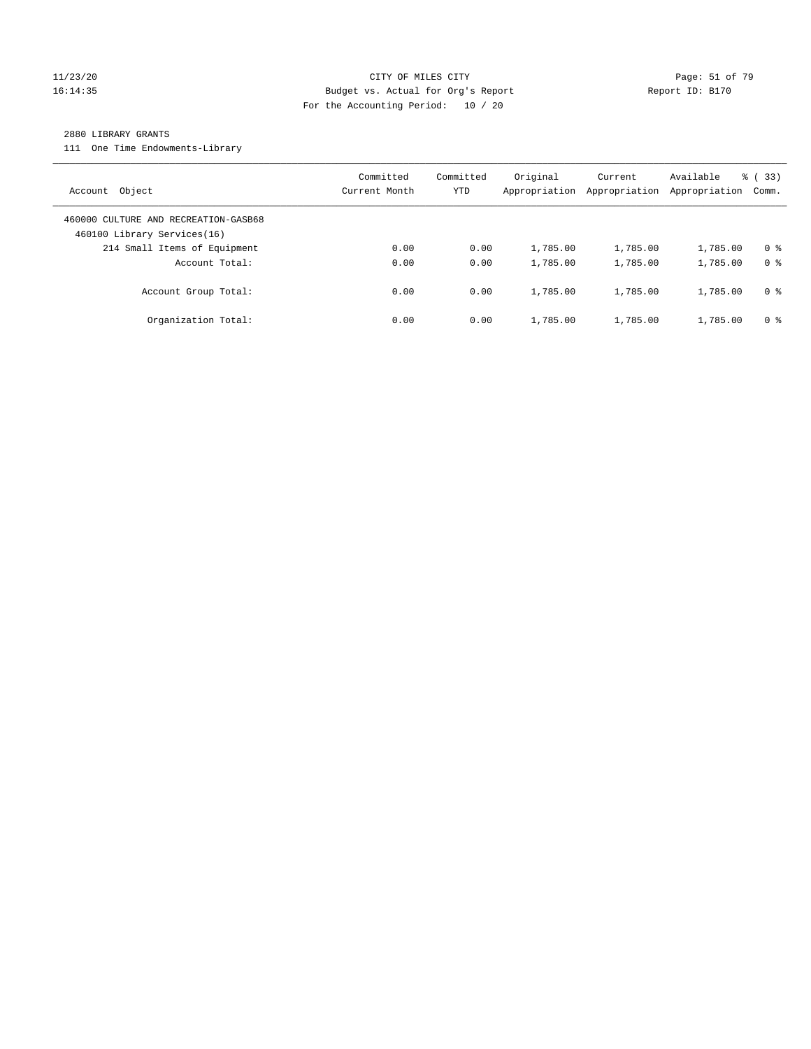CITY OF MILES CITY
Budget vs. Actual for Org's Report
For the Accounting Period: 10 / 20

11/23/20
16:14:35

Report ID: B170

2880 LIBRARY GRANTS

111 One Time Endowments-Library

| Account Object | Committed Current Month | Committed YTD | Original Appropriation | Current Appropriation | Available Appropriation | % ( 33) Comm. |
|---|---|---|---|---|---|---|
| 460000 CULTURE AND RECREATION-GASB68 | | | | | | |
| 460100 Library Services(16) | | | | | | |
| 214 Small Items of Equipment | 0.00 | 0.00 | 1,785.00 | 1,785.00 | 1,785.00 | 0 % |
| Account Total: | 0.00 | 0.00 | 1,785.00 | 1,785.00 | 1,785.00 | 0 % |
| Account Group Total: | 0.00 | 0.00 | 1,785.00 | 1,785.00 | 1,785.00 | 0 % |
| Organization Total: | 0.00 | 0.00 | 1,785.00 | 1,785.00 | 1,785.00 | 0 % |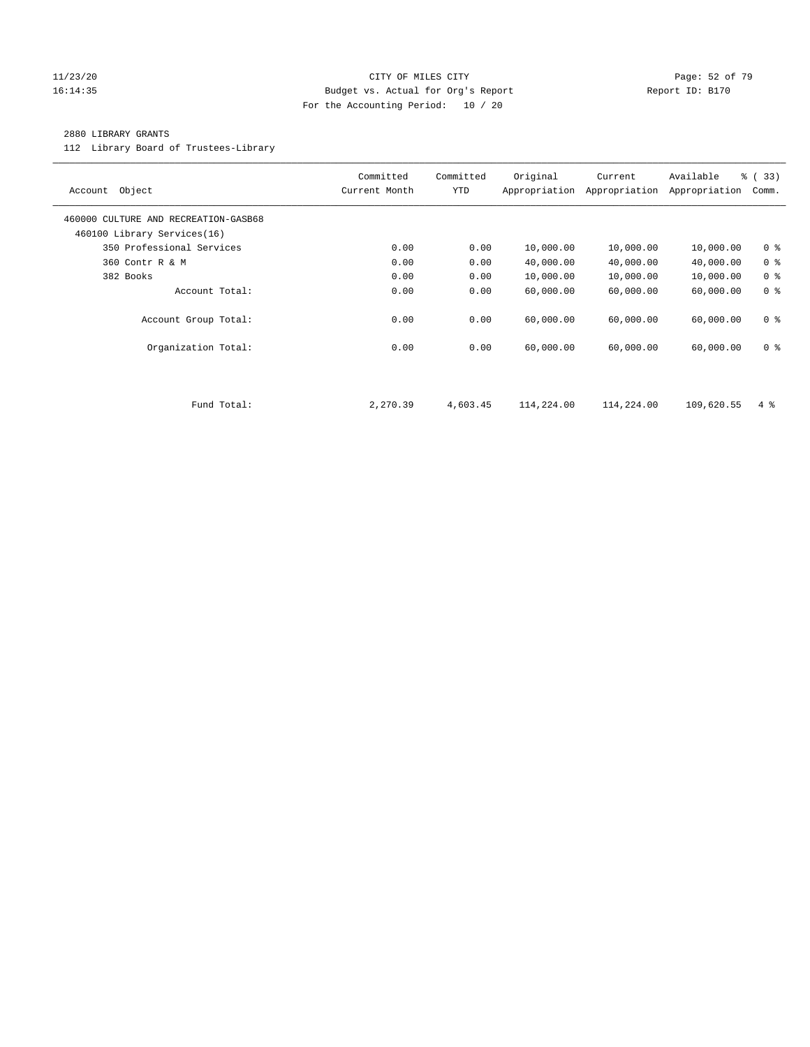CITY OF MILES CITY
Budget vs. Actual for Org's Report
For the Accounting Period: 10 / 20

11/23/20
16:14:35

Report ID: B170

2880 LIBRARY GRANTS

112 Library Board of Trustees-Library

| Account Object | Committed Current Month | Committed YTD | Original Appropriation | Current Appropriation | Available Appropriation | % ( 33) Comm. |
|---|---|---|---|---|---|---|
| 460000 CULTURE AND RECREATION-GASB68 | | | | | | |
| 460100 Library Services(16) | | | | | | |
| 350 Professional Services | 0.00 | 0.00 | 10,000.00 | 10,000.00 | 10,000.00 | 0 % |
| 360 Contr R & M | 0.00 | 0.00 | 40,000.00 | 40,000.00 | 40,000.00 | 0 % |
| 382 Books | 0.00 | 0.00 | 10,000.00 | 10,000.00 | 10,000.00 | 0 % |
| Account Total: | 0.00 | 0.00 | 60,000.00 | 60,000.00 | 60,000.00 | 0 % |
| Account Group Total: | 0.00 | 0.00 | 60,000.00 | 60,000.00 | 60,000.00 | 0 % |
| Organization Total: | 0.00 | 0.00 | 60,000.00 | 60,000.00 | 60,000.00 | 0 % |
| Fund Total: | 2,270.39 | 4,603.45 | 114,224.00 | 114,224.00 | 109,620.55 | 4 % |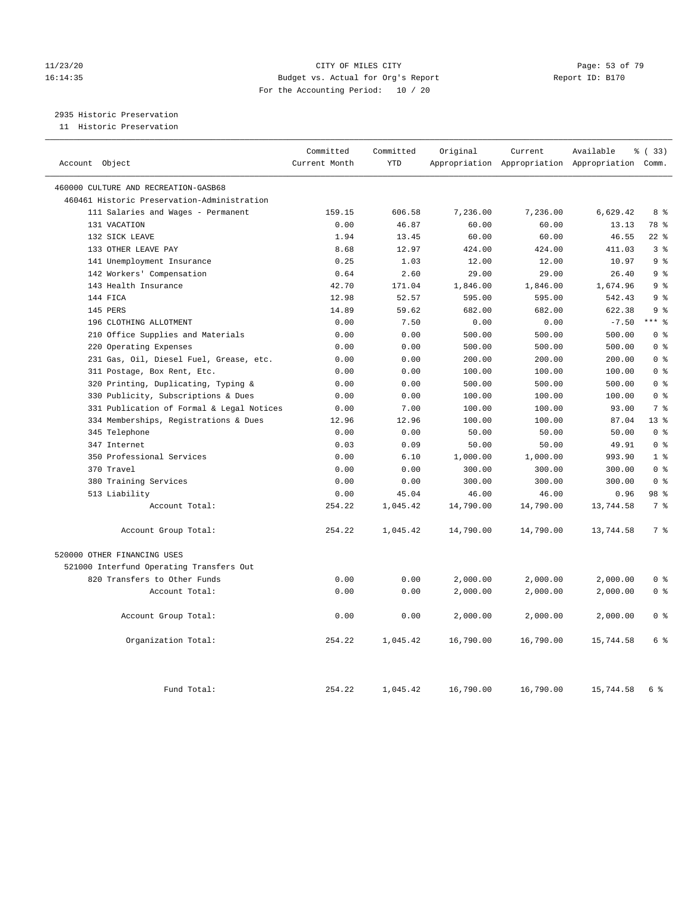CITY OF MILES CITY
Budget vs. Actual for Org's Report
For the Accounting Period: 10 / 20

11/23/20
16:14:35

Report ID: B170

## 2935 Historic Preservation

11 Historic Preservation

| Account Object | Committed Current Month | Committed YTD | Original Appropriation | Current Appropriation | Available Appropriation | % ( 33) Comm. |
|---|---|---|---|---|---|---|
| 460000 CULTURE AND RECREATION-GASB68 | | | | | | |
| 460461 Historic Preservation-Administration | | | | | | |
| 111 Salaries and Wages - Permanent | 159.15 | 606.58 | 7,236.00 | 7,236.00 | 6,629.42 | 8 % |
| 131 VACATION | 0.00 | 46.87 | 60.00 | 60.00 | 13.13 | 78 % |
| 132 SICK LEAVE | 1.94 | 13.45 | 60.00 | 60.00 | 46.55 | 22 % |
| 133 OTHER LEAVE PAY | 8.68 | 12.97 | 424.00 | 424.00 | 411.03 | 3 % |
| 141 Unemployment Insurance | 0.25 | 1.03 | 12.00 | 12.00 | 10.97 | 9 % |
| 142 Workers' Compensation | 0.64 | 2.60 | 29.00 | 29.00 | 26.40 | 9 % |
| 143 Health Insurance | 42.70 | 171.04 | 1,846.00 | 1,846.00 | 1,674.96 | 9 % |
| 144 FICA | 12.98 | 52.57 | 595.00 | 595.00 | 542.43 | 9 % |
| 145 PERS | 14.89 | 59.62 | 682.00 | 682.00 | 622.38 | 9 % |
| 196 CLOTHING ALLOTMENT | 0.00 | 7.50 | 0.00 | 0.00 | -7.50 | *** % |
| 210 Office Supplies and Materials | 0.00 | 0.00 | 500.00 | 500.00 | 500.00 | 0 % |
| 220 Operating Expenses | 0.00 | 0.00 | 500.00 | 500.00 | 500.00 | 0 % |
| 231 Gas, Oil, Diesel Fuel, Grease, etc. | 0.00 | 0.00 | 200.00 | 200.00 | 200.00 | 0 % |
| 311 Postage, Box Rent, Etc. | 0.00 | 0.00 | 100.00 | 100.00 | 100.00 | 0 % |
| 320 Printing, Duplicating, Typing & | 0.00 | 0.00 | 500.00 | 500.00 | 500.00 | 0 % |
| 330 Publicity, Subscriptions & Dues | 0.00 | 0.00 | 100.00 | 100.00 | 100.00 | 0 % |
| 331 Publication of Formal & Legal Notices | 0.00 | 7.00 | 100.00 | 100.00 | 93.00 | 7 % |
| 334 Memberships, Registrations & Dues | 12.96 | 12.96 | 100.00 | 100.00 | 87.04 | 13 % |
| 345 Telephone | 0.00 | 0.00 | 50.00 | 50.00 | 50.00 | 0 % |
| 347 Internet | 0.03 | 0.09 | 50.00 | 50.00 | 49.91 | 0 % |
| 350 Professional Services | 0.00 | 6.10 | 1,000.00 | 1,000.00 | 993.90 | 1 % |
| 370 Travel | 0.00 | 0.00 | 300.00 | 300.00 | 300.00 | 0 % |
| 380 Training Services | 0.00 | 0.00 | 300.00 | 300.00 | 300.00 | 0 % |
| 513 Liability | 0.00 | 45.04 | 46.00 | 46.00 | 0.96 | 98 % |
| Account Total: | 254.22 | 1,045.42 | 14,790.00 | 14,790.00 | 13,744.58 | 7 % |
| Account Group Total: | 254.22 | 1,045.42 | 14,790.00 | 14,790.00 | 13,744.58 | 7 % |
| 520000 OTHER FINANCING USES | | | | | | |
| 521000 Interfund Operating Transfers Out | | | | | | |
| 820 Transfers to Other Funds | 0.00 | 0.00 | 2,000.00 | 2,000.00 | 2,000.00 | 0 % |
| Account Total: | 0.00 | 0.00 | 2,000.00 | 2,000.00 | 2,000.00 | 0 % |
| Account Group Total: | 0.00 | 0.00 | 2,000.00 | 2,000.00 | 2,000.00 | 0 % |
| Organization Total: | 254.22 | 1,045.42 | 16,790.00 | 16,790.00 | 15,744.58 | 6 % |
| Fund Total: | 254.22 | 1,045.42 | 16,790.00 | 16,790.00 | 15,744.58 | 6 % |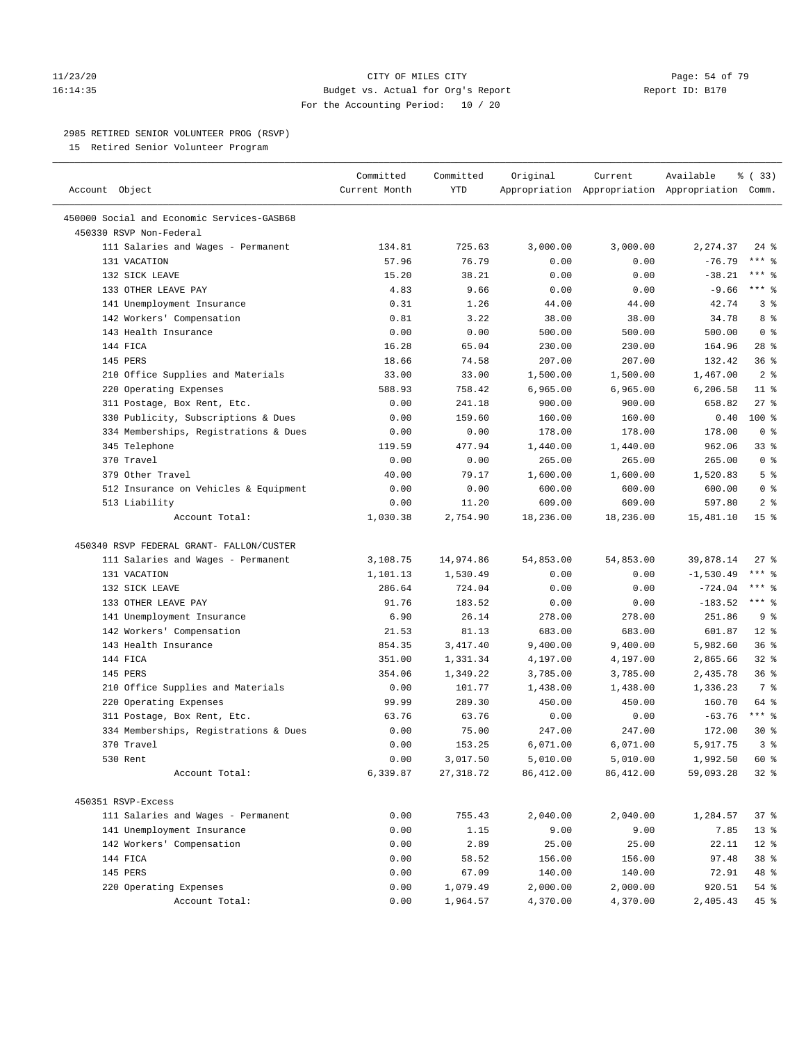CITY OF MILES CITY
Budget vs. Actual for Org's Report
For the Accounting Period: 10 / 20

11/23/20
16:14:35

Report ID: B170

2985 RETIRED SENIOR VOLUNTEER PROG (RSVP)
15 Retired Senior Volunteer Program

| Account Object | Committed Current Month | Committed YTD | Original Appropriation | Current Appropriation | Available Appropriation | % ( 33) Comm. |
|---|---|---|---|---|---|---|
| 450000 Social and Economic Services-GASB68 | | | | | | |
| 450330 RSVP Non-Federal | | | | | | |
| 111 Salaries and Wages - Permanent | 134.81 | 725.63 | 3,000.00 | 3,000.00 | 2,274.37 | 24 % |
| 131 VACATION | 57.96 | 76.79 | 0.00 | 0.00 | -76.79 | *** % |
| 132 SICK LEAVE | 15.20 | 38.21 | 0.00 | 0.00 | -38.21 | *** % |
| 133 OTHER LEAVE PAY | 4.83 | 9.66 | 0.00 | 0.00 | -9.66 | *** % |
| 141 Unemployment Insurance | 0.31 | 1.26 | 44.00 | 44.00 | 42.74 | 3 % |
| 142 Workers' Compensation | 0.81 | 3.22 | 38.00 | 38.00 | 34.78 | 8 % |
| 143 Health Insurance | 0.00 | 0.00 | 500.00 | 500.00 | 500.00 | 0 % |
| 144 FICA | 16.28 | 65.04 | 230.00 | 230.00 | 164.96 | 28 % |
| 145 PERS | 18.66 | 74.58 | 207.00 | 207.00 | 132.42 | 36 % |
| 210 Office Supplies and Materials | 33.00 | 33.00 | 1,500.00 | 1,500.00 | 1,467.00 | 2 % |
| 220 Operating Expenses | 588.93 | 758.42 | 6,965.00 | 6,965.00 | 6,206.58 | 11 % |
| 311 Postage, Box Rent, Etc. | 0.00 | 241.18 | 900.00 | 900.00 | 658.82 | 27 % |
| 330 Publicity, Subscriptions & Dues | 0.00 | 159.60 | 160.00 | 160.00 | 0.40 | 100 % |
| 334 Memberships, Registrations & Dues | 0.00 | 0.00 | 178.00 | 178.00 | 178.00 | 0 % |
| 345 Telephone | 119.59 | 477.94 | 1,440.00 | 1,440.00 | 962.06 | 33 % |
| 370 Travel | 0.00 | 0.00 | 265.00 | 265.00 | 265.00 | 0 % |
| 379 Other Travel | 40.00 | 79.17 | 1,600.00 | 1,600.00 | 1,520.83 | 5 % |
| 512 Insurance on Vehicles & Equipment | 0.00 | 0.00 | 600.00 | 600.00 | 600.00 | 0 % |
| 513 Liability | 0.00 | 11.20 | 609.00 | 609.00 | 597.80 | 2 % |
| Account Total: | 1,030.38 | 2,754.90 | 18,236.00 | 18,236.00 | 15,481.10 | 15 % |
| 450340 RSVP FEDERAL GRANT- FALLON/CUSTER | | | | | | |
| 111 Salaries and Wages - Permanent | 3,108.75 | 14,974.86 | 54,853.00 | 54,853.00 | 39,878.14 | 27 % |
| 131 VACATION | 1,101.13 | 1,530.49 | 0.00 | 0.00 | -1,530.49 | *** % |
| 132 SICK LEAVE | 286.64 | 724.04 | 0.00 | 0.00 | -724.04 | *** % |
| 133 OTHER LEAVE PAY | 91.76 | 183.52 | 0.00 | 0.00 | -183.52 | *** % |
| 141 Unemployment Insurance | 6.90 | 26.14 | 278.00 | 278.00 | 251.86 | 9 % |
| 142 Workers' Compensation | 21.53 | 81.13 | 683.00 | 683.00 | 601.87 | 12 % |
| 143 Health Insurance | 854.35 | 3,417.40 | 9,400.00 | 9,400.00 | 5,982.60 | 36 % |
| 144 FICA | 351.00 | 1,331.34 | 4,197.00 | 4,197.00 | 2,865.66 | 32 % |
| 145 PERS | 354.06 | 1,349.22 | 3,785.00 | 3,785.00 | 2,435.78 | 36 % |
| 210 Office Supplies and Materials | 0.00 | 101.77 | 1,438.00 | 1,438.00 | 1,336.23 | 7 % |
| 220 Operating Expenses | 99.99 | 289.30 | 450.00 | 450.00 | 160.70 | 64 % |
| 311 Postage, Box Rent, Etc. | 63.76 | 63.76 | 0.00 | 0.00 | -63.76 | *** % |
| 334 Memberships, Registrations & Dues | 0.00 | 75.00 | 247.00 | 247.00 | 172.00 | 30 % |
| 370 Travel | 0.00 | 153.25 | 6,071.00 | 6,071.00 | 5,917.75 | 3 % |
| 530 Rent | 0.00 | 3,017.50 | 5,010.00 | 5,010.00 | 1,992.50 | 60 % |
| Account Total: | 6,339.87 | 27,318.72 | 86,412.00 | 86,412.00 | 59,093.28 | 32 % |
| 450351 RSVP-Excess | | | | | | |
| 111 Salaries and Wages - Permanent | 0.00 | 755.43 | 2,040.00 | 2,040.00 | 1,284.57 | 37 % |
| 141 Unemployment Insurance | 0.00 | 1.15 | 9.00 | 9.00 | 7.85 | 13 % |
| 142 Workers' Compensation | 0.00 | 2.89 | 25.00 | 25.00 | 22.11 | 12 % |
| 144 FICA | 0.00 | 58.52 | 156.00 | 156.00 | 97.48 | 38 % |
| 145 PERS | 0.00 | 67.09 | 140.00 | 140.00 | 72.91 | 48 % |
| 220 Operating Expenses | 0.00 | 1,079.49 | 2,000.00 | 2,000.00 | 920.51 | 54 % |
| Account Total: | 0.00 | 1,964.57 | 4,370.00 | 4,370.00 | 2,405.43 | 45 % |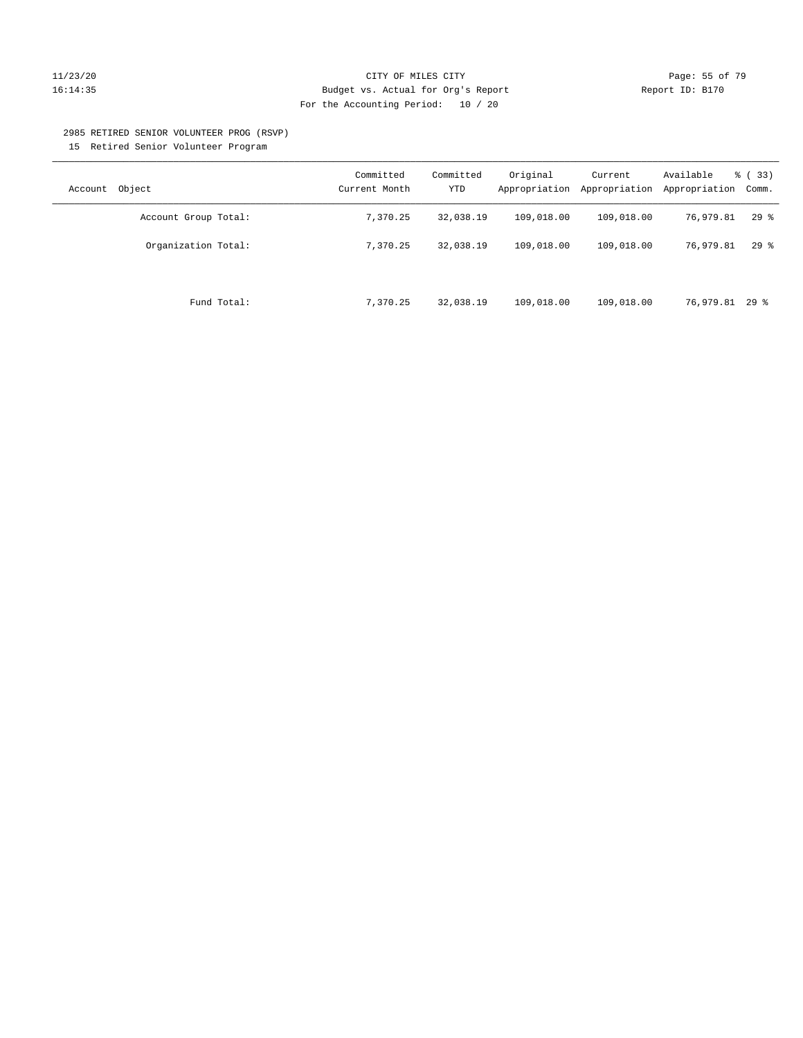CITY OF MILES CITY
Budget vs. Actual for Org's Report
For the Accounting Period: 10 / 20

11/23/20
16:14:35

Report ID: B170

2985 RETIRED SENIOR VOLUNTEER PROG (RSVP)
15 Retired Senior Volunteer Program

| Account Object | Committed Current Month | Committed YTD | Original Appropriation | Current Appropriation | Available Appropriation | % ( 33) Comm. |
|---|---|---|---|---|---|---|
| Account Group Total: | 7,370.25 | 32,038.19 | 109,018.00 | 109,018.00 | 76,979.81 | 29 % |
| Organization Total: | 7,370.25 | 32,038.19 | 109,018.00 | 109,018.00 | 76,979.81 | 29 % |
| Fund Total: | 7,370.25 | 32,038.19 | 109,018.00 | 109,018.00 | 76,979.81 | 29 % |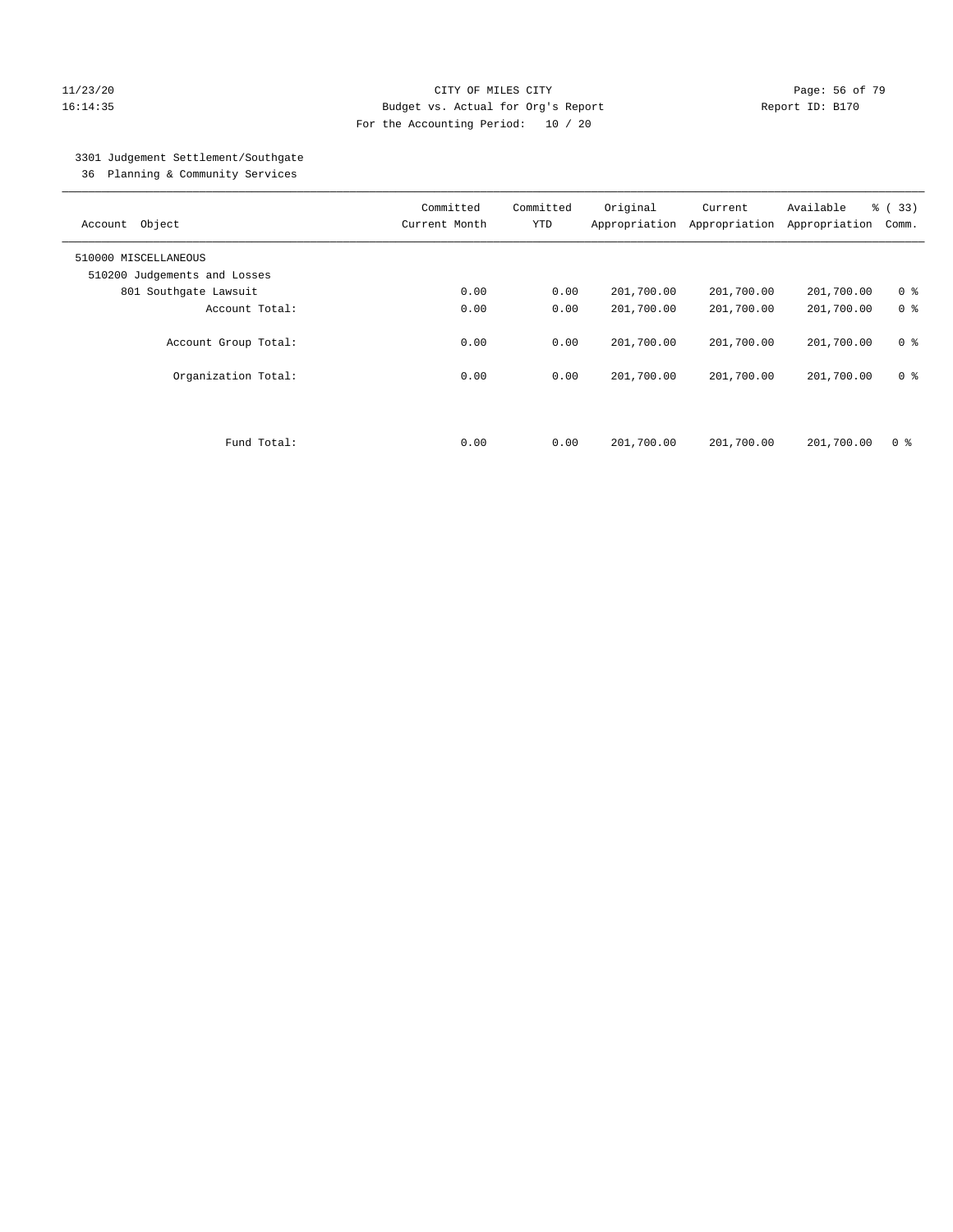CITY OF MILES CITY
Budget vs. Actual for Org's Report
For the Accounting Period: 10 / 20

Report ID: B170

11/23/20
16:14:35

### 3301 Judgement Settlement/Southgate
36 Planning & Community Services

| Account Object | Committed Current Month | Committed YTD | Original Appropriation | Current Appropriation | Available Appropriation | % ( 33) Comm. |
|---|---|---|---|---|---|---|
| 510000 MISCELLANEOUS | | | | | | |
| 510200 Judgements and Losses | | | | | | |
| 801 Southgate Lawsuit | 0.00 | 0.00 | 201,700.00 | 201,700.00 | 201,700.00 | 0 % |
| Account Total: | 0.00 | 0.00 | 201,700.00 | 201,700.00 | 201,700.00 | 0 % |
| Account Group Total: | 0.00 | 0.00 | 201,700.00 | 201,700.00 | 201,700.00 | 0 % |
| Organization Total: | 0.00 | 0.00 | 201,700.00 | 201,700.00 | 201,700.00 | 0 % |
| Fund Total: | 0.00 | 0.00 | 201,700.00 | 201,700.00 | 201,700.00 | 0 % |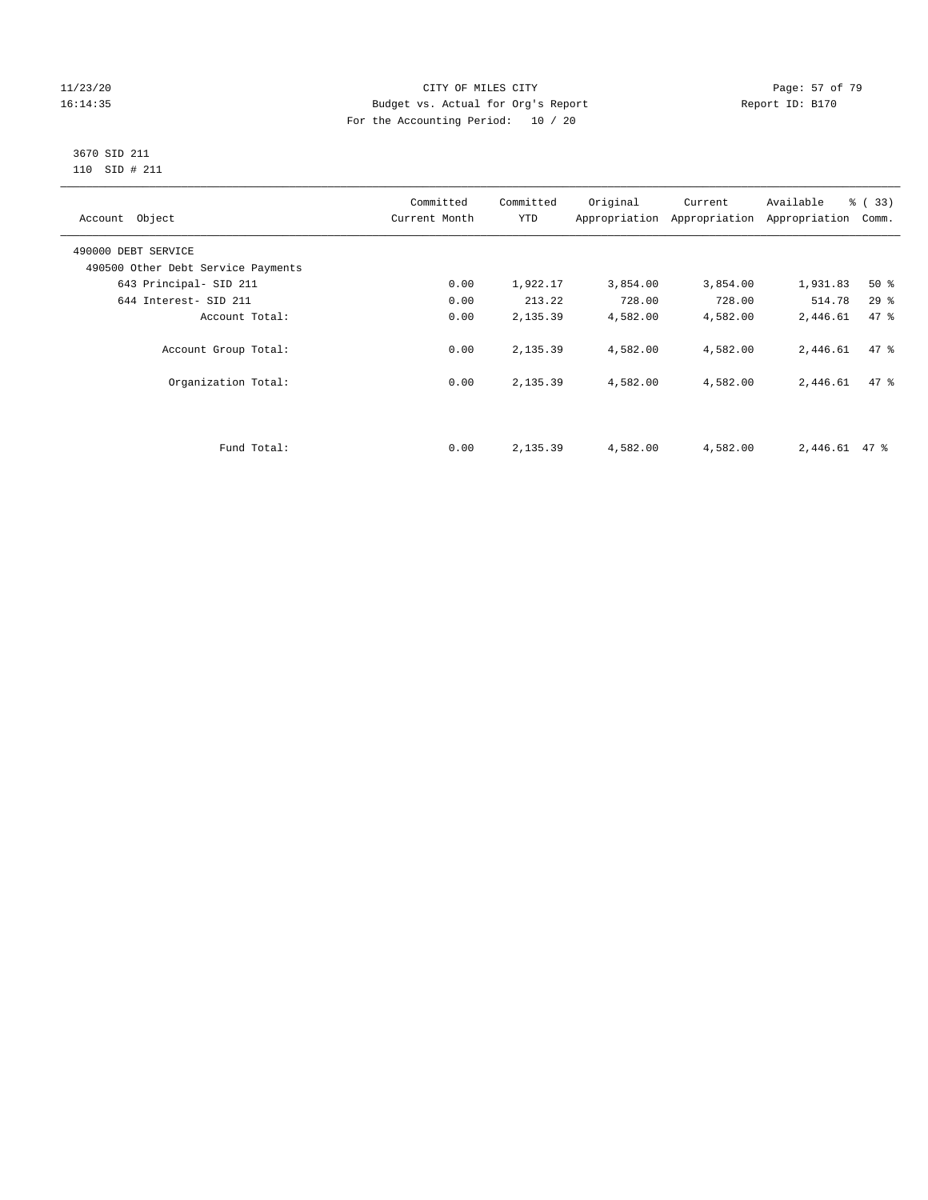CITY OF MILES CITY
Budget vs. Actual for Org's Report
For the Accounting Period: 10 / 20

11/23/20
16:14:35

Report ID: B170

3670 SID 211
110 SID # 211

| Account Object | Committed Current Month | Committed YTD | Original Appropriation | Current Appropriation | Available Appropriation | % ( 33) Comm. |
|---|---|---|---|---|---|---|
| 490000 DEBT SERVICE | | | | | | |
| 490500 Other Debt Service Payments | | | | | | |
| 643 Principal- SID 211 | 0.00 | 1,922.17 | 3,854.00 | 3,854.00 | 1,931.83 | 50 % |
| 644 Interest- SID 211 | 0.00 | 213.22 | 728.00 | 728.00 | 514.78 | 29 % |
| Account Total: | 0.00 | 2,135.39 | 4,582.00 | 4,582.00 | 2,446.61 | 47 % |
| Account Group Total: | 0.00 | 2,135.39 | 4,582.00 | 4,582.00 | 2,446.61 | 47 % |
| Organization Total: | 0.00 | 2,135.39 | 4,582.00 | 4,582.00 | 2,446.61 | 47 % |
| Fund Total: | 0.00 | 2,135.39 | 4,582.00 | 4,582.00 | 2,446.61 | 47 % |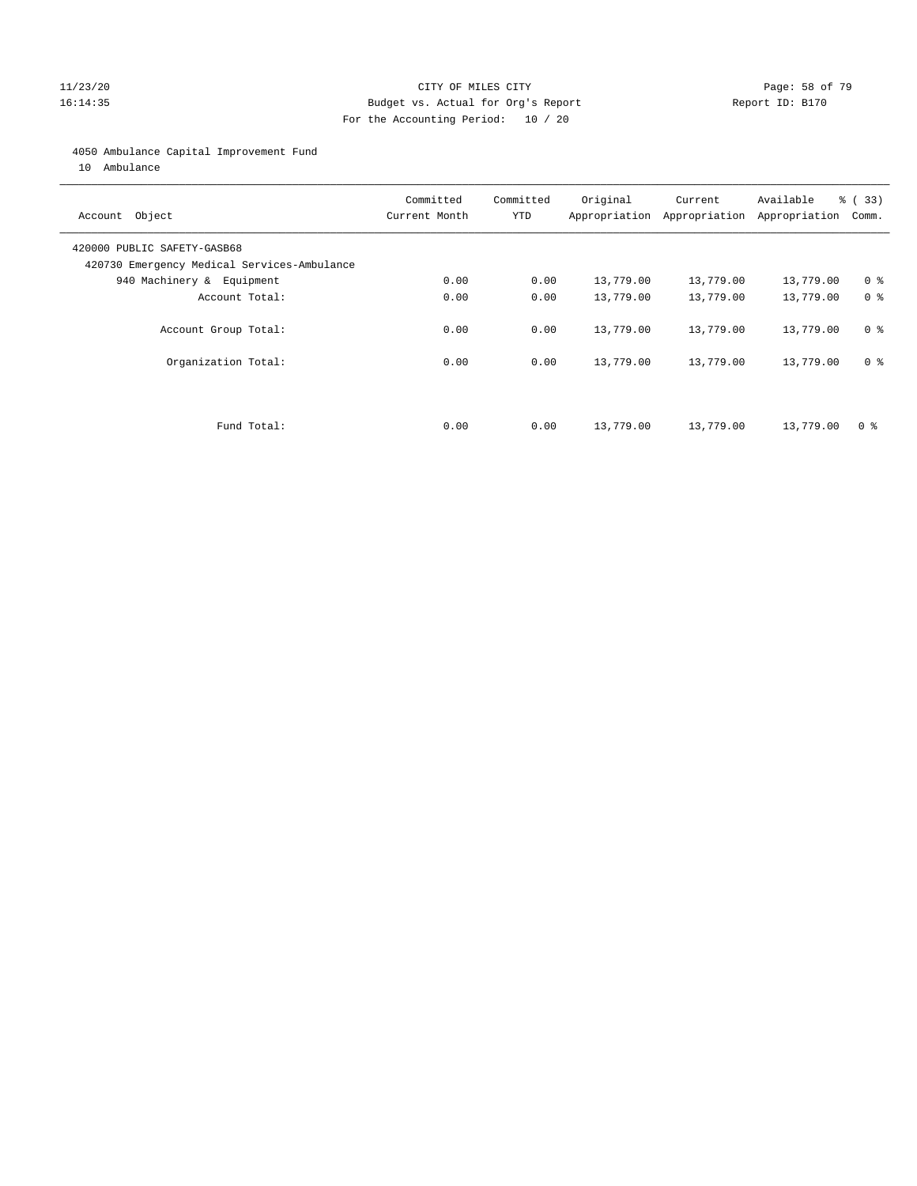CITY OF MILES CITY

Budget vs. Actual for Org's Report

For the Accounting Period: 10 / 20

11/23/20
16:14:35

Report ID: B170

4050 Ambulance Capital Improvement Fund

10 Ambulance

| Account Object | Committed Current Month | Committed YTD | Original Appropriation | Current Appropriation | Available Appropriation | % ( 33) Comm. |
|---|---|---|---|---|---|---|
| 420000 PUBLIC SAFETY-GASB68 | | | | | | |
| 420730 Emergency Medical Services-Ambulance | | | | | | |
| 940 Machinery & Equipment | 0.00 | 0.00 | 13,779.00 | 13,779.00 | 13,779.00 | 0 % |
| Account Total: | 0.00 | 0.00 | 13,779.00 | 13,779.00 | 13,779.00 | 0 % |
| Account Group Total: | 0.00 | 0.00 | 13,779.00 | 13,779.00 | 13,779.00 | 0 % |
| Organization Total: | 0.00 | 0.00 | 13,779.00 | 13,779.00 | 13,779.00 | 0 % |
| Fund Total: | 0.00 | 0.00 | 13,779.00 | 13,779.00 | 13,779.00 | 0 % |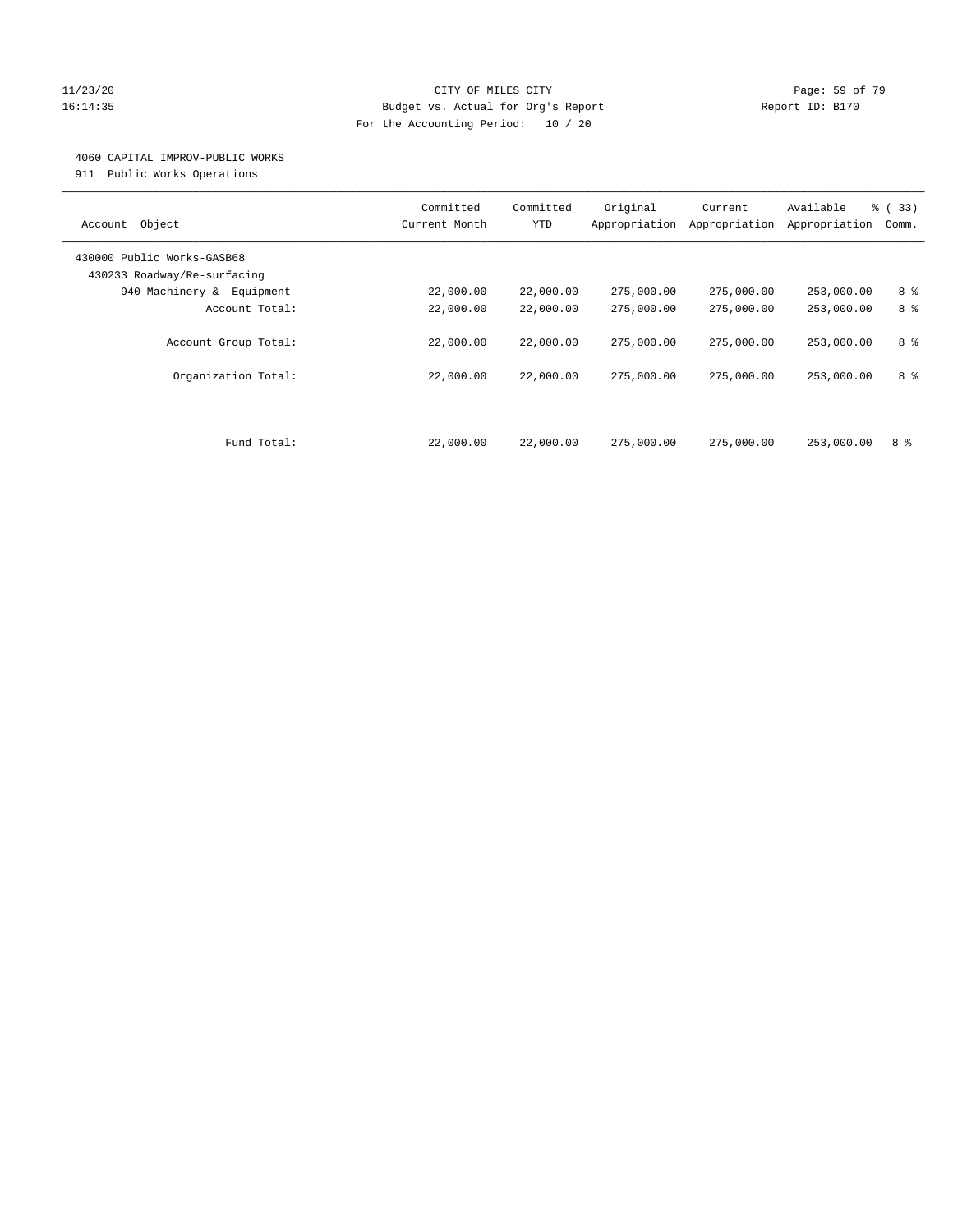CITY OF MILES CITY
Budget vs. Actual for Org's Report
For the Accounting Period: 10 / 20

11/23/20
16:14:35

Report ID: B170

## 4060 CAPITAL IMPROV-PUBLIC WORKS

911 Public Works Operations

| Account Object | Committed Current Month | Committed YTD | Original Appropriation | Current Appropriation | Available Appropriation | % ( 33) Comm. |
|---|---|---|---|---|---|---|
| 430000 Public Works-GASB68 | | | | | | |
| 430233 Roadway/Re-surfacing | | | | | | |
| 940 Machinery & Equipment | 22,000.00 | 22,000.00 | 275,000.00 | 275,000.00 | 253,000.00 | 8 % |
| Account Total: | 22,000.00 | 22,000.00 | 275,000.00 | 275,000.00 | 253,000.00 | 8 % |
| Account Group Total: | 22,000.00 | 22,000.00 | 275,000.00 | 275,000.00 | 253,000.00 | 8 % |
| Organization Total: | 22,000.00 | 22,000.00 | 275,000.00 | 275,000.00 | 253,000.00 | 8 % |
| Fund Total: | 22,000.00 | 22,000.00 | 275,000.00 | 275,000.00 | 253,000.00 | 8 % |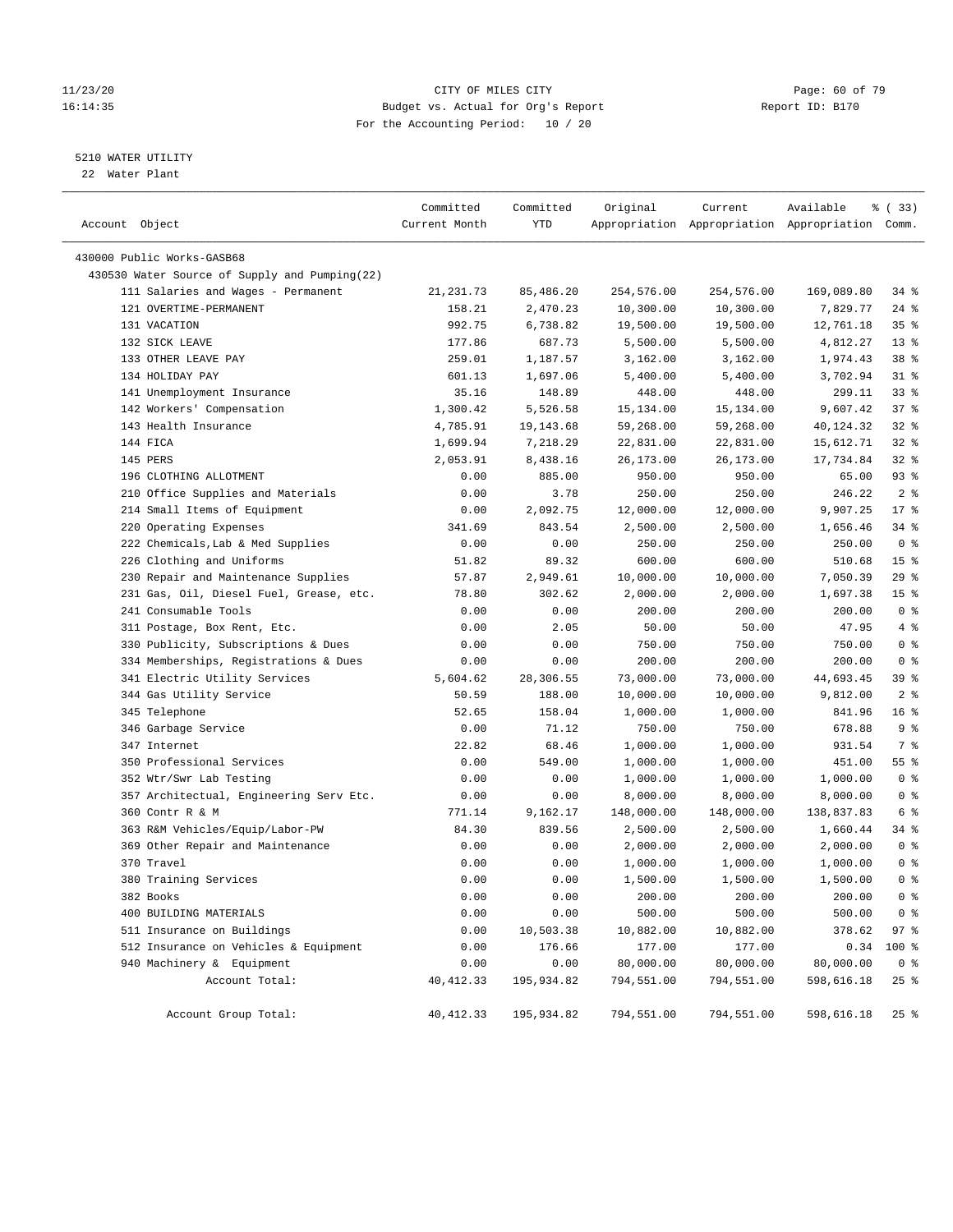CITY OF MILES CITY
Budget vs. Actual for Org's Report
For the Accounting Period: 10 / 20

11/23/20 16:14:35 — Report ID: B170

5210 WATER UTILITY
22 Water Plant

| Account Object | Committed Current Month | Committed YTD | Original Appropriation | Current Appropriation | Available Appropriation | % ( 33) Comm. |
|---|---|---|---|---|---|---|
| 430000 Public Works-GASB68 | | | | | | |
| 430530 Water Source of Supply and Pumping(22) | | | | | | |
| 111 Salaries and Wages - Permanent | 21,231.73 | 85,486.20 | 254,576.00 | 254,576.00 | 169,089.80 | 34 % |
| 121 OVERTIME-PERMANENT | 158.21 | 2,470.23 | 10,300.00 | 10,300.00 | 7,829.77 | 24 % |
| 131 VACATION | 992.75 | 6,738.82 | 19,500.00 | 19,500.00 | 12,761.18 | 35 % |
| 132 SICK LEAVE | 177.86 | 687.73 | 5,500.00 | 5,500.00 | 4,812.27 | 13 % |
| 133 OTHER LEAVE PAY | 259.01 | 1,187.57 | 3,162.00 | 3,162.00 | 1,974.43 | 38 % |
| 134 HOLIDAY PAY | 601.13 | 1,697.06 | 5,400.00 | 5,400.00 | 3,702.94 | 31 % |
| 141 Unemployment Insurance | 35.16 | 148.89 | 448.00 | 448.00 | 299.11 | 33 % |
| 142 Workers' Compensation | 1,300.42 | 5,526.58 | 15,134.00 | 15,134.00 | 9,607.42 | 37 % |
| 143 Health Insurance | 4,785.91 | 19,143.68 | 59,268.00 | 59,268.00 | 40,124.32 | 32 % |
| 144 FICA | 1,699.94 | 7,218.29 | 22,831.00 | 22,831.00 | 15,612.71 | 32 % |
| 145 PERS | 2,053.91 | 8,438.16 | 26,173.00 | 26,173.00 | 17,734.84 | 32 % |
| 196 CLOTHING ALLOTMENT | 0.00 | 885.00 | 950.00 | 950.00 | 65.00 | 93 % |
| 210 Office Supplies and Materials | 0.00 | 3.78 | 250.00 | 250.00 | 246.22 | 2 % |
| 214 Small Items of Equipment | 0.00 | 2,092.75 | 12,000.00 | 12,000.00 | 9,907.25 | 17 % |
| 220 Operating Expenses | 341.69 | 843.54 | 2,500.00 | 2,500.00 | 1,656.46 | 34 % |
| 222 Chemicals,Lab & Med Supplies | 0.00 | 0.00 | 250.00 | 250.00 | 250.00 | 0 % |
| 226 Clothing and Uniforms | 51.82 | 89.32 | 600.00 | 600.00 | 510.68 | 15 % |
| 230 Repair and Maintenance Supplies | 57.87 | 2,949.61 | 10,000.00 | 10,000.00 | 7,050.39 | 29 % |
| 231 Gas, Oil, Diesel Fuel, Grease, etc. | 78.80 | 302.62 | 2,000.00 | 2,000.00 | 1,697.38 | 15 % |
| 241 Consumable Tools | 0.00 | 0.00 | 200.00 | 200.00 | 200.00 | 0 % |
| 311 Postage, Box Rent, Etc. | 0.00 | 2.05 | 50.00 | 50.00 | 47.95 | 4 % |
| 330 Publicity, Subscriptions & Dues | 0.00 | 0.00 | 750.00 | 750.00 | 750.00 | 0 % |
| 334 Memberships, Registrations & Dues | 0.00 | 0.00 | 200.00 | 200.00 | 200.00 | 0 % |
| 341 Electric Utility Services | 5,604.62 | 28,306.55 | 73,000.00 | 73,000.00 | 44,693.45 | 39 % |
| 344 Gas Utility Service | 50.59 | 188.00 | 10,000.00 | 10,000.00 | 9,812.00 | 2 % |
| 345 Telephone | 52.65 | 158.04 | 1,000.00 | 1,000.00 | 841.96 | 16 % |
| 346 Garbage Service | 0.00 | 71.12 | 750.00 | 750.00 | 678.88 | 9 % |
| 347 Internet | 22.82 | 68.46 | 1,000.00 | 1,000.00 | 931.54 | 7 % |
| 350 Professional Services | 0.00 | 549.00 | 1,000.00 | 1,000.00 | 451.00 | 55 % |
| 352 Wtr/Swr Lab Testing | 0.00 | 0.00 | 1,000.00 | 1,000.00 | 1,000.00 | 0 % |
| 357 Architectual, Engineering Serv Etc. | 0.00 | 0.00 | 8,000.00 | 8,000.00 | 8,000.00 | 0 % |
| 360 Contr R & M | 771.14 | 9,162.17 | 148,000.00 | 148,000.00 | 138,837.83 | 6 % |
| 363 R&M Vehicles/Equip/Labor-PW | 84.30 | 839.56 | 2,500.00 | 2,500.00 | 1,660.44 | 34 % |
| 369 Other Repair and Maintenance | 0.00 | 0.00 | 2,000.00 | 2,000.00 | 2,000.00 | 0 % |
| 370 Travel | 0.00 | 0.00 | 1,000.00 | 1,000.00 | 1,000.00 | 0 % |
| 380 Training Services | 0.00 | 0.00 | 1,500.00 | 1,500.00 | 1,500.00 | 0 % |
| 382 Books | 0.00 | 0.00 | 200.00 | 200.00 | 200.00 | 0 % |
| 400 BUILDING MATERIALS | 0.00 | 0.00 | 500.00 | 500.00 | 500.00 | 0 % |
| 511 Insurance on Buildings | 0.00 | 10,503.38 | 10,882.00 | 10,882.00 | 378.62 | 97 % |
| 512 Insurance on Vehicles & Equipment | 0.00 | 176.66 | 177.00 | 177.00 | 0.34 | 100 % |
| 940 Machinery & Equipment | 0.00 | 0.00 | 80,000.00 | 80,000.00 | 80,000.00 | 0 % |
| Account Total: | 40,412.33 | 195,934.82 | 794,551.00 | 794,551.00 | 598,616.18 | 25 % |
| Account Group Total: | 40,412.33 | 195,934.82 | 794,551.00 | 794,551.00 | 598,616.18 | 25 % |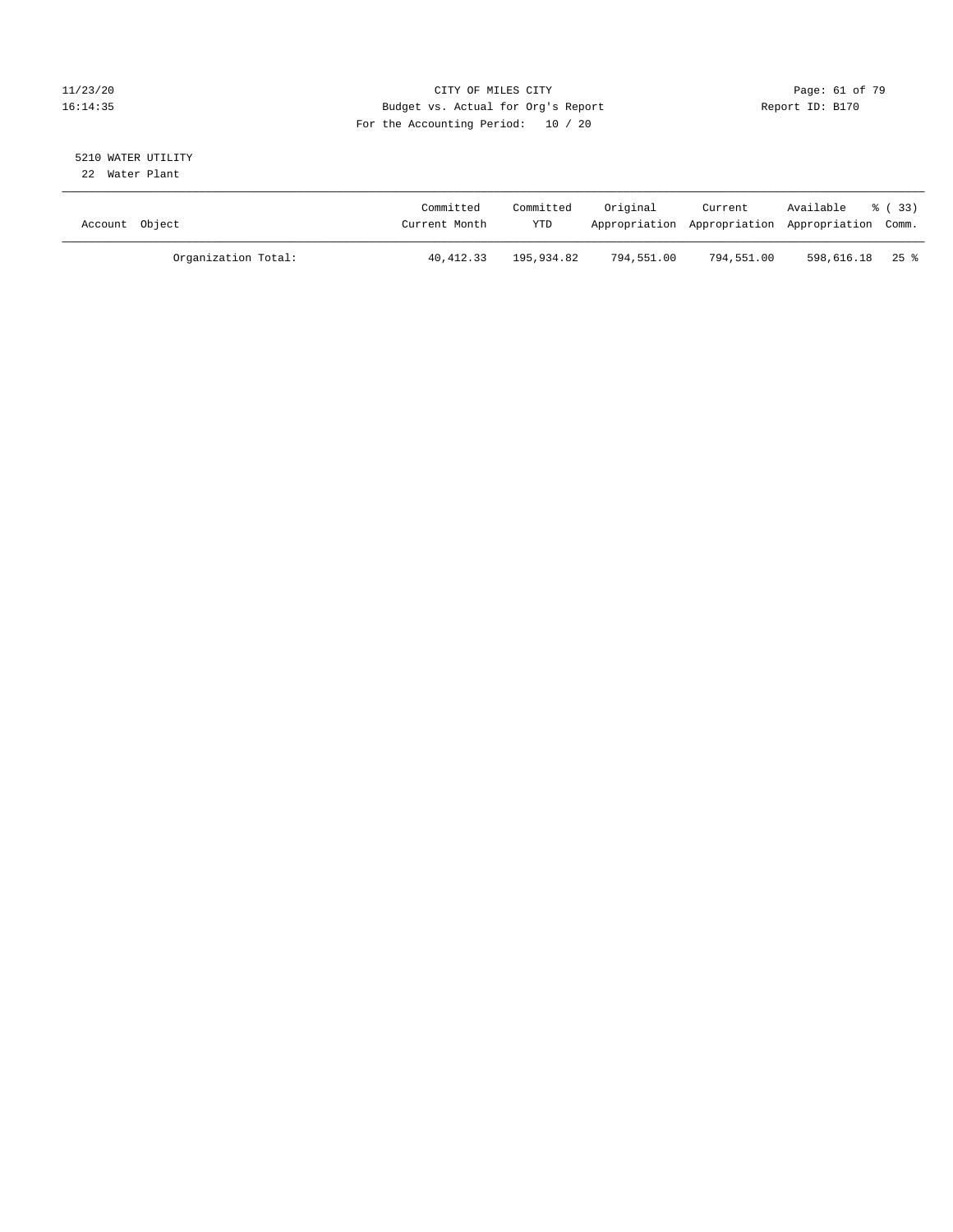CITY OF MILES CITY

Budget vs. Actual for Org's Report

For the Accounting Period: 10 / 20

11/23/20
16:14:35

Report ID: B170

5210 WATER UTILITY

22 Water Plant

| Account Object | Committed Current Month | Committed YTD | Original Appropriation | Current Appropriation | Available Appropriation | % ( 33) Comm. |
|---|---|---|---|---|---|---|
| Organization Total: | 40,412.33 | 195,934.82 | 794,551.00 | 794,551.00 | 598,616.18 | 25 % |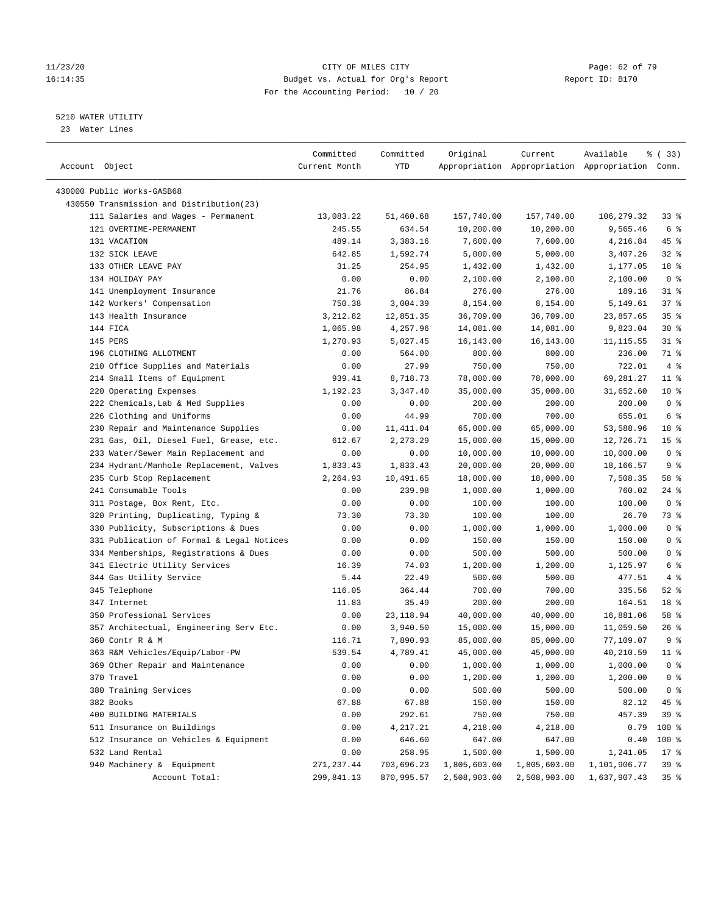CITY OF MILES CITY
Budget vs. Actual for Org's Report
For the Accounting Period: 10 / 20

11/23/20
16:14:35

Report ID: B170

5210 WATER UTILITY
23 Water Lines

| Account Object | Committed Current Month | Committed YTD | Original Appropriation | Current Appropriation | Available Appropriation | % ( 33) Comm. |
|---|---|---|---|---|---|---|
| 430000 Public Works-GASB68 | | | | | | |
| 430550 Transmission and Distribution(23) | | | | | | |
| 111 Salaries and Wages - Permanent | 13,083.22 | 51,460.68 | 157,740.00 | 157,740.00 | 106,279.32 | 33 % |
| 121 OVERTIME-PERMANENT | 245.55 | 634.54 | 10,200.00 | 10,200.00 | 9,565.46 | 6 % |
| 131 VACATION | 489.14 | 3,383.16 | 7,600.00 | 7,600.00 | 4,216.84 | 45 % |
| 132 SICK LEAVE | 642.85 | 1,592.74 | 5,000.00 | 5,000.00 | 3,407.26 | 32 % |
| 133 OTHER LEAVE PAY | 31.25 | 254.95 | 1,432.00 | 1,432.00 | 1,177.05 | 18 % |
| 134 HOLIDAY PAY | 0.00 | 0.00 | 2,100.00 | 2,100.00 | 2,100.00 | 0 % |
| 141 Unemployment Insurance | 21.76 | 86.84 | 276.00 | 276.00 | 189.16 | 31 % |
| 142 Workers' Compensation | 750.38 | 3,004.39 | 8,154.00 | 8,154.00 | 5,149.61 | 37 % |
| 143 Health Insurance | 3,212.82 | 12,851.35 | 36,709.00 | 36,709.00 | 23,857.65 | 35 % |
| 144 FICA | 1,065.98 | 4,257.96 | 14,081.00 | 14,081.00 | 9,823.04 | 30 % |
| 145 PERS | 1,270.93 | 5,027.45 | 16,143.00 | 16,143.00 | 11,115.55 | 31 % |
| 196 CLOTHING ALLOTMENT | 0.00 | 564.00 | 800.00 | 800.00 | 236.00 | 71 % |
| 210 Office Supplies and Materials | 0.00 | 27.99 | 750.00 | 750.00 | 722.01 | 4 % |
| 214 Small Items of Equipment | 939.41 | 8,718.73 | 78,000.00 | 78,000.00 | 69,281.27 | 11 % |
| 220 Operating Expenses | 1,192.23 | 3,347.40 | 35,000.00 | 35,000.00 | 31,652.60 | 10 % |
| 222 Chemicals, Lab & Med Supplies | 0.00 | 0.00 | 200.00 | 200.00 | 200.00 | 0 % |
| 226 Clothing and Uniforms | 0.00 | 44.99 | 700.00 | 700.00 | 655.01 | 6 % |
| 230 Repair and Maintenance Supplies | 0.00 | 11,411.04 | 65,000.00 | 65,000.00 | 53,588.96 | 18 % |
| 231 Gas, Oil, Diesel Fuel, Grease, etc. | 612.67 | 2,273.29 | 15,000.00 | 15,000.00 | 12,726.71 | 15 % |
| 233 Water/Sewer Main Replacement and | 0.00 | 0.00 | 10,000.00 | 10,000.00 | 10,000.00 | 0 % |
| 234 Hydrant/Manhole Replacement, Valves | 1,833.43 | 1,833.43 | 20,000.00 | 20,000.00 | 18,166.57 | 9 % |
| 235 Curb Stop Replacement | 2,264.93 | 10,491.65 | 18,000.00 | 18,000.00 | 7,508.35 | 58 % |
| 241 Consumable Tools | 0.00 | 239.98 | 1,000.00 | 1,000.00 | 760.02 | 24 % |
| 311 Postage, Box Rent, Etc. | 0.00 | 0.00 | 100.00 | 100.00 | 100.00 | 0 % |
| 320 Printing, Duplicating, Typing & | 73.30 | 73.30 | 100.00 | 100.00 | 26.70 | 73 % |
| 330 Publicity, Subscriptions & Dues | 0.00 | 0.00 | 1,000.00 | 1,000.00 | 1,000.00 | 0 % |
| 331 Publication of Formal & Legal Notices | 0.00 | 0.00 | 150.00 | 150.00 | 150.00 | 0 % |
| 334 Memberships, Registrations & Dues | 0.00 | 0.00 | 500.00 | 500.00 | 500.00 | 0 % |
| 341 Electric Utility Services | 16.39 | 74.03 | 1,200.00 | 1,200.00 | 1,125.97 | 6 % |
| 344 Gas Utility Service | 5.44 | 22.49 | 500.00 | 500.00 | 477.51 | 4 % |
| 345 Telephone | 116.05 | 364.44 | 700.00 | 700.00 | 335.56 | 52 % |
| 347 Internet | 11.83 | 35.49 | 200.00 | 200.00 | 164.51 | 18 % |
| 350 Professional Services | 0.00 | 23,118.94 | 40,000.00 | 40,000.00 | 16,881.06 | 58 % |
| 357 Architectual, Engineering Serv Etc. | 0.00 | 3,940.50 | 15,000.00 | 15,000.00 | 11,059.50 | 26 % |
| 360 Contr R & M | 116.71 | 7,890.93 | 85,000.00 | 85,000.00 | 77,109.07 | 9 % |
| 363 R&M Vehicles/Equip/Labor-PW | 539.54 | 4,789.41 | 45,000.00 | 45,000.00 | 40,210.59 | 11 % |
| 369 Other Repair and Maintenance | 0.00 | 0.00 | 1,000.00 | 1,000.00 | 1,000.00 | 0 % |
| 370 Travel | 0.00 | 0.00 | 1,200.00 | 1,200.00 | 1,200.00 | 0 % |
| 380 Training Services | 0.00 | 0.00 | 500.00 | 500.00 | 500.00 | 0 % |
| 382 Books | 67.88 | 67.88 | 150.00 | 150.00 | 82.12 | 45 % |
| 400 BUILDING MATERIALS | 0.00 | 292.61 | 750.00 | 750.00 | 457.39 | 39 % |
| 511 Insurance on Buildings | 0.00 | 4,217.21 | 4,218.00 | 4,218.00 | 0.79 | 100 % |
| 512 Insurance on Vehicles & Equipment | 0.00 | 646.60 | 647.00 | 647.00 | 0.40 | 100 % |
| 532 Land Rental | 0.00 | 258.95 | 1,500.00 | 1,500.00 | 1,241.05 | 17 % |
| 940 Machinery & Equipment | 271,237.44 | 703,696.23 | 1,805,603.00 | 1,805,603.00 | 1,101,906.77 | 39 % |
| Account Total: | 299,841.13 | 870,995.57 | 2,508,903.00 | 2,508,903.00 | 1,637,907.43 | 35 % |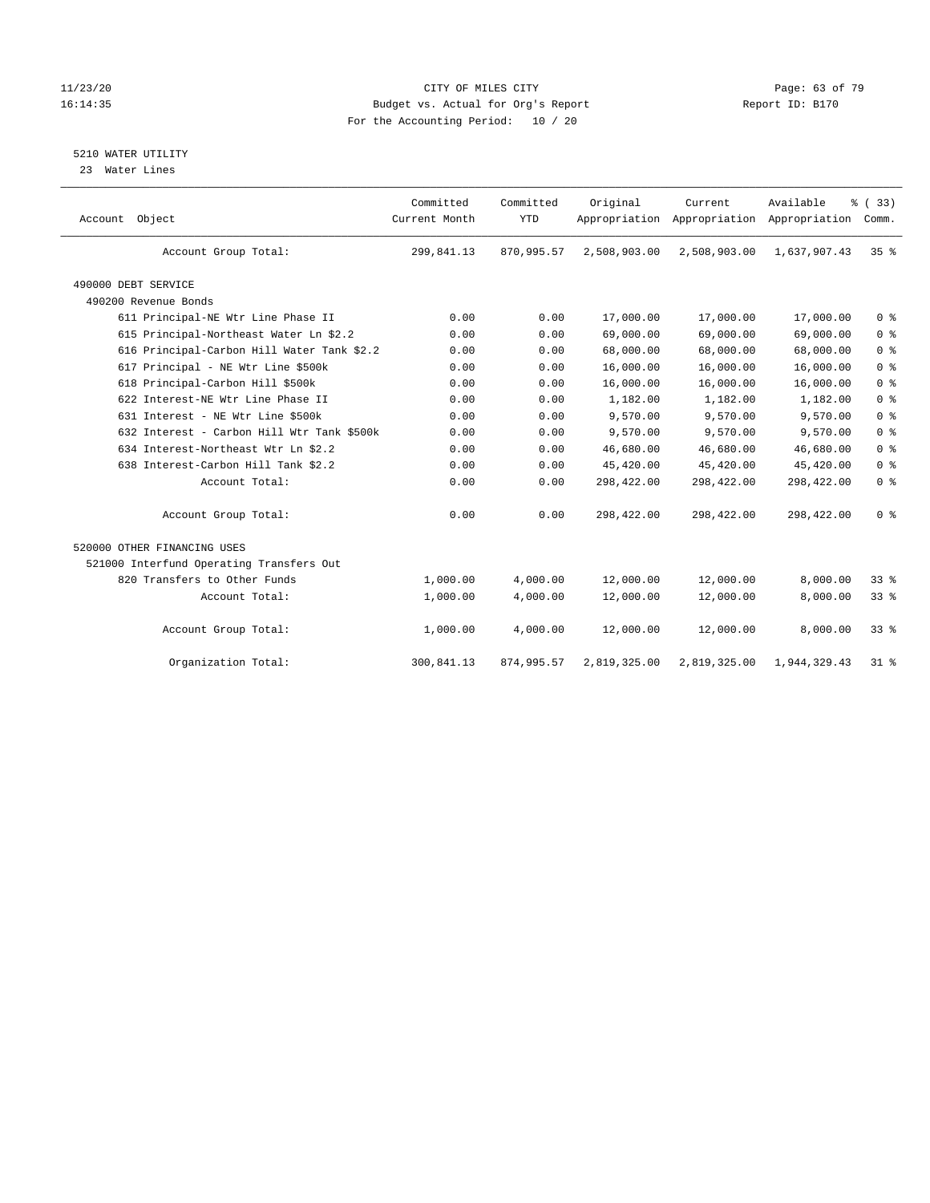CITY OF MILES CITY
Budget vs. Actual for Org's Report
For the Accounting Period: 10 / 20

## 5210 WATER UTILITY

23 Water Lines

| Account Object | Committed Current Month | Committed YTD | Original Appropriation | Current Appropriation | Available Appropriation | % ( 33) Comm. |
|---|---|---|---|---|---|---|
| Account Group Total: | 299,841.13 | 870,995.57 | 2,508,903.00 | 2,508,903.00 | 1,637,907.43 | 35 % |
| 490000 DEBT SERVICE | | | | | | |
| 490200 Revenue Bonds | | | | | | |
| 611 Principal-NE Wtr Line Phase II | 0.00 | 0.00 | 17,000.00 | 17,000.00 | 17,000.00 | 0 % |
| 615 Principal-Northeast Water Ln $2.2 | 0.00 | 0.00 | 69,000.00 | 69,000.00 | 69,000.00 | 0 % |
| 616 Principal-Carbon Hill Water Tank $2.2 | 0.00 | 0.00 | 68,000.00 | 68,000.00 | 68,000.00 | 0 % |
| 617 Principal - NE Wtr Line $500k | 0.00 | 0.00 | 16,000.00 | 16,000.00 | 16,000.00 | 0 % |
| 618 Principal-Carbon Hill $500k | 0.00 | 0.00 | 16,000.00 | 16,000.00 | 16,000.00 | 0 % |
| 622 Interest-NE Wtr Line Phase II | 0.00 | 0.00 | 1,182.00 | 1,182.00 | 1,182.00 | 0 % |
| 631 Interest - NE Wtr Line $500k | 0.00 | 0.00 | 9,570.00 | 9,570.00 | 9,570.00 | 0 % |
| 632 Interest - Carbon Hill Wtr Tank $500k | 0.00 | 0.00 | 9,570.00 | 9,570.00 | 9,570.00 | 0 % |
| 634 Interest-Northeast Wtr Ln $2.2 | 0.00 | 0.00 | 46,680.00 | 46,680.00 | 46,680.00 | 0 % |
| 638 Interest-Carbon Hill Tank $2.2 | 0.00 | 0.00 | 45,420.00 | 45,420.00 | 45,420.00 | 0 % |
| Account Total: | 0.00 | 0.00 | 298,422.00 | 298,422.00 | 298,422.00 | 0 % |
| Account Group Total: | 0.00 | 0.00 | 298,422.00 | 298,422.00 | 298,422.00 | 0 % |
| 520000 OTHER FINANCING USES | | | | | | |
| 521000 Interfund Operating Transfers Out | | | | | | |
| 820 Transfers to Other Funds | 1,000.00 | 4,000.00 | 12,000.00 | 12,000.00 | 8,000.00 | 33 % |
| Account Total: | 1,000.00 | 4,000.00 | 12,000.00 | 12,000.00 | 8,000.00 | 33 % |
| Account Group Total: | 1,000.00 | 4,000.00 | 12,000.00 | 12,000.00 | 8,000.00 | 33 % |
| Organization Total: | 300,841.13 | 874,995.57 | 2,819,325.00 | 2,819,325.00 | 1,944,329.43 | 31 % |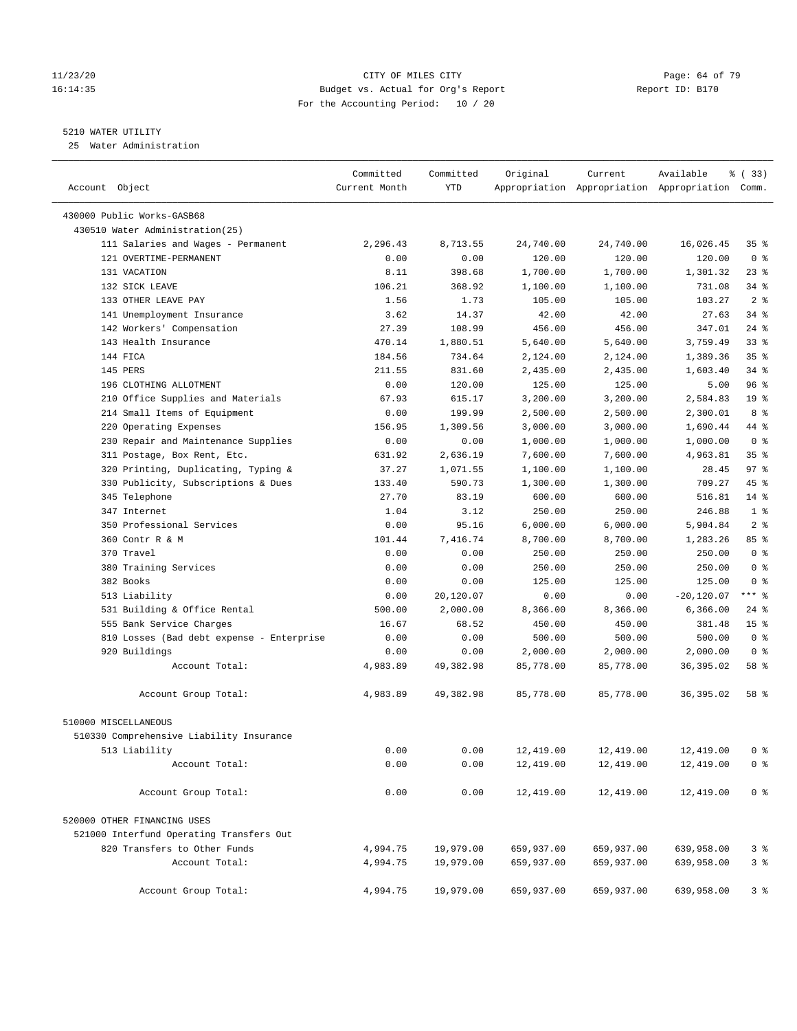CITY OF MILES CITY
Budget vs. Actual for Org's Report
For the Accounting Period: 10 / 20

11/23/20
16:14:35

Report ID: B170

## 5210 WATER UTILITY

25 Water Administration

| Account Object | Committed Current Month | Committed YTD | Original Appropriation | Current Appropriation | Available Appropriation | % ( 33) Comm. |
|---|---|---|---|---|---|---|
| 430000 Public Works-GASB68 | | | | | | |
| 430510 Water Administration(25) | | | | | | |
| 111 Salaries and Wages - Permanent | 2,296.43 | 8,713.55 | 24,740.00 | 24,740.00 | 16,026.45 | 35 % |
| 121 OVERTIME-PERMANENT | 0.00 | 0.00 | 120.00 | 120.00 | 120.00 | 0 % |
| 131 VACATION | 8.11 | 398.68 | 1,700.00 | 1,700.00 | 1,301.32 | 23 % |
| 132 SICK LEAVE | 106.21 | 368.92 | 1,100.00 | 1,100.00 | 731.08 | 34 % |
| 133 OTHER LEAVE PAY | 1.56 | 1.73 | 105.00 | 105.00 | 103.27 | 2 % |
| 141 Unemployment Insurance | 3.62 | 14.37 | 42.00 | 42.00 | 27.63 | 34 % |
| 142 Workers' Compensation | 27.39 | 108.99 | 456.00 | 456.00 | 347.01 | 24 % |
| 143 Health Insurance | 470.14 | 1,880.51 | 5,640.00 | 5,640.00 | 3,759.49 | 33 % |
| 144 FICA | 184.56 | 734.64 | 2,124.00 | 2,124.00 | 1,389.36 | 35 % |
| 145 PERS | 211.55 | 831.60 | 2,435.00 | 2,435.00 | 1,603.40 | 34 % |
| 196 CLOTHING ALLOTMENT | 0.00 | 120.00 | 125.00 | 125.00 | 5.00 | 96 % |
| 210 Office Supplies and Materials | 67.93 | 615.17 | 3,200.00 | 3,200.00 | 2,584.83 | 19 % |
| 214 Small Items of Equipment | 0.00 | 199.99 | 2,500.00 | 2,500.00 | 2,300.01 | 8 % |
| 220 Operating Expenses | 156.95 | 1,309.56 | 3,000.00 | 3,000.00 | 1,690.44 | 44 % |
| 230 Repair and Maintenance Supplies | 0.00 | 0.00 | 1,000.00 | 1,000.00 | 1,000.00 | 0 % |
| 311 Postage, Box Rent, Etc. | 631.92 | 2,636.19 | 7,600.00 | 7,600.00 | 4,963.81 | 35 % |
| 320 Printing, Duplicating, Typing & | 37.27 | 1,071.55 | 1,100.00 | 1,100.00 | 28.45 | 97 % |
| 330 Publicity, Subscriptions & Dues | 133.40 | 590.73 | 1,300.00 | 1,300.00 | 709.27 | 45 % |
| 345 Telephone | 27.70 | 83.19 | 600.00 | 600.00 | 516.81 | 14 % |
| 347 Internet | 1.04 | 3.12 | 250.00 | 250.00 | 246.88 | 1 % |
| 350 Professional Services | 0.00 | 95.16 | 6,000.00 | 6,000.00 | 5,904.84 | 2 % |
| 360 Contr R & M | 101.44 | 7,416.74 | 8,700.00 | 8,700.00 | 1,283.26 | 85 % |
| 370 Travel | 0.00 | 0.00 | 250.00 | 250.00 | 250.00 | 0 % |
| 380 Training Services | 0.00 | 0.00 | 250.00 | 250.00 | 250.00 | 0 % |
| 382 Books | 0.00 | 0.00 | 125.00 | 125.00 | 125.00 | 0 % |
| 513 Liability | 0.00 | 20,120.07 | 0.00 | 0.00 | -20,120.07 | *** % |
| 531 Building & Office Rental | 500.00 | 2,000.00 | 8,366.00 | 8,366.00 | 6,366.00 | 24 % |
| 555 Bank Service Charges | 16.67 | 68.52 | 450.00 | 450.00 | 381.48 | 15 % |
| 810 Losses (Bad debt expense - Enterprise | 0.00 | 0.00 | 500.00 | 500.00 | 500.00 | 0 % |
| 920 Buildings | 0.00 | 0.00 | 2,000.00 | 2,000.00 | 2,000.00 | 0 % |
| Account Total: | 4,983.89 | 49,382.98 | 85,778.00 | 85,778.00 | 36,395.02 | 58 % |
| Account Group Total: | 4,983.89 | 49,382.98 | 85,778.00 | 85,778.00 | 36,395.02 | 58 % |
| 510000 MISCELLANEOUS | | | | | | |
| 510330 Comprehensive Liability Insurance | | | | | | |
| 513 Liability | 0.00 | 0.00 | 12,419.00 | 12,419.00 | 12,419.00 | 0 % |
| Account Total: | 0.00 | 0.00 | 12,419.00 | 12,419.00 | 12,419.00 | 0 % |
| Account Group Total: | 0.00 | 0.00 | 12,419.00 | 12,419.00 | 12,419.00 | 0 % |
| 520000 OTHER FINANCING USES | | | | | | |
| 521000 Interfund Operating Transfers Out | | | | | | |
| 820 Transfers to Other Funds | 4,994.75 | 19,979.00 | 659,937.00 | 659,937.00 | 639,958.00 | 3 % |
| Account Total: | 4,994.75 | 19,979.00 | 659,937.00 | 659,937.00 | 639,958.00 | 3 % |
| Account Group Total: | 4,994.75 | 19,979.00 | 659,937.00 | 659,937.00 | 639,958.00 | 3 % |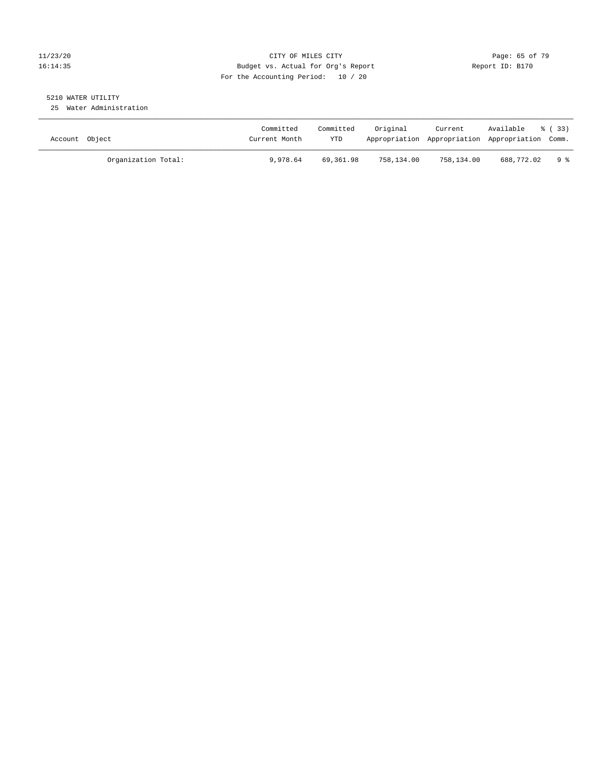CITY OF MILES CITY
Budget vs. Actual for Org's Report
For the Accounting Period: 10 / 20

11/23/20
16:14:35

Report ID: B170

## 5210 WATER UTILITY

25 Water Administration

| Account Object | Committed Current Month | Committed YTD | Original Appropriation | Current Appropriation | Available Appropriation | % ( 33) Comm. |
|---|---|---|---|---|---|---|
| Organization Total: | 9,978.64 | 69,361.98 | 758,134.00 | 758,134.00 | 688,772.02 | 9 % |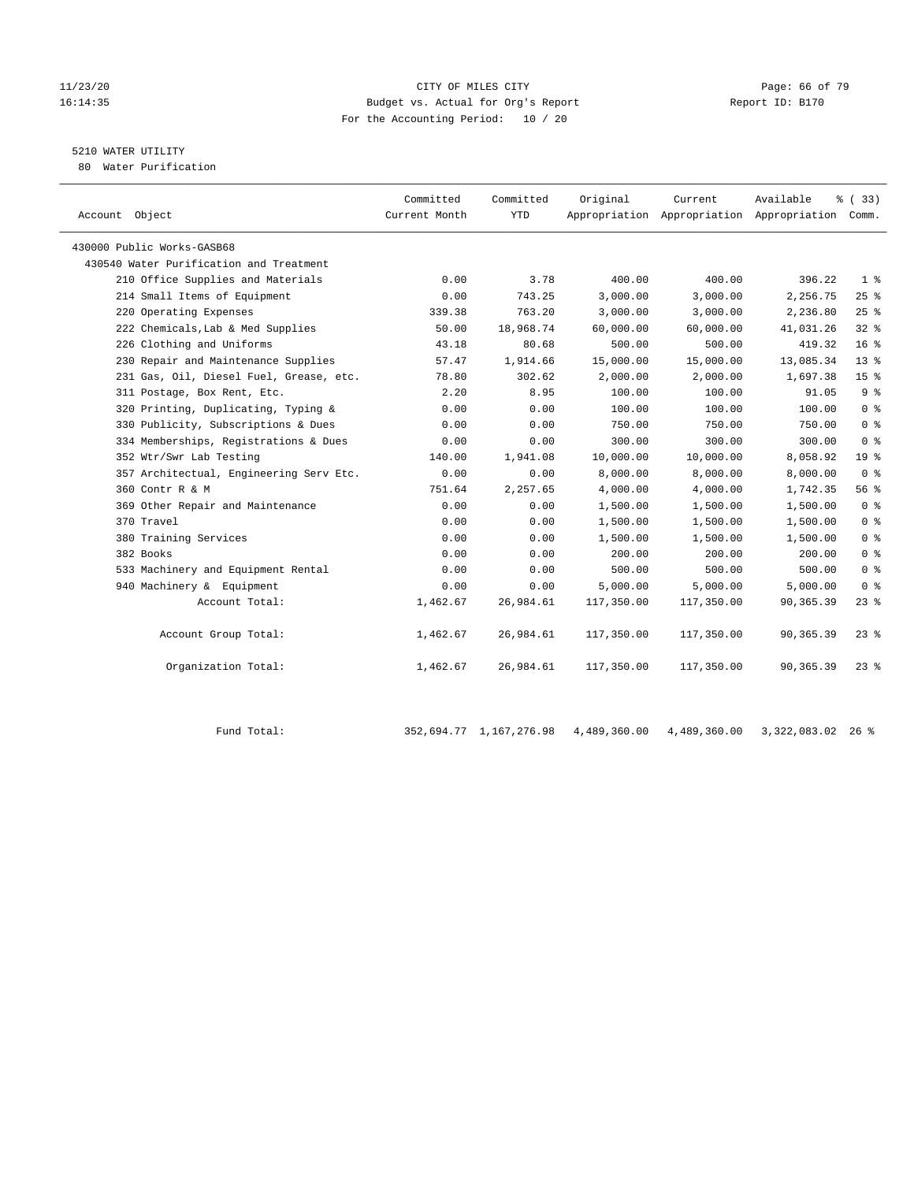CITY OF MILES CITY
Budget vs. Actual for Org's Report
For the Accounting Period: 10 / 20

11/23/20
16:14:35

Report ID: B170

## 5210 WATER UTILITY

80 Water Purification

| Account Object | Committed Current Month | Committed YTD | Original Appropriation | Current Appropriation | Available Appropriation | % ( 33) Comm. |
|---|---|---|---|---|---|---|
| 430000 Public Works-GASB68 | | | | | | |
| 430540 Water Purification and Treatment | | | | | | |
| 210 Office Supplies and Materials | 0.00 | 3.78 | 400.00 | 400.00 | 396.22 | 1 % |
| 214 Small Items of Equipment | 0.00 | 743.25 | 3,000.00 | 3,000.00 | 2,256.75 | 25 % |
| 220 Operating Expenses | 339.38 | 763.20 | 3,000.00 | 3,000.00 | 2,236.80 | 25 % |
| 222 Chemicals,Lab & Med Supplies | 50.00 | 18,968.74 | 60,000.00 | 60,000.00 | 41,031.26 | 32 % |
| 226 Clothing and Uniforms | 43.18 | 80.68 | 500.00 | 500.00 | 419.32 | 16 % |
| 230 Repair and Maintenance Supplies | 57.47 | 1,914.66 | 15,000.00 | 15,000.00 | 13,085.34 | 13 % |
| 231 Gas, Oil, Diesel Fuel, Grease, etc. | 78.80 | 302.62 | 2,000.00 | 2,000.00 | 1,697.38 | 15 % |
| 311 Postage, Box Rent, Etc. | 2.20 | 8.95 | 100.00 | 100.00 | 91.05 | 9 % |
| 320 Printing, Duplicating, Typing & | 0.00 | 0.00 | 100.00 | 100.00 | 100.00 | 0 % |
| 330 Publicity, Subscriptions & Dues | 0.00 | 0.00 | 750.00 | 750.00 | 750.00 | 0 % |
| 334 Memberships, Registrations & Dues | 0.00 | 0.00 | 300.00 | 300.00 | 300.00 | 0 % |
| 352 Wtr/Swr Lab Testing | 140.00 | 1,941.08 | 10,000.00 | 10,000.00 | 8,058.92 | 19 % |
| 357 Architectual, Engineering Serv Etc. | 0.00 | 0.00 | 8,000.00 | 8,000.00 | 8,000.00 | 0 % |
| 360 Contr R & M | 751.64 | 2,257.65 | 4,000.00 | 4,000.00 | 1,742.35 | 56 % |
| 369 Other Repair and Maintenance | 0.00 | 0.00 | 1,500.00 | 1,500.00 | 1,500.00 | 0 % |
| 370 Travel | 0.00 | 0.00 | 1,500.00 | 1,500.00 | 1,500.00 | 0 % |
| 380 Training Services | 0.00 | 0.00 | 1,500.00 | 1,500.00 | 1,500.00 | 0 % |
| 382 Books | 0.00 | 0.00 | 200.00 | 200.00 | 200.00 | 0 % |
| 533 Machinery and Equipment Rental | 0.00 | 0.00 | 500.00 | 500.00 | 500.00 | 0 % |
| 940 Machinery & Equipment | 0.00 | 0.00 | 5,000.00 | 5,000.00 | 5,000.00 | 0 % |
| Account Total: | 1,462.67 | 26,984.61 | 117,350.00 | 117,350.00 | 90,365.39 | 23 % |
| Account Group Total: | 1,462.67 | 26,984.61 | 117,350.00 | 117,350.00 | 90,365.39 | 23 % |
| Organization Total: | 1,462.67 | 26,984.61 | 117,350.00 | 117,350.00 | 90,365.39 | 23 % |
| Fund Total: | 352,694.77 | 1,167,276.98 | 4,489,360.00 | 4,489,360.00 | 3,322,083.02 | 26 % |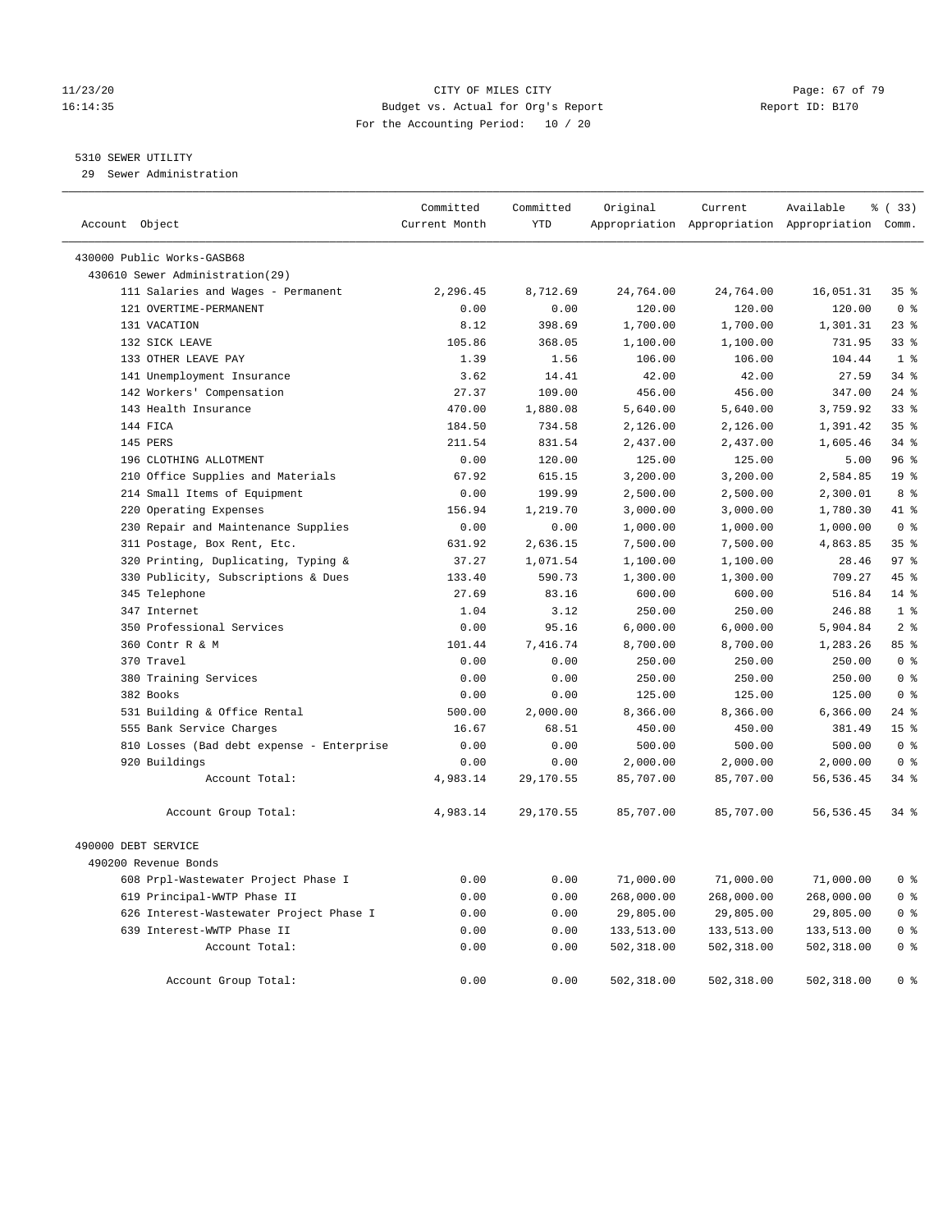11/23/20 CITY OF MILES CITY
16:14:35 Budget vs. Actual for Org's Report Report ID: B170
For the Accounting Period: 10 / 20

5310 SEWER UTILITY
29 Sewer Administration

| Account Object | Committed Current Month | Committed YTD | Original Appropriation | Current Appropriation | Available Appropriation | % ( 33) Comm. |
|---|---|---|---|---|---|---|
| 430000 Public Works-GASB68 | | | | | | |
| 430610 Sewer Administration(29) | | | | | | |
| 111 Salaries and Wages - Permanent | 2,296.45 | 8,712.69 | 24,764.00 | 24,764.00 | 16,051.31 | 35 % |
| 121 OVERTIME-PERMANENT | 0.00 | 0.00 | 120.00 | 120.00 | 120.00 | 0 % |
| 131 VACATION | 8.12 | 398.69 | 1,700.00 | 1,700.00 | 1,301.31 | 23 % |
| 132 SICK LEAVE | 105.86 | 368.05 | 1,100.00 | 1,100.00 | 731.95 | 33 % |
| 133 OTHER LEAVE PAY | 1.39 | 1.56 | 106.00 | 106.00 | 104.44 | 1 % |
| 141 Unemployment Insurance | 3.62 | 14.41 | 42.00 | 42.00 | 27.59 | 34 % |
| 142 Workers' Compensation | 27.37 | 109.00 | 456.00 | 456.00 | 347.00 | 24 % |
| 143 Health Insurance | 470.00 | 1,880.08 | 5,640.00 | 5,640.00 | 3,759.92 | 33 % |
| 144 FICA | 184.50 | 734.58 | 2,126.00 | 2,126.00 | 1,391.42 | 35 % |
| 145 PERS | 211.54 | 831.54 | 2,437.00 | 2,437.00 | 1,605.46 | 34 % |
| 196 CLOTHING ALLOTMENT | 0.00 | 120.00 | 125.00 | 125.00 | 5.00 | 96 % |
| 210 Office Supplies and Materials | 67.92 | 615.15 | 3,200.00 | 3,200.00 | 2,584.85 | 19 % |
| 214 Small Items of Equipment | 0.00 | 199.99 | 2,500.00 | 2,500.00 | 2,300.01 | 8 % |
| 220 Operating Expenses | 156.94 | 1,219.70 | 3,000.00 | 3,000.00 | 1,780.30 | 41 % |
| 230 Repair and Maintenance Supplies | 0.00 | 0.00 | 1,000.00 | 1,000.00 | 1,000.00 | 0 % |
| 311 Postage, Box Rent, Etc. | 631.92 | 2,636.15 | 7,500.00 | 7,500.00 | 4,863.85 | 35 % |
| 320 Printing, Duplicating, Typing & | 37.27 | 1,071.54 | 1,100.00 | 1,100.00 | 28.46 | 97 % |
| 330 Publicity, Subscriptions & Dues | 133.40 | 590.73 | 1,300.00 | 1,300.00 | 709.27 | 45 % |
| 345 Telephone | 27.69 | 83.16 | 600.00 | 600.00 | 516.84 | 14 % |
| 347 Internet | 1.04 | 3.12 | 250.00 | 250.00 | 246.88 | 1 % |
| 350 Professional Services | 0.00 | 95.16 | 6,000.00 | 6,000.00 | 5,904.84 | 2 % |
| 360 Contr R & M | 101.44 | 7,416.74 | 8,700.00 | 8,700.00 | 1,283.26 | 85 % |
| 370 Travel | 0.00 | 0.00 | 250.00 | 250.00 | 250.00 | 0 % |
| 380 Training Services | 0.00 | 0.00 | 250.00 | 250.00 | 250.00 | 0 % |
| 382 Books | 0.00 | 0.00 | 125.00 | 125.00 | 125.00 | 0 % |
| 531 Building & Office Rental | 500.00 | 2,000.00 | 8,366.00 | 8,366.00 | 6,366.00 | 24 % |
| 555 Bank Service Charges | 16.67 | 68.51 | 450.00 | 450.00 | 381.49 | 15 % |
| 810 Losses (Bad debt expense - Enterprise | 0.00 | 0.00 | 500.00 | 500.00 | 500.00 | 0 % |
| 920 Buildings | 0.00 | 0.00 | 2,000.00 | 2,000.00 | 2,000.00 | 0 % |
| Account Total: | 4,983.14 | 29,170.55 | 85,707.00 | 85,707.00 | 56,536.45 | 34 % |
| Account Group Total: | 4,983.14 | 29,170.55 | 85,707.00 | 85,707.00 | 56,536.45 | 34 % |
| 490000 DEBT SERVICE | | | | | | |
| 490200 Revenue Bonds | | | | | | |
| 608 Prpl-Wastewater Project Phase I | 0.00 | 0.00 | 71,000.00 | 71,000.00 | 71,000.00 | 0 % |
| 619 Principal-WWTP Phase II | 0.00 | 0.00 | 268,000.00 | 268,000.00 | 268,000.00 | 0 % |
| 626 Interest-Wastewater Project Phase I | 0.00 | 0.00 | 29,805.00 | 29,805.00 | 29,805.00 | 0 % |
| 639 Interest-WWTP Phase II | 0.00 | 0.00 | 133,513.00 | 133,513.00 | 133,513.00 | 0 % |
| Account Total: | 0.00 | 0.00 | 502,318.00 | 502,318.00 | 502,318.00 | 0 % |
| Account Group Total: | 0.00 | 0.00 | 502,318.00 | 502,318.00 | 502,318.00 | 0 % |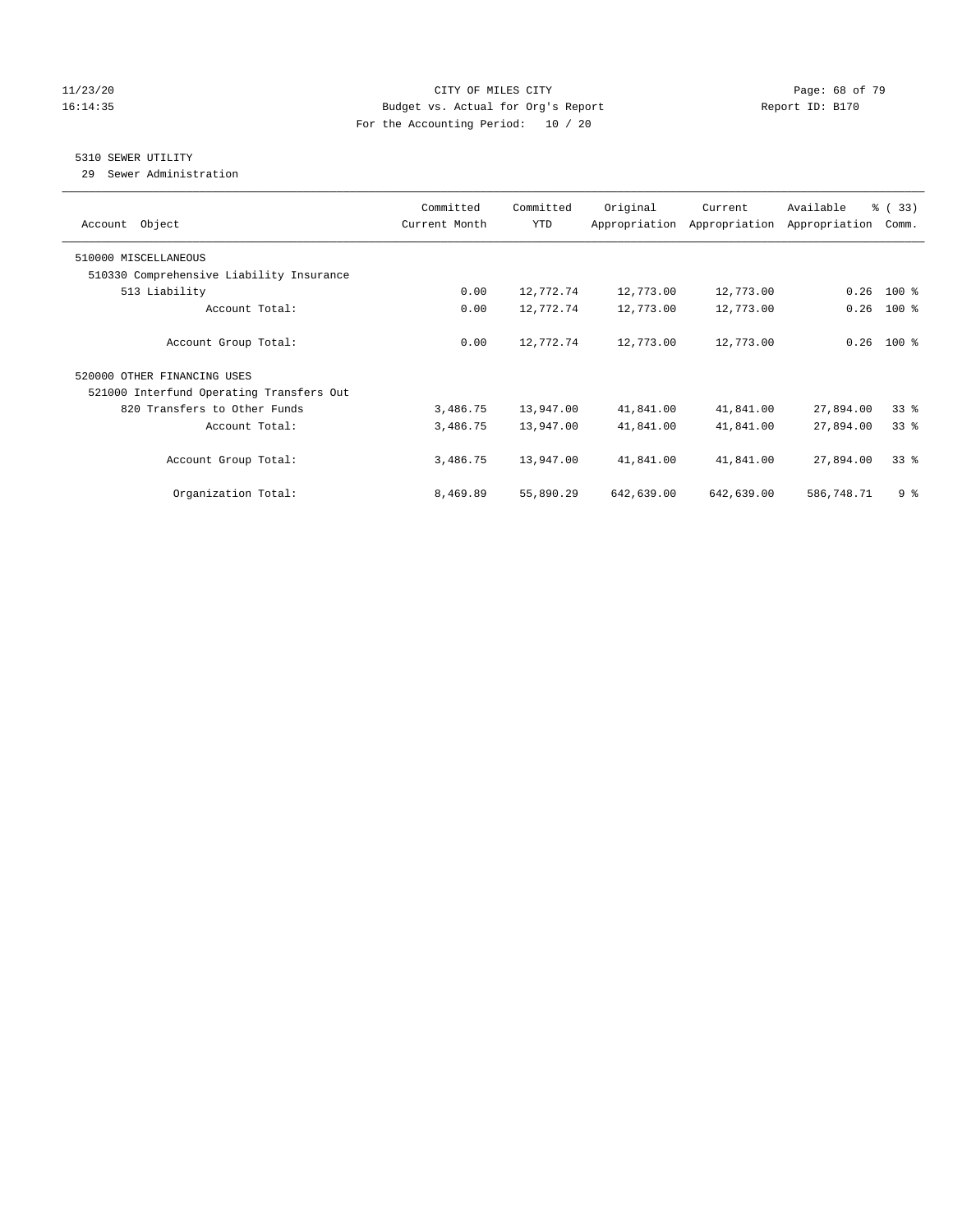CITY OF MILES CITY
Budget vs. Actual for Org's Report
For the Accounting Period: 10 / 20

11/23/20
16:14:35

Report ID: B170

## 5310 SEWER UTILITY

29 Sewer Administration

| Account Object | Committed Current Month | Committed YTD | Original Appropriation | Current Appropriation | Available Appropriation | % ( 33) Comm. |
|---|---|---|---|---|---|---|
| 510000 MISCELLANEOUS | | | | | | |
| 510330 Comprehensive Liability Insurance | | | | | | |
| 513 Liability | 0.00 | 12,772.74 | 12,773.00 | 12,773.00 | 0.26 | 100 % |
| Account Total: | 0.00 | 12,772.74 | 12,773.00 | 12,773.00 | 0.26 | 100 % |
| Account Group Total: | 0.00 | 12,772.74 | 12,773.00 | 12,773.00 | 0.26 | 100 % |
| 520000 OTHER FINANCING USES | | | | | | |
| 521000 Interfund Operating Transfers Out | | | | | | |
| 820 Transfers to Other Funds | 3,486.75 | 13,947.00 | 41,841.00 | 41,841.00 | 27,894.00 | 33 % |
| Account Total: | 3,486.75 | 13,947.00 | 41,841.00 | 41,841.00 | 27,894.00 | 33 % |
| Account Group Total: | 3,486.75 | 13,947.00 | 41,841.00 | 41,841.00 | 27,894.00 | 33 % |
| Organization Total: | 8,469.89 | 55,890.29 | 642,639.00 | 642,639.00 | 586,748.71 | 9 % |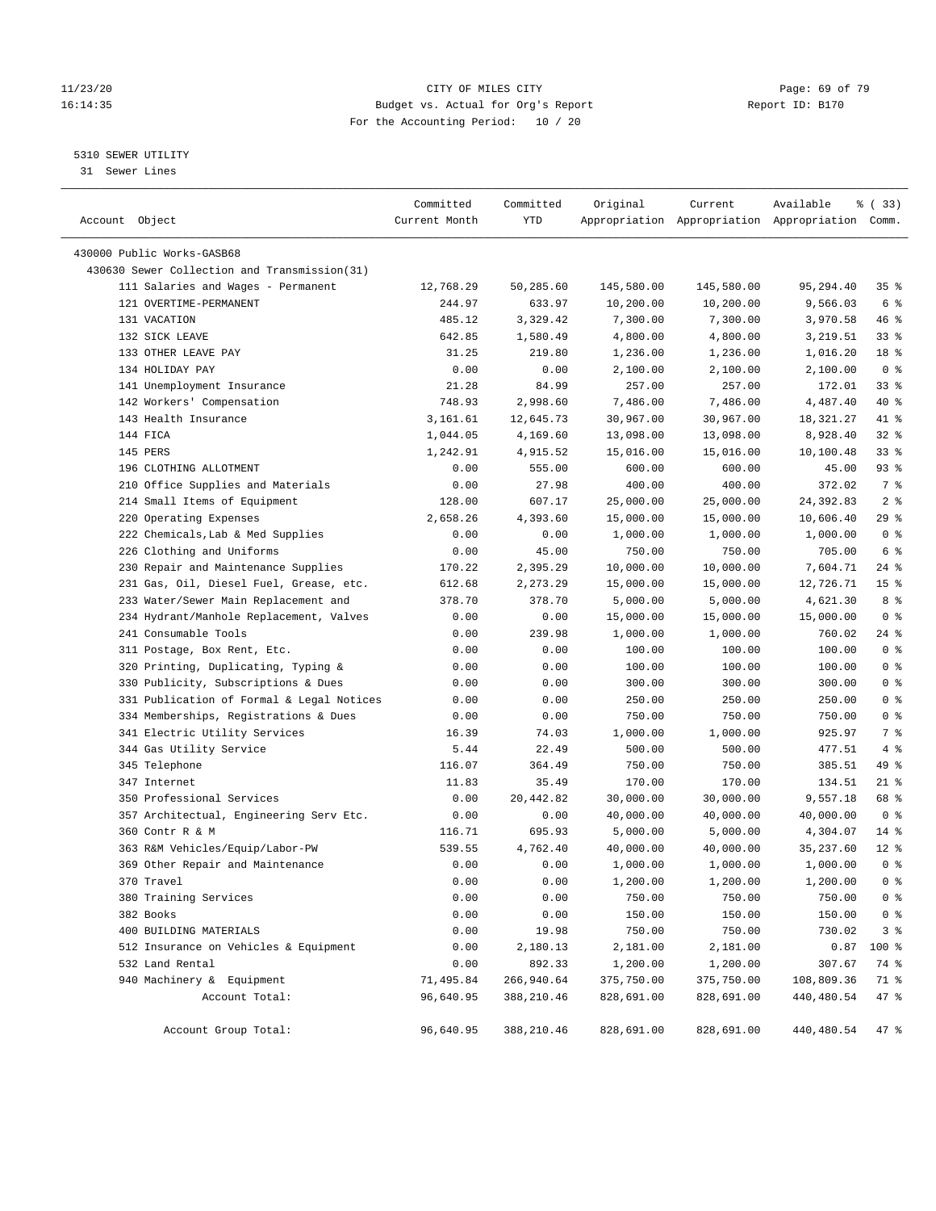CITY OF MILES CITY
Budget vs. Actual for Org's Report
For the Accounting Period: 10 / 20

11/23/20
16:14:35

Report ID: B170

5310 SEWER UTILITY
31 Sewer Lines

| Account Object | Committed Current Month | Committed YTD | Original Appropriation | Current Appropriation | Available Appropriation | % ( 33) Comm. |
|---|---|---|---|---|---|---|
| 430000 Public Works-GASB68 | | | | | | |
| 430630 Sewer Collection and Transmission(31) | | | | | | |
| 111 Salaries and Wages - Permanent | 12,768.29 | 50,285.60 | 145,580.00 | 145,580.00 | 95,294.40 | 35 % |
| 121 OVERTIME-PERMANENT | 244.97 | 633.97 | 10,200.00 | 10,200.00 | 9,566.03 | 6 % |
| 131 VACATION | 485.12 | 3,329.42 | 7,300.00 | 7,300.00 | 3,970.58 | 46 % |
| 132 SICK LEAVE | 642.85 | 1,580.49 | 4,800.00 | 4,800.00 | 3,219.51 | 33 % |
| 133 OTHER LEAVE PAY | 31.25 | 219.80 | 1,236.00 | 1,236.00 | 1,016.20 | 18 % |
| 134 HOLIDAY PAY | 0.00 | 0.00 | 2,100.00 | 2,100.00 | 2,100.00 | 0 % |
| 141 Unemployment Insurance | 21.28 | 84.99 | 257.00 | 257.00 | 172.01 | 33 % |
| 142 Workers' Compensation | 748.93 | 2,998.60 | 7,486.00 | 7,486.00 | 4,487.40 | 40 % |
| 143 Health Insurance | 3,161.61 | 12,645.73 | 30,967.00 | 30,967.00 | 18,321.27 | 41 % |
| 144 FICA | 1,044.05 | 4,169.60 | 13,098.00 | 13,098.00 | 8,928.40 | 32 % |
| 145 PERS | 1,242.91 | 4,915.52 | 15,016.00 | 15,016.00 | 10,100.48 | 33 % |
| 196 CLOTHING ALLOTMENT | 0.00 | 555.00 | 600.00 | 600.00 | 45.00 | 93 % |
| 210 Office Supplies and Materials | 0.00 | 27.98 | 400.00 | 400.00 | 372.02 | 7 % |
| 214 Small Items of Equipment | 128.00 | 607.17 | 25,000.00 | 25,000.00 | 24,392.83 | 2 % |
| 220 Operating Expenses | 2,658.26 | 4,393.60 | 15,000.00 | 15,000.00 | 10,606.40 | 29 % |
| 222 Chemicals,Lab & Med Supplies | 0.00 | 0.00 | 1,000.00 | 1,000.00 | 1,000.00 | 0 % |
| 226 Clothing and Uniforms | 0.00 | 45.00 | 750.00 | 750.00 | 705.00 | 6 % |
| 230 Repair and Maintenance Supplies | 170.22 | 2,395.29 | 10,000.00 | 10,000.00 | 7,604.71 | 24 % |
| 231 Gas, Oil, Diesel Fuel, Grease, etc. | 612.68 | 2,273.29 | 15,000.00 | 15,000.00 | 12,726.71 | 15 % |
| 233 Water/Sewer Main Replacement and | 378.70 | 378.70 | 5,000.00 | 5,000.00 | 4,621.30 | 8 % |
| 234 Hydrant/Manhole Replacement, Valves | 0.00 | 0.00 | 15,000.00 | 15,000.00 | 15,000.00 | 0 % |
| 241 Consumable Tools | 0.00 | 239.98 | 1,000.00 | 1,000.00 | 760.02 | 24 % |
| 311 Postage, Box Rent, Etc. | 0.00 | 0.00 | 100.00 | 100.00 | 100.00 | 0 % |
| 320 Printing, Duplicating, Typing & | 0.00 | 0.00 | 100.00 | 100.00 | 100.00 | 0 % |
| 330 Publicity, Subscriptions & Dues | 0.00 | 0.00 | 300.00 | 300.00 | 300.00 | 0 % |
| 331 Publication of Formal & Legal Notices | 0.00 | 0.00 | 250.00 | 250.00 | 250.00 | 0 % |
| 334 Memberships, Registrations & Dues | 0.00 | 0.00 | 750.00 | 750.00 | 750.00 | 0 % |
| 341 Electric Utility Services | 16.39 | 74.03 | 1,000.00 | 1,000.00 | 925.97 | 7 % |
| 344 Gas Utility Service | 5.44 | 22.49 | 500.00 | 500.00 | 477.51 | 4 % |
| 345 Telephone | 116.07 | 364.49 | 750.00 | 750.00 | 385.51 | 49 % |
| 347 Internet | 11.83 | 35.49 | 170.00 | 170.00 | 134.51 | 21 % |
| 350 Professional Services | 0.00 | 20,442.82 | 30,000.00 | 30,000.00 | 9,557.18 | 68 % |
| 357 Architectual, Engineering Serv Etc. | 0.00 | 0.00 | 40,000.00 | 40,000.00 | 40,000.00 | 0 % |
| 360 Contr R & M | 116.71 | 695.93 | 5,000.00 | 5,000.00 | 4,304.07 | 14 % |
| 363 R&M Vehicles/Equip/Labor-PW | 539.55 | 4,762.40 | 40,000.00 | 40,000.00 | 35,237.60 | 12 % |
| 369 Other Repair and Maintenance | 0.00 | 0.00 | 1,000.00 | 1,000.00 | 1,000.00 | 0 % |
| 370 Travel | 0.00 | 0.00 | 1,200.00 | 1,200.00 | 1,200.00 | 0 % |
| 380 Training Services | 0.00 | 0.00 | 750.00 | 750.00 | 750.00 | 0 % |
| 382 Books | 0.00 | 0.00 | 150.00 | 150.00 | 150.00 | 0 % |
| 400 BUILDING MATERIALS | 0.00 | 19.98 | 750.00 | 750.00 | 730.02 | 3 % |
| 512 Insurance on Vehicles & Equipment | 0.00 | 2,180.13 | 2,181.00 | 2,181.00 | 0.87 | 100 % |
| 532 Land Rental | 0.00 | 892.33 | 1,200.00 | 1,200.00 | 307.67 | 74 % |
| 940 Machinery & Equipment | 71,495.84 | 266,940.64 | 375,750.00 | 375,750.00 | 108,809.36 | 71 % |
| Account Total: | 96,640.95 | 388,210.46 | 828,691.00 | 828,691.00 | 440,480.54 | 47 % |
| Account Group Total: | 96,640.95 | 388,210.46 | 828,691.00 | 828,691.00 | 440,480.54 | 47 % |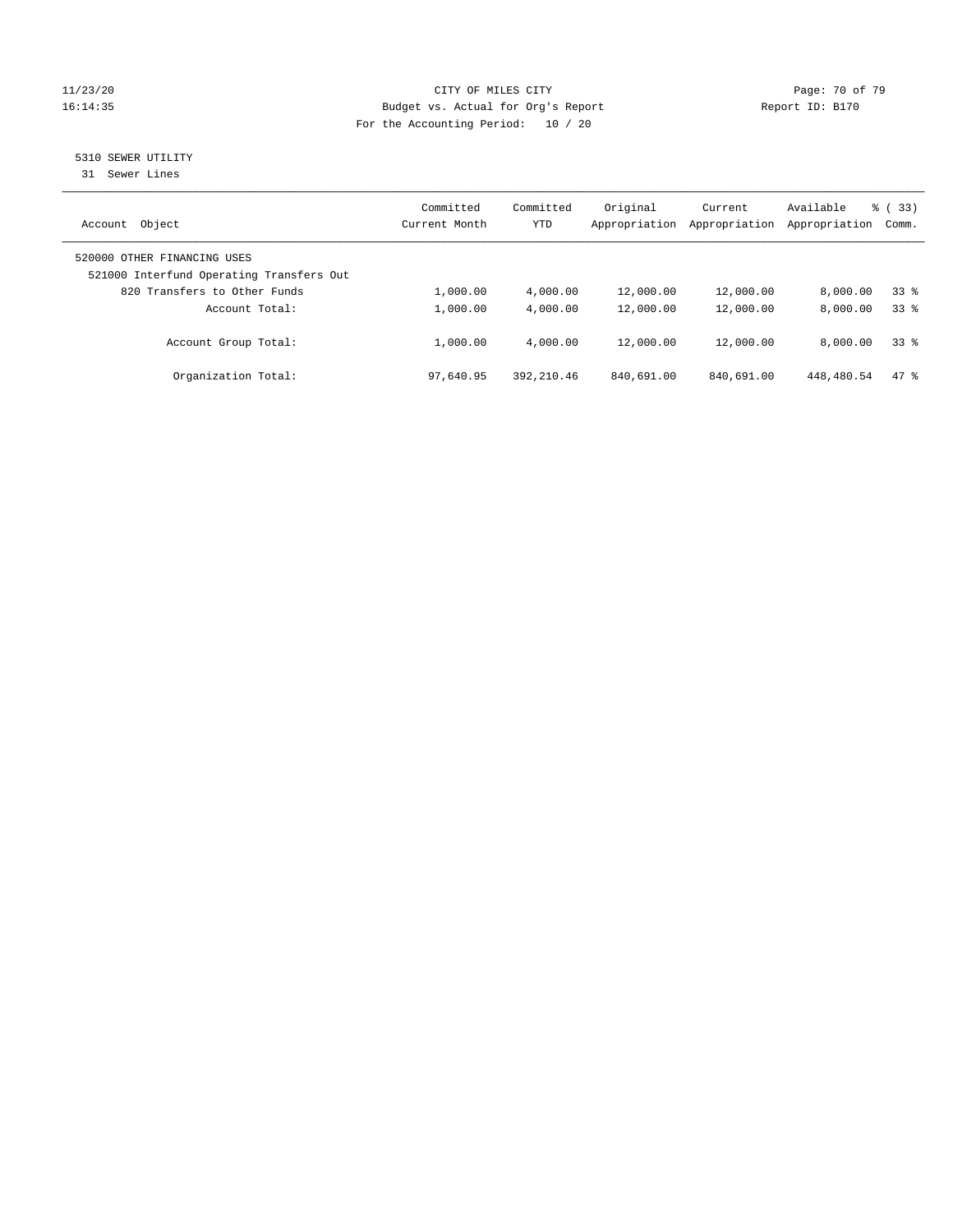CITY OF MILES CITY
Budget vs. Actual for Org's Report
For the Accounting Period: 10 / 20

11/23/20
16:14:35

Report ID: B170

5310 SEWER UTILITY
31 Sewer Lines

| Account Object | Committed Current Month | Committed YTD | Original Appropriation | Current Appropriation | Available Appropriation | % ( 33) Comm. |
|---|---|---|---|---|---|---|
| 520000 OTHER FINANCING USES | | | | | | |
| 521000 Interfund Operating Transfers Out | | | | | | |
| 820 Transfers to Other Funds | 1,000.00 | 4,000.00 | 12,000.00 | 12,000.00 | 8,000.00 | 33 % |
| Account Total: | 1,000.00 | 4,000.00 | 12,000.00 | 12,000.00 | 8,000.00 | 33 % |
| Account Group Total: | 1,000.00 | 4,000.00 | 12,000.00 | 12,000.00 | 8,000.00 | 33 % |
| Organization Total: | 97,640.95 | 392,210.46 | 840,691.00 | 840,691.00 | 448,480.54 | 47 % |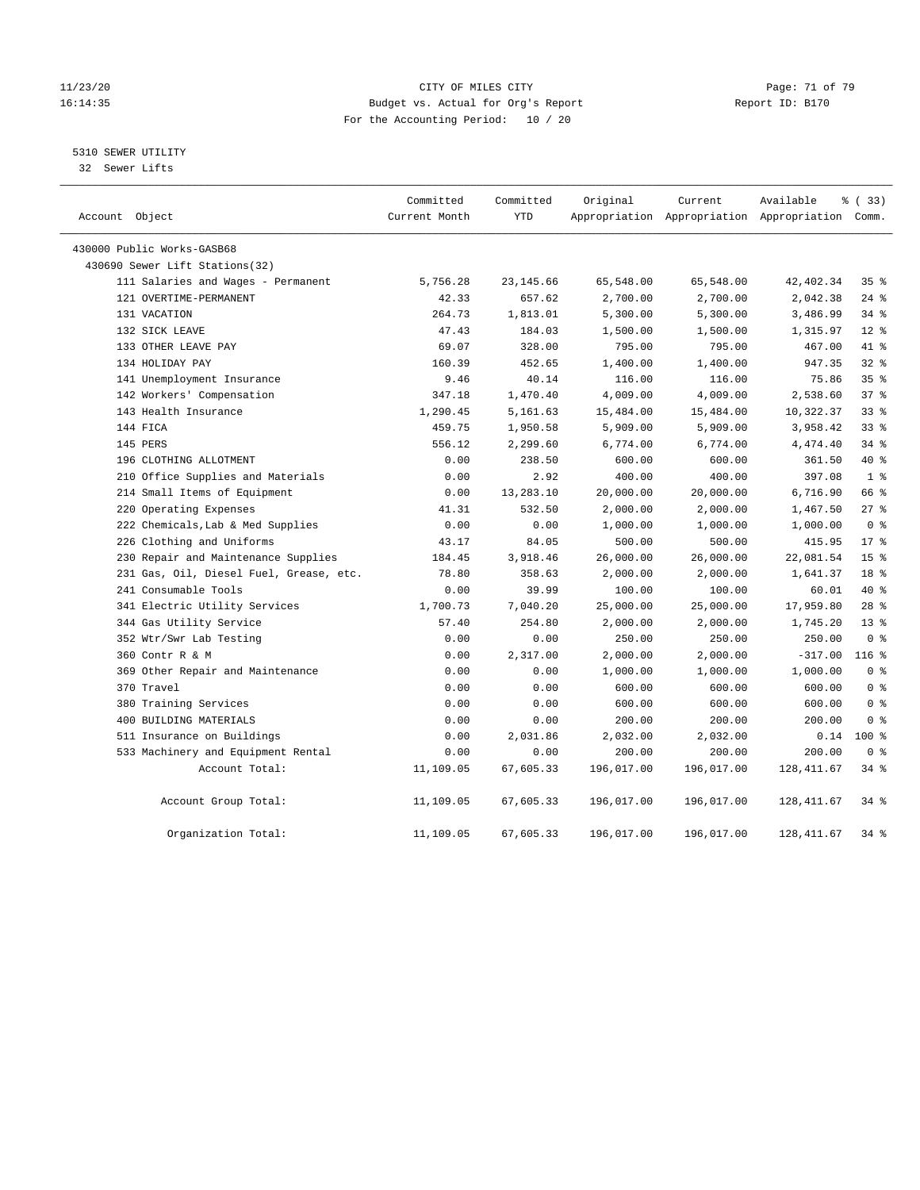CITY OF MILES CITY

Budget vs. Actual for Org's Report

For the Accounting Period: 10 / 20

11/23/20 16:14:35 — Report ID: B170

## 5310 SEWER UTILITY

32 Sewer Lifts

| Account Object | Committed Current Month | Committed YTD | Original Appropriation | Current Appropriation | Available Appropriation | % ( 33) Comm. |
|---|---|---|---|---|---|---|
| 430000 Public Works-GASB68 | | | | | | |
| 430690 Sewer Lift Stations(32) | | | | | | |
| 111 Salaries and Wages - Permanent | 5,756.28 | 23,145.66 | 65,548.00 | 65,548.00 | 42,402.34 | 35 % |
| 121 OVERTIME-PERMANENT | 42.33 | 657.62 | 2,700.00 | 2,700.00 | 2,042.38 | 24 % |
| 131 VACATION | 264.73 | 1,813.01 | 5,300.00 | 5,300.00 | 3,486.99 | 34 % |
| 132 SICK LEAVE | 47.43 | 184.03 | 1,500.00 | 1,500.00 | 1,315.97 | 12 % |
| 133 OTHER LEAVE PAY | 69.07 | 328.00 | 795.00 | 795.00 | 467.00 | 41 % |
| 134 HOLIDAY PAY | 160.39 | 452.65 | 1,400.00 | 1,400.00 | 947.35 | 32 % |
| 141 Unemployment Insurance | 9.46 | 40.14 | 116.00 | 116.00 | 75.86 | 35 % |
| 142 Workers' Compensation | 347.18 | 1,470.40 | 4,009.00 | 4,009.00 | 2,538.60 | 37 % |
| 143 Health Insurance | 1,290.45 | 5,161.63 | 15,484.00 | 15,484.00 | 10,322.37 | 33 % |
| 144 FICA | 459.75 | 1,950.58 | 5,909.00 | 5,909.00 | 3,958.42 | 33 % |
| 145 PERS | 556.12 | 2,299.60 | 6,774.00 | 6,774.00 | 4,474.40 | 34 % |
| 196 CLOTHING ALLOTMENT | 0.00 | 238.50 | 600.00 | 600.00 | 361.50 | 40 % |
| 210 Office Supplies and Materials | 0.00 | 2.92 | 400.00 | 400.00 | 397.08 | 1 % |
| 214 Small Items of Equipment | 0.00 | 13,283.10 | 20,000.00 | 20,000.00 | 6,716.90 | 66 % |
| 220 Operating Expenses | 41.31 | 532.50 | 2,000.00 | 2,000.00 | 1,467.50 | 27 % |
| 222 Chemicals,Lab & Med Supplies | 0.00 | 0.00 | 1,000.00 | 1,000.00 | 1,000.00 | 0 % |
| 226 Clothing and Uniforms | 43.17 | 84.05 | 500.00 | 500.00 | 415.95 | 17 % |
| 230 Repair and Maintenance Supplies | 184.45 | 3,918.46 | 26,000.00 | 26,000.00 | 22,081.54 | 15 % |
| 231 Gas, Oil, Diesel Fuel, Grease, etc. | 78.80 | 358.63 | 2,000.00 | 2,000.00 | 1,641.37 | 18 % |
| 241 Consumable Tools | 0.00 | 39.99 | 100.00 | 100.00 | 60.01 | 40 % |
| 341 Electric Utility Services | 1,700.73 | 7,040.20 | 25,000.00 | 25,000.00 | 17,959.80 | 28 % |
| 344 Gas Utility Service | 57.40 | 254.80 | 2,000.00 | 2,000.00 | 1,745.20 | 13 % |
| 352 Wtr/Swr Lab Testing | 0.00 | 0.00 | 250.00 | 250.00 | 250.00 | 0 % |
| 360 Contr R & M | 0.00 | 2,317.00 | 2,000.00 | 2,000.00 | -317.00 | 116 % |
| 369 Other Repair and Maintenance | 0.00 | 0.00 | 1,000.00 | 1,000.00 | 1,000.00 | 0 % |
| 370 Travel | 0.00 | 0.00 | 600.00 | 600.00 | 600.00 | 0 % |
| 380 Training Services | 0.00 | 0.00 | 600.00 | 600.00 | 600.00 | 0 % |
| 400 BUILDING MATERIALS | 0.00 | 0.00 | 200.00 | 200.00 | 200.00 | 0 % |
| 511 Insurance on Buildings | 0.00 | 2,031.86 | 2,032.00 | 2,032.00 | 0.14 | 100 % |
| 533 Machinery and Equipment Rental | 0.00 | 0.00 | 200.00 | 200.00 | 200.00 | 0 % |
| Account Total: | 11,109.05 | 67,605.33 | 196,017.00 | 196,017.00 | 128,411.67 | 34 % |
| Account Group Total: | 11,109.05 | 67,605.33 | 196,017.00 | 196,017.00 | 128,411.67 | 34 % |
| Organization Total: | 11,109.05 | 67,605.33 | 196,017.00 | 196,017.00 | 128,411.67 | 34 % |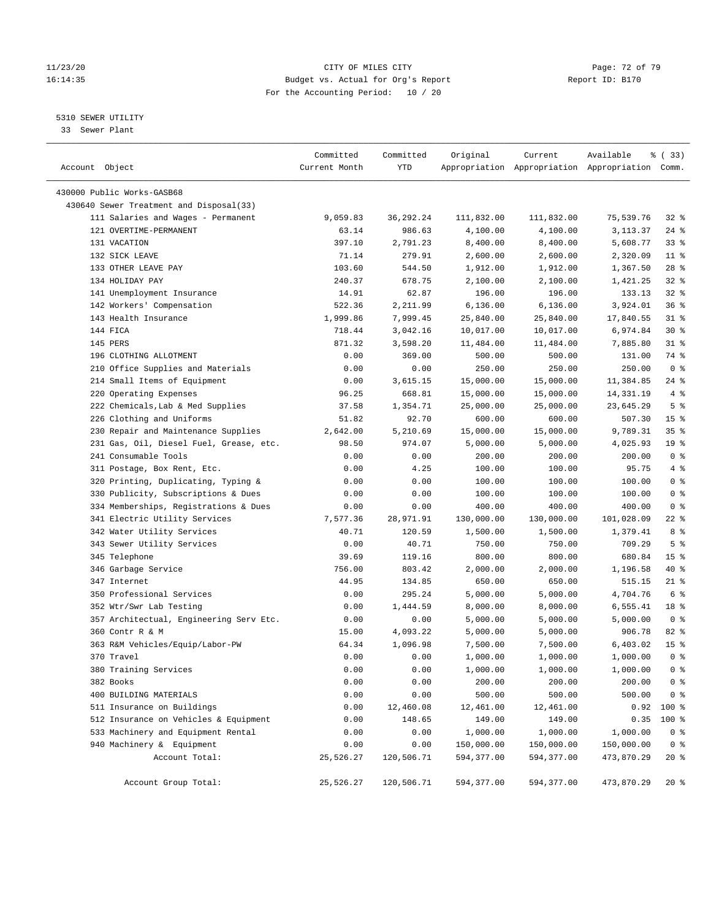CITY OF MILES CITY
Budget vs. Actual for Org's Report
For the Accounting Period: 10 / 20

5310 SEWER UTILITY
33 Sewer Plant

| Account Object | Committed Current Month | Committed YTD | Original Appropriation | Current Appropriation | Available Appropriation | % ( 33) Comm. |
|---|---|---|---|---|---|---|
| 430000 Public Works-GASB68 | | | | | | |
| 430640 Sewer Treatment and Disposal(33) | | | | | | |
| 111 Salaries and Wages - Permanent | 9,059.83 | 36,292.24 | 111,832.00 | 111,832.00 | 75,539.76 | 32 % |
| 121 OVERTIME-PERMANENT | 63.14 | 986.63 | 4,100.00 | 4,100.00 | 3,113.37 | 24 % |
| 131 VACATION | 397.10 | 2,791.23 | 8,400.00 | 8,400.00 | 5,608.77 | 33 % |
| 132 SICK LEAVE | 71.14 | 279.91 | 2,600.00 | 2,600.00 | 2,320.09 | 11 % |
| 133 OTHER LEAVE PAY | 103.60 | 544.50 | 1,912.00 | 1,912.00 | 1,367.50 | 28 % |
| 134 HOLIDAY PAY | 240.37 | 678.75 | 2,100.00 | 2,100.00 | 1,421.25 | 32 % |
| 141 Unemployment Insurance | 14.91 | 62.87 | 196.00 | 196.00 | 133.13 | 32 % |
| 142 Workers' Compensation | 522.36 | 2,211.99 | 6,136.00 | 6,136.00 | 3,924.01 | 36 % |
| 143 Health Insurance | 1,999.86 | 7,999.45 | 25,840.00 | 25,840.00 | 17,840.55 | 31 % |
| 144 FICA | 718.44 | 3,042.16 | 10,017.00 | 10,017.00 | 6,974.84 | 30 % |
| 145 PERS | 871.32 | 3,598.20 | 11,484.00 | 11,484.00 | 7,885.80 | 31 % |
| 196 CLOTHING ALLOTMENT | 0.00 | 369.00 | 500.00 | 500.00 | 131.00 | 74 % |
| 210 Office Supplies and Materials | 0.00 | 0.00 | 250.00 | 250.00 | 250.00 | 0 % |
| 214 Small Items of Equipment | 0.00 | 3,615.15 | 15,000.00 | 15,000.00 | 11,384.85 | 24 % |
| 220 Operating Expenses | 96.25 | 668.81 | 15,000.00 | 15,000.00 | 14,331.19 | 4 % |
| 222 Chemicals,Lab & Med Supplies | 37.58 | 1,354.71 | 25,000.00 | 25,000.00 | 23,645.29 | 5 % |
| 226 Clothing and Uniforms | 51.82 | 92.70 | 600.00 | 600.00 | 507.30 | 15 % |
| 230 Repair and Maintenance Supplies | 2,642.00 | 5,210.69 | 15,000.00 | 15,000.00 | 9,789.31 | 35 % |
| 231 Gas, Oil, Diesel Fuel, Grease, etc. | 98.50 | 974.07 | 5,000.00 | 5,000.00 | 4,025.93 | 19 % |
| 241 Consumable Tools | 0.00 | 0.00 | 200.00 | 200.00 | 200.00 | 0 % |
| 311 Postage, Box Rent, Etc. | 0.00 | 4.25 | 100.00 | 100.00 | 95.75 | 4 % |
| 320 Printing, Duplicating, Typing & | 0.00 | 0.00 | 100.00 | 100.00 | 100.00 | 0 % |
| 330 Publicity, Subscriptions & Dues | 0.00 | 0.00 | 100.00 | 100.00 | 100.00 | 0 % |
| 334 Memberships, Registrations & Dues | 0.00 | 0.00 | 400.00 | 400.00 | 400.00 | 0 % |
| 341 Electric Utility Services | 7,577.36 | 28,971.91 | 130,000.00 | 130,000.00 | 101,028.09 | 22 % |
| 342 Water Utility Services | 40.71 | 120.59 | 1,500.00 | 1,500.00 | 1,379.41 | 8 % |
| 343 Sewer Utility Services | 0.00 | 40.71 | 750.00 | 750.00 | 709.29 | 5 % |
| 345 Telephone | 39.69 | 119.16 | 800.00 | 800.00 | 680.84 | 15 % |
| 346 Garbage Service | 756.00 | 803.42 | 2,000.00 | 2,000.00 | 1,196.58 | 40 % |
| 347 Internet | 44.95 | 134.85 | 650.00 | 650.00 | 515.15 | 21 % |
| 350 Professional Services | 0.00 | 295.24 | 5,000.00 | 5,000.00 | 4,704.76 | 6 % |
| 352 Wtr/Swr Lab Testing | 0.00 | 1,444.59 | 8,000.00 | 8,000.00 | 6,555.41 | 18 % |
| 357 Architectual, Engineering Serv Etc. | 0.00 | 0.00 | 5,000.00 | 5,000.00 | 5,000.00 | 0 % |
| 360 Contr R & M | 15.00 | 4,093.22 | 5,000.00 | 5,000.00 | 906.78 | 82 % |
| 363 R&M Vehicles/Equip/Labor-PW | 64.34 | 1,096.98 | 7,500.00 | 7,500.00 | 6,403.02 | 15 % |
| 370 Travel | 0.00 | 0.00 | 1,000.00 | 1,000.00 | 1,000.00 | 0 % |
| 380 Training Services | 0.00 | 0.00 | 1,000.00 | 1,000.00 | 1,000.00 | 0 % |
| 382 Books | 0.00 | 0.00 | 200.00 | 200.00 | 200.00 | 0 % |
| 400 BUILDING MATERIALS | 0.00 | 0.00 | 500.00 | 500.00 | 500.00 | 0 % |
| 511 Insurance on Buildings | 0.00 | 12,460.08 | 12,461.00 | 12,461.00 | 0.92 | 100 % |
| 512 Insurance on Vehicles & Equipment | 0.00 | 148.65 | 149.00 | 149.00 | 0.35 | 100 % |
| 533 Machinery and Equipment Rental | 0.00 | 0.00 | 1,000.00 | 1,000.00 | 1,000.00 | 0 % |
| 940 Machinery & Equipment | 0.00 | 0.00 | 150,000.00 | 150,000.00 | 150,000.00 | 0 % |
| Account Total: | 25,526.27 | 120,506.71 | 594,377.00 | 594,377.00 | 473,870.29 | 20 % |
| Account Group Total: | 25,526.27 | 120,506.71 | 594,377.00 | 594,377.00 | 473,870.29 | 20 % |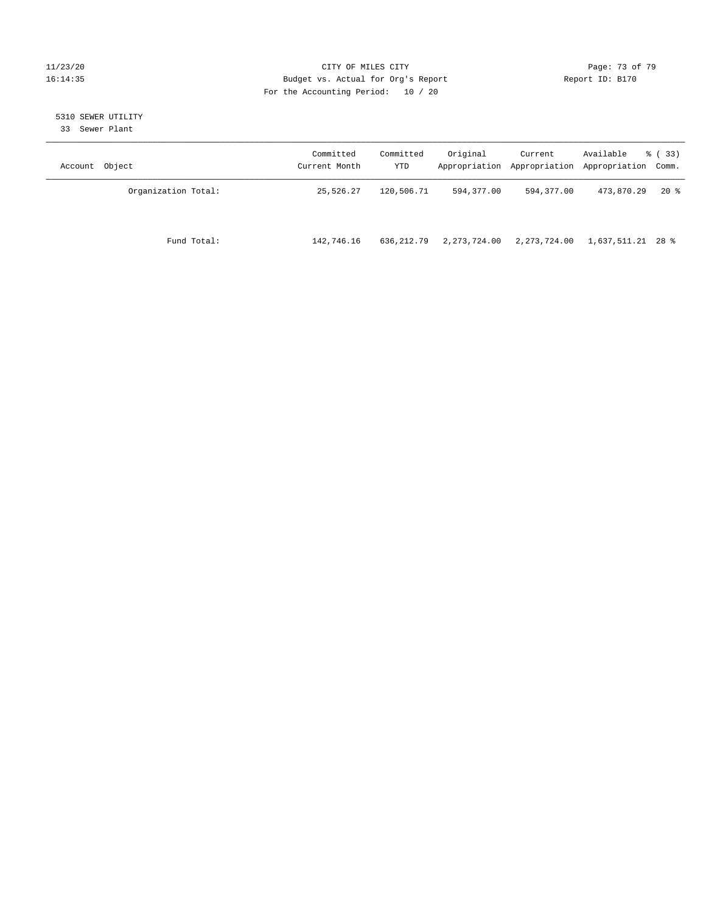CITY OF MILES CITY
Budget vs. Actual for Org's Report
For the Accounting Period: 10 / 20

11/23/20
16:14:35

Report ID: B170

5310 SEWER UTILITY
33 Sewer Plant

| Account Object | Committed Current Month | Committed YTD | Original Appropriation | Current Appropriation | Available Appropriation | % ( 33) Comm. |
|---|---|---|---|---|---|---|
| Organization Total: | 25,526.27 | 120,506.71 | 594,377.00 | 594,377.00 | 473,870.29 | 20 % |
| Fund Total: | 142,746.16 | 636,212.79 | 2,273,724.00 | 2,273,724.00 | 1,637,511.21 | 28 % |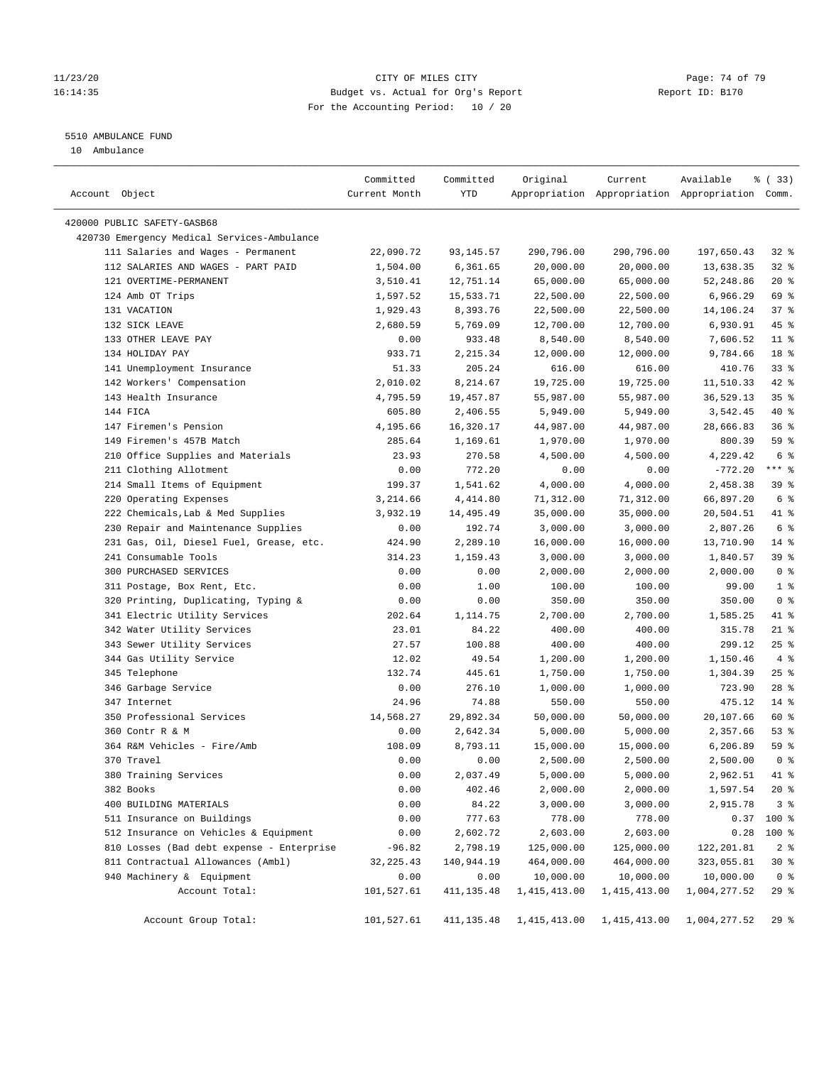CITY OF MILES CITY
Budget vs. Actual for Org's Report
For the Accounting Period: 10 / 20

11/23/20
16:14:35

Report ID: B170

5510 AMBULANCE FUND
10 Ambulance

| Account Object | Committed Current Month | Committed YTD | Original Appropriation | Current Appropriation | Available Appropriation | % ( 33) Comm. |
|---|---|---|---|---|---|---|
| 420000 PUBLIC SAFETY-GASB68 | | | | | | |
| 420730 Emergency Medical Services-Ambulance | | | | | | |
| 111 Salaries and Wages - Permanent | 22,090.72 | 93,145.57 | 290,796.00 | 290,796.00 | 197,650.43 | 32 % |
| 112 SALARIES AND WAGES - PART PAID | 1,504.00 | 6,361.65 | 20,000.00 | 20,000.00 | 13,638.35 | 32 % |
| 121 OVERTIME-PERMANENT | 3,510.41 | 12,751.14 | 65,000.00 | 65,000.00 | 52,248.86 | 20 % |
| 124 Amb OT Trips | 1,597.52 | 15,533.71 | 22,500.00 | 22,500.00 | 6,966.29 | 69 % |
| 131 VACATION | 1,929.43 | 8,393.76 | 22,500.00 | 22,500.00 | 14,106.24 | 37 % |
| 132 SICK LEAVE | 2,680.59 | 5,769.09 | 12,700.00 | 12,700.00 | 6,930.91 | 45 % |
| 133 OTHER LEAVE PAY | 0.00 | 933.48 | 8,540.00 | 8,540.00 | 7,606.52 | 11 % |
| 134 HOLIDAY PAY | 933.71 | 2,215.34 | 12,000.00 | 12,000.00 | 9,784.66 | 18 % |
| 141 Unemployment Insurance | 51.33 | 205.24 | 616.00 | 616.00 | 410.76 | 33 % |
| 142 Workers' Compensation | 2,010.02 | 8,214.67 | 19,725.00 | 19,725.00 | 11,510.33 | 42 % |
| 143 Health Insurance | 4,795.59 | 19,457.87 | 55,987.00 | 55,987.00 | 36,529.13 | 35 % |
| 144 FICA | 605.80 | 2,406.55 | 5,949.00 | 5,949.00 | 3,542.45 | 40 % |
| 147 Firemen's Pension | 4,195.66 | 16,320.17 | 44,987.00 | 44,987.00 | 28,666.83 | 36 % |
| 149 Firemen's 457B Match | 285.64 | 1,169.61 | 1,970.00 | 1,970.00 | 800.39 | 59 % |
| 210 Office Supplies and Materials | 23.93 | 270.58 | 4,500.00 | 4,500.00 | 4,229.42 | 6 % |
| 211 Clothing Allotment | 0.00 | 772.20 | 0.00 | 0.00 | -772.20 | *** % |
| 214 Small Items of Equipment | 199.37 | 1,541.62 | 4,000.00 | 4,000.00 | 2,458.38 | 39 % |
| 220 Operating Expenses | 3,214.66 | 4,414.80 | 71,312.00 | 71,312.00 | 66,897.20 | 6 % |
| 222 Chemicals,Lab & Med Supplies | 3,932.19 | 14,495.49 | 35,000.00 | 35,000.00 | 20,504.51 | 41 % |
| 230 Repair and Maintenance Supplies | 0.00 | 192.74 | 3,000.00 | 3,000.00 | 2,807.26 | 6 % |
| 231 Gas, Oil, Diesel Fuel, Grease, etc. | 424.90 | 2,289.10 | 16,000.00 | 16,000.00 | 13,710.90 | 14 % |
| 241 Consumable Tools | 314.23 | 1,159.43 | 3,000.00 | 3,000.00 | 1,840.57 | 39 % |
| 300 PURCHASED SERVICES | 0.00 | 0.00 | 2,000.00 | 2,000.00 | 2,000.00 | 0 % |
| 311 Postage, Box Rent, Etc. | 0.00 | 1.00 | 100.00 | 100.00 | 99.00 | 1 % |
| 320 Printing, Duplicating, Typing & | 0.00 | 0.00 | 350.00 | 350.00 | 350.00 | 0 % |
| 341 Electric Utility Services | 202.64 | 1,114.75 | 2,700.00 | 2,700.00 | 1,585.25 | 41 % |
| 342 Water Utility Services | 23.01 | 84.22 | 400.00 | 400.00 | 315.78 | 21 % |
| 343 Sewer Utility Services | 27.57 | 100.88 | 400.00 | 400.00 | 299.12 | 25 % |
| 344 Gas Utility Service | 12.02 | 49.54 | 1,200.00 | 1,200.00 | 1,150.46 | 4 % |
| 345 Telephone | 132.74 | 445.61 | 1,750.00 | 1,750.00 | 1,304.39 | 25 % |
| 346 Garbage Service | 0.00 | 276.10 | 1,000.00 | 1,000.00 | 723.90 | 28 % |
| 347 Internet | 24.96 | 74.88 | 550.00 | 550.00 | 475.12 | 14 % |
| 350 Professional Services | 14,568.27 | 29,892.34 | 50,000.00 | 50,000.00 | 20,107.66 | 60 % |
| 360 Contr R & M | 0.00 | 2,642.34 | 5,000.00 | 5,000.00 | 2,357.66 | 53 % |
| 364 R&M Vehicles - Fire/Amb | 108.09 | 8,793.11 | 15,000.00 | 15,000.00 | 6,206.89 | 59 % |
| 370 Travel | 0.00 | 0.00 | 2,500.00 | 2,500.00 | 2,500.00 | 0 % |
| 380 Training Services | 0.00 | 2,037.49 | 5,000.00 | 5,000.00 | 2,962.51 | 41 % |
| 382 Books | 0.00 | 402.46 | 2,000.00 | 2,000.00 | 1,597.54 | 20 % |
| 400 BUILDING MATERIALS | 0.00 | 84.22 | 3,000.00 | 3,000.00 | 2,915.78 | 3 % |
| 511 Insurance on Buildings | 0.00 | 777.63 | 778.00 | 778.00 | 0.37 | 100 % |
| 512 Insurance on Vehicles & Equipment | 0.00 | 2,602.72 | 2,603.00 | 2,603.00 | 0.28 | 100 % |
| 810 Losses (Bad debt expense - Enterprise | -96.82 | 2,798.19 | 125,000.00 | 125,000.00 | 122,201.81 | 2 % |
| 811 Contractual Allowances (Ambl) | 32,225.43 | 140,944.19 | 464,000.00 | 464,000.00 | 323,055.81 | 30 % |
| 940 Machinery & Equipment | 0.00 | 0.00 | 10,000.00 | 10,000.00 | 10,000.00 | 0 % |
| Account Total: | 101,527.61 | 411,135.48 | 1,415,413.00 | 1,415,413.00 | 1,004,277.52 | 29 % |
| Account Group Total: | 101,527.61 | 411,135.48 | 1,415,413.00 | 1,415,413.00 | 1,004,277.52 | 29 % |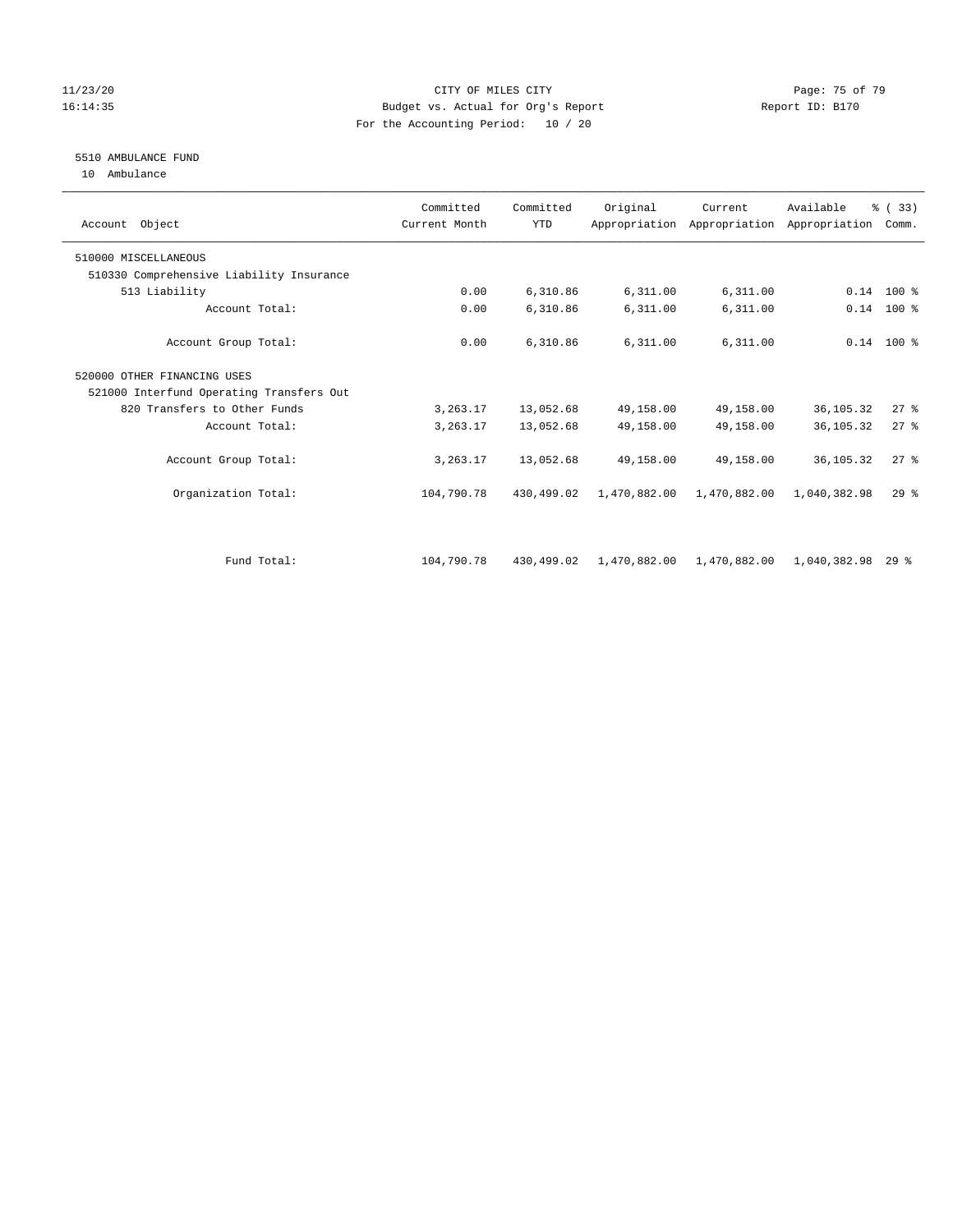CITY OF MILES CITY
Budget vs. Actual for Org's Report
For the Accounting Period: 10 / 20

11/23/20 16:14:35 — Report ID: B170

## 5510 AMBULANCE FUND

10 Ambulance

| Account Object | Committed Current Month | Committed YTD | Original Appropriation | Current Appropriation | Available Appropriation | % ( 33) Comm. |
|---|---|---|---|---|---|---|
| 510000 MISCELLANEOUS | | | | | | |
| 510330 Comprehensive Liability Insurance | | | | | | |
| 513 Liability | 0.00 | 6,310.86 | 6,311.00 | 6,311.00 | 0.14 | 100 % |
| Account Total: | 0.00 | 6,310.86 | 6,311.00 | 6,311.00 | 0.14 | 100 % |
| Account Group Total: | 0.00 | 6,310.86 | 6,311.00 | 6,311.00 | 0.14 | 100 % |
| 520000 OTHER FINANCING USES | | | | | | |
| 521000 Interfund Operating Transfers Out | | | | | | |
| 820 Transfers to Other Funds | 3,263.17 | 13,052.68 | 49,158.00 | 49,158.00 | 36,105.32 | 27 % |
| Account Total: | 3,263.17 | 13,052.68 | 49,158.00 | 49,158.00 | 36,105.32 | 27 % |
| Account Group Total: | 3,263.17 | 13,052.68 | 49,158.00 | 49,158.00 | 36,105.32 | 27 % |
| Organization Total: | 104,790.78 | 430,499.02 | 1,470,882.00 | 1,470,882.00 | 1,040,382.98 | 29 % |
| Fund Total: | 104,790.78 | 430,499.02 | 1,470,882.00 | 1,470,882.00 | 1,040,382.98 | 29 % |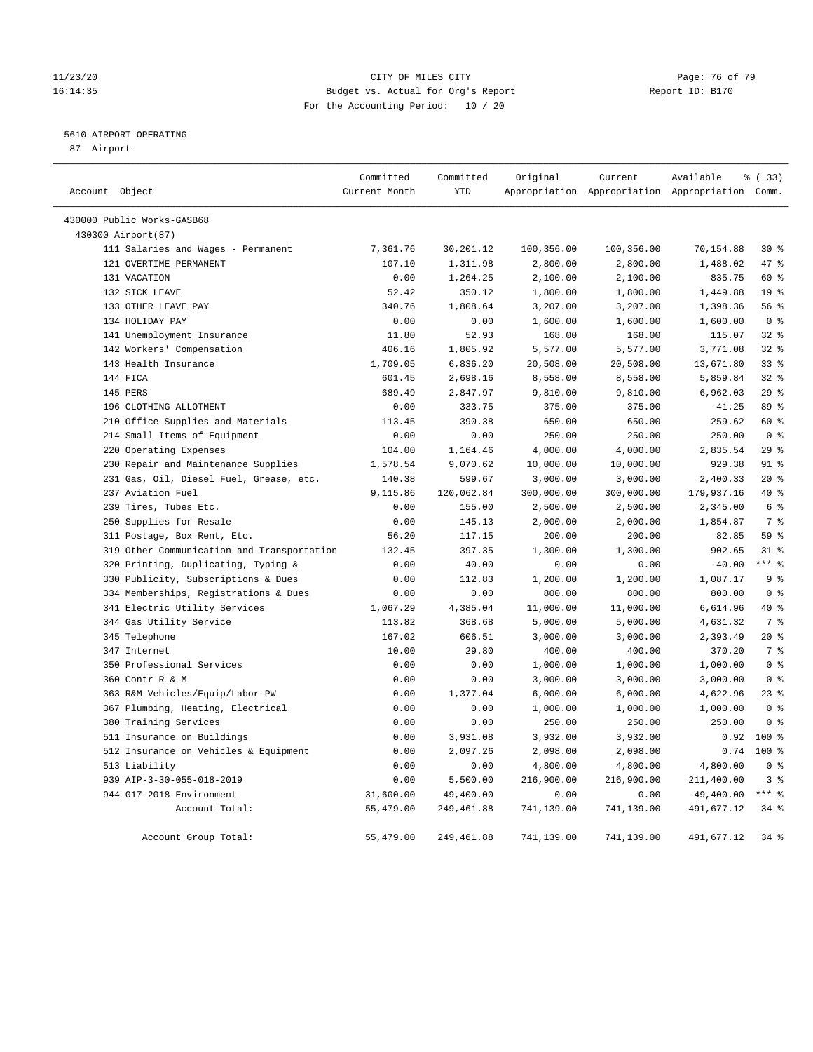CITY OF MILES CITY
Budget vs. Actual for Org's Report
For the Accounting Period: 10 / 20

11/23/20
16:14:35

Report ID: B170

5610 AIRPORT OPERATING
87 Airport

| Account Object | Committed Current Month | Committed YTD | Original Appropriation | Current Appropriation | Available Appropriation | % ( 33) Comm. |
|---|---|---|---|---|---|---|
| 430000 Public Works-GASB68 | | | | | | |
| 430300 Airport(87) | | | | | | |
| 111 Salaries and Wages - Permanent | 7,361.76 | 30,201.12 | 100,356.00 | 100,356.00 | 70,154.88 | 30 % |
| 121 OVERTIME-PERMANENT | 107.10 | 1,311.98 | 2,800.00 | 2,800.00 | 1,488.02 | 47 % |
| 131 VACATION | 0.00 | 1,264.25 | 2,100.00 | 2,100.00 | 835.75 | 60 % |
| 132 SICK LEAVE | 52.42 | 350.12 | 1,800.00 | 1,800.00 | 1,449.88 | 19 % |
| 133 OTHER LEAVE PAY | 340.76 | 1,808.64 | 3,207.00 | 3,207.00 | 1,398.36 | 56 % |
| 134 HOLIDAY PAY | 0.00 | 0.00 | 1,600.00 | 1,600.00 | 1,600.00 | 0 % |
| 141 Unemployment Insurance | 11.80 | 52.93 | 168.00 | 168.00 | 115.07 | 32 % |
| 142 Workers' Compensation | 406.16 | 1,805.92 | 5,577.00 | 5,577.00 | 3,771.08 | 32 % |
| 143 Health Insurance | 1,709.05 | 6,836.20 | 20,508.00 | 20,508.00 | 13,671.80 | 33 % |
| 144 FICA | 601.45 | 2,698.16 | 8,558.00 | 8,558.00 | 5,859.84 | 32 % |
| 145 PERS | 689.49 | 2,847.97 | 9,810.00 | 9,810.00 | 6,962.03 | 29 % |
| 196 CLOTHING ALLOTMENT | 0.00 | 333.75 | 375.00 | 375.00 | 41.25 | 89 % |
| 210 Office Supplies and Materials | 113.45 | 390.38 | 650.00 | 650.00 | 259.62 | 60 % |
| 214 Small Items of Equipment | 0.00 | 0.00 | 250.00 | 250.00 | 250.00 | 0 % |
| 220 Operating Expenses | 104.00 | 1,164.46 | 4,000.00 | 4,000.00 | 2,835.54 | 29 % |
| 230 Repair and Maintenance Supplies | 1,578.54 | 9,070.62 | 10,000.00 | 10,000.00 | 929.38 | 91 % |
| 231 Gas, Oil, Diesel Fuel, Grease, etc. | 140.38 | 599.67 | 3,000.00 | 3,000.00 | 2,400.33 | 20 % |
| 237 Aviation Fuel | 9,115.86 | 120,062.84 | 300,000.00 | 300,000.00 | 179,937.16 | 40 % |
| 239 Tires, Tubes Etc. | 0.00 | 155.00 | 2,500.00 | 2,500.00 | 2,345.00 | 6 % |
| 250 Supplies for Resale | 0.00 | 145.13 | 2,000.00 | 2,000.00 | 1,854.87 | 7 % |
| 311 Postage, Box Rent, Etc. | 56.20 | 117.15 | 200.00 | 200.00 | 82.85 | 59 % |
| 319 Other Communication and Transportation | 132.45 | 397.35 | 1,300.00 | 1,300.00 | 902.65 | 31 % |
| 320 Printing, Duplicating, Typing & | 0.00 | 40.00 | 0.00 | 0.00 | -40.00 | *** % |
| 330 Publicity, Subscriptions & Dues | 0.00 | 112.83 | 1,200.00 | 1,200.00 | 1,087.17 | 9 % |
| 334 Memberships, Registrations & Dues | 0.00 | 0.00 | 800.00 | 800.00 | 800.00 | 0 % |
| 341 Electric Utility Services | 1,067.29 | 4,385.04 | 11,000.00 | 11,000.00 | 6,614.96 | 40 % |
| 344 Gas Utility Service | 113.82 | 368.68 | 5,000.00 | 5,000.00 | 4,631.32 | 7 % |
| 345 Telephone | 167.02 | 606.51 | 3,000.00 | 3,000.00 | 2,393.49 | 20 % |
| 347 Internet | 10.00 | 29.80 | 400.00 | 400.00 | 370.20 | 7 % |
| 350 Professional Services | 0.00 | 0.00 | 1,000.00 | 1,000.00 | 1,000.00 | 0 % |
| 360 Contr R & M | 0.00 | 0.00 | 3,000.00 | 3,000.00 | 3,000.00 | 0 % |
| 363 R&M Vehicles/Equip/Labor-PW | 0.00 | 1,377.04 | 6,000.00 | 6,000.00 | 4,622.96 | 23 % |
| 367 Plumbing, Heating, Electrical | 0.00 | 0.00 | 1,000.00 | 1,000.00 | 1,000.00 | 0 % |
| 380 Training Services | 0.00 | 0.00 | 250.00 | 250.00 | 250.00 | 0 % |
| 511 Insurance on Buildings | 0.00 | 3,931.08 | 3,932.00 | 3,932.00 | 0.92 | 100 % |
| 512 Insurance on Vehicles & Equipment | 0.00 | 2,097.26 | 2,098.00 | 2,098.00 | 0.74 | 100 % |
| 513 Liability | 0.00 | 0.00 | 4,800.00 | 4,800.00 | 4,800.00 | 0 % |
| 939 AIP-3-30-055-018-2019 | 0.00 | 5,500.00 | 216,900.00 | 216,900.00 | 211,400.00 | 3 % |
| 944 017-2018 Environment | 31,600.00 | 49,400.00 | 0.00 | 0.00 | -49,400.00 | *** % |
| Account Total: | 55,479.00 | 249,461.88 | 741,139.00 | 741,139.00 | 491,677.12 | 34 % |
| Account Group Total: | 55,479.00 | 249,461.88 | 741,139.00 | 741,139.00 | 491,677.12 | 34 % |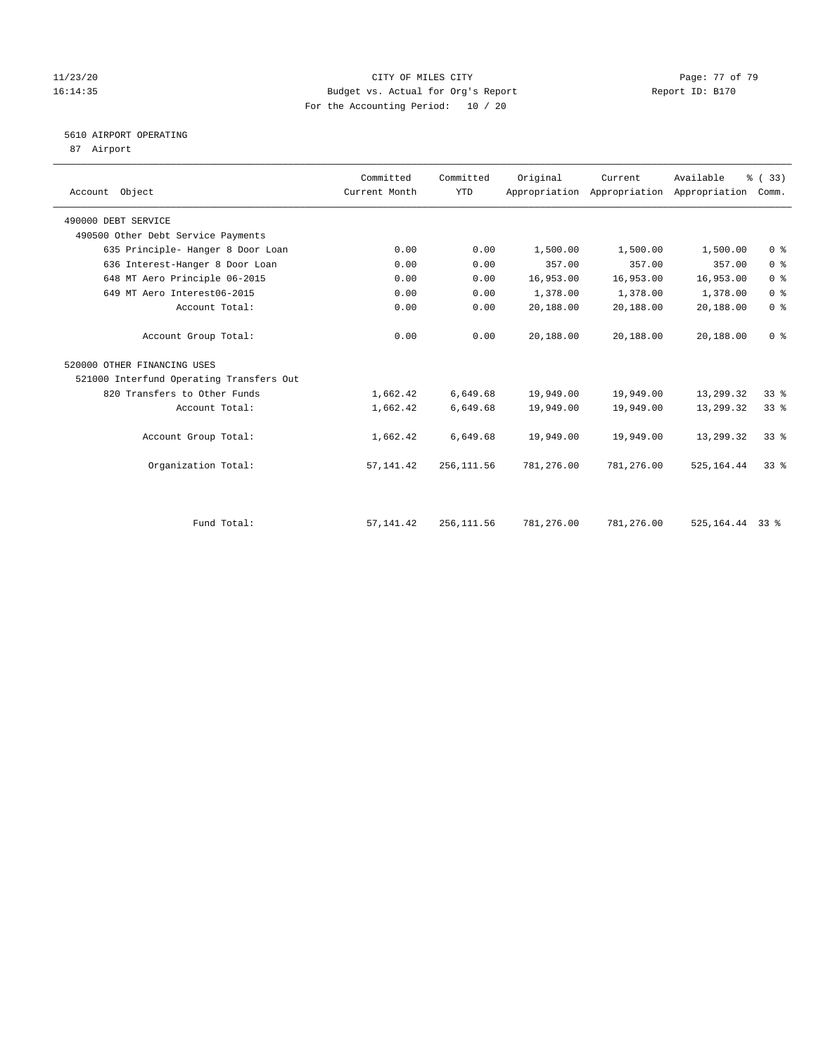CITY OF MILES CITY
Budget vs. Actual for Org's Report
For the Accounting Period: 10 / 20

11/23/20
16:14:35

Report ID: B170

## 5610 AIRPORT OPERATING

87 Airport

| Account Object | Committed Current Month | Committed YTD | Original Appropriation | Current Appropriation | Available Appropriation | % ( 33) Comm. |
|---|---|---|---|---|---|---|
| 490000 DEBT SERVICE | | | | | | |
| 490500 Other Debt Service Payments | | | | | | |
| 635 Principle- Hanger 8 Door Loan | 0.00 | 0.00 | 1,500.00 | 1,500.00 | 1,500.00 | 0 % |
| 636 Interest-Hanger 8 Door Loan | 0.00 | 0.00 | 357.00 | 357.00 | 357.00 | 0 % |
| 648 MT Aero Principle 06-2015 | 0.00 | 0.00 | 16,953.00 | 16,953.00 | 16,953.00 | 0 % |
| 649 MT Aero Interest06-2015 | 0.00 | 0.00 | 1,378.00 | 1,378.00 | 1,378.00 | 0 % |
| Account Total: | 0.00 | 0.00 | 20,188.00 | 20,188.00 | 20,188.00 | 0 % |
| Account Group Total: | 0.00 | 0.00 | 20,188.00 | 20,188.00 | 20,188.00 | 0 % |
| 520000 OTHER FINANCING USES | | | | | | |
| 521000 Interfund Operating Transfers Out | | | | | | |
| 820 Transfers to Other Funds | 1,662.42 | 6,649.68 | 19,949.00 | 19,949.00 | 13,299.32 | 33 % |
| Account Total: | 1,662.42 | 6,649.68 | 19,949.00 | 19,949.00 | 13,299.32 | 33 % |
| Account Group Total: | 1,662.42 | 6,649.68 | 19,949.00 | 19,949.00 | 13,299.32 | 33 % |
| Organization Total: | 57,141.42 | 256,111.56 | 781,276.00 | 781,276.00 | 525,164.44 | 33 % |
| Fund Total: | 57,141.42 | 256,111.56 | 781,276.00 | 781,276.00 | 525,164.44 | 33 % |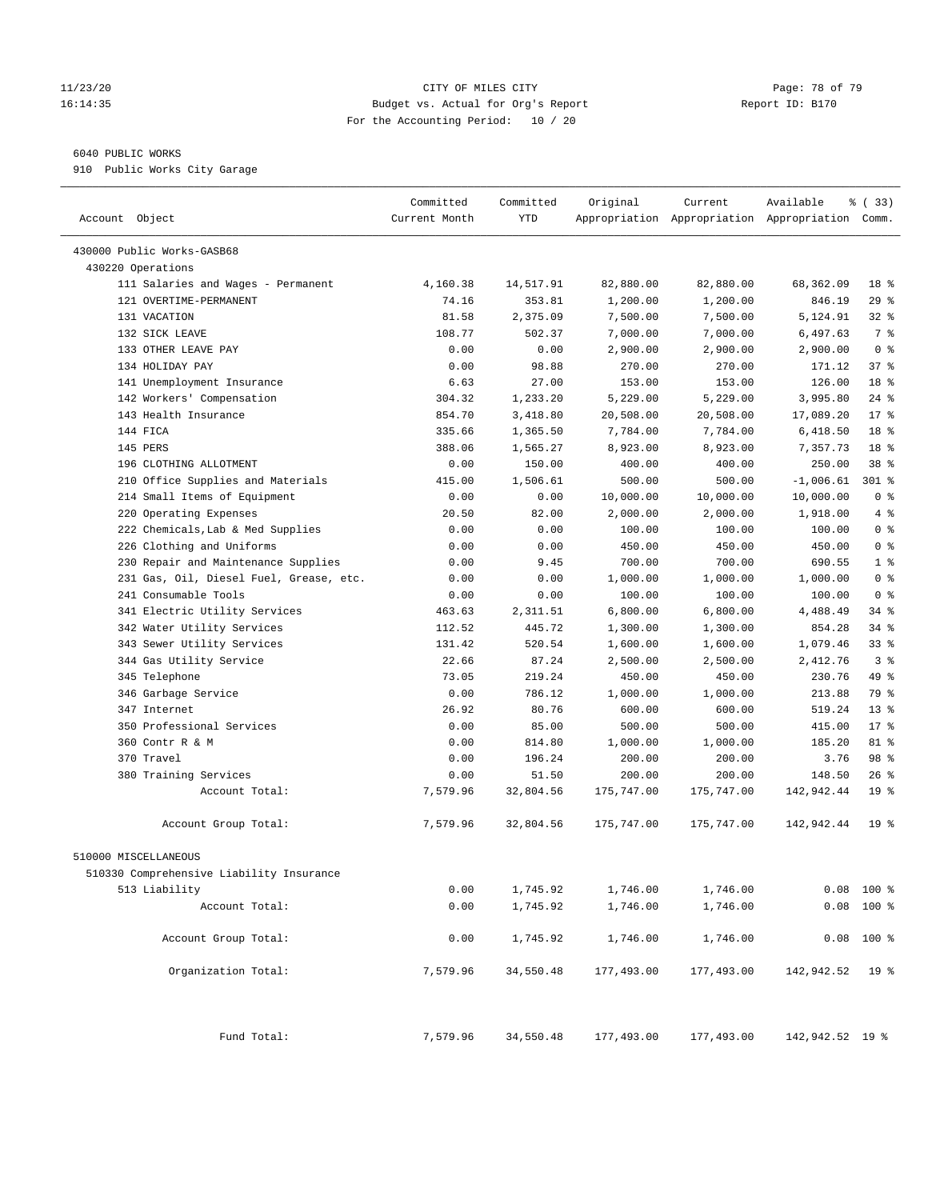CITY OF MILES CITY
Budget vs. Actual for Org's Report
For the Accounting Period: 10 / 20

11/23/20
16:14:35

Report ID: B170

6040 PUBLIC WORKS
910 Public Works City Garage

| Account Object | Committed Current Month | Committed YTD | Original Appropriation | Current Appropriation | Available Appropriation | % ( 33) Comm. |
|---|---|---|---|---|---|---|
| 430000 Public Works-GASB68 | | | | | | |
| 430220 Operations | | | | | | |
| 111 Salaries and Wages - Permanent | 4,160.38 | 14,517.91 | 82,880.00 | 82,880.00 | 68,362.09 | 18 % |
| 121 OVERTIME-PERMANENT | 74.16 | 353.81 | 1,200.00 | 1,200.00 | 846.19 | 29 % |
| 131 VACATION | 81.58 | 2,375.09 | 7,500.00 | 7,500.00 | 5,124.91 | 32 % |
| 132 SICK LEAVE | 108.77 | 502.37 | 7,000.00 | 7,000.00 | 6,497.63 | 7 % |
| 133 OTHER LEAVE PAY | 0.00 | 0.00 | 2,900.00 | 2,900.00 | 2,900.00 | 0 % |
| 134 HOLIDAY PAY | 0.00 | 98.88 | 270.00 | 270.00 | 171.12 | 37 % |
| 141 Unemployment Insurance | 6.63 | 27.00 | 153.00 | 153.00 | 126.00 | 18 % |
| 142 Workers' Compensation | 304.32 | 1,233.20 | 5,229.00 | 5,229.00 | 3,995.80 | 24 % |
| 143 Health Insurance | 854.70 | 3,418.80 | 20,508.00 | 20,508.00 | 17,089.20 | 17 % |
| 144 FICA | 335.66 | 1,365.50 | 7,784.00 | 7,784.00 | 6,418.50 | 18 % |
| 145 PERS | 388.06 | 1,565.27 | 8,923.00 | 8,923.00 | 7,357.73 | 18 % |
| 196 CLOTHING ALLOTMENT | 0.00 | 150.00 | 400.00 | 400.00 | 250.00 | 38 % |
| 210 Office Supplies and Materials | 415.00 | 1,506.61 | 500.00 | 500.00 | -1,006.61 | 301 % |
| 214 Small Items of Equipment | 0.00 | 0.00 | 10,000.00 | 10,000.00 | 10,000.00 | 0 % |
| 220 Operating Expenses | 20.50 | 82.00 | 2,000.00 | 2,000.00 | 1,918.00 | 4 % |
| 222 Chemicals,Lab & Med Supplies | 0.00 | 0.00 | 100.00 | 100.00 | 100.00 | 0 % |
| 226 Clothing and Uniforms | 0.00 | 0.00 | 450.00 | 450.00 | 450.00 | 0 % |
| 230 Repair and Maintenance Supplies | 0.00 | 9.45 | 700.00 | 700.00 | 690.55 | 1 % |
| 231 Gas, Oil, Diesel Fuel, Grease, etc. | 0.00 | 0.00 | 1,000.00 | 1,000.00 | 1,000.00 | 0 % |
| 241 Consumable Tools | 0.00 | 0.00 | 100.00 | 100.00 | 100.00 | 0 % |
| 341 Electric Utility Services | 463.63 | 2,311.51 | 6,800.00 | 6,800.00 | 4,488.49 | 34 % |
| 342 Water Utility Services | 112.52 | 445.72 | 1,300.00 | 1,300.00 | 854.28 | 34 % |
| 343 Sewer Utility Services | 131.42 | 520.54 | 1,600.00 | 1,600.00 | 1,079.46 | 33 % |
| 344 Gas Utility Service | 22.66 | 87.24 | 2,500.00 | 2,500.00 | 2,412.76 | 3 % |
| 345 Telephone | 73.05 | 219.24 | 450.00 | 450.00 | 230.76 | 49 % |
| 346 Garbage Service | 0.00 | 786.12 | 1,000.00 | 1,000.00 | 213.88 | 79 % |
| 347 Internet | 26.92 | 80.76 | 600.00 | 600.00 | 519.24 | 13 % |
| 350 Professional Services | 0.00 | 85.00 | 500.00 | 500.00 | 415.00 | 17 % |
| 360 Contr R & M | 0.00 | 814.80 | 1,000.00 | 1,000.00 | 185.20 | 81 % |
| 370 Travel | 0.00 | 196.24 | 200.00 | 200.00 | 3.76 | 98 % |
| 380 Training Services | 0.00 | 51.50 | 200.00 | 200.00 | 148.50 | 26 % |
| Account Total: | 7,579.96 | 32,804.56 | 175,747.00 | 175,747.00 | 142,942.44 | 19 % |
| Account Group Total: | 7,579.96 | 32,804.56 | 175,747.00 | 175,747.00 | 142,942.44 | 19 % |
| 510000 MISCELLANEOUS | | | | | | |
| 510330 Comprehensive Liability Insurance | | | | | | |
| 513 Liability | 0.00 | 1,745.92 | 1,746.00 | 1,746.00 | 0.08 | 100 % |
| Account Total: | 0.00 | 1,745.92 | 1,746.00 | 1,746.00 | 0.08 | 100 % |
| Account Group Total: | 0.00 | 1,745.92 | 1,746.00 | 1,746.00 | 0.08 | 100 % |
| Organization Total: | 7,579.96 | 34,550.48 | 177,493.00 | 177,493.00 | 142,942.52 | 19 % |
| Fund Total: | 7,579.96 | 34,550.48 | 177,493.00 | 177,493.00 | 142,942.52 | 19 % |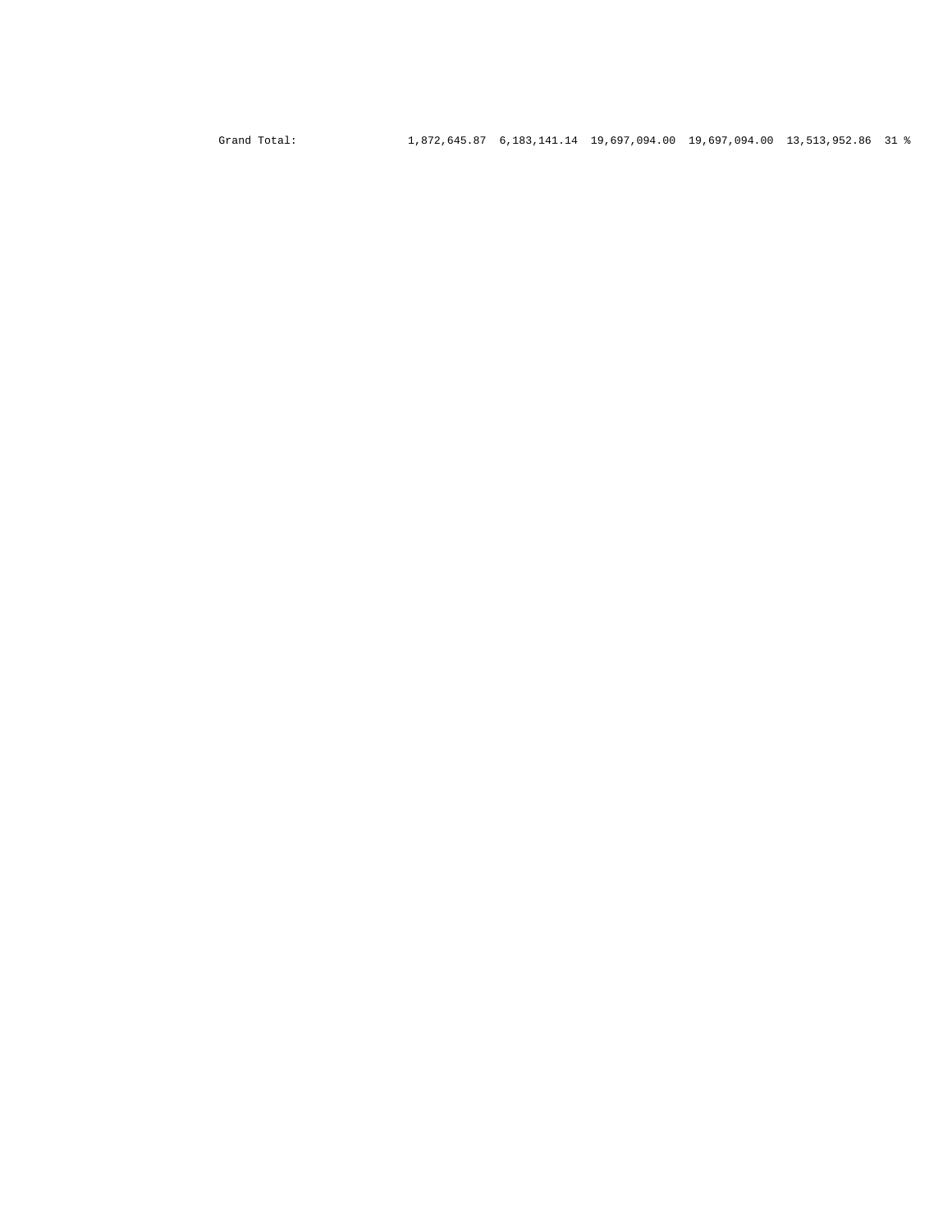| | | | | | | |
|---|---|---|---|---|---|---|
| Grand Total: | 1,872,645.87 | 6,183,141.14 | 19,697,094.00 | 19,697,094.00 | 13,513,952.86 | 31 % |